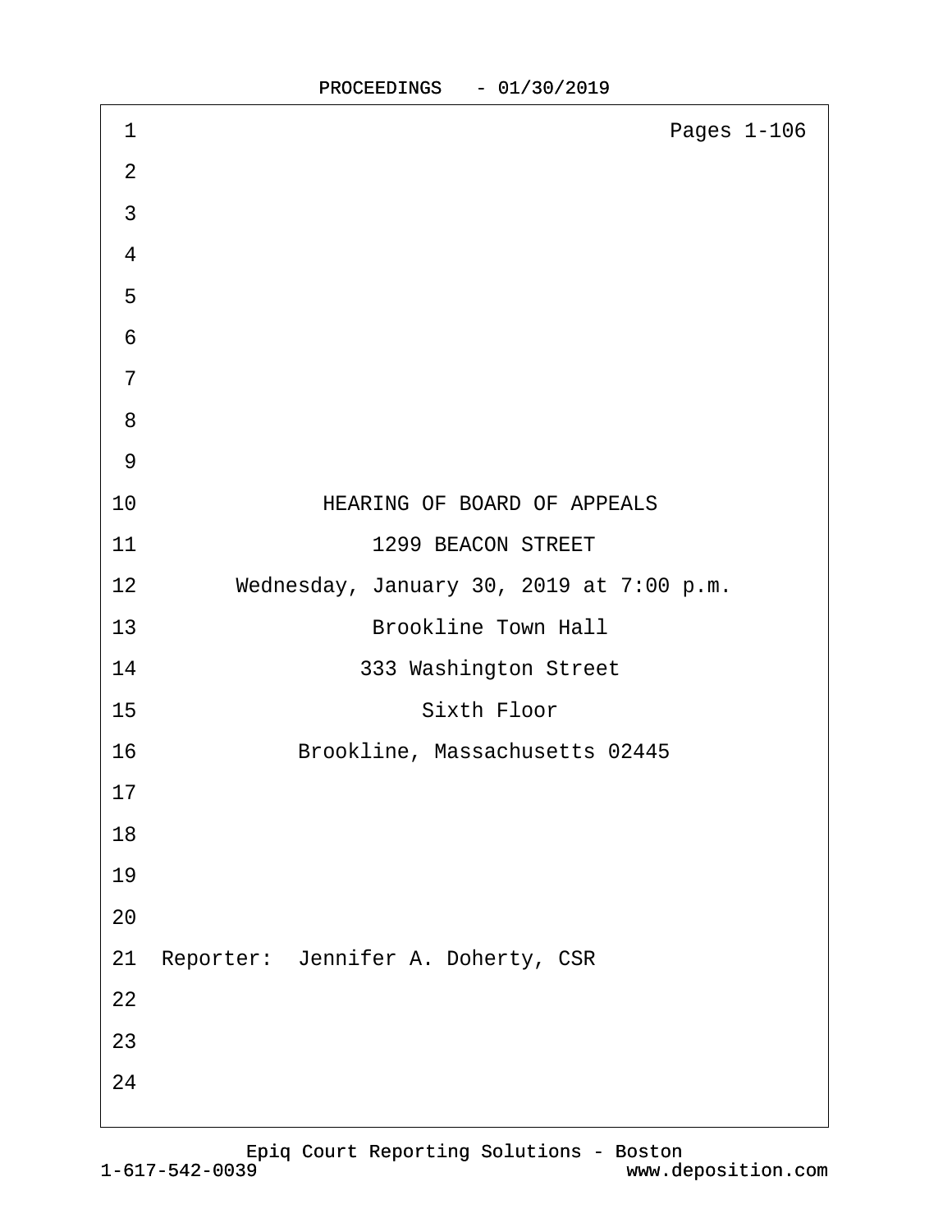Pages 1-106

HEARING OF BOARD OF APPEALS

1299 BEACON STREET

Wednesday, January 30, 2019 at 7:00 p.m.

Brookline Town Hall

333 Washington Street

Sixth Floor

Brookline, Massachusetts 02445

Reporter: Jennifer A. Doherty, CSR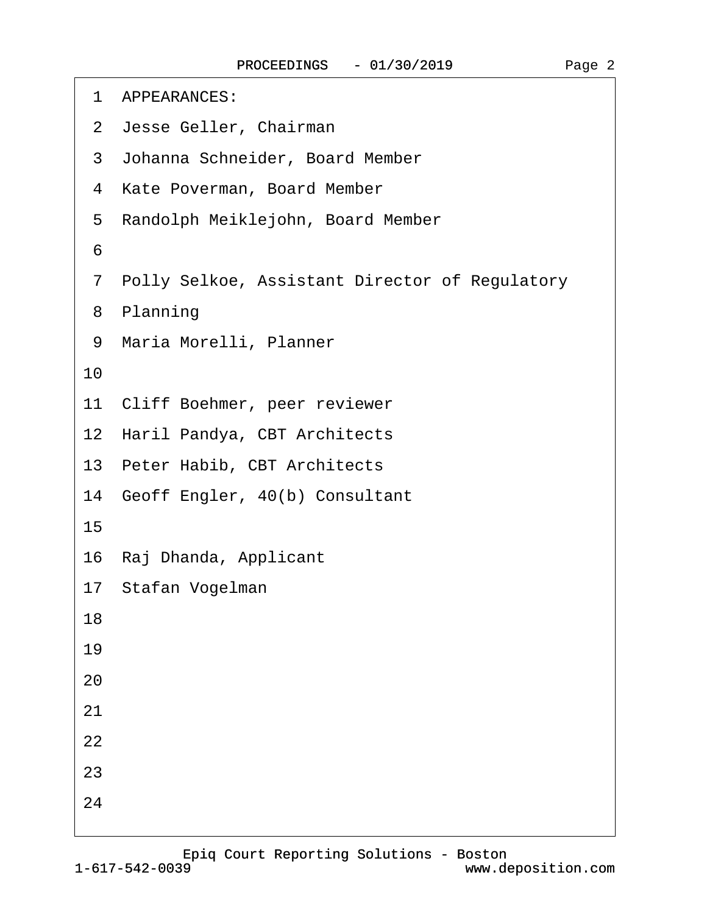APPEARANCES:

Jesse Geller, Chairman

Johanna Schneider, Board Member

Kate Poverman, Board Member

Randolph Meiklejohn, Board Member

Polly Selkoe, Assistant Director of Regulatory Planning

Maria Morelli, Planner

Cliff Boehmer, peer reviewer

Haril Pandya, CBT Architects

Peter Habib, CBT Architects

Geoff Engler, 40(b) Consultant

Raj Dhanda, Applicant

Stafan Vogelman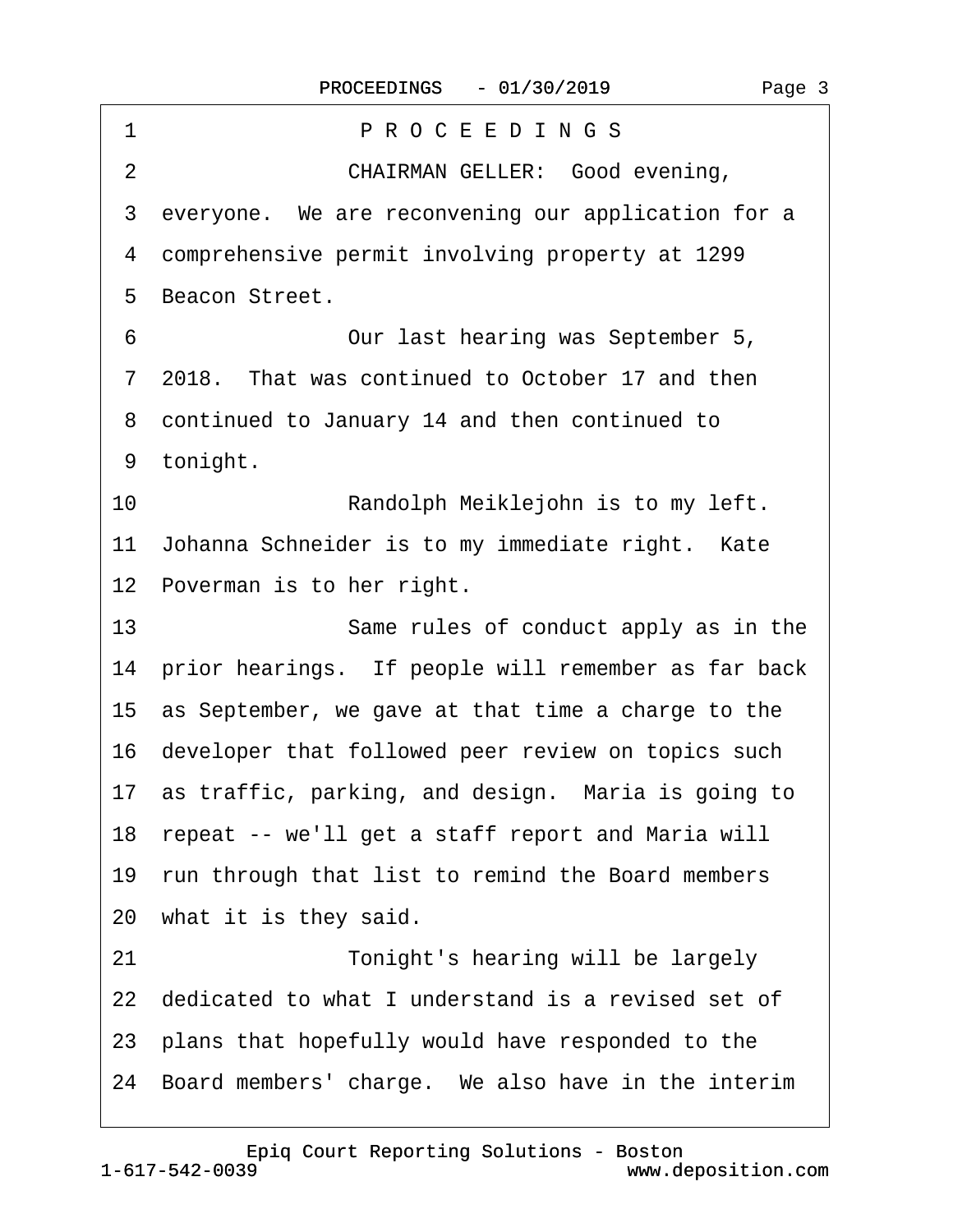P R O C E E D I N G S

CHAIRMAN GELLER: Good evening, everyone. We are reconvening our application for a comprehensive permit involving property at 1299 Beacon Street.

Our last hearing was September 5, 2018. That was continued to October 17 and then continued to January 14 and then continued to tonight.

Randolph Meiklejohn is to my left. Johanna Schneider is to my immediate right. Kate Poverman is to her right.

Same rules of conduct apply as in the prior hearings. If people will remember as far back as September, we gave at that time a charge to the developer that followed peer review on topics such as traffic, parking, and design. Maria is going to repeat -- we'll get a staff report and Maria will run through that list to remind the Board members what it is they said.

Tonight's hearing will be largely dedicated to what I understand is a revised set of plans that hopefully would have responded to the Board members' charge. We also have in the interim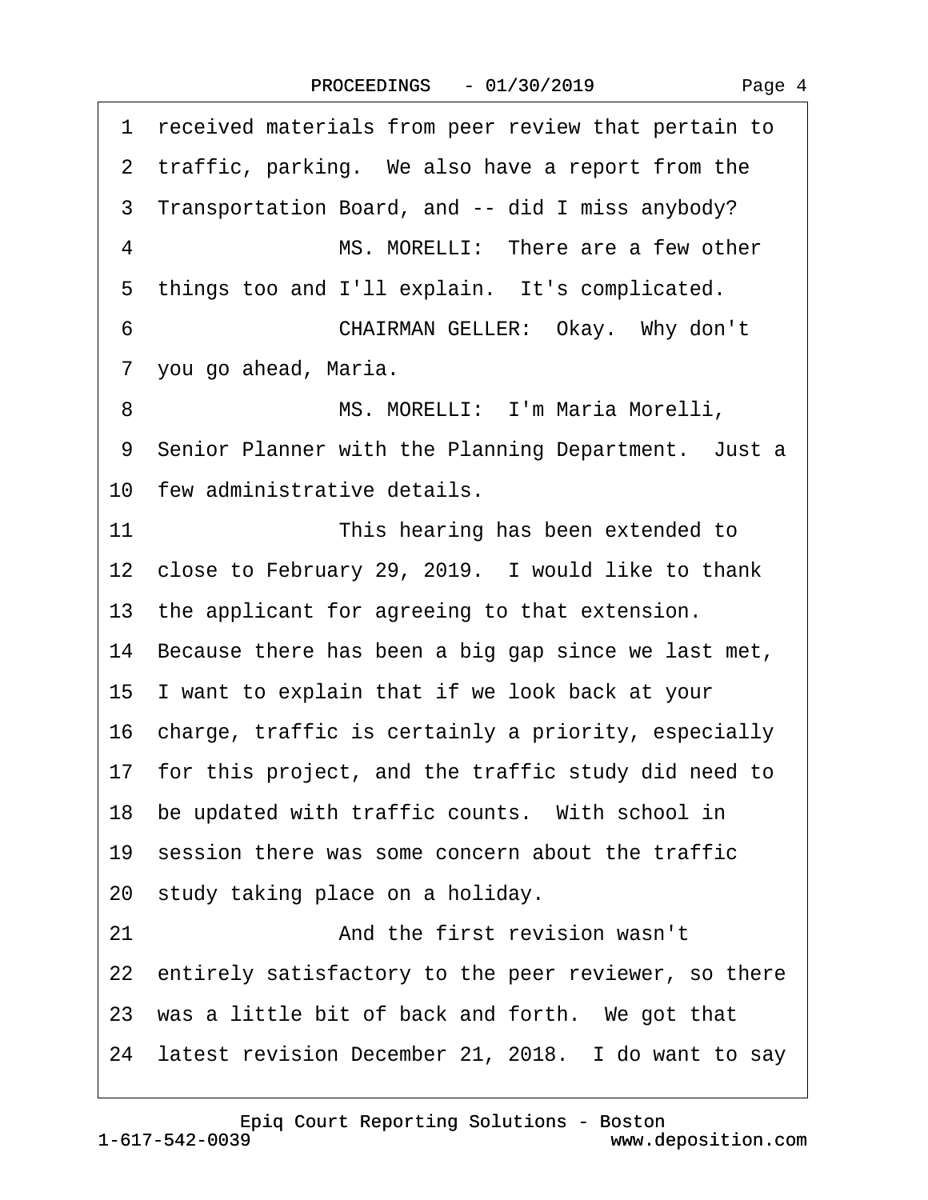1 received materials from peer review that pertain to
2 traffic, parking. We also have a report from the
3 Transportation Board, and -- did I miss anybody?
4 MS. MORELLI: There are a few other
5 things too and I'll explain. It's complicated.
6 CHAIRMAN GELLER: Okay. Why don't
7 you go ahead, Maria.
8 MS. MORELLI: I'm Maria Morelli,
9 Senior Planner with the Planning Department. Just a
10 few administrative details.
11 This hearing has been extended to
12 close to February 29, 2019. I would like to thank
13 the applicant for agreeing to that extension.
14 Because there has been a big gap since we last met,
15 I want to explain that if we look back at your
16 charge, traffic is certainly a priority, especially
17 for this project, and the traffic study did need to
18 be updated with traffic counts. With school in
19 session there was some concern about the traffic
20 study taking place on a holiday.
21 And the first revision wasn't
22 entirely satisfactory to the peer reviewer, so there
23 was a little bit of back and forth. We got that
24 latest revision December 21, 2018. I do want to say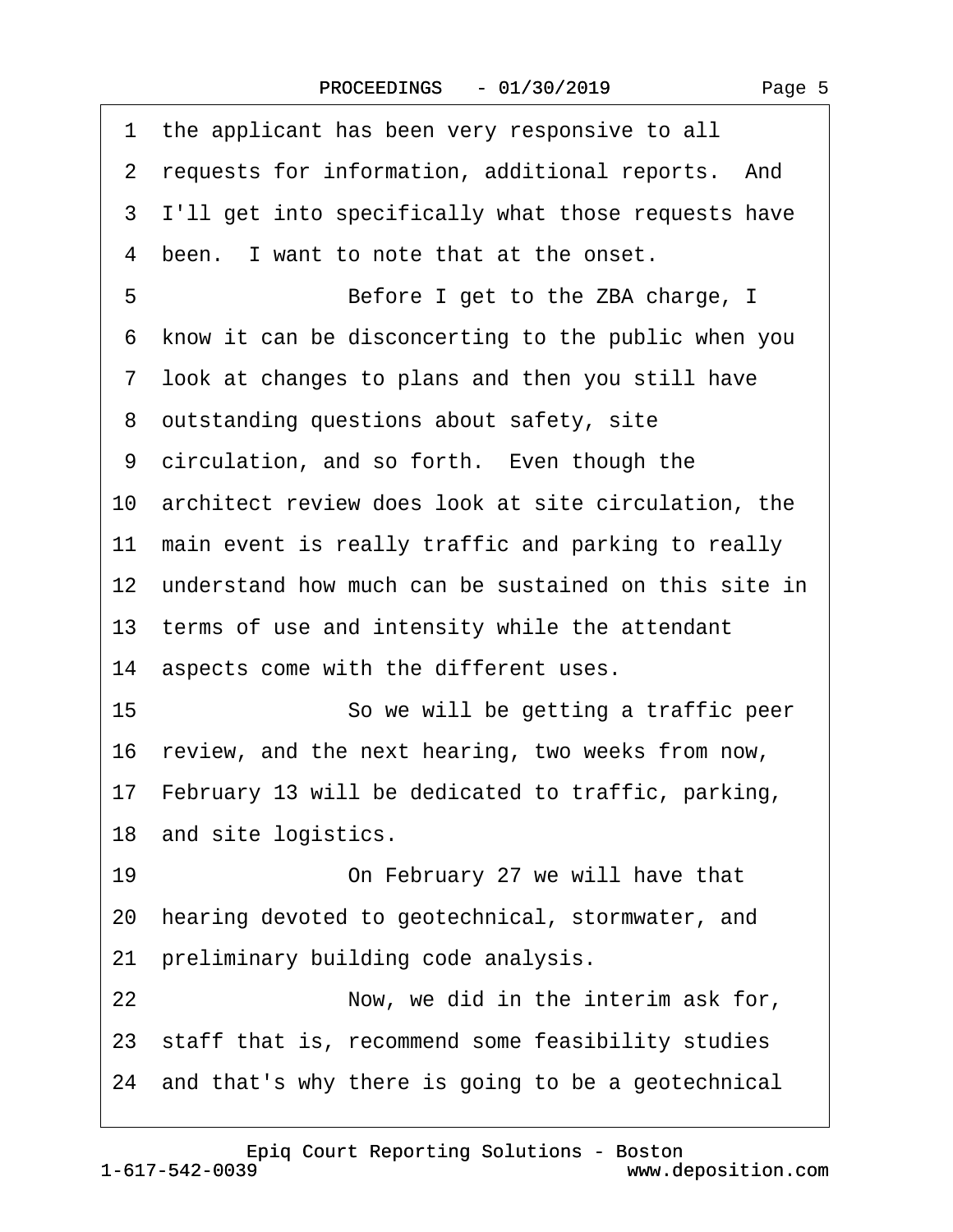1 the applicant has been very responsive to all
2 requests for information, additional reports. And
3 I'll get into specifically what those requests have
4 been. I want to note that at the onset.
5 Before I get to the ZBA charge, I
6 know it can be disconcerting to the public when you
7 look at changes to plans and then you still have
8 outstanding questions about safety, site
9 circulation, and so forth. Even though the
10 architect review does look at site circulation, the
11 main event is really traffic and parking to really
12 understand how much can be sustained on this site in
13 terms of use and intensity while the attendant
14 aspects come with the different uses.
15 So we will be getting a traffic peer
16 review, and the next hearing, two weeks from now,
17 February 13 will be dedicated to traffic, parking,
18 and site logistics.
19 On February 27 we will have that
20 hearing devoted to geotechnical, stormwater, and
21 preliminary building code analysis.
22 Now, we did in the interim ask for,
23 staff that is, recommend some feasibility studies
24 and that's why there is going to be a geotechnical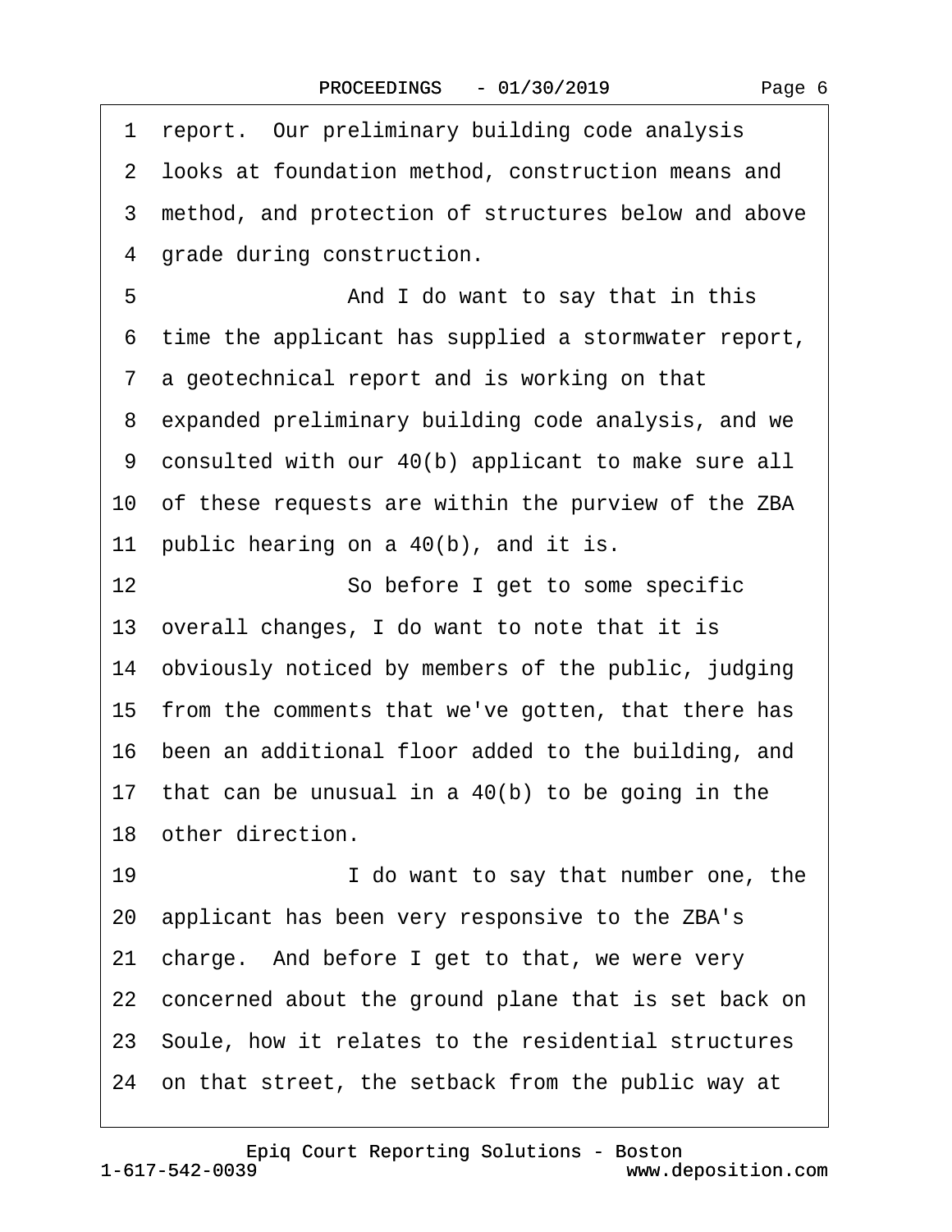1 report. Our preliminary building code analysis
2 looks at foundation method, construction means and
3 method, and protection of structures below and above
4 grade during construction.
5 And I do want to say that in this
6 time the applicant has supplied a stormwater report,
7 a geotechnical report and is working on that
8 expanded preliminary building code analysis, and we
9 consulted with our 40(b) applicant to make sure all
10 of these requests are within the purview of the ZBA
11 public hearing on a 40(b), and it is.
12 So before I get to some specific
13 overall changes, I do want to note that it is
14 obviously noticed by members of the public, judging
15 from the comments that we've gotten, that there has
16 been an additional floor added to the building, and
17 that can be unusual in a 40(b) to be going in the
18 other direction.
19 I do want to say that number one, the
20 applicant has been very responsive to the ZBA's
21 charge. And before I get to that, we were very
22 concerned about the ground plane that is set back on
23 Soule, how it relates to the residential structures
24 on that street, the setback from the public way at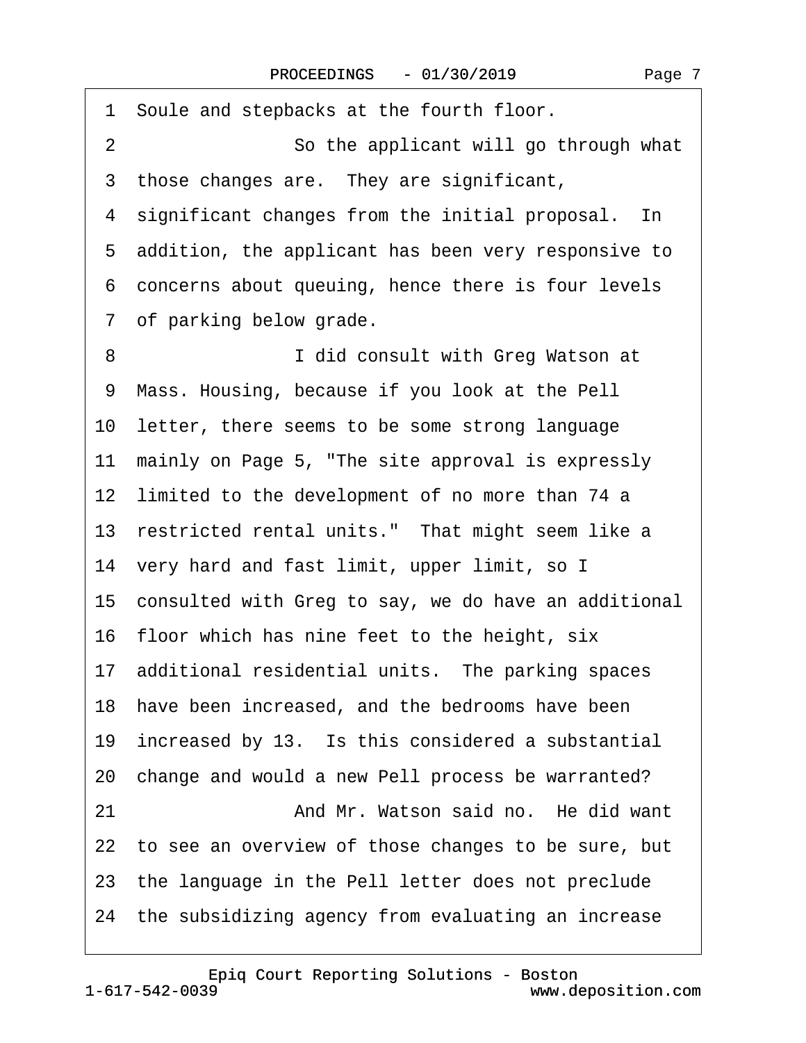1 Soule and stepbacks at the fourth floor.

2 So the applicant will go through what

3 those changes are. They are significant,

4 significant changes from the initial proposal. In

5 addition, the applicant has been very responsive to

6 concerns about queuing, hence there is four levels

7 of parking below grade.

8 I did consult with Greg Watson at

9 Mass. Housing, because if you look at the Pell

10 letter, there seems to be some strong language

11 mainly on Page 5, "The site approval is expressly

12 limited to the development of no more than 74 a

13 restricted rental units." That might seem like a

14 very hard and fast limit, upper limit, so I

15 consulted with Greg to say, we do have an additional

16 floor which has nine feet to the height, six

17 additional residential units. The parking spaces

18 have been increased, and the bedrooms have been

19 increased by 13. Is this considered a substantial

20 change and would a new Pell process be warranted?

21 And Mr. Watson said no. He did want

22 to see an overview of those changes to be sure, but

23 the language in the Pell letter does not preclude

24 the subsidizing agency from evaluating an increase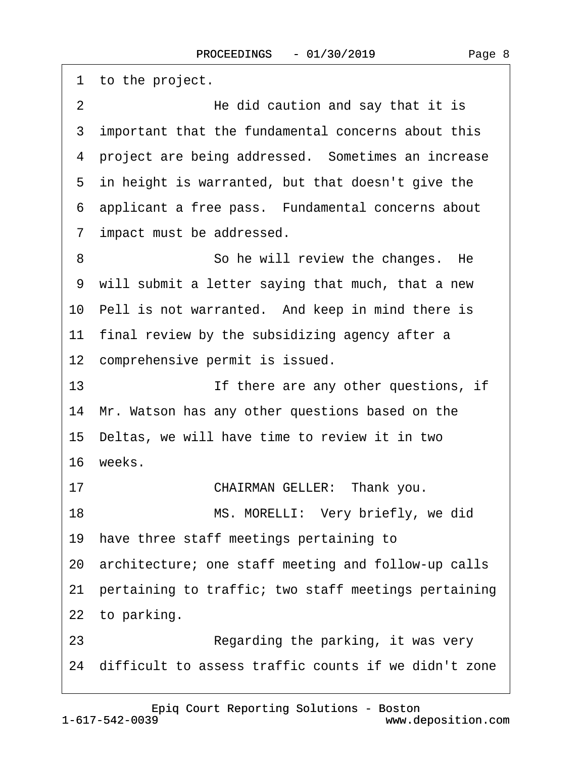1 to the project.

2 He did caution and say that it is

3 important that the fundamental concerns about this

4 project are being addressed. Sometimes an increase

5 in height is warranted, but that doesn't give the

6 applicant a free pass. Fundamental concerns about

7 impact must be addressed.

8 So he will review the changes. He

9 will submit a letter saying that much, that a new

10 Pell is not warranted. And keep in mind there is

11 final review by the subsidizing agency after a

12 comprehensive permit is issued.

13 If there are any other questions, if

14 Mr. Watson has any other questions based on the

15 Deltas, we will have time to review it in two

16 weeks.

17 CHAIRMAN GELLER: Thank you.

18 MS. MORELLI: Very briefly, we did

19 have three staff meetings pertaining to

20 architecture; one staff meeting and follow-up calls

21 pertaining to traffic; two staff meetings pertaining

22 to parking.

23 Regarding the parking, it was very

24 difficult to assess traffic counts if we didn't zone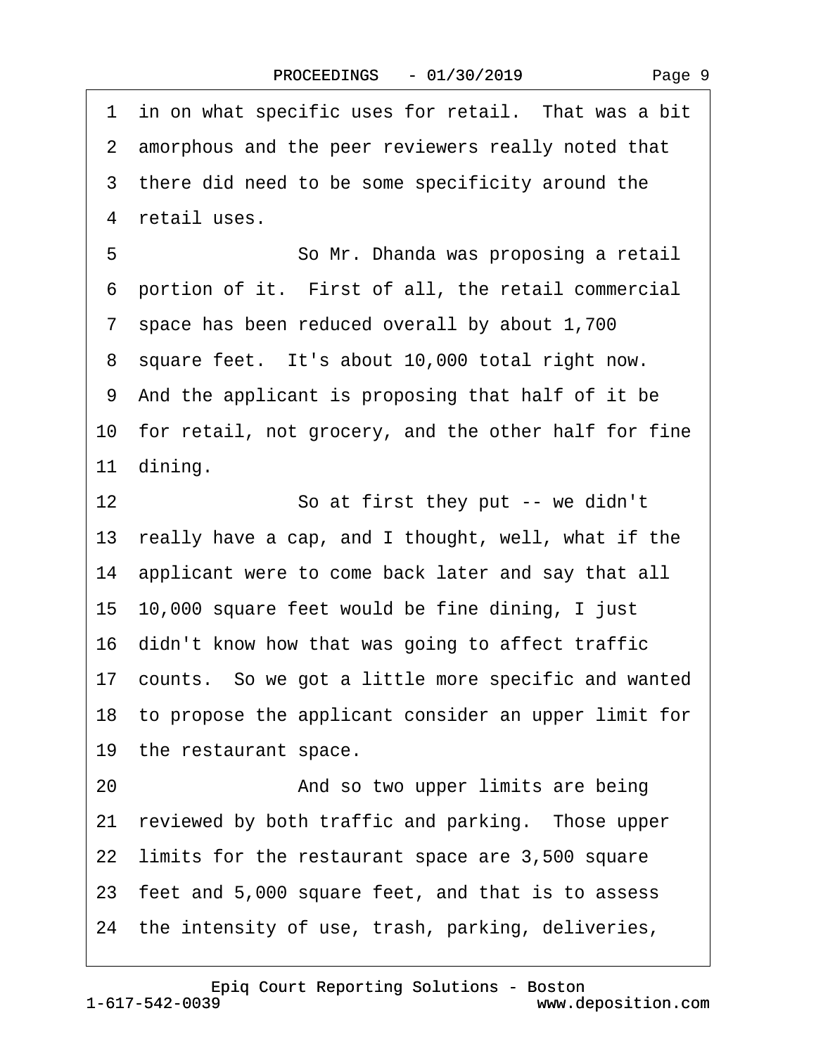1 in on what specific uses for retail. That was a bit
2 amorphous and the peer reviewers really noted that
3 there did need to be some specificity around the
4 retail uses.
5 So Mr. Dhanda was proposing a retail
6 portion of it. First of all, the retail commercial
7 space has been reduced overall by about 1,700
8 square feet. It's about 10,000 total right now.
9 And the applicant is proposing that half of it be
10 for retail, not grocery, and the other half for fine
11 dining.
12 So at first they put -- we didn't
13 really have a cap, and I thought, well, what if the
14 applicant were to come back later and say that all
15 10,000 square feet would be fine dining, I just
16 didn't know how that was going to affect traffic
17 counts. So we got a little more specific and wanted
18 to propose the applicant consider an upper limit for
19 the restaurant space.
20 And so two upper limits are being
21 reviewed by both traffic and parking. Those upper
22 limits for the restaurant space are 3,500 square
23 feet and 5,000 square feet, and that is to assess
24 the intensity of use, trash, parking, deliveries,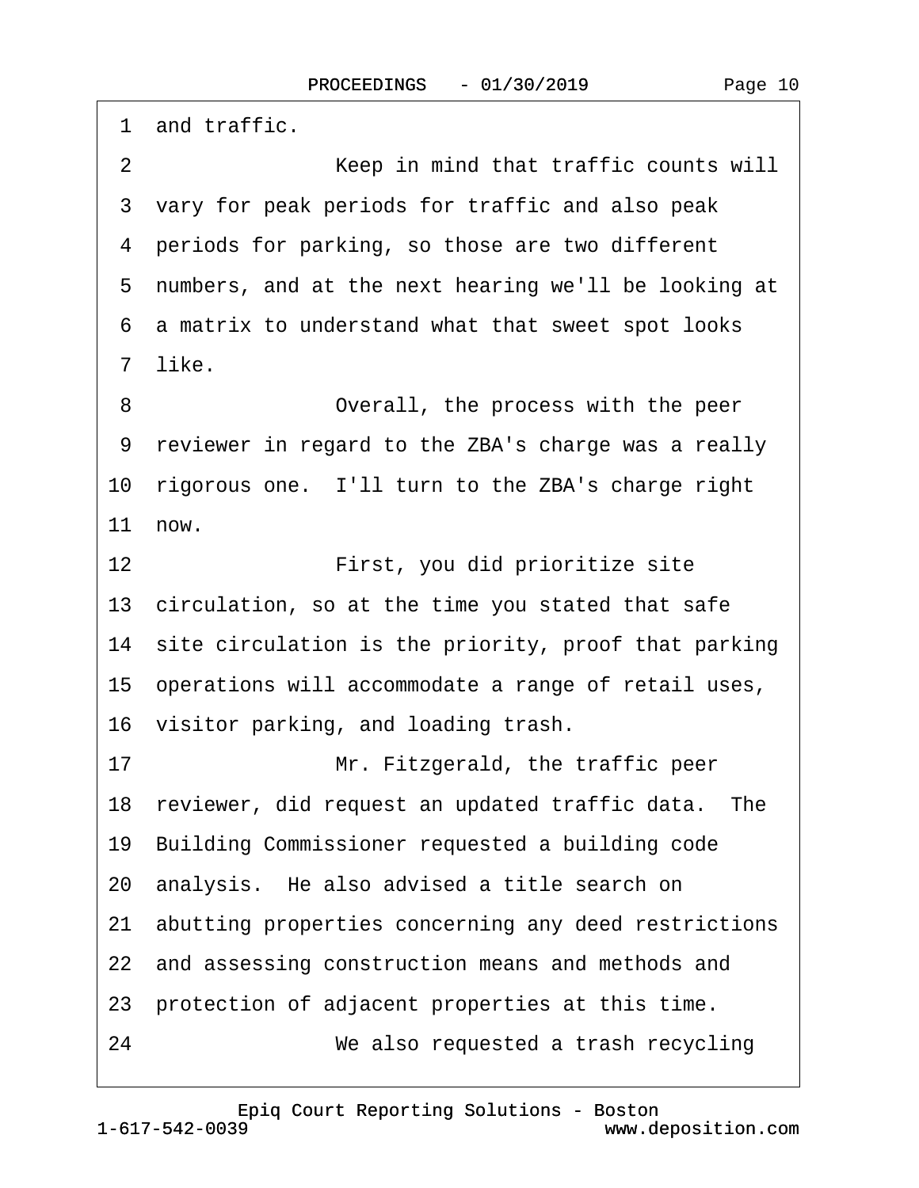1 and traffic.

2 Keep in mind that traffic counts will

3 vary for peak periods for traffic and also peak

4 periods for parking, so those are two different

5 numbers, and at the next hearing we'll be looking at

6 a matrix to understand what that sweet spot looks

7 like.

8 Overall, the process with the peer

9 reviewer in regard to the ZBA's charge was a really

10 rigorous one. I'll turn to the ZBA's charge right

11 now.

12 First, you did prioritize site

13 circulation, so at the time you stated that safe

14 site circulation is the priority, proof that parking

15 operations will accommodate a range of retail uses,

16 visitor parking, and loading trash.

17 Mr. Fitzgerald, the traffic peer

18 reviewer, did request an updated traffic data. The

19 Building Commissioner requested a building code

20 analysis. He also advised a title search on

21 abutting properties concerning any deed restrictions

22 and assessing construction means and methods and

23 protection of adjacent properties at this time.

24 We also requested a trash recycling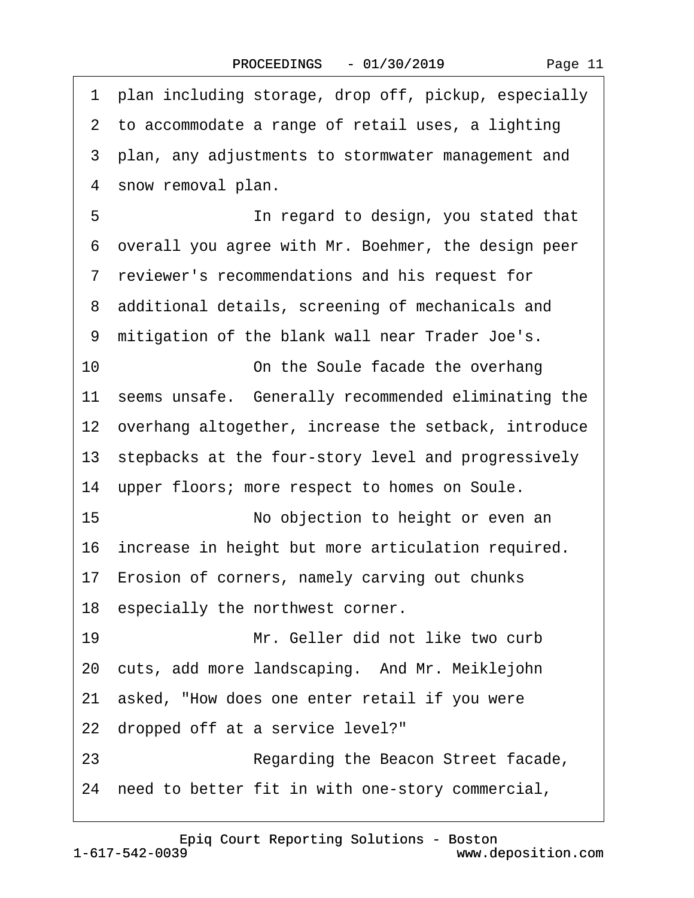1 plan including storage, drop off, pickup, especially
2 to accommodate a range of retail uses, a lighting
3 plan, any adjustments to stormwater management and
4 snow removal plan.

5 In regard to design, you stated that
6 overall you agree with Mr. Boehmer, the design peer
7 reviewer's recommendations and his request for
8 additional details, screening of mechanicals and
9 mitigation of the blank wall near Trader Joe's.

10 On the Soule facade the overhang
11 seems unsafe. Generally recommended eliminating the
12 overhang altogether, increase the setback, introduce
13 stepbacks at the four-story level and progressively
14 upper floors; more respect to homes on Soule.

15 No objection to height or even an
16 increase in height but more articulation required.
17 Erosion of corners, namely carving out chunks
18 especially the northwest corner.

19 Mr. Geller did not like two curb
20 cuts, add more landscaping. And Mr. Meiklejohn
21 asked, "How does one enter retail if you were
22 dropped off at a service level?"

23 Regarding the Beacon Street facade,
24 need to better fit in with one-story commercial,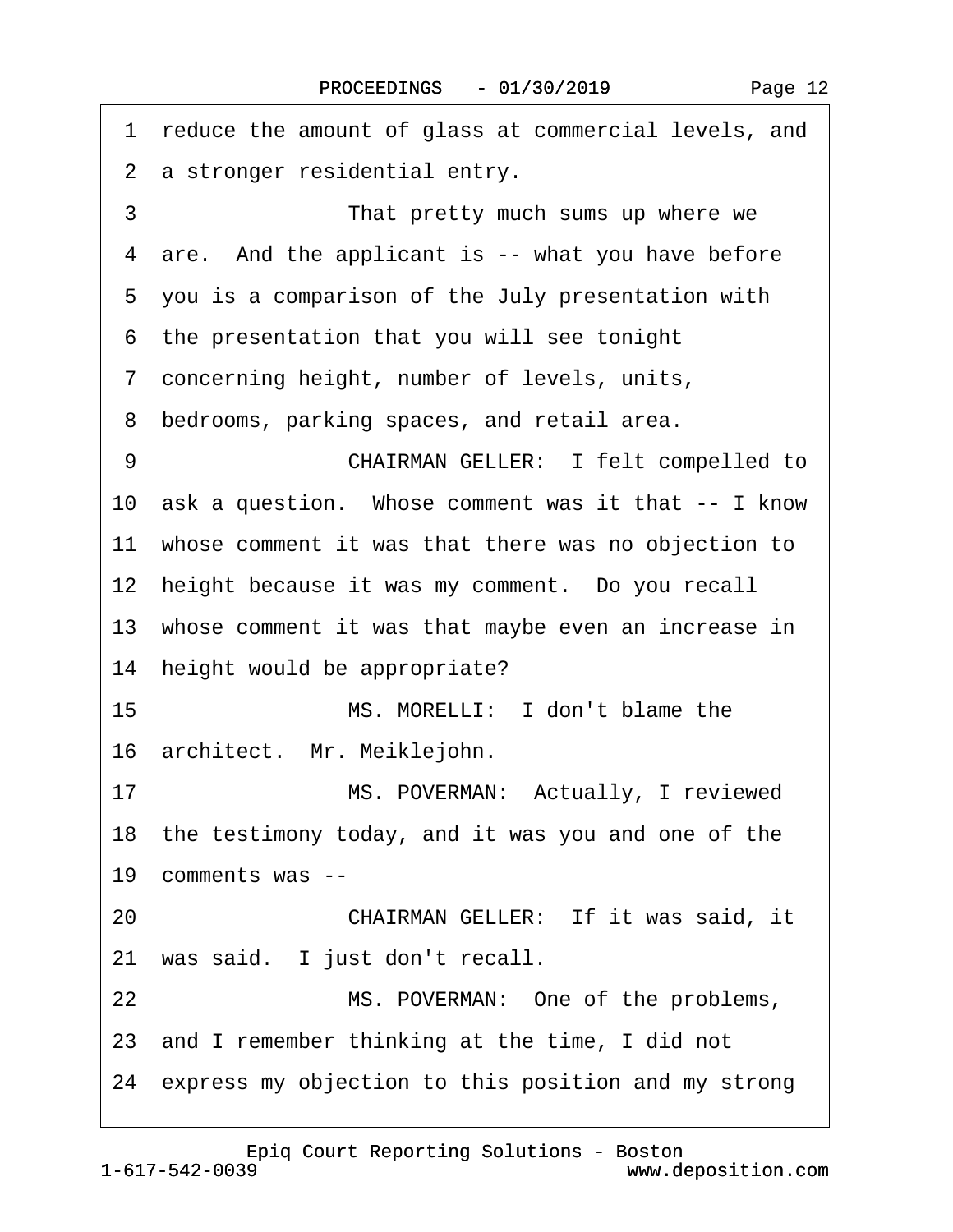1 reduce the amount of glass at commercial levels, and
2 a stronger residential entry.
3 That pretty much sums up where we
4 are. And the applicant is -- what you have before
5 you is a comparison of the July presentation with
6 the presentation that you will see tonight
7 concerning height, number of levels, units,
8 bedrooms, parking spaces, and retail area.
9 CHAIRMAN GELLER: I felt compelled to
10 ask a question. Whose comment was it that -- I know
11 whose comment it was that there was no objection to
12 height because it was my comment. Do you recall
13 whose comment it was that maybe even an increase in
14 height would be appropriate?
15 MS. MORELLI: I don't blame the
16 architect. Mr. Meiklejohn.
17 MS. POVERMAN: Actually, I reviewed
18 the testimony today, and it was you and one of the
19 comments was --
20 CHAIRMAN GELLER: If it was said, it
21 was said. I just don't recall.
22 MS. POVERMAN: One of the problems,
23 and I remember thinking at the time, I did not
24 express my objection to this position and my strong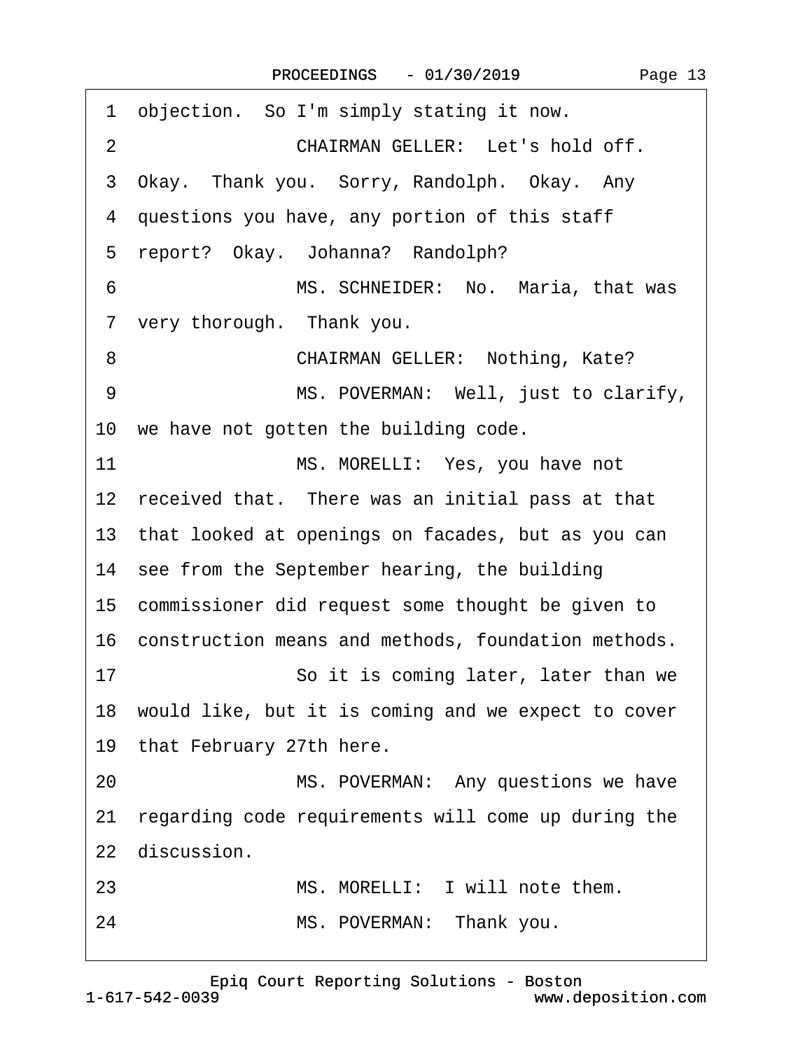1 objection. So I'm simply stating it now.

2 CHAIRMAN GELLER: Let's hold off.

3 Okay. Thank you. Sorry, Randolph. Okay. Any

4 questions you have, any portion of this staff

5 report? Okay. Johanna? Randolph?

6 MS. SCHNEIDER: No. Maria, that was

7 very thorough. Thank you.

8 CHAIRMAN GELLER: Nothing, Kate?

9 MS. POVERMAN: Well, just to clarify,

10 we have not gotten the building code.

11 MS. MORELLI: Yes, you have not

12 received that. There was an initial pass at that

13 that looked at openings on facades, but as you can

14 see from the September hearing, the building

15 commissioner did request some thought be given to

16 construction means and methods, foundation methods.

17 So it is coming later, later than we

18 would like, but it is coming and we expect to cover

19 that February 27th here.

20 MS. POVERMAN: Any questions we have

21 regarding code requirements will come up during the

22 discussion.

23 MS. MORELLI: I will note them.

24 MS. POVERMAN: Thank you.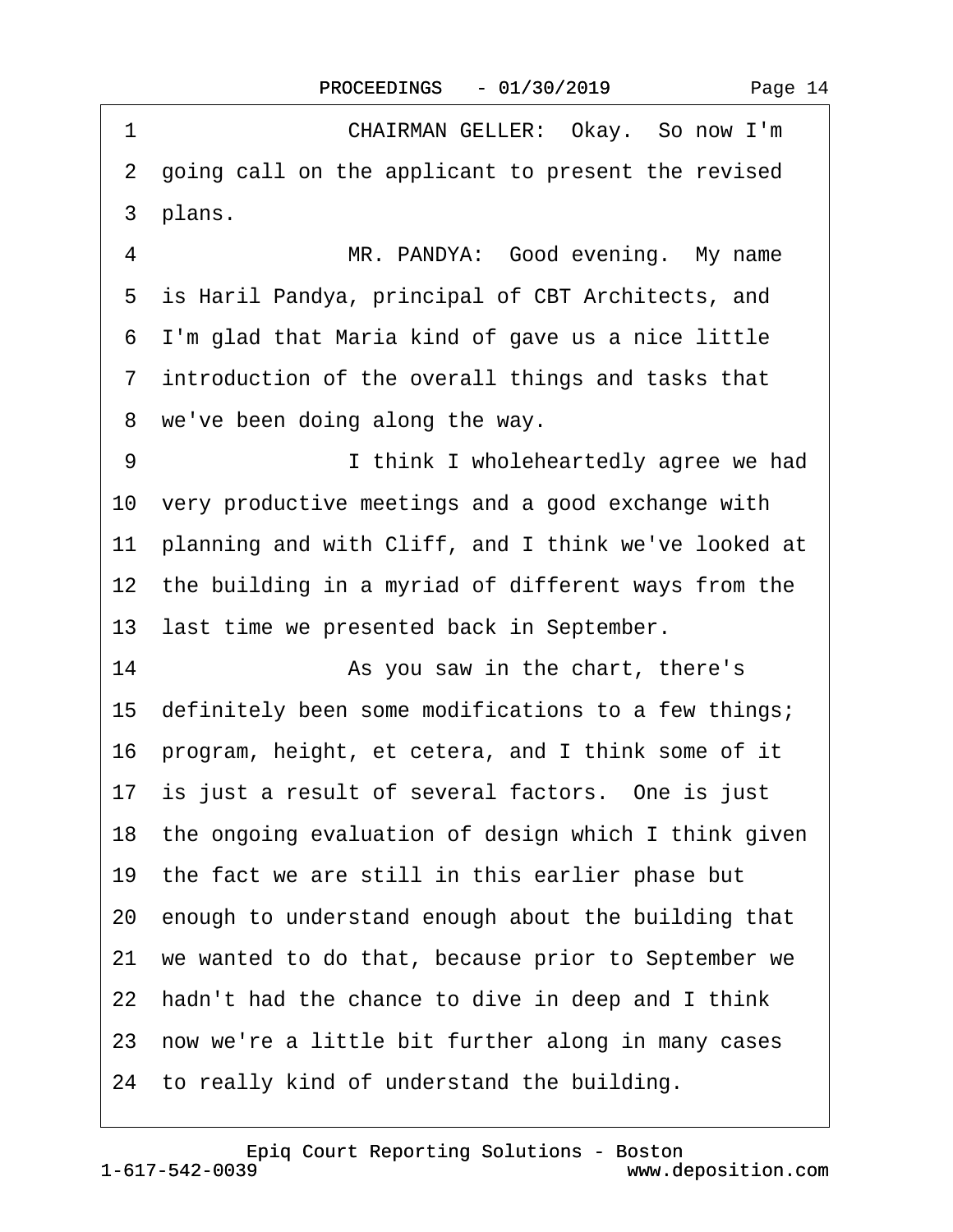1 CHAIRMAN GELLER: Okay. So now I'm
2 going call on the applicant to present the revised
3 plans.
4 MR. PANDYA: Good evening. My name
5 is Haril Pandya, principal of CBT Architects, and
6 I'm glad that Maria kind of gave us a nice little
7 introduction of the overall things and tasks that
8 we've been doing along the way.
9 I think I wholeheartedly agree we had
10 very productive meetings and a good exchange with
11 planning and with Cliff, and I think we've looked at
12 the building in a myriad of different ways from the
13 last time we presented back in September.
14 As you saw in the chart, there's
15 definitely been some modifications to a few things;
16 program, height, et cetera, and I think some of it
17 is just a result of several factors. One is just
18 the ongoing evaluation of design which I think given
19 the fact we are still in this earlier phase but
20 enough to understand enough about the building that
21 we wanted to do that, because prior to September we
22 hadn't had the chance to dive in deep and I think
23 now we're a little bit further along in many cases
24 to really kind of understand the building.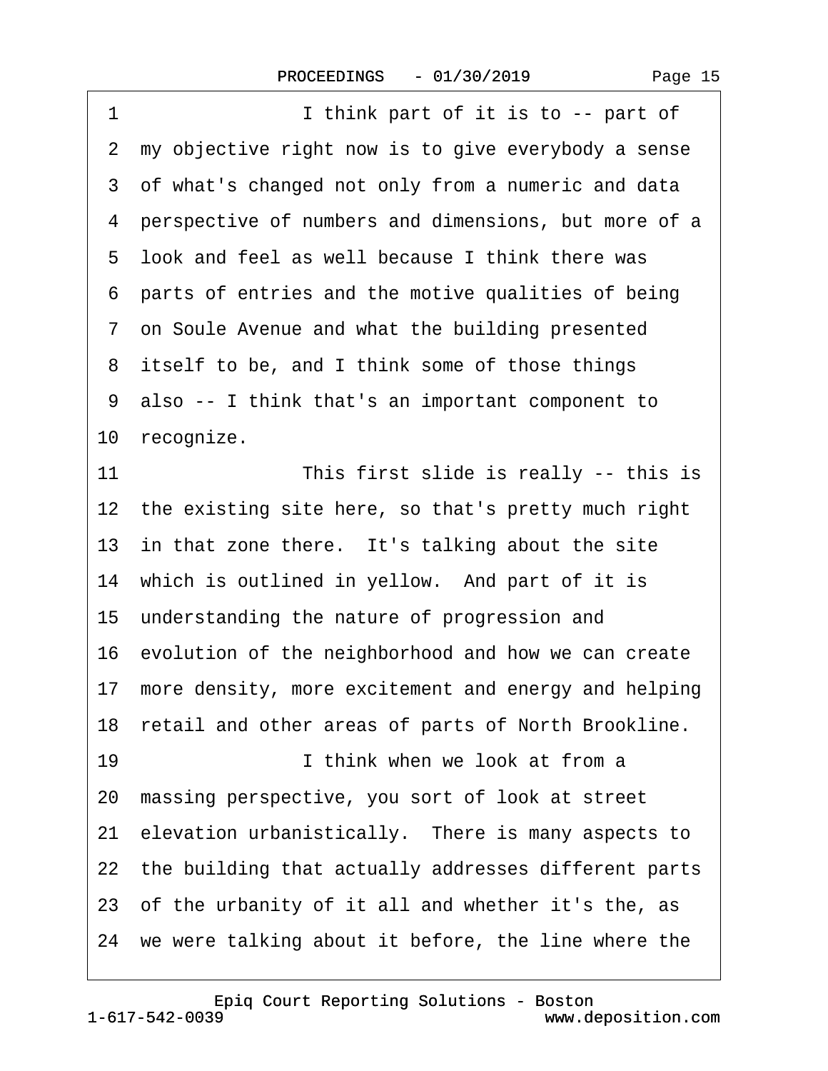1 I think part of it is to -- part of
2 my objective right now is to give everybody a sense
3 of what's changed not only from a numeric and data
4 perspective of numbers and dimensions, but more of a
5 look and feel as well because I think there was
6 parts of entries and the motive qualities of being
7 on Soule Avenue and what the building presented
8 itself to be, and I think some of those things
9 also -- I think that's an important component to
10 recognize.
11 This first slide is really -- this is
12 the existing site here, so that's pretty much right
13 in that zone there. It's talking about the site
14 which is outlined in yellow. And part of it is
15 understanding the nature of progression and
16 evolution of the neighborhood and how we can create
17 more density, more excitement and energy and helping
18 retail and other areas of parts of North Brookline.
19 I think when we look at from a
20 massing perspective, you sort of look at street
21 elevation urbanistically. There is many aspects to
22 the building that actually addresses different parts
23 of the urbanity of it all and whether it's the, as
24 we were talking about it before, the line where the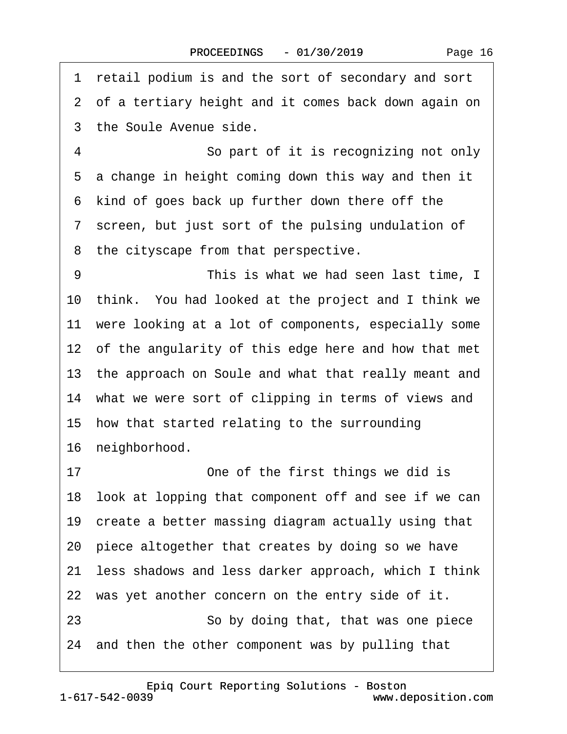1 retail podium is and the sort of secondary and sort
2 of a tertiary height and it comes back down again on
3 the Soule Avenue side.

4 So part of it is recognizing not only
5 a change in height coming down this way and then it
6 kind of goes back up further down there off the
7 screen, but just sort of the pulsing undulation of
8 the cityscape from that perspective.

9 This is what we had seen last time, I
10 think. You had looked at the project and I think we
11 were looking at a lot of components, especially some
12 of the angularity of this edge here and how that met
13 the approach on Soule and what that really meant and
14 what we were sort of clipping in terms of views and
15 how that started relating to the surrounding
16 neighborhood.

17 One of the first things we did is
18 look at lopping that component off and see if we can
19 create a better massing diagram actually using that
20 piece altogether that creates by doing so we have
21 less shadows and less darker approach, which I think
22 was yet another concern on the entry side of it.

23 So by doing that, that was one piece
24 and then the other component was by pulling that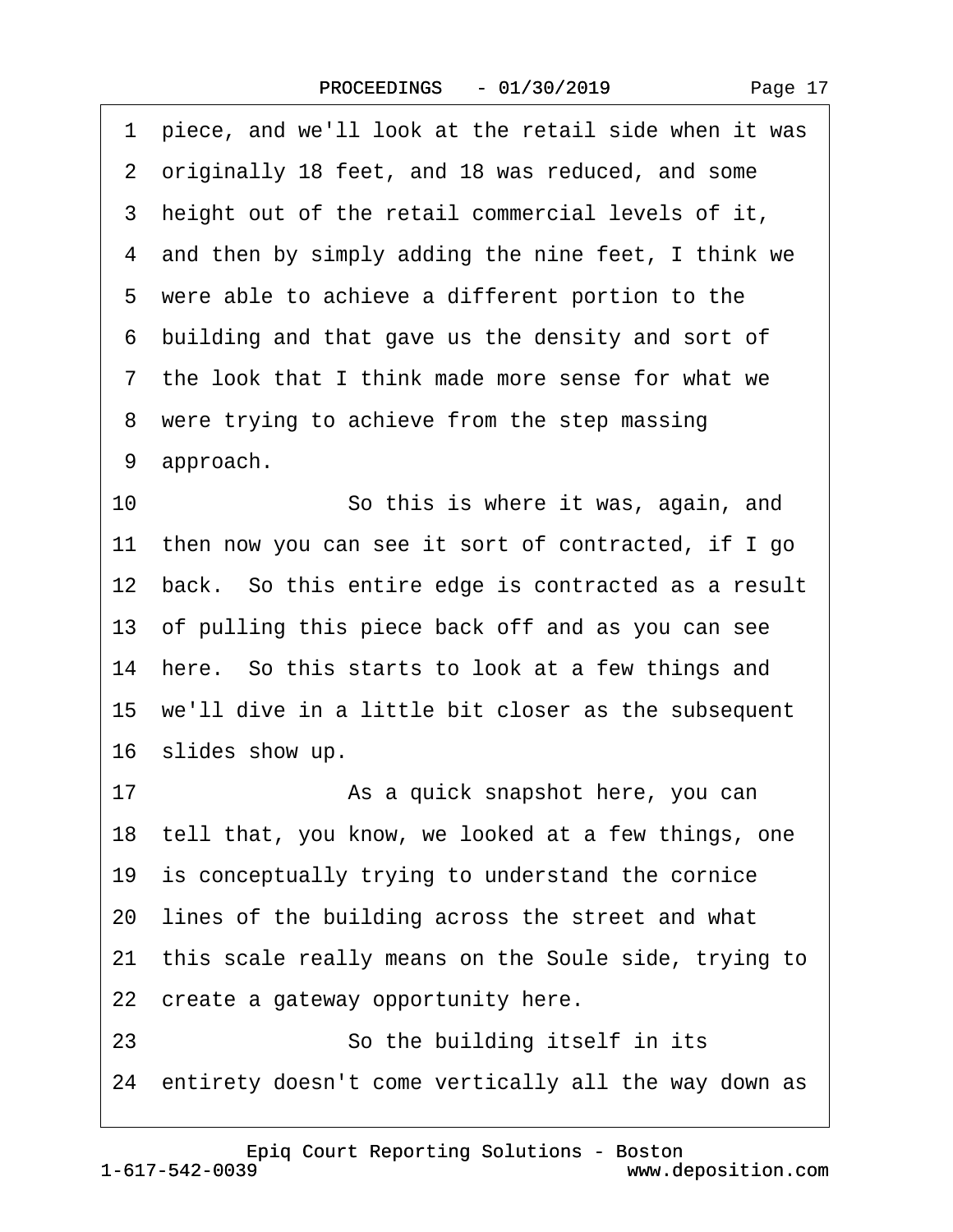1 piece, and we'll look at the retail side when it was
2 originally 18 feet, and 18 was reduced, and some
3 height out of the retail commercial levels of it,
4 and then by simply adding the nine feet, I think we
5 were able to achieve a different portion to the
6 building and that gave us the density and sort of
7 the look that I think made more sense for what we
8 were trying to achieve from the step massing
9 approach.
10 So this is where it was, again, and
11 then now you can see it sort of contracted, if I go
12 back. So this entire edge is contracted as a result
13 of pulling this piece back off and as you can see
14 here. So this starts to look at a few things and
15 we'll dive in a little bit closer as the subsequent
16 slides show up.
17 As a quick snapshot here, you can
18 tell that, you know, we looked at a few things, one
19 is conceptually trying to understand the cornice
20 lines of the building across the street and what
21 this scale really means on the Soule side, trying to
22 create a gateway opportunity here.
23 So the building itself in its
24 entirety doesn't come vertically all the way down as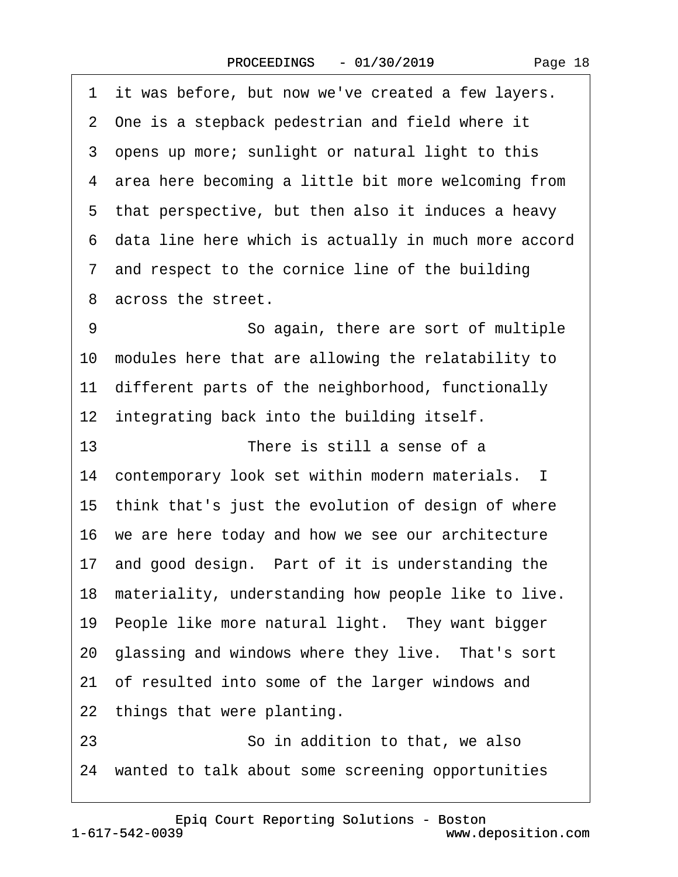1 it was before, but now we've created a few layers.
2 One is a stepback pedestrian and field where it
3 opens up more; sunlight or natural light to this
4 area here becoming a little bit more welcoming from
5 that perspective, but then also it induces a heavy
6 data line here which is actually in much more accord
7 and respect to the cornice line of the building
8 across the street.
9 So again, there are sort of multiple
10 modules here that are allowing the relatability to
11 different parts of the neighborhood, functionally
12 integrating back into the building itself.
13 There is still a sense of a
14 contemporary look set within modern materials. I
15 think that's just the evolution of design of where
16 we are here today and how we see our architecture
17 and good design. Part of it is understanding the
18 materiality, understanding how people like to live.
19 People like more natural light. They want bigger
20 glassing and windows where they live. That's sort
21 of resulted into some of the larger windows and
22 things that were planting.
23 So in addition to that, we also
24 wanted to talk about some screening opportunities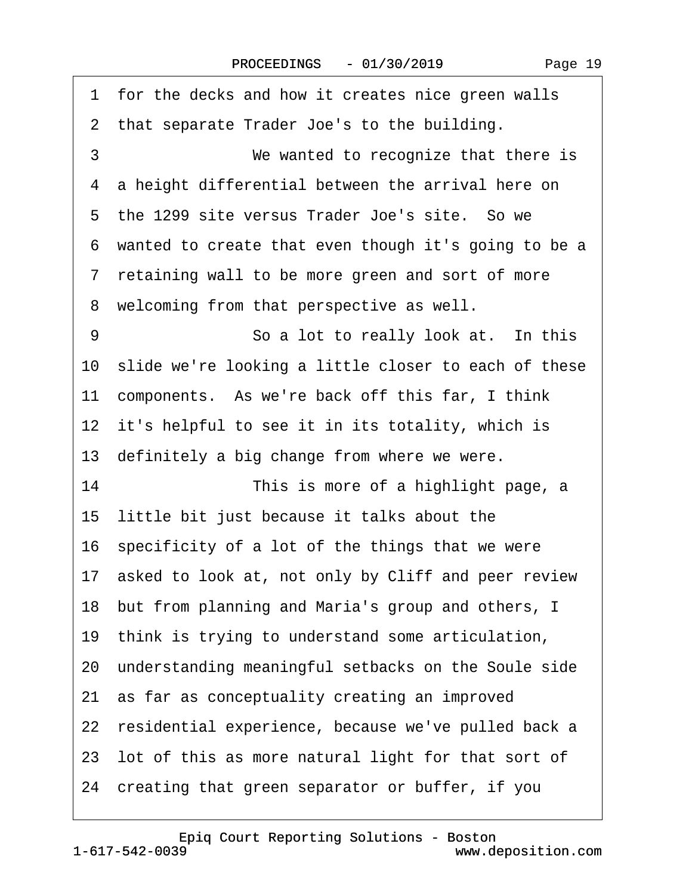1 for the decks and how it creates nice green walls
2 that separate Trader Joe's to the building.
3 We wanted to recognize that there is
4 a height differential between the arrival here on
5 the 1299 site versus Trader Joe's site. So we
6 wanted to create that even though it's going to be a
7 retaining wall to be more green and sort of more
8 welcoming from that perspective as well.
9 So a lot to really look at. In this
10 slide we're looking a little closer to each of these
11 components. As we're back off this far, I think
12 it's helpful to see it in its totality, which is
13 definitely a big change from where we were.
14 This is more of a highlight page, a
15 little bit just because it talks about the
16 specificity of a lot of the things that we were
17 asked to look at, not only by Cliff and peer review
18 but from planning and Maria's group and others, I
19 think is trying to understand some articulation,
20 understanding meaningful setbacks on the Soule side
21 as far as conceptuality creating an improved
22 residential experience, because we've pulled back a
23 lot of this as more natural light for that sort of
24 creating that green separator or buffer, if you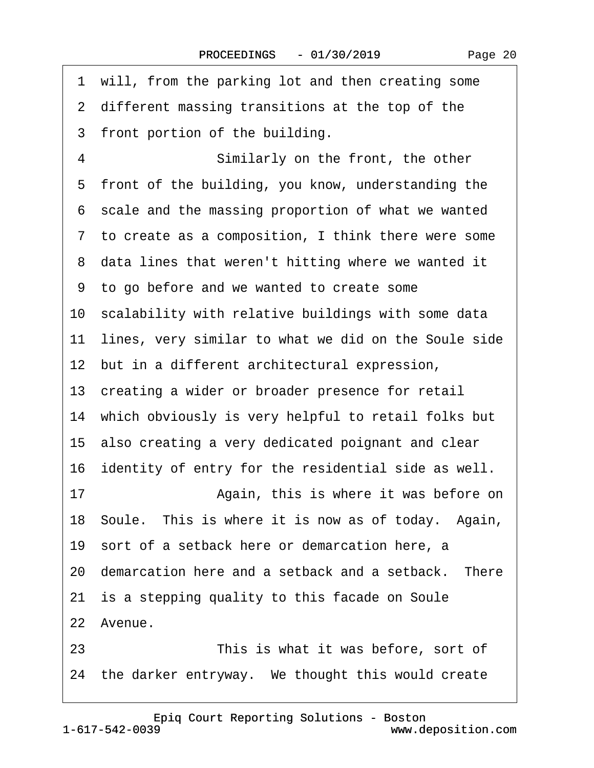1 will, from the parking lot and then creating some
2 different massing transitions at the top of the
3 front portion of the building.
4 Similarly on the front, the other
5 front of the building, you know, understanding the
6 scale and the massing proportion of what we wanted
7 to create as a composition, I think there were some
8 data lines that weren't hitting where we wanted it
9 to go before and we wanted to create some
10 scalability with relative buildings with some data
11 lines, very similar to what we did on the Soule side
12 but in a different architectural expression,
13 creating a wider or broader presence for retail
14 which obviously is very helpful to retail folks but
15 also creating a very dedicated poignant and clear
16 identity of entry for the residential side as well.
17 Again, this is where it was before on
18 Soule. This is where it is now as of today. Again,
19 sort of a setback here or demarcation here, a
20 demarcation here and a setback and a setback. There
21 is a stepping quality to this facade on Soule
22 Avenue.
23 This is what it was before, sort of
24 the darker entryway. We thought this would create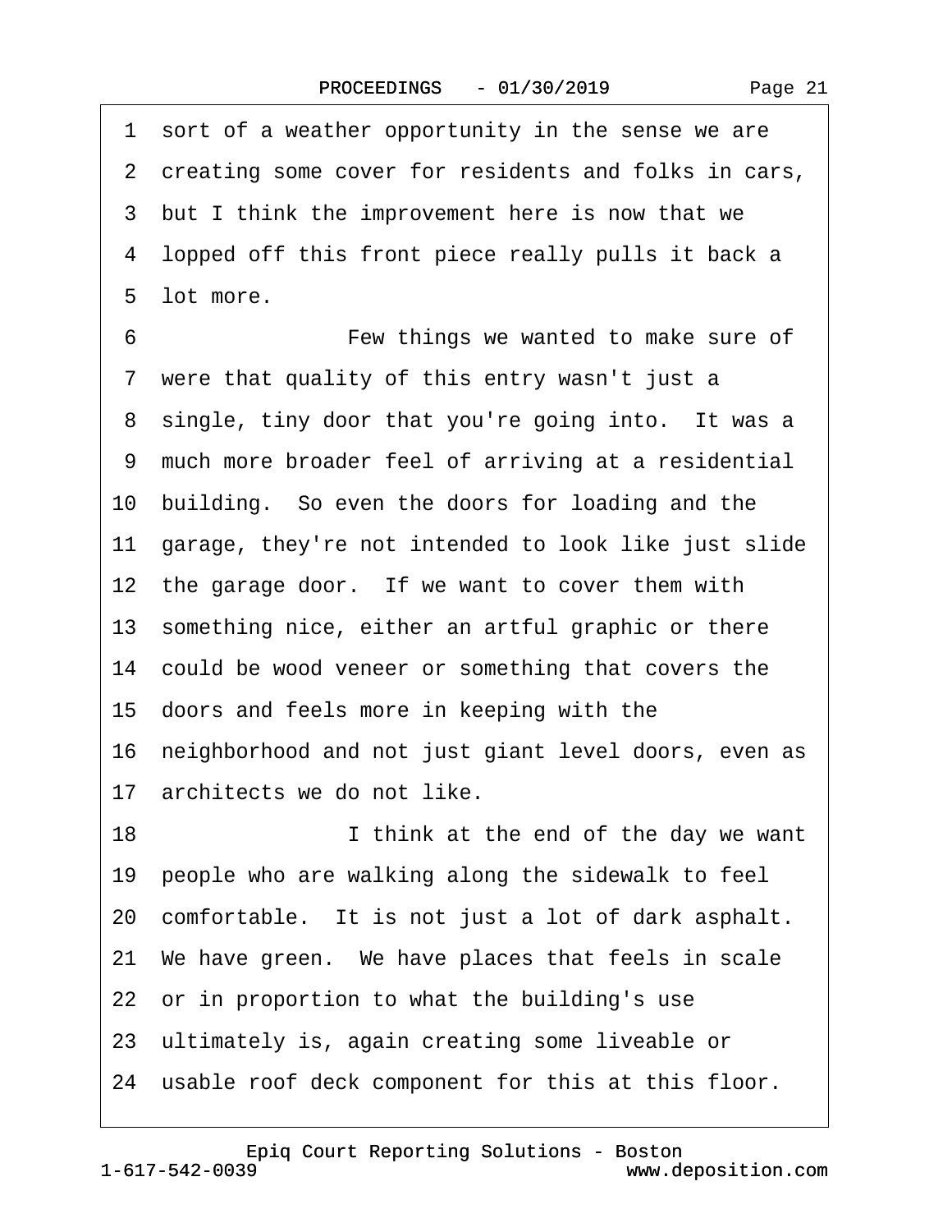1 sort of a weather opportunity in the sense we are
2 creating some cover for residents and folks in cars,
3 but I think the improvement here is now that we
4 lopped off this front piece really pulls it back a
5 lot more.

6 Few things we wanted to make sure of
7 were that quality of this entry wasn't just a
8 single, tiny door that you're going into. It was a
9 much more broader feel of arriving at a residential
10 building. So even the doors for loading and the
11 garage, they're not intended to look like just slide
12 the garage door. If we want to cover them with
13 something nice, either an artful graphic or there
14 could be wood veneer or something that covers the
15 doors and feels more in keeping with the
16 neighborhood and not just giant level doors, even as
17 architects we do not like.

18 I think at the end of the day we want
19 people who are walking along the sidewalk to feel
20 comfortable. It is not just a lot of dark asphalt.
21 We have green. We have places that feels in scale
22 or in proportion to what the building's use
23 ultimately is, again creating some liveable or
24 usable roof deck component for this at this floor.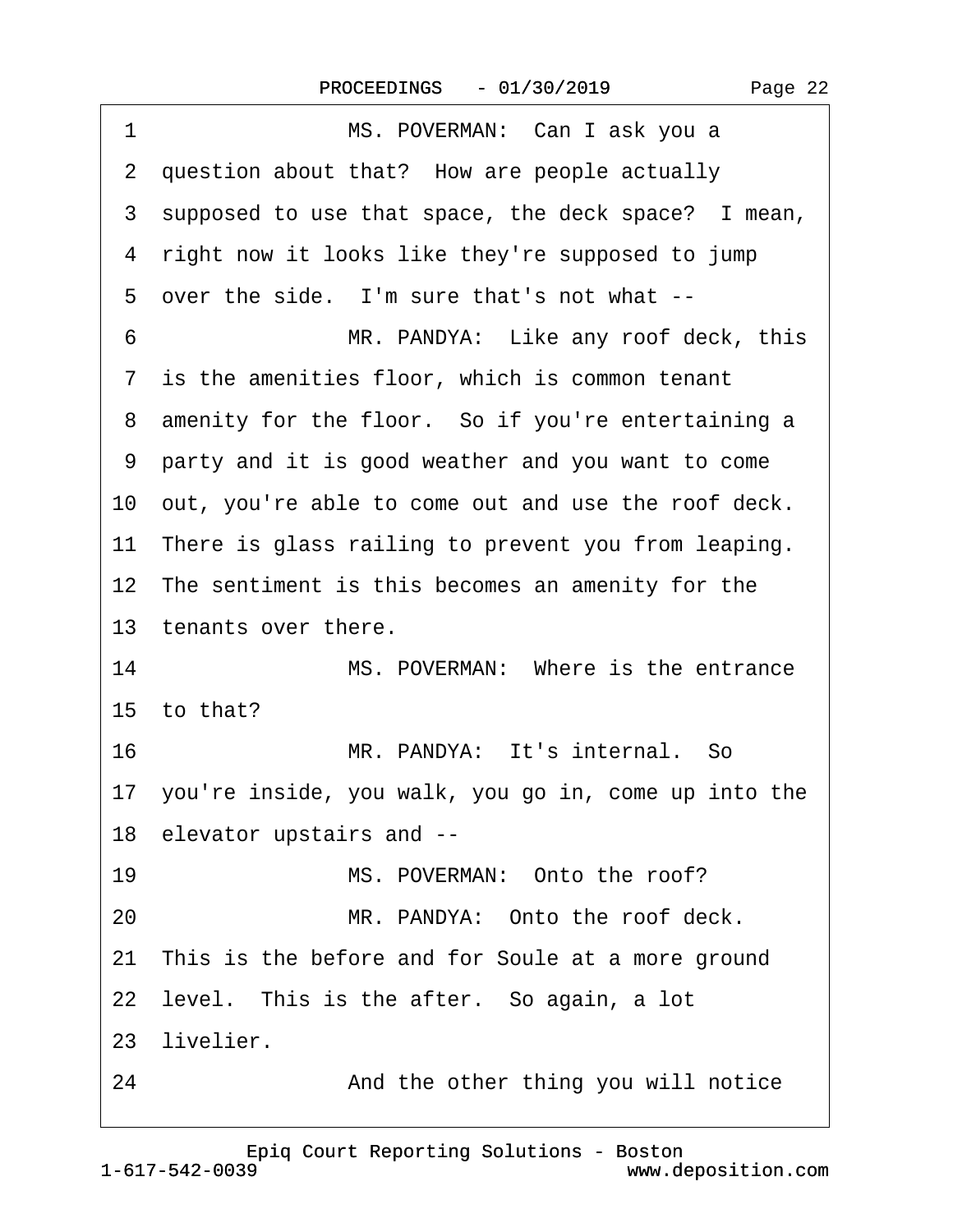1 MS. POVERMAN: Can I ask you a
2 question about that? How are people actually
3 supposed to use that space, the deck space? I mean,
4 right now it looks like they're supposed to jump
5 over the side. I'm sure that's not what --
6 MR. PANDYA: Like any roof deck, this
7 is the amenities floor, which is common tenant
8 amenity for the floor. So if you're entertaining a
9 party and it is good weather and you want to come
10 out, you're able to come out and use the roof deck.
11 There is glass railing to prevent you from leaping.
12 The sentiment is this becomes an amenity for the
13 tenants over there.
14 MS. POVERMAN: Where is the entrance
15 to that?
16 MR. PANDYA: It's internal. So
17 you're inside, you walk, you go in, come up into the
18 elevator upstairs and --
19 MS. POVERMAN: Onto the roof?
20 MR. PANDYA: Onto the roof deck.
21 This is the before and for Soule at a more ground
22 level. This is the after. So again, a lot
23 livelier.
24 And the other thing you will notice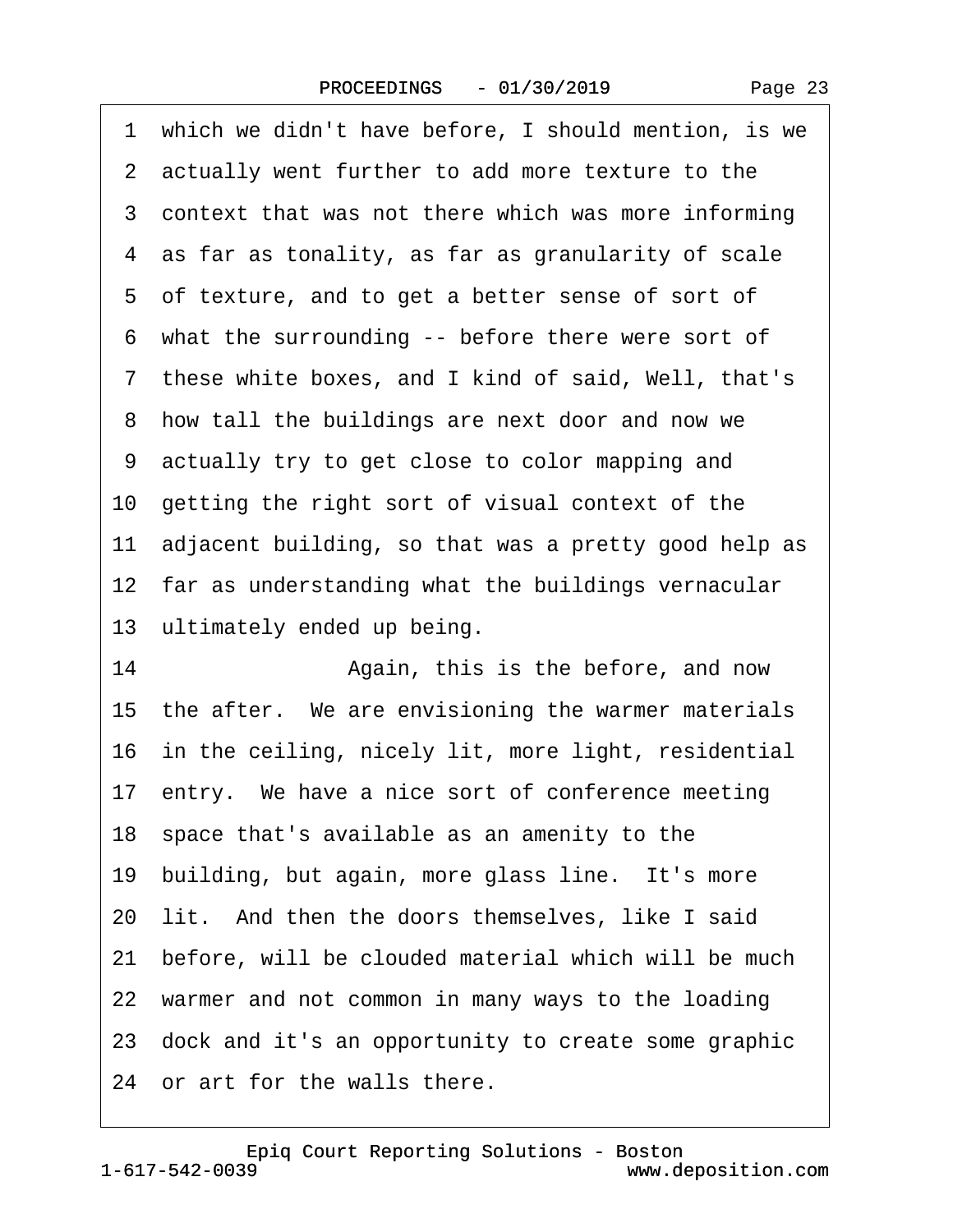1 which we didn't have before, I should mention, is we
2 actually went further to add more texture to the
3 context that was not there which was more informing
4 as far as tonality, as far as granularity of scale
5 of texture, and to get a better sense of sort of
6 what the surrounding -- before there were sort of
7 these white boxes, and I kind of said, Well, that's
8 how tall the buildings are next door and now we
9 actually try to get close to color mapping and
10 getting the right sort of visual context of the
11 adjacent building, so that was a pretty good help as
12 far as understanding what the buildings vernacular
13 ultimately ended up being.
14 Again, this is the before, and now
15 the after. We are envisioning the warmer materials
16 in the ceiling, nicely lit, more light, residential
17 entry. We have a nice sort of conference meeting
18 space that's available as an amenity to the
19 building, but again, more glass line. It's more
20 lit. And then the doors themselves, like I said
21 before, will be clouded material which will be much
22 warmer and not common in many ways to the loading
23 dock and it's an opportunity to create some graphic
24 or art for the walls there.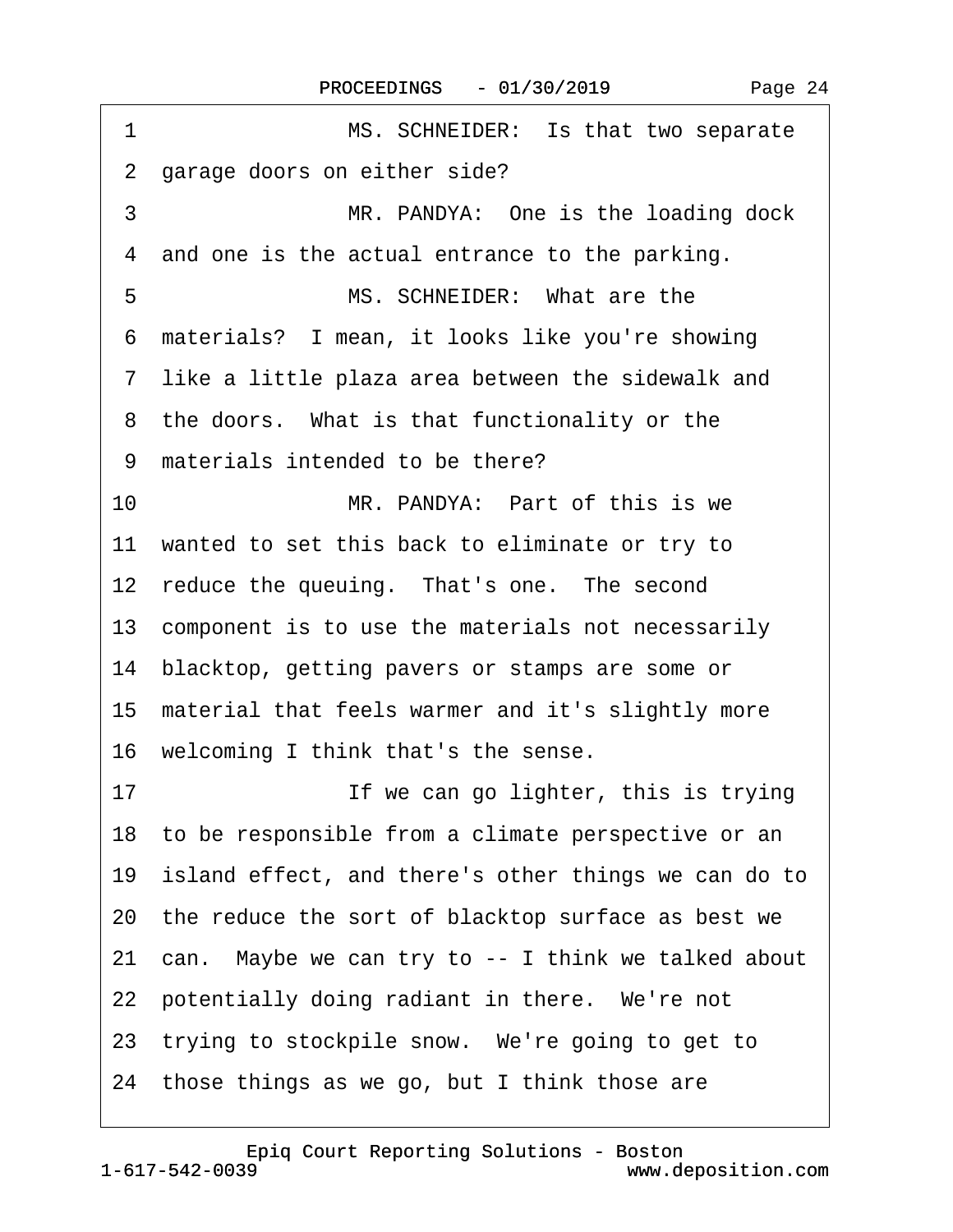1 MS. SCHNEIDER: Is that two separate

2 garage doors on either side?

3 MR. PANDYA: One is the loading dock

4 and one is the actual entrance to the parking.

5 MS. SCHNEIDER: What are the

6 materials? I mean, it looks like you're showing

7 like a little plaza area between the sidewalk and

8 the doors. What is that functionality or the

9 materials intended to be there?

10 MR. PANDYA: Part of this is we

11 wanted to set this back to eliminate or try to

12 reduce the queuing. That's one. The second

13 component is to use the materials not necessarily

14 blacktop, getting pavers or stamps are some or

15 material that feels warmer and it's slightly more

16 welcoming I think that's the sense.

17 If we can go lighter, this is trying

18 to be responsible from a climate perspective or an

19 island effect, and there's other things we can do to

20 the reduce the sort of blacktop surface as best we

21 can. Maybe we can try to -- I think we talked about

22 potentially doing radiant in there. We're not

23 trying to stockpile snow. We're going to get to

24 those things as we go, but I think those are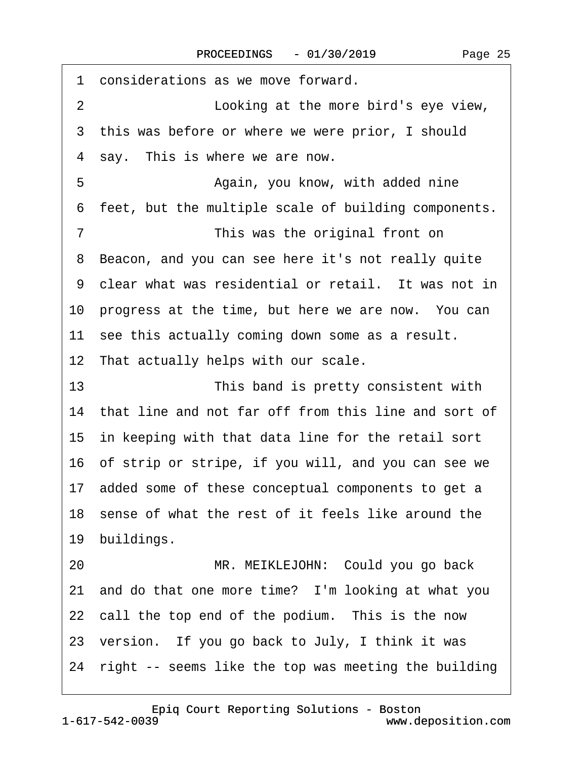1 considerations as we move forward.

2 Looking at the more bird's eye view,

3 this was before or where we were prior, I should

4 say. This is where we are now.

5 Again, you know, with added nine

6 feet, but the multiple scale of building components.

7 This was the original front on

8 Beacon, and you can see here it's not really quite

9 clear what was residential or retail. It was not in

10 progress at the time, but here we are now. You can

11 see this actually coming down some as a result.

12 That actually helps with our scale.

13 This band is pretty consistent with

14 that line and not far off from this line and sort of

15 in keeping with that data line for the retail sort

16 of strip or stripe, if you will, and you can see we

17 added some of these conceptual components to get a

18 sense of what the rest of it feels like around the

19 buildings.

20 MR. MEIKLEJOHN: Could you go back

21 and do that one more time? I'm looking at what you

22 call the top end of the podium. This is the now

23 version. If you go back to July, I think it was

24 right -- seems like the top was meeting the building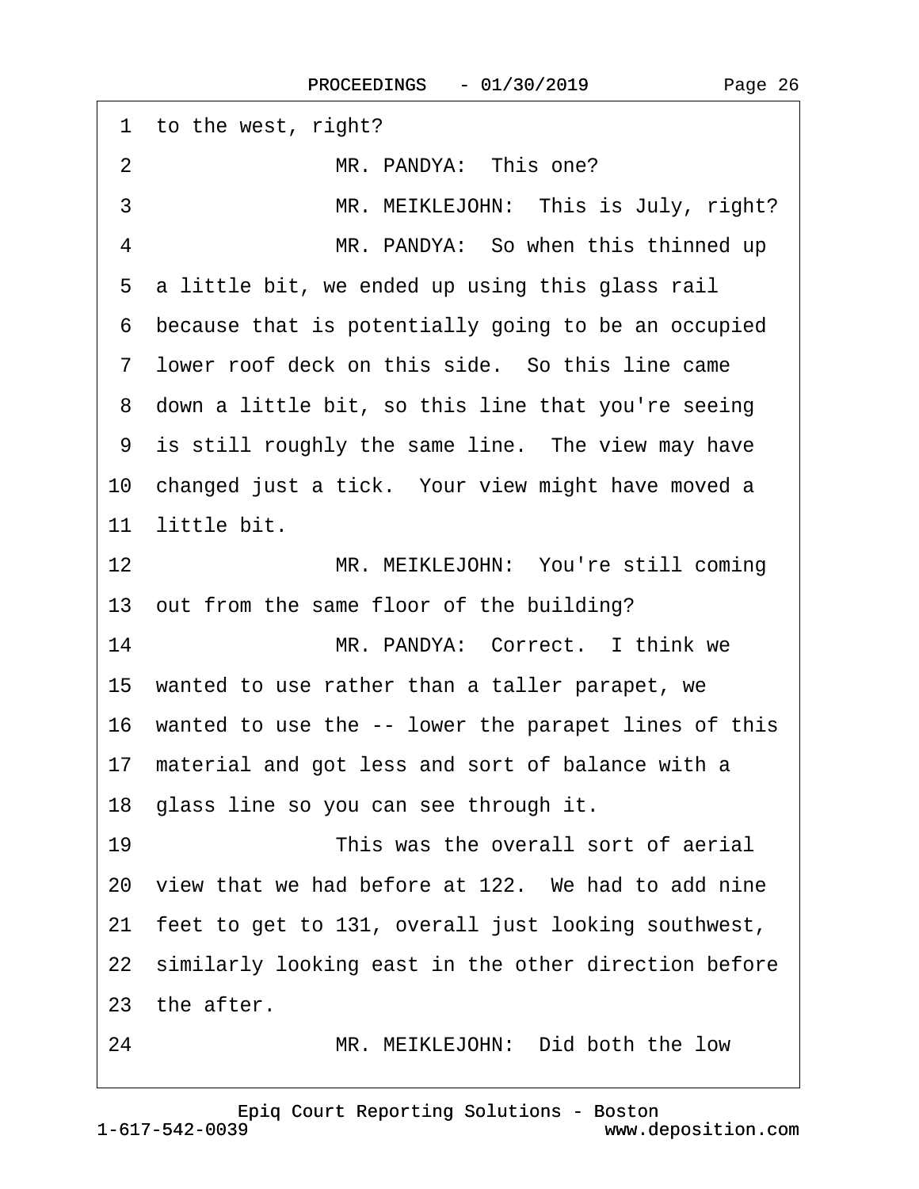1 to the west, right?

2 MR. PANDYA: This one?

3 MR. MEIKLEJOHN: This is July, right?

4 MR. PANDYA: So when this thinned up
5 a little bit, we ended up using this glass rail
6 because that is potentially going to be an occupied
7 lower roof deck on this side. So this line came
8 down a little bit, so this line that you're seeing
9 is still roughly the same line. The view may have
10 changed just a tick. Your view might have moved a
11 little bit.

12 MR. MEIKLEJOHN: You're still coming
13 out from the same floor of the building?

14 MR. PANDYA: Correct. I think we
15 wanted to use rather than a taller parapet, we
16 wanted to use the -- lower the parapet lines of this
17 material and got less and sort of balance with a
18 glass line so you can see through it.

19 This was the overall sort of aerial
20 view that we had before at 122. We had to add nine
21 feet to get to 131, overall just looking southwest,
22 similarly looking east in the other direction before
23 the after.

24 MR. MEIKLEJOHN: Did both the low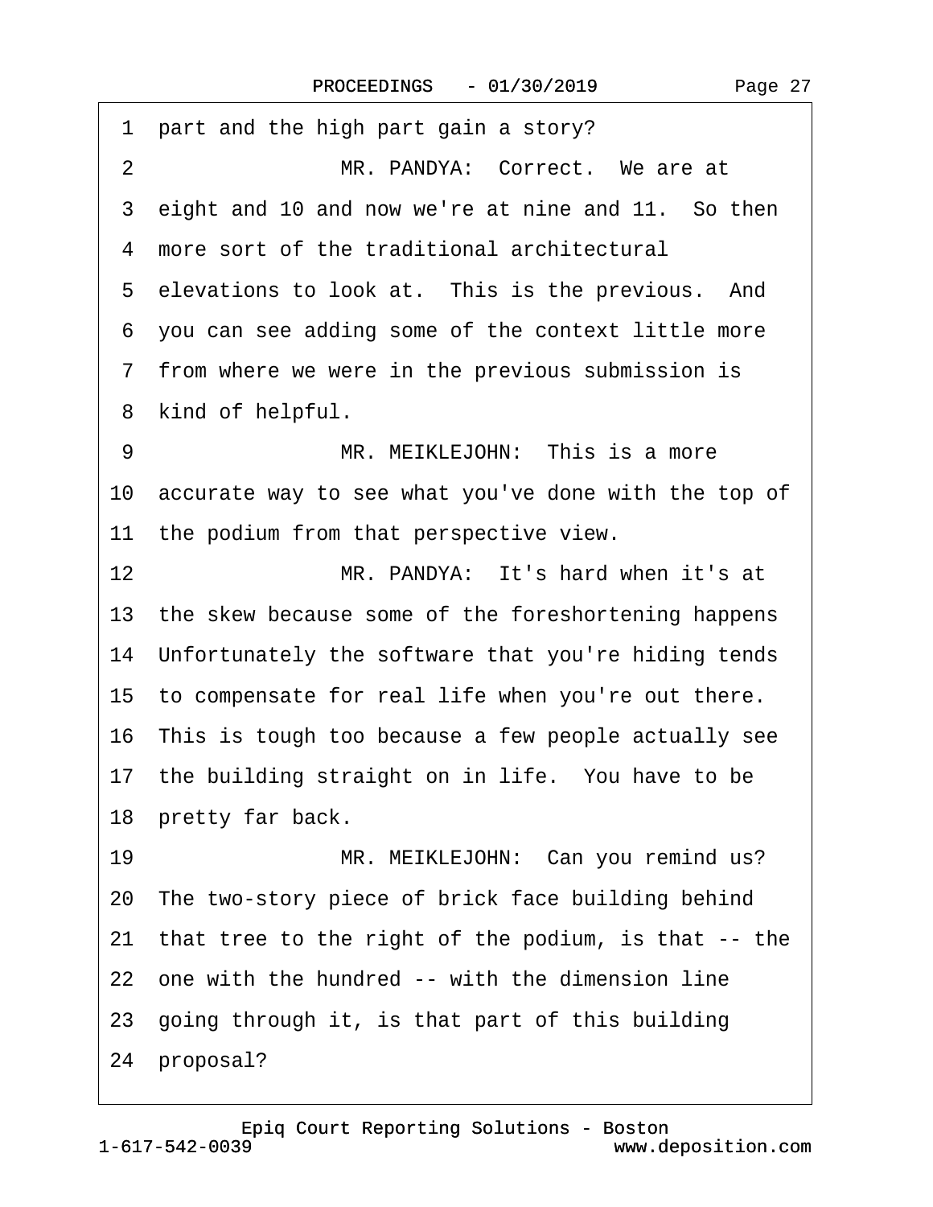1 part and the high part gain a story?

2 MR. PANDYA: Correct. We are at

3 eight and 10 and now we're at nine and 11. So then

4 more sort of the traditional architectural

5 elevations to look at. This is the previous. And

6 you can see adding some of the context little more

7 from where we were in the previous submission is

8 kind of helpful.

9 MR. MEIKLEJOHN: This is a more

10 accurate way to see what you've done with the top of

11 the podium from that perspective view.

12 MR. PANDYA: It's hard when it's at

13 the skew because some of the foreshortening happens

14 Unfortunately the software that you're hiding tends

15 to compensate for real life when you're out there.

16 This is tough too because a few people actually see

17 the building straight on in life. You have to be

18 pretty far back.

19 MR. MEIKLEJOHN: Can you remind us?

20 The two-story piece of brick face building behind

21 that tree to the right of the podium, is that -- the

22 one with the hundred -- with the dimension line

23 going through it, is that part of this building

24 proposal?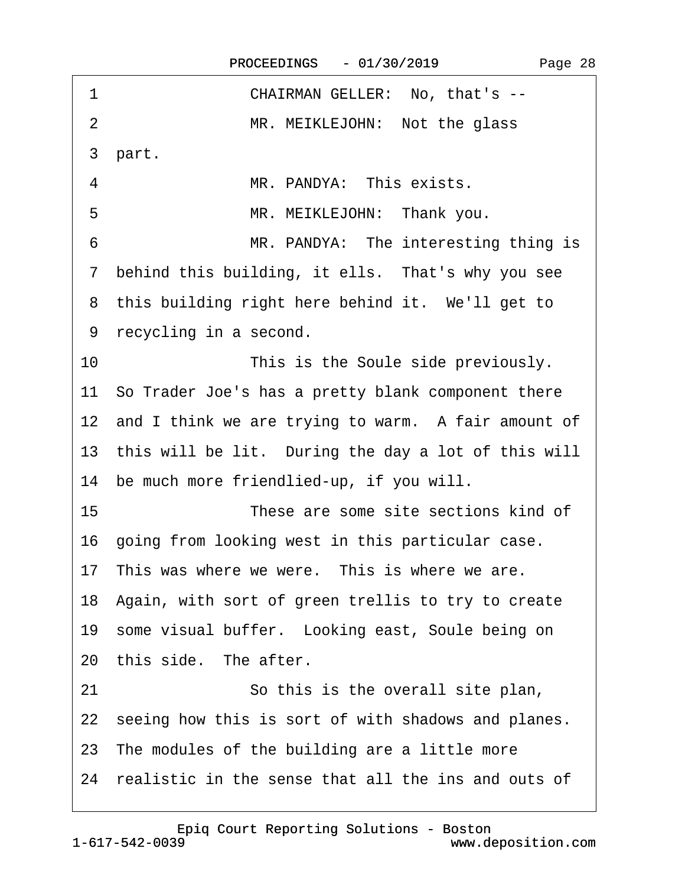1 CHAIRMAN GELLER: No, that's --

2 MR. MEIKLEJOHN: Not the glass

3 part.

4 MR. PANDYA: This exists.

5 MR. MEIKLEJOHN: Thank you.

6 MR. PANDYA: The interesting thing is

7 behind this building, it ells. That's why you see

8 this building right here behind it. We'll get to

9 recycling in a second.

10 This is the Soule side previously.

11 So Trader Joe's has a pretty blank component there

12 and I think we are trying to warm. A fair amount of

13 this will be lit. During the day a lot of this will

14 be much more friendlied-up, if you will.

15 These are some site sections kind of

16 going from looking west in this particular case.

17 This was where we were. This is where we are.

18 Again, with sort of green trellis to try to create

19 some visual buffer. Looking east, Soule being on

20 this side. The after.

21 So this is the overall site plan,

22 seeing how this is sort of with shadows and planes.

23 The modules of the building are a little more

24 realistic in the sense that all the ins and outs of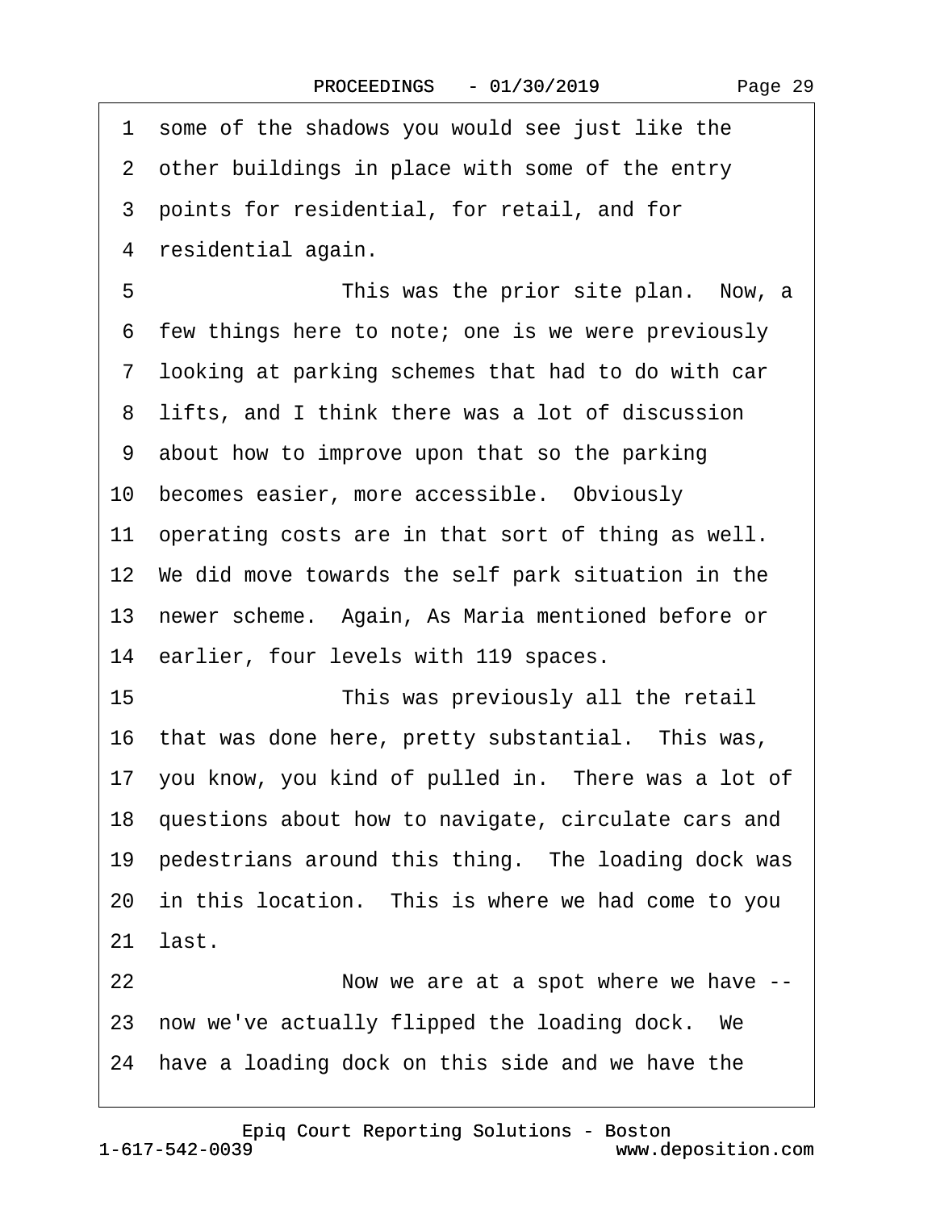1 some of the shadows you would see just like the
2 other buildings in place with some of the entry
3 points for residential, for retail, and for
4 residential again.

5 This was the prior site plan. Now, a
6 few things here to note; one is we were previously
7 looking at parking schemes that had to do with car
8 lifts, and I think there was a lot of discussion
9 about how to improve upon that so the parking
10 becomes easier, more accessible. Obviously
11 operating costs are in that sort of thing as well.
12 We did move towards the self park situation in the
13 newer scheme. Again, As Maria mentioned before or
14 earlier, four levels with 119 spaces.

15 This was previously all the retail
16 that was done here, pretty substantial. This was,
17 you know, you kind of pulled in. There was a lot of
18 questions about how to navigate, circulate cars and
19 pedestrians around this thing. The loading dock was
20 in this location. This is where we had come to you
21 last.

22 Now we are at a spot where we have --
23 now we've actually flipped the loading dock. We
24 have a loading dock on this side and we have the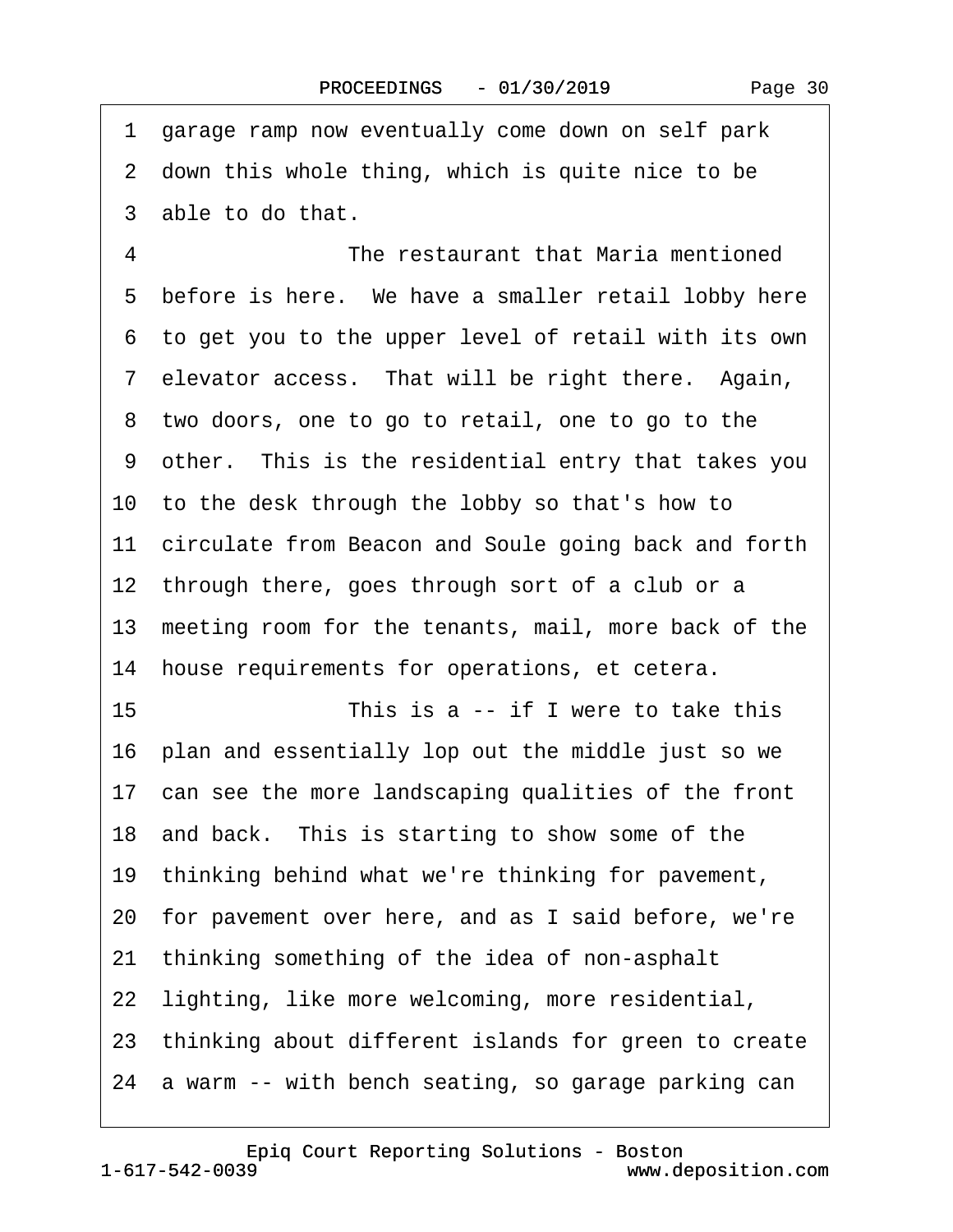1 garage ramp now eventually come down on self park
2 down this whole thing, which is quite nice to be
3 able to do that.
4 The restaurant that Maria mentioned
5 before is here. We have a smaller retail lobby here
6 to get you to the upper level of retail with its own
7 elevator access. That will be right there. Again,
8 two doors, one to go to retail, one to go to the
9 other. This is the residential entry that takes you
10 to the desk through the lobby so that's how to
11 circulate from Beacon and Soule going back and forth
12 through there, goes through sort of a club or a
13 meeting room for the tenants, mail, more back of the
14 house requirements for operations, et cetera.
15 This is a -- if I were to take this
16 plan and essentially lop out the middle just so we
17 can see the more landscaping qualities of the front
18 and back. This is starting to show some of the
19 thinking behind what we're thinking for pavement,
20 for pavement over here, and as I said before, we're
21 thinking something of the idea of non-asphalt
22 lighting, like more welcoming, more residential,
23 thinking about different islands for green to create
24 a warm -- with bench seating, so garage parking can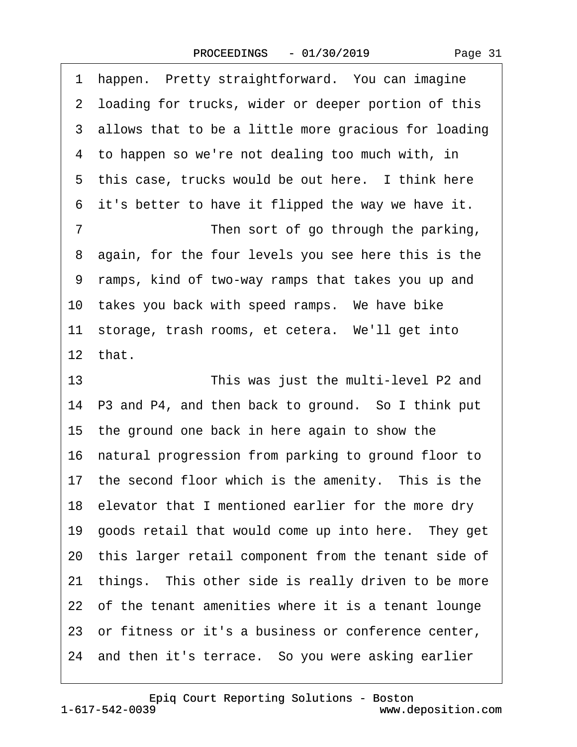1 happen. Pretty straightforward. You can imagine
2 loading for trucks, wider or deeper portion of this
3 allows that to be a little more gracious for loading
4 to happen so we're not dealing too much with, in
5 this case, trucks would be out here. I think here
6 it's better to have it flipped the way we have it.
7 Then sort of go through the parking,
8 again, for the four levels you see here this is the
9 ramps, kind of two-way ramps that takes you up and
10 takes you back with speed ramps. We have bike
11 storage, trash rooms, et cetera. We'll get into
12 that.
13 This was just the multi-level P2 and
14 P3 and P4, and then back to ground. So I think put
15 the ground one back in here again to show the
16 natural progression from parking to ground floor to
17 the second floor which is the amenity. This is the
18 elevator that I mentioned earlier for the more dry
19 goods retail that would come up into here. They get
20 this larger retail component from the tenant side of
21 things. This other side is really driven to be more
22 of the tenant amenities where it is a tenant lounge
23 or fitness or it's a business or conference center,
24 and then it's terrace. So you were asking earlier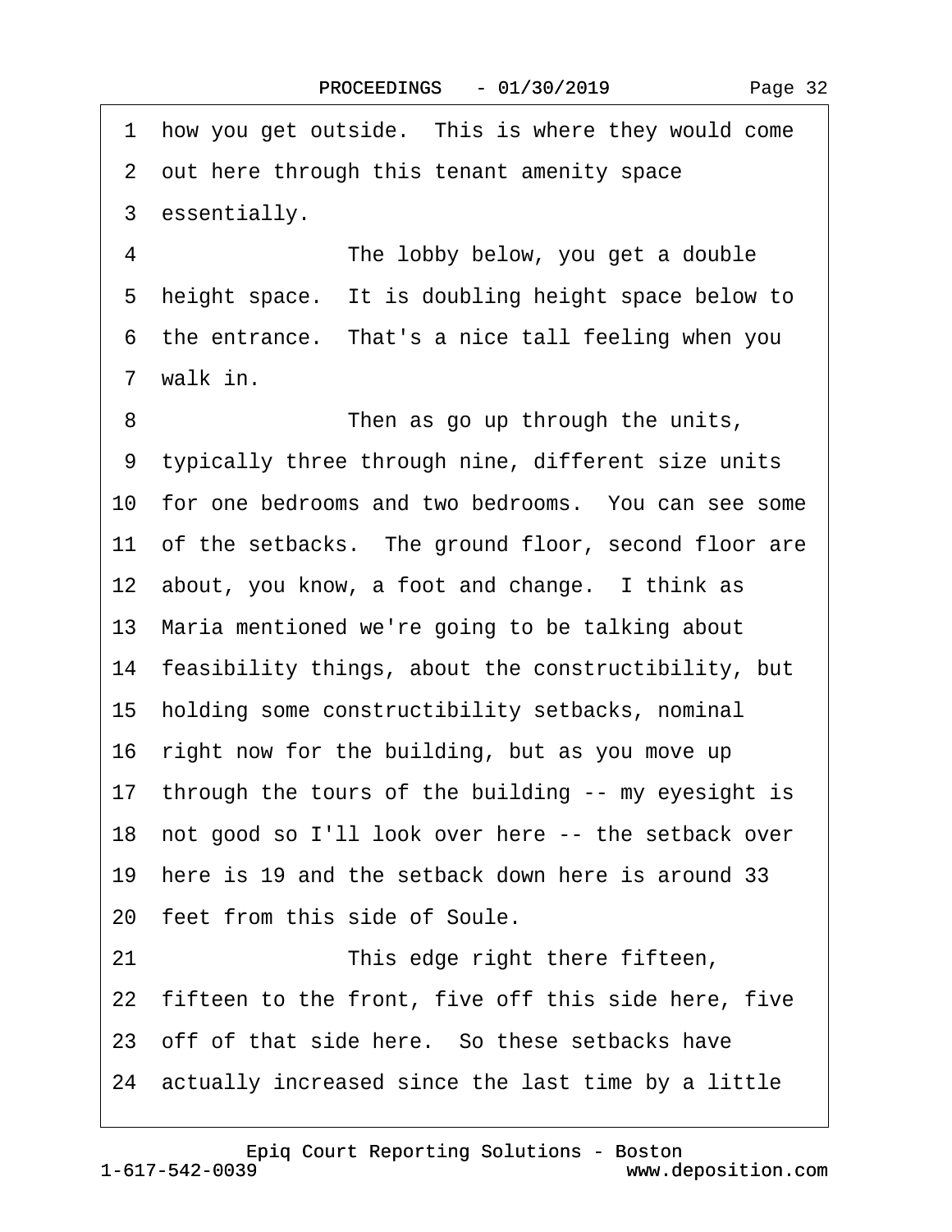1 how you get outside. This is where they would come
2 out here through this tenant amenity space
3 essentially.

4 The lobby below, you get a double
5 height space. It is doubling height space below to
6 the entrance. That's a nice tall feeling when you
7 walk in.

8 Then as go up through the units,
9 typically three through nine, different size units
10 for one bedrooms and two bedrooms. You can see some
11 of the setbacks. The ground floor, second floor are
12 about, you know, a foot and change. I think as
13 Maria mentioned we're going to be talking about
14 feasibility things, about the constructibility, but
15 holding some constructibility setbacks, nominal
16 right now for the building, but as you move up
17 through the tours of the building -- my eyesight is
18 not good so I'll look over here -- the setback over
19 here is 19 and the setback down here is around 33
20 feet from this side of Soule.

21 This edge right there fifteen,
22 fifteen to the front, five off this side here, five
23 off of that side here. So these setbacks have
24 actually increased since the last time by a little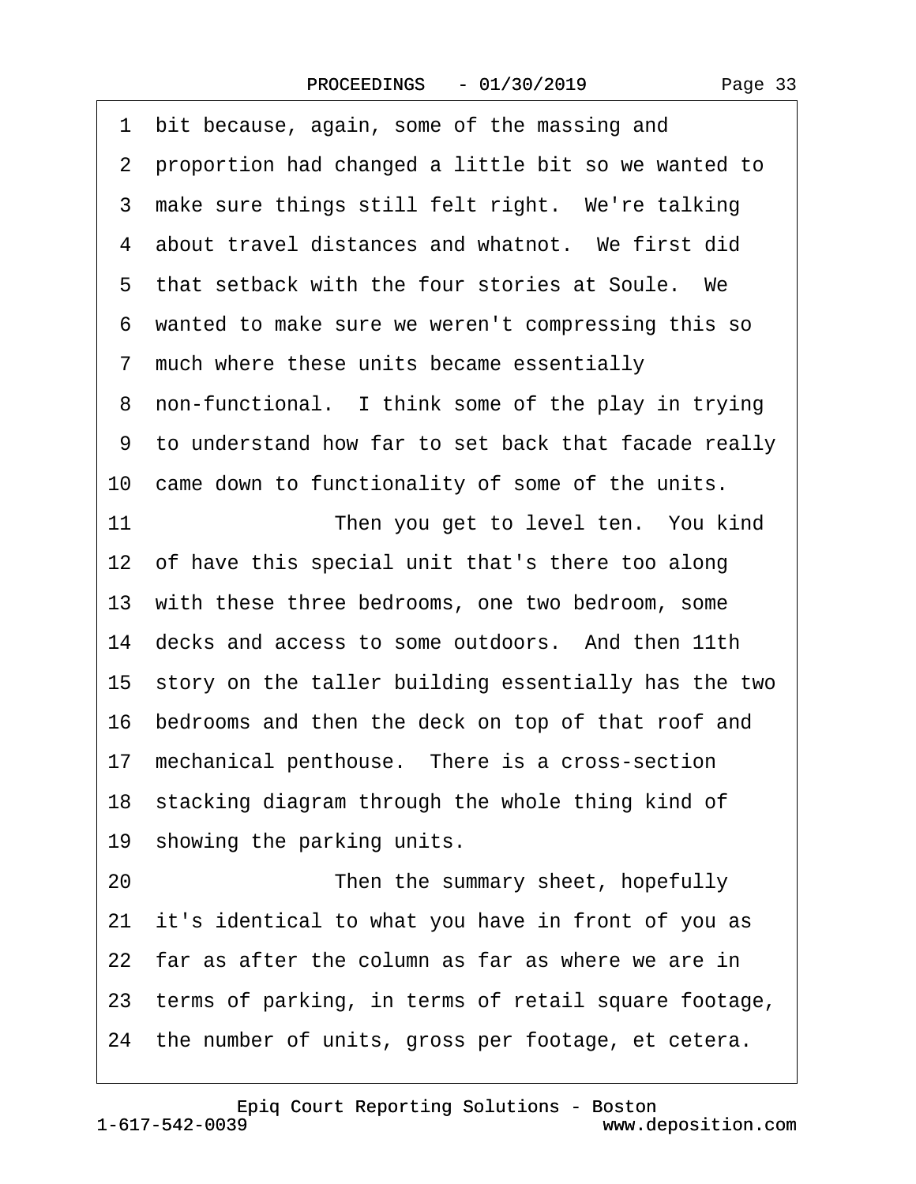1 bit because, again, some of the massing and
2 proportion had changed a little bit so we wanted to
3 make sure things still felt right. We're talking
4 about travel distances and whatnot. We first did
5 that setback with the four stories at Soule. We
6 wanted to make sure we weren't compressing this so
7 much where these units became essentially
8 non-functional. I think some of the play in trying
9 to understand how far to set back that facade really
10 came down to functionality of some of the units.
11 Then you get to level ten. You kind
12 of have this special unit that's there too along
13 with these three bedrooms, one two bedroom, some
14 decks and access to some outdoors. And then 11th
15 story on the taller building essentially has the two
16 bedrooms and then the deck on top of that roof and
17 mechanical penthouse. There is a cross-section
18 stacking diagram through the whole thing kind of
19 showing the parking units.
20 Then the summary sheet, hopefully
21 it's identical to what you have in front of you as
22 far as after the column as far as where we are in
23 terms of parking, in terms of retail square footage,
24 the number of units, gross per footage, et cetera.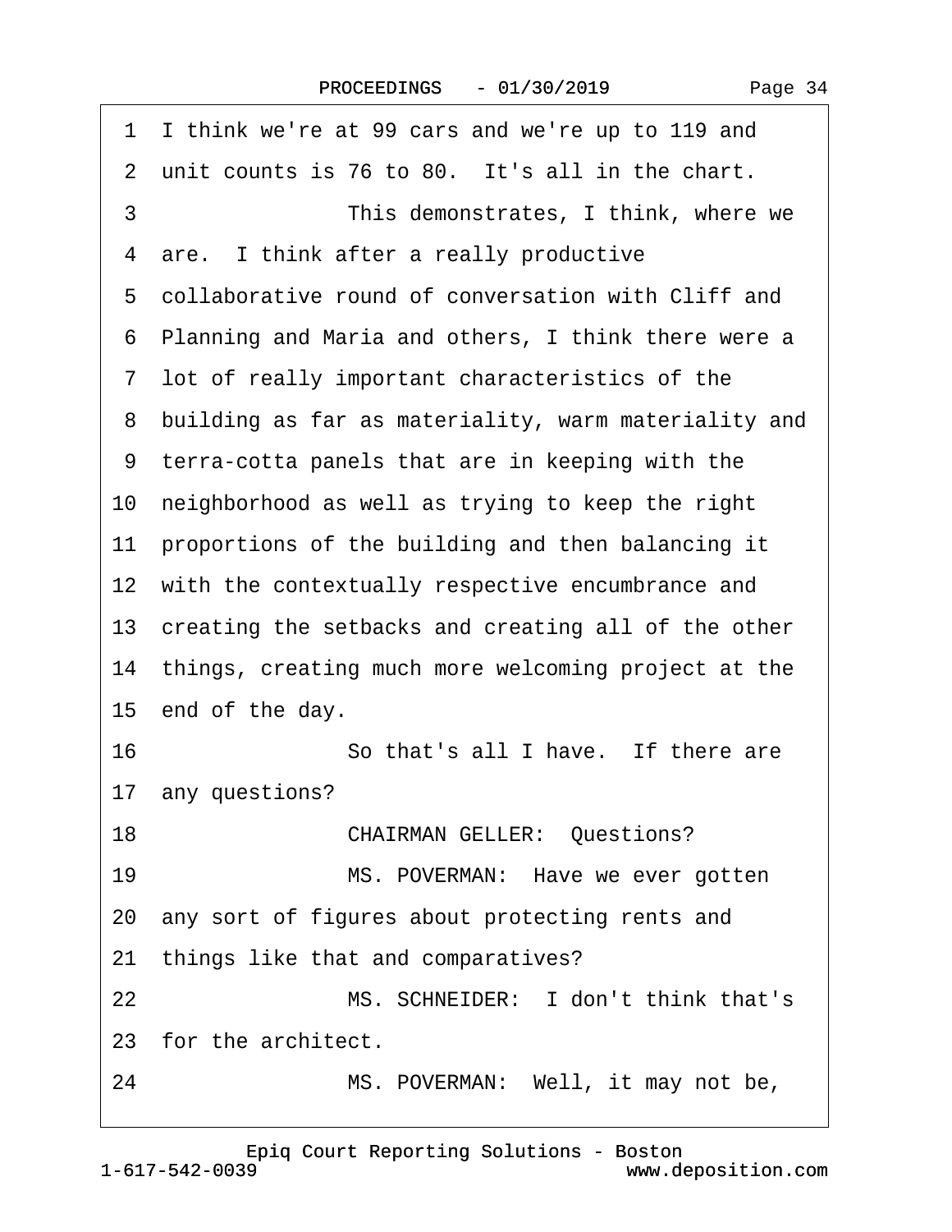1 I think we're at 99 cars and we're up to 119 and
2 unit counts is 76 to 80. It's all in the chart.
3 This demonstrates, I think, where we
4 are. I think after a really productive
5 collaborative round of conversation with Cliff and
6 Planning and Maria and others, I think there were a
7 lot of really important characteristics of the
8 building as far as materiality, warm materiality and
9 terra-cotta panels that are in keeping with the
10 neighborhood as well as trying to keep the right
11 proportions of the building and then balancing it
12 with the contextually respective encumbrance and
13 creating the setbacks and creating all of the other
14 things, creating much more welcoming project at the
15 end of the day.
16 So that's all I have. If there are
17 any questions?
18 CHAIRMAN GELLER: Questions?
19 MS. POVERMAN: Have we ever gotten
20 any sort of figures about protecting rents and
21 things like that and comparatives?
22 MS. SCHNEIDER: I don't think that's
23 for the architect.
24 MS. POVERMAN: Well, it may not be,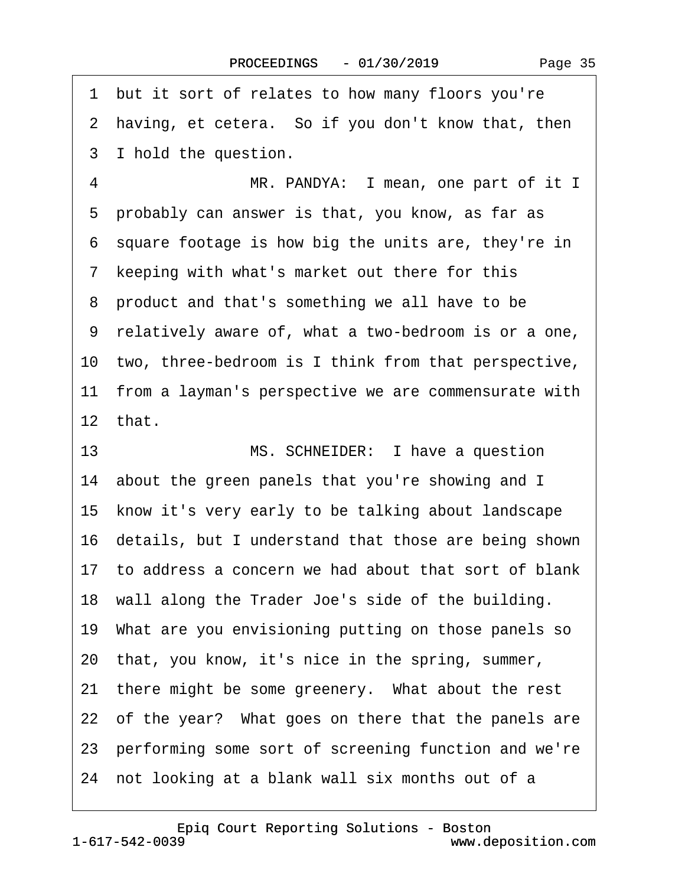1 but it sort of relates to how many floors you're

2 having, et cetera. So if you don't know that, then

3 I hold the question.

4 MR. PANDYA: I mean, one part of it I

5 probably can answer is that, you know, as far as

6 square footage is how big the units are, they're in

7 keeping with what's market out there for this

8 product and that's something we all have to be

9 relatively aware of, what a two-bedroom is or a one,

10 two, three-bedroom is I think from that perspective,

11 from a layman's perspective we are commensurate with

12 that.

13 MS. SCHNEIDER: I have a question

14 about the green panels that you're showing and I

15 know it's very early to be talking about landscape

16 details, but I understand that those are being shown

17 to address a concern we had about that sort of blank

18 wall along the Trader Joe's side of the building.

19 What are you envisioning putting on those panels so

20 that, you know, it's nice in the spring, summer,

21 there might be some greenery. What about the rest

22 of the year? What goes on there that the panels are

23 performing some sort of screening function and we're

24 not looking at a blank wall six months out of a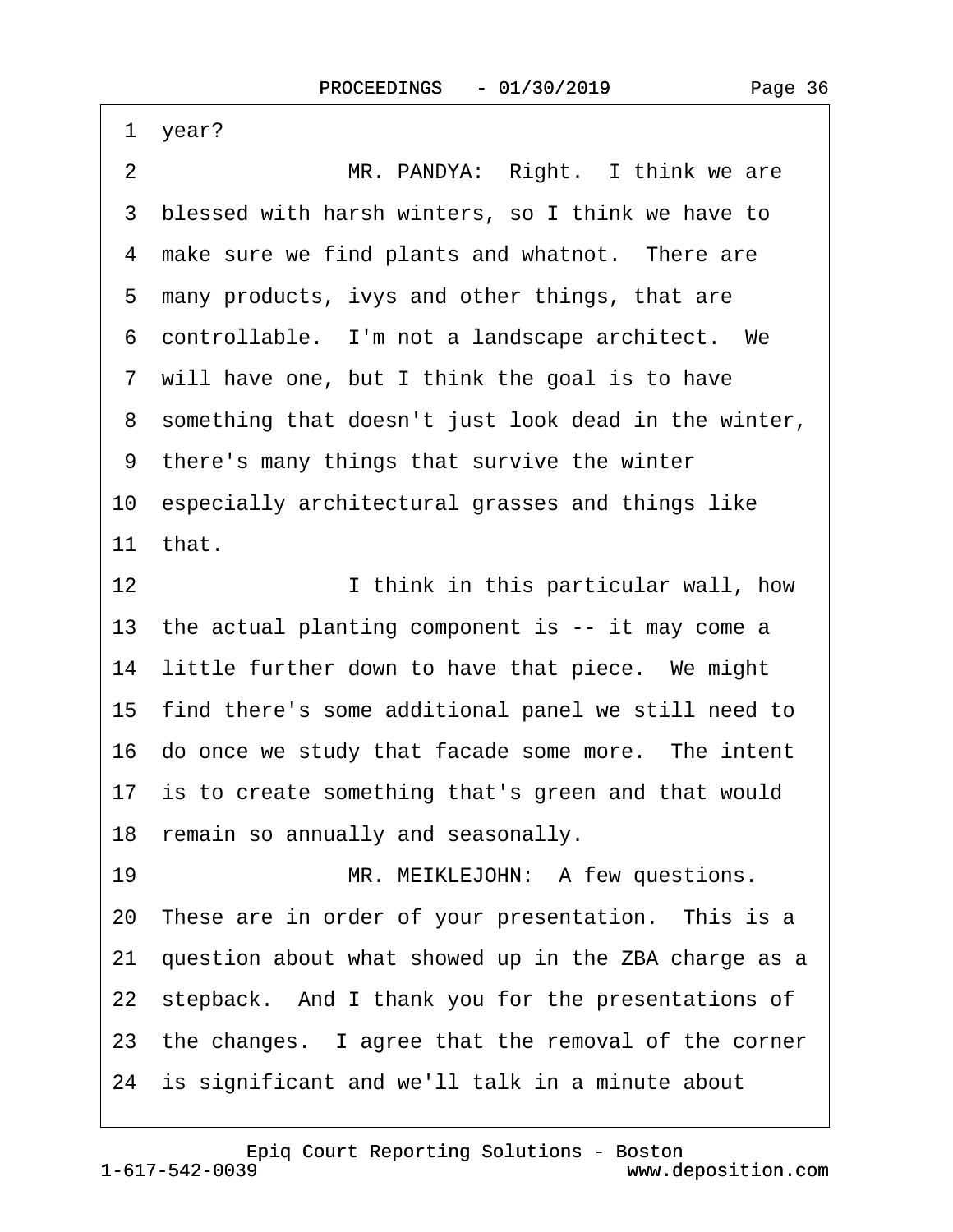1 year?

2 MR. PANDYA: Right. I think we are

3 blessed with harsh winters, so I think we have to

4 make sure we find plants and whatnot. There are

5 many products, ivys and other things, that are

6 controllable. I'm not a landscape architect. We

7 will have one, but I think the goal is to have

8 something that doesn't just look dead in the winter,

9 there's many things that survive the winter

10 especially architectural grasses and things like

11 that.

12 I think in this particular wall, how

13 the actual planting component is -- it may come a

14 little further down to have that piece. We might

15 find there's some additional panel we still need to

16 do once we study that facade some more. The intent

17 is to create something that's green and that would

18 remain so annually and seasonally.

19 MR. MEIKLEJOHN: A few questions.

20 These are in order of your presentation. This is a

21 question about what showed up in the ZBA charge as a

22 stepback. And I thank you for the presentations of

23 the changes. I agree that the removal of the corner

24 is significant and we'll talk in a minute about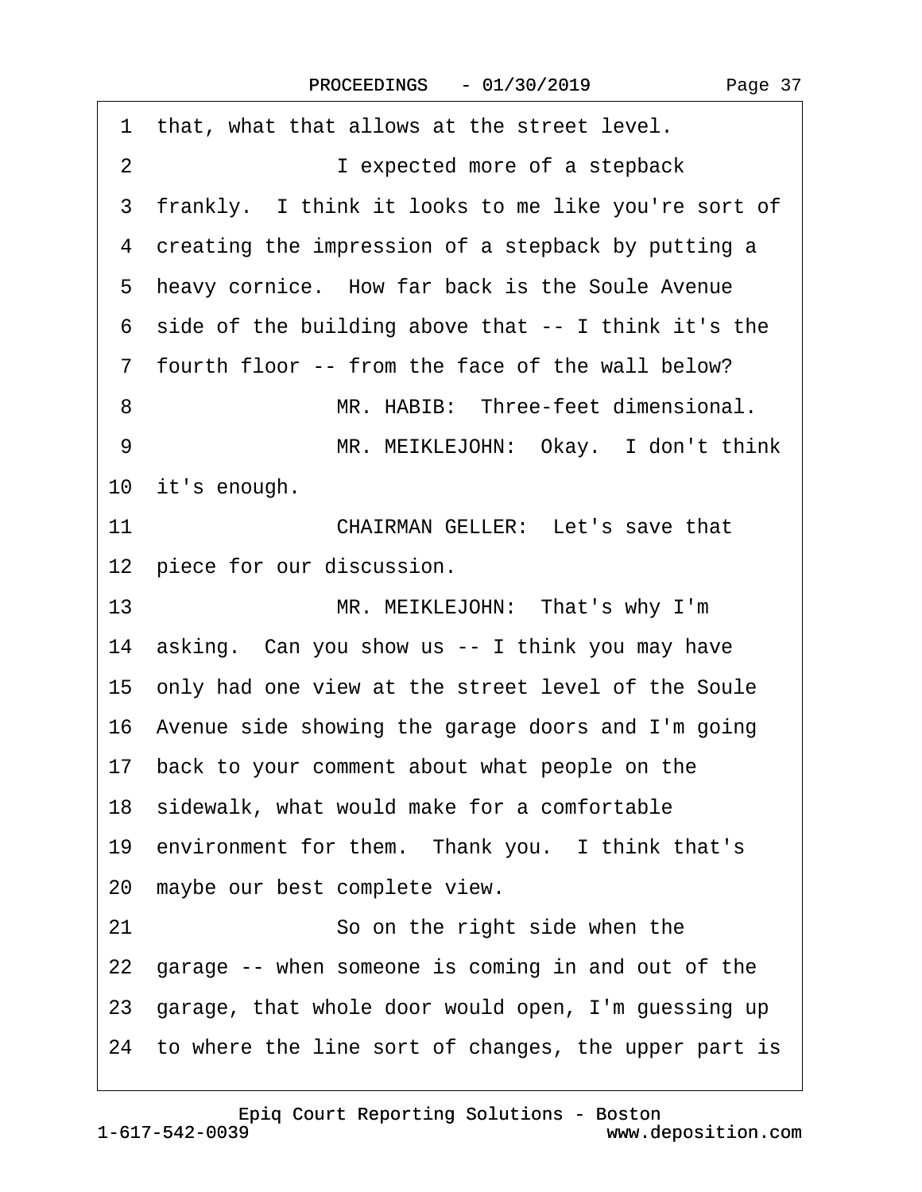1 that, what that allows at the street level.

2 I expected more of a stepback

3 frankly. I think it looks to me like you're sort of

4 creating the impression of a stepback by putting a

5 heavy cornice. How far back is the Soule Avenue

6 side of the building above that -- I think it's the

7 fourth floor -- from the face of the wall below?

8 MR. HABIB: Three-feet dimensional.

9 MR. MEIKLEJOHN: Okay. I don't think

10 it's enough.

11 CHAIRMAN GELLER: Let's save that

12 piece for our discussion.

13 MR. MEIKLEJOHN: That's why I'm

14 asking. Can you show us -- I think you may have

15 only had one view at the street level of the Soule

16 Avenue side showing the garage doors and I'm going

17 back to your comment about what people on the

18 sidewalk, what would make for a comfortable

19 environment for them. Thank you. I think that's

20 maybe our best complete view.

21 So on the right side when the

22 garage -- when someone is coming in and out of the

23 garage, that whole door would open, I'm guessing up

24 to where the line sort of changes, the upper part is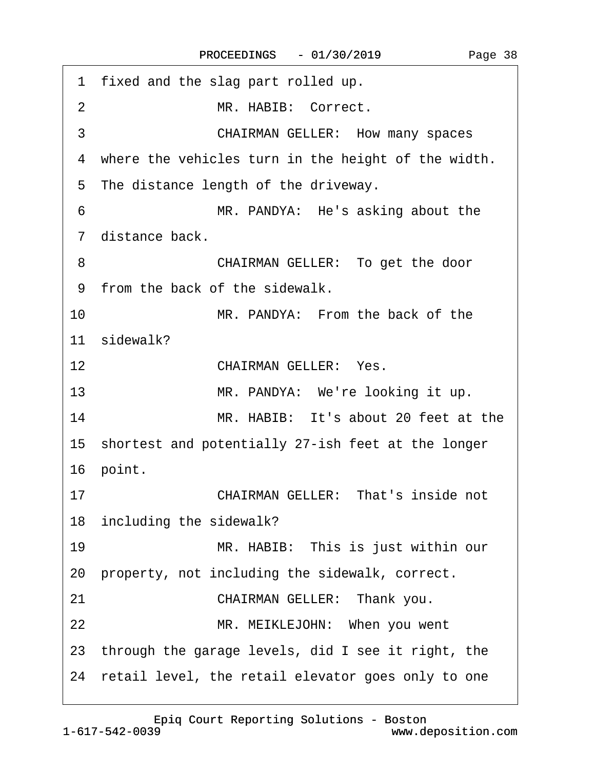1 fixed and the slag part rolled up.

2 MR. HABIB: Correct.

3 CHAIRMAN GELLER: How many spaces

4 where the vehicles turn in the height of the width.

5 The distance length of the driveway.

6 MR. PANDYA: He's asking about the

7 distance back.

8 CHAIRMAN GELLER: To get the door

9 from the back of the sidewalk.

10 MR. PANDYA: From the back of the

11 sidewalk?

12 CHAIRMAN GELLER: Yes.

13 MR. PANDYA: We're looking it up.

14 MR. HABIB: It's about 20 feet at the

15 shortest and potentially 27-ish feet at the longer

16 point.

17 CHAIRMAN GELLER: That's inside not

18 including the sidewalk?

19 MR. HABIB: This is just within our

20 property, not including the sidewalk, correct.

21 CHAIRMAN GELLER: Thank you.

22 MR. MEIKLEJOHN: When you went

23 through the garage levels, did I see it right, the

24 retail level, the retail elevator goes only to one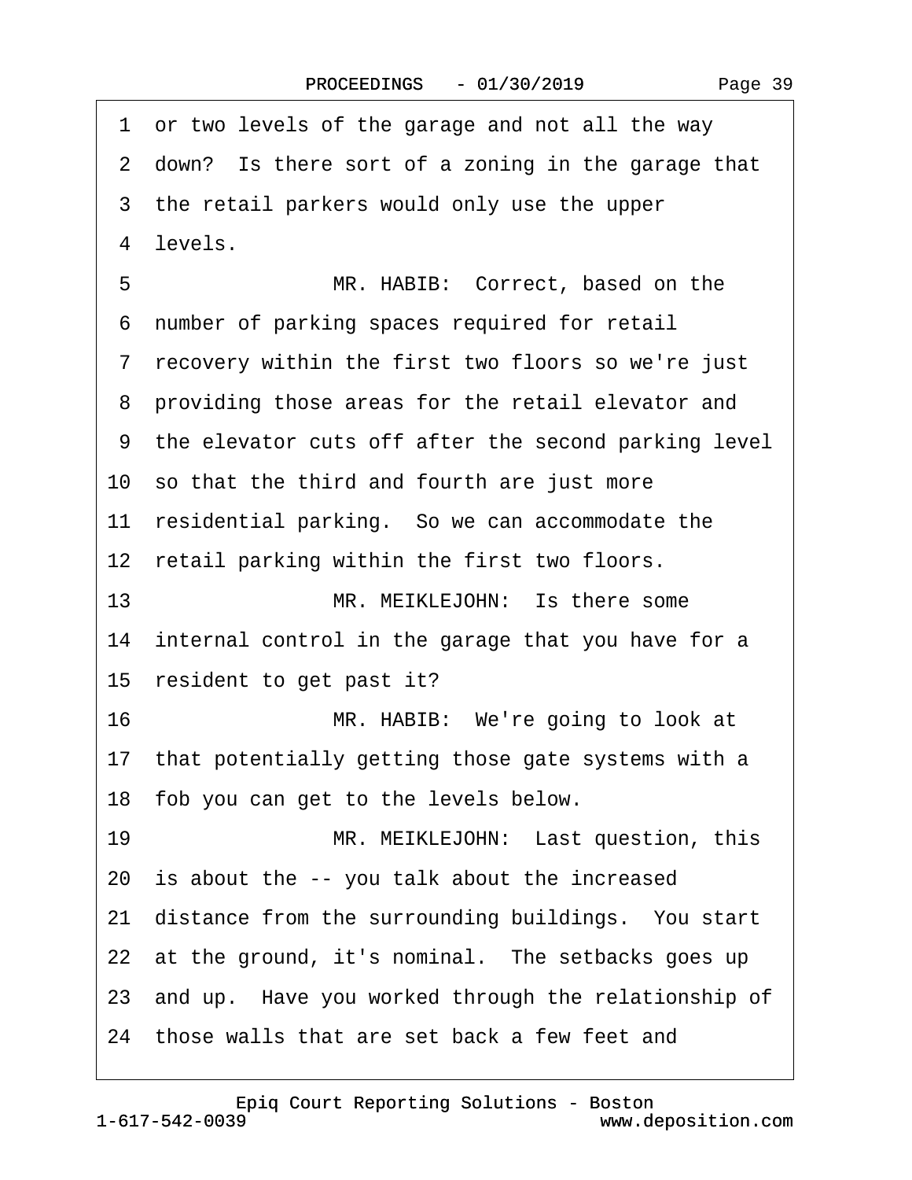1 or two levels of the garage and not all the way

2 down? Is there sort of a zoning in the garage that

3 the retail parkers would only use the upper

4 levels.

5 MR. HABIB: Correct, based on the

6 number of parking spaces required for retail

7 recovery within the first two floors so we're just

8 providing those areas for the retail elevator and

9 the elevator cuts off after the second parking level

10 so that the third and fourth are just more

11 residential parking. So we can accommodate the

12 retail parking within the first two floors.

13 MR. MEIKLEJOHN: Is there some

14 internal control in the garage that you have for a

15 resident to get past it?

16 MR. HABIB: We're going to look at

17 that potentially getting those gate systems with a

18 fob you can get to the levels below.

19 MR. MEIKLEJOHN: Last question, this

20 is about the -- you talk about the increased

21 distance from the surrounding buildings. You start

22 at the ground, it's nominal. The setbacks goes up

23 and up. Have you worked through the relationship of

24 those walls that are set back a few feet and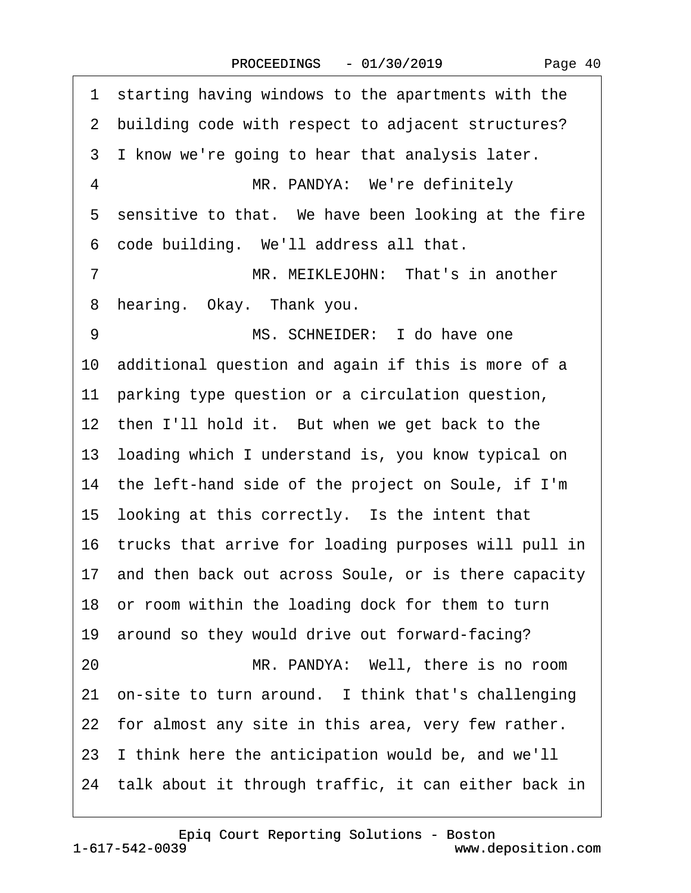1 starting having windows to the apartments with the
2 building code with respect to adjacent structures?
3 I know we're going to hear that analysis later.
4 MR. PANDYA: We're definitely
5 sensitive to that. We have been looking at the fire
6 code building. We'll address all that.
7 MR. MEIKLEJOHN: That's in another
8 hearing. Okay. Thank you.
9 MS. SCHNEIDER: I do have one
10 additional question and again if this is more of a
11 parking type question or a circulation question,
12 then I'll hold it. But when we get back to the
13 loading which I understand is, you know typical on
14 the left-hand side of the project on Soule, if I'm
15 looking at this correctly. Is the intent that
16 trucks that arrive for loading purposes will pull in
17 and then back out across Soule, or is there capacity
18 or room within the loading dock for them to turn
19 around so they would drive out forward-facing?
20 MR. PANDYA: Well, there is no room
21 on-site to turn around. I think that's challenging
22 for almost any site in this area, very few rather.
23 I think here the anticipation would be, and we'll
24 talk about it through traffic, it can either back in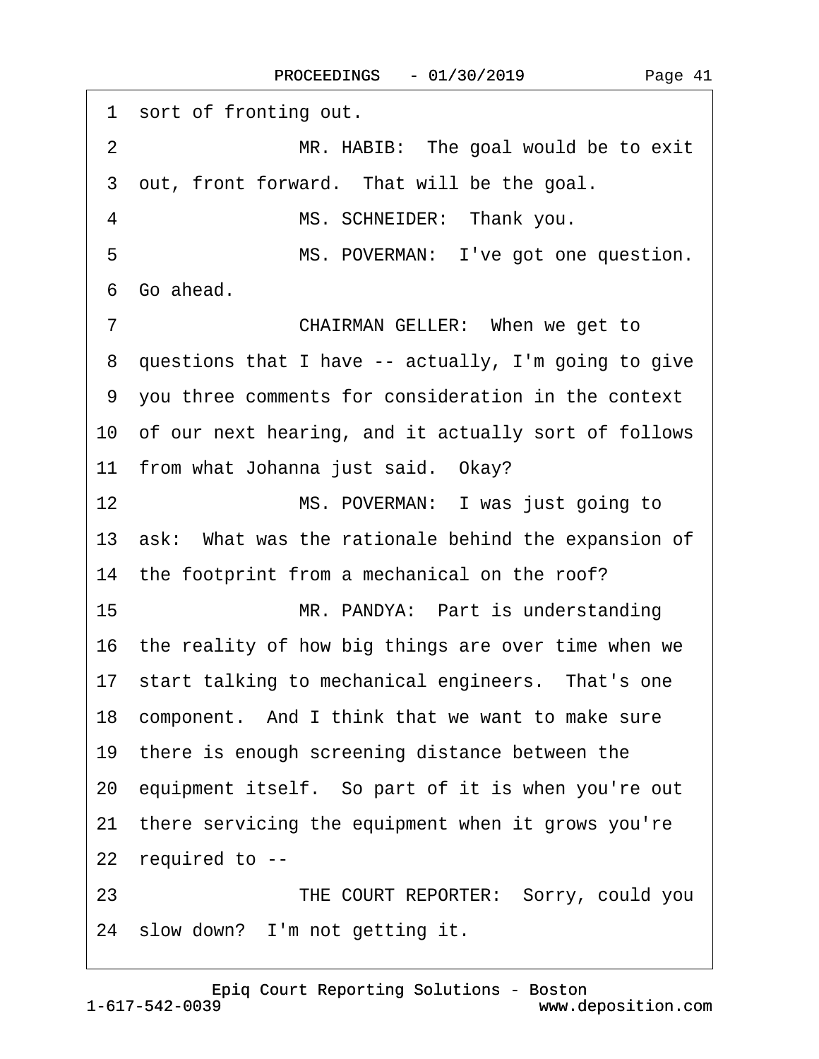1 sort of fronting out.

2 MR. HABIB: The goal would be to exit

3 out, front forward. That will be the goal.

4 MS. SCHNEIDER: Thank you.

5 MS. POVERMAN: I've got one question.

6 Go ahead.

7 CHAIRMAN GELLER: When we get to

8 questions that I have -- actually, I'm going to give

9 you three comments for consideration in the context

10 of our next hearing, and it actually sort of follows

11 from what Johanna just said. Okay?

12 MS. POVERMAN: I was just going to

13 ask: What was the rationale behind the expansion of

14 the footprint from a mechanical on the roof?

15 MR. PANDYA: Part is understanding

16 the reality of how big things are over time when we

17 start talking to mechanical engineers. That's one

18 component. And I think that we want to make sure

19 there is enough screening distance between the

20 equipment itself. So part of it is when you're out

21 there servicing the equipment when it grows you're

22 required to --

23 THE COURT REPORTER: Sorry, could you

24 slow down? I'm not getting it.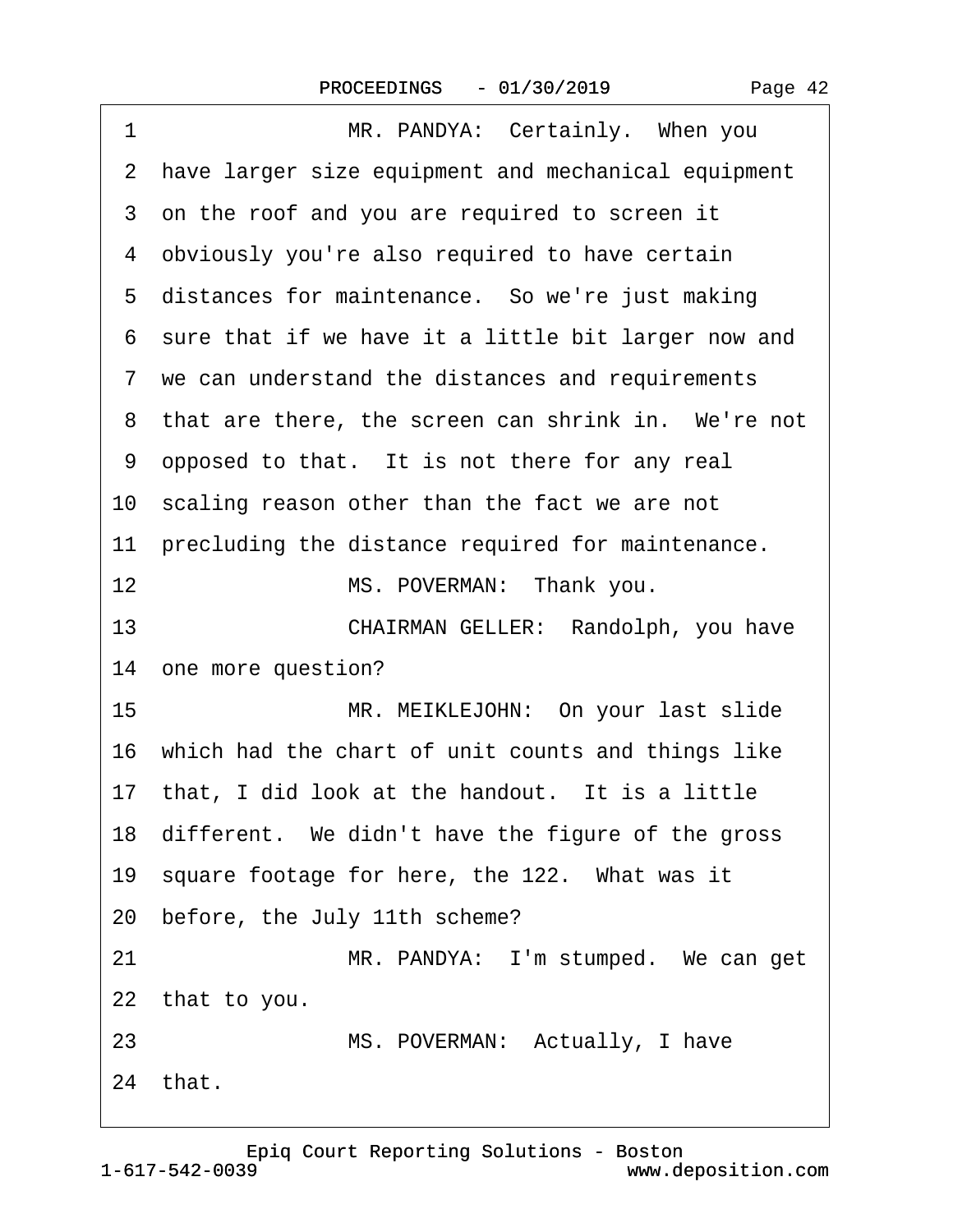1 MR. PANDYA: Certainly. When you
2 have larger size equipment and mechanical equipment
3 on the roof and you are required to screen it
4 obviously you're also required to have certain
5 distances for maintenance. So we're just making
6 sure that if we have it a little bit larger now and
7 we can understand the distances and requirements
8 that are there, the screen can shrink in. We're not
9 opposed to that. It is not there for any real
10 scaling reason other than the fact we are not
11 precluding the distance required for maintenance.
12 MS. POVERMAN: Thank you.
13 CHAIRMAN GELLER: Randolph, you have
14 one more question?
15 MR. MEIKLEJOHN: On your last slide
16 which had the chart of unit counts and things like
17 that, I did look at the handout. It is a little
18 different. We didn't have the figure of the gross
19 square footage for here, the 122. What was it
20 before, the July 11th scheme?
21 MR. PANDYA: I'm stumped. We can get
22 that to you.
23 MS. POVERMAN: Actually, I have
24 that.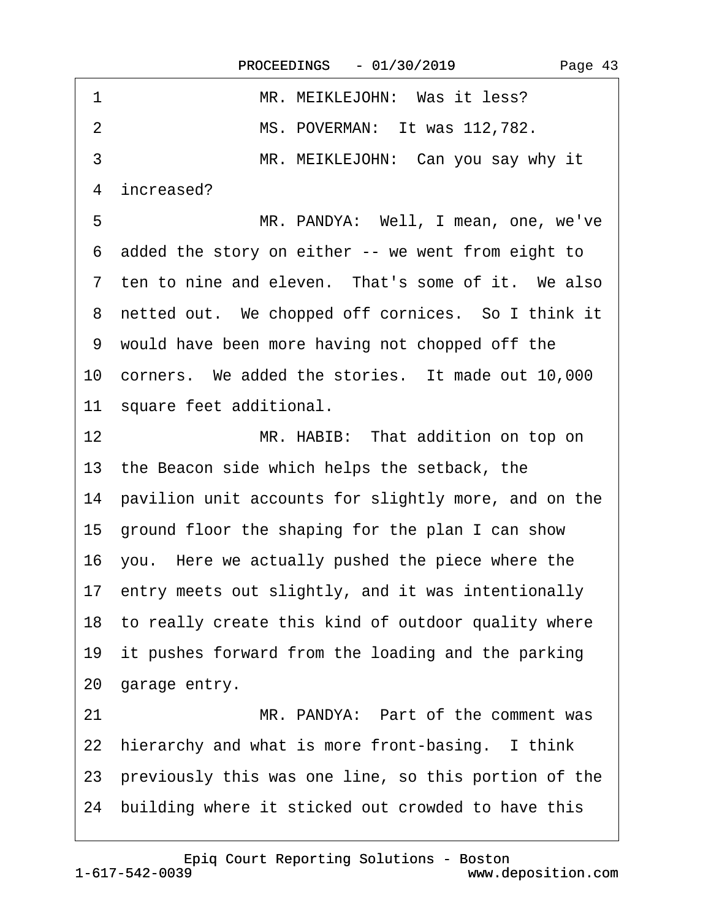1 MR. MEIKLEJOHN: Was it less?

2 MS. POVERMAN: It was 112,782.

3 MR. MEIKLEJOHN: Can you say why it

4 increased?

5 MR. PANDYA: Well, I mean, one, we've

6 added the story on either -- we went from eight to

7 ten to nine and eleven. That's some of it. We also

8 netted out. We chopped off cornices. So I think it

9 would have been more having not chopped off the

10 corners. We added the stories. It made out 10,000

11 square feet additional.

12 MR. HABIB: That addition on top on

13 the Beacon side which helps the setback, the

14 pavilion unit accounts for slightly more, and on the

15 ground floor the shaping for the plan I can show

16 you. Here we actually pushed the piece where the

17 entry meets out slightly, and it was intentionally

18 to really create this kind of outdoor quality where

19 it pushes forward from the loading and the parking

20 garage entry.

21 MR. PANDYA: Part of the comment was

22 hierarchy and what is more front-basing. I think

23 previously this was one line, so this portion of the

24 building where it sticked out crowded to have this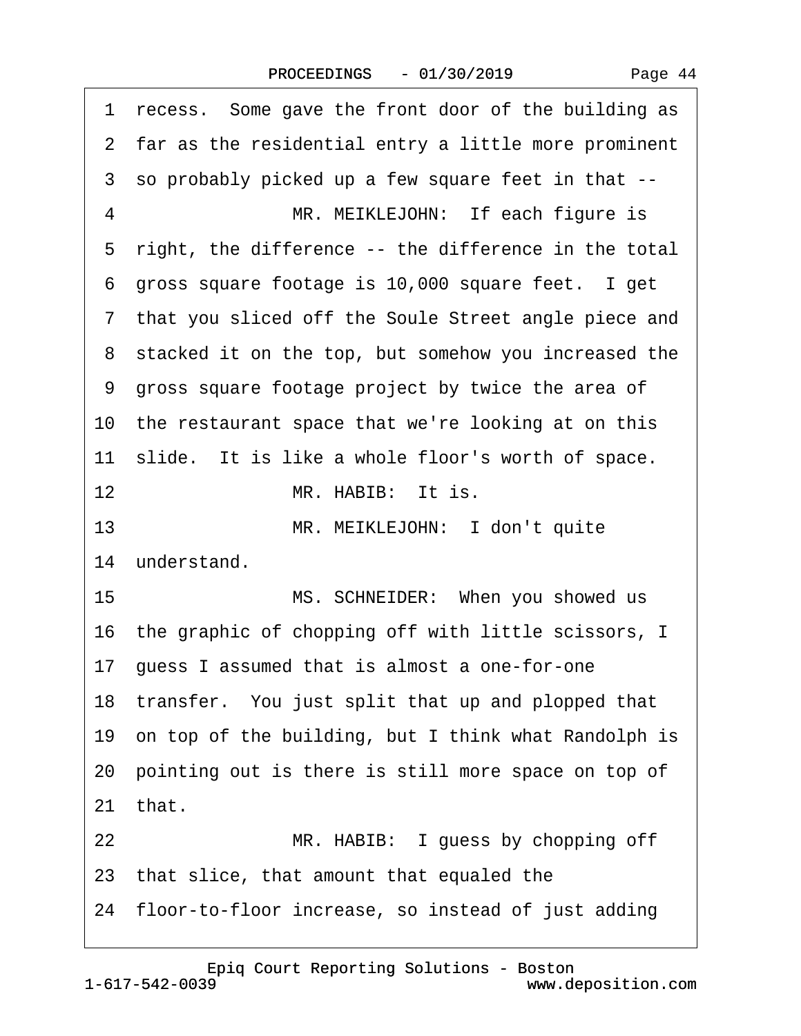1 recess. Some gave the front door of the building as
2 far as the residential entry a little more prominent
3 so probably picked up a few square feet in that --
4 MR. MEIKLEJOHN: If each figure is
5 right, the difference -- the difference in the total
6 gross square footage is 10,000 square feet. I get
7 that you sliced off the Soule Street angle piece and
8 stacked it on the top, but somehow you increased the
9 gross square footage project by twice the area of
10 the restaurant space that we're looking at on this
11 slide. It is like a whole floor's worth of space.
12 MR. HABIB: It is.
13 MR. MEIKLEJOHN: I don't quite
14 understand.
15 MS. SCHNEIDER: When you showed us
16 the graphic of chopping off with little scissors, I
17 guess I assumed that is almost a one-for-one
18 transfer. You just split that up and plopped that
19 on top of the building, but I think what Randolph is
20 pointing out is there is still more space on top of
21 that.
22 MR. HABIB: I guess by chopping off
23 that slice, that amount that equaled the
24 floor-to-floor increase, so instead of just adding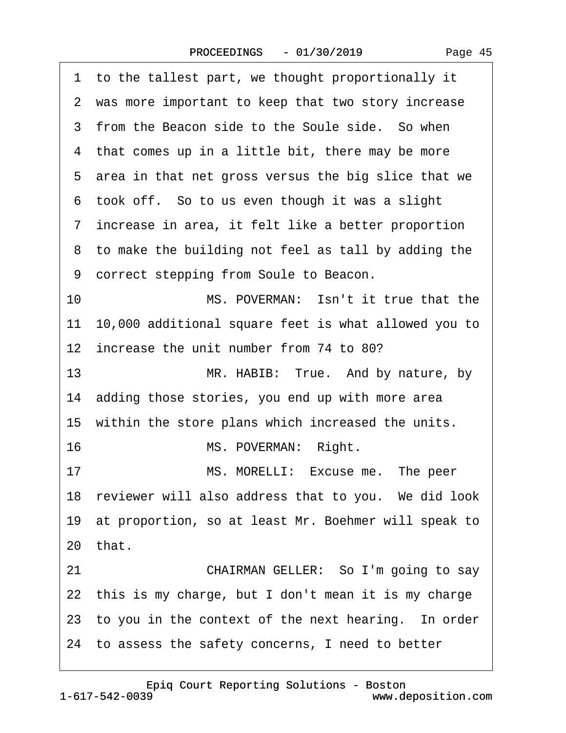1 to the tallest part, we thought proportionally it
2 was more important to keep that two story increase
3 from the Beacon side to the Soule side. So when
4 that comes up in a little bit, there may be more
5 area in that net gross versus the big slice that we
6 took off. So to us even though it was a slight
7 increase in area, it felt like a better proportion
8 to make the building not feel as tall by adding the
9 correct stepping from Soule to Beacon.
10 MS. POVERMAN: Isn't it true that the
11 10,000 additional square feet is what allowed you to
12 increase the unit number from 74 to 80?
13 MR. HABIB: True. And by nature, by
14 adding those stories, you end up with more area
15 within the store plans which increased the units.
16 MS. POVERMAN: Right.
17 MS. MORELLI: Excuse me. The peer
18 reviewer will also address that to you. We did look
19 at proportion, so at least Mr. Boehmer will speak to
20 that.
21 CHAIRMAN GELLER: So I'm going to say
22 this is my charge, but I don't mean it is my charge
23 to you in the context of the next hearing. In order
24 to assess the safety concerns, I need to better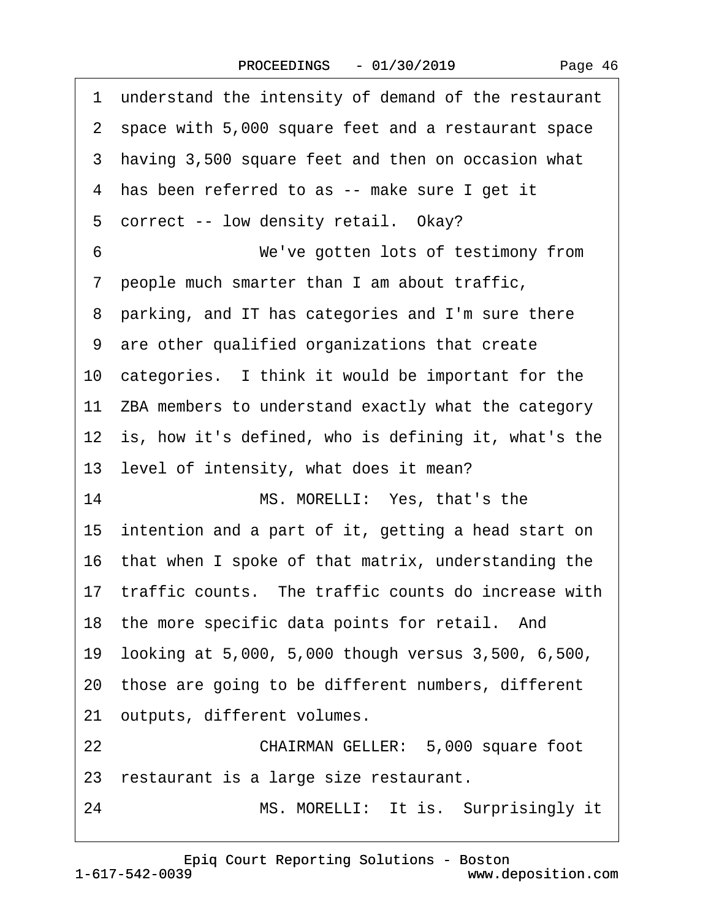1 understand the intensity of demand of the restaurant
2 space with 5,000 square feet and a restaurant space
3 having 3,500 square feet and then on occasion what
4 has been referred to as -- make sure I get it
5 correct -- low density retail. Okay?
6 We've gotten lots of testimony from
7 people much smarter than I am about traffic,
8 parking, and IT has categories and I'm sure there
9 are other qualified organizations that create
10 categories. I think it would be important for the
11 ZBA members to understand exactly what the category
12 is, how it's defined, who is defining it, what's the
13 level of intensity, what does it mean?
14 MS. MORELLI: Yes, that's the
15 intention and a part of it, getting a head start on
16 that when I spoke of that matrix, understanding the
17 traffic counts. The traffic counts do increase with
18 the more specific data points for retail. And
19 looking at 5,000, 5,000 though versus 3,500, 6,500,
20 those are going to be different numbers, different
21 outputs, different volumes.
22 CHAIRMAN GELLER: 5,000 square foot
23 restaurant is a large size restaurant.
24 MS. MORELLI: It is. Surprisingly it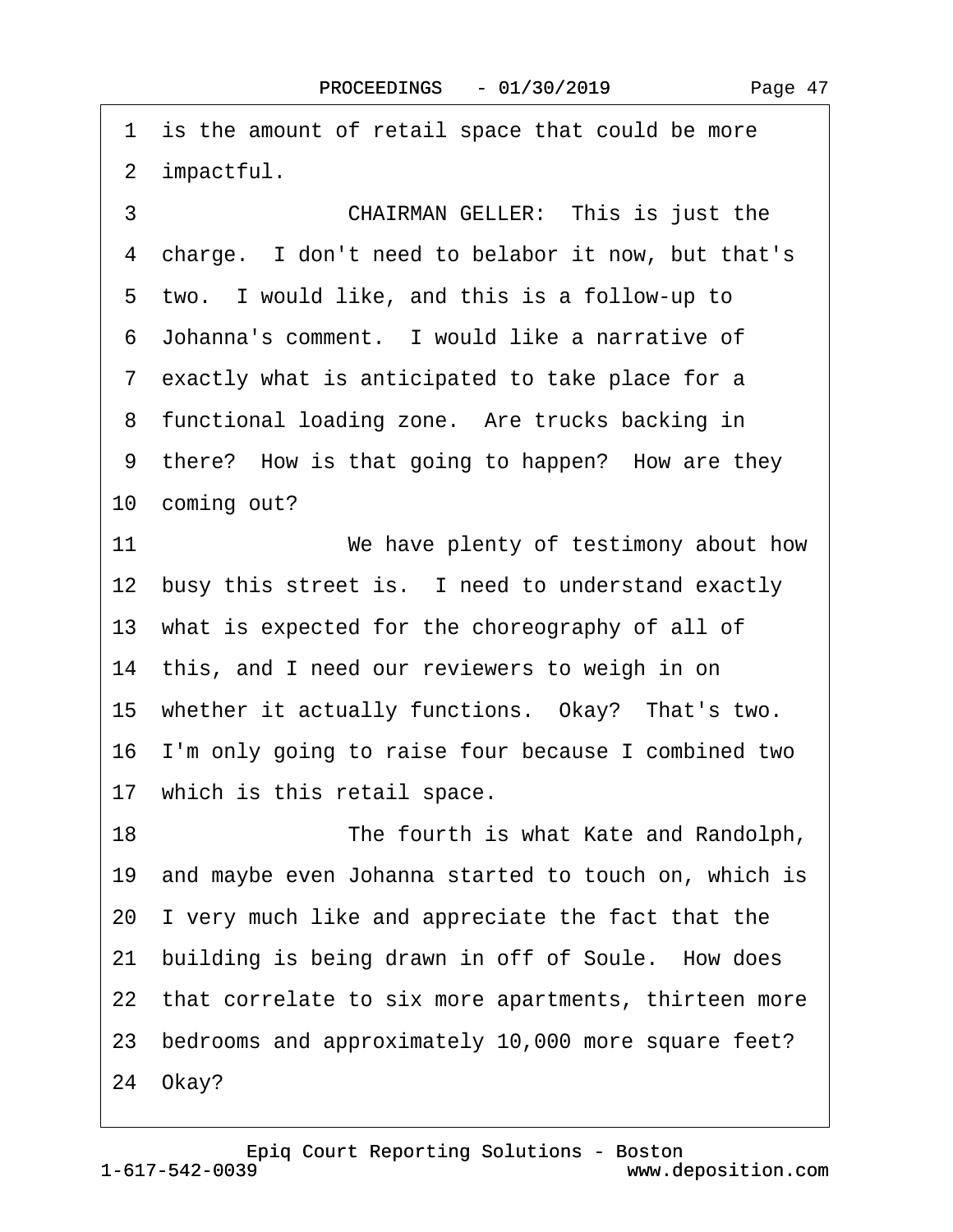1 is the amount of retail space that could be more
2 impactful.
3 CHAIRMAN GELLER: This is just the
4 charge. I don't need to belabor it now, but that's
5 two. I would like, and this is a follow-up to
6 Johanna's comment. I would like a narrative of
7 exactly what is anticipated to take place for a
8 functional loading zone. Are trucks backing in
9 there? How is that going to happen? How are they
10 coming out?
11 We have plenty of testimony about how
12 busy this street is. I need to understand exactly
13 what is expected for the choreography of all of
14 this, and I need our reviewers to weigh in on
15 whether it actually functions. Okay? That's two.
16 I'm only going to raise four because I combined two
17 which is this retail space.
18 The fourth is what Kate and Randolph,
19 and maybe even Johanna started to touch on, which is
20 I very much like and appreciate the fact that the
21 building is being drawn in off of Soule. How does
22 that correlate to six more apartments, thirteen more
23 bedrooms and approximately 10,000 more square feet?
24 Okay?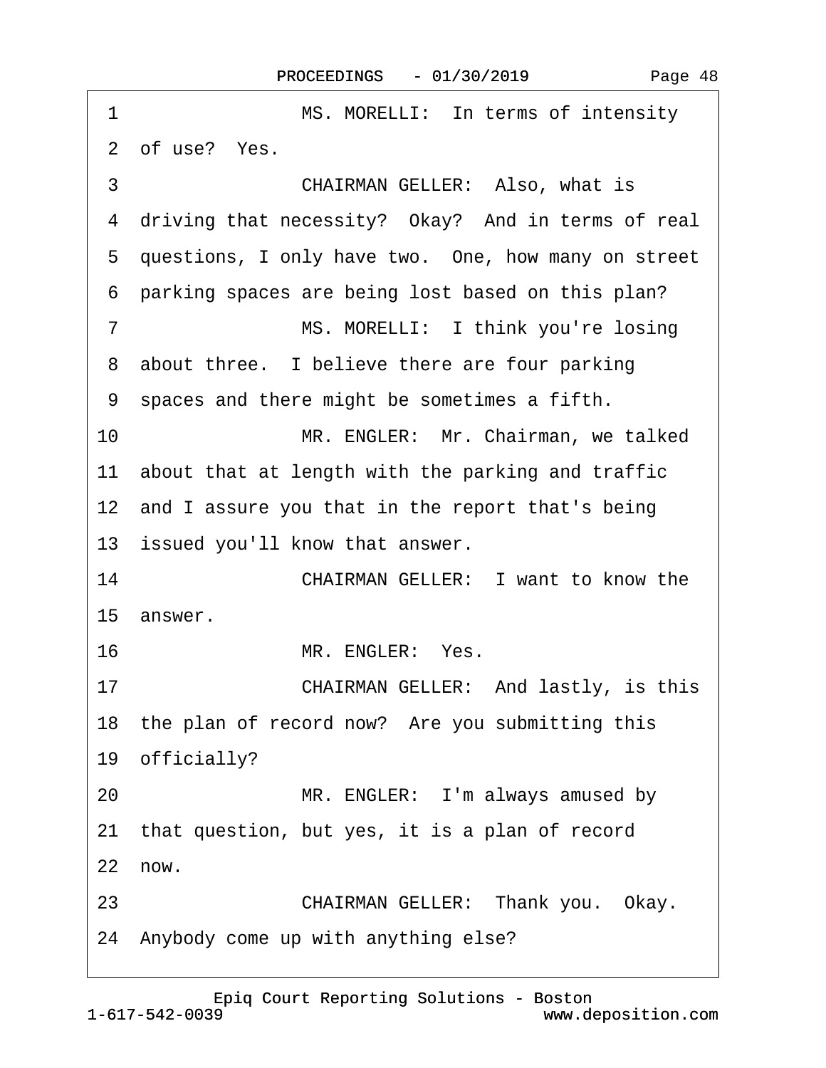1 MS. MORELLI: In terms of intensity
2 of use? Yes.
3 CHAIRMAN GELLER: Also, what is
4 driving that necessity? Okay? And in terms of real
5 questions, I only have two. One, how many on street
6 parking spaces are being lost based on this plan?
7 MS. MORELLI: I think you're losing
8 about three. I believe there are four parking
9 spaces and there might be sometimes a fifth.
10 MR. ENGLER: Mr. Chairman, we talked
11 about that at length with the parking and traffic
12 and I assure you that in the report that's being
13 issued you'll know that answer.
14 CHAIRMAN GELLER: I want to know the
15 answer.
16 MR. ENGLER: Yes.
17 CHAIRMAN GELLER: And lastly, is this
18 the plan of record now? Are you submitting this
19 officially?
20 MR. ENGLER: I'm always amused by
21 that question, but yes, it is a plan of record
22 now.
23 CHAIRMAN GELLER: Thank you. Okay.
24 Anybody come up with anything else?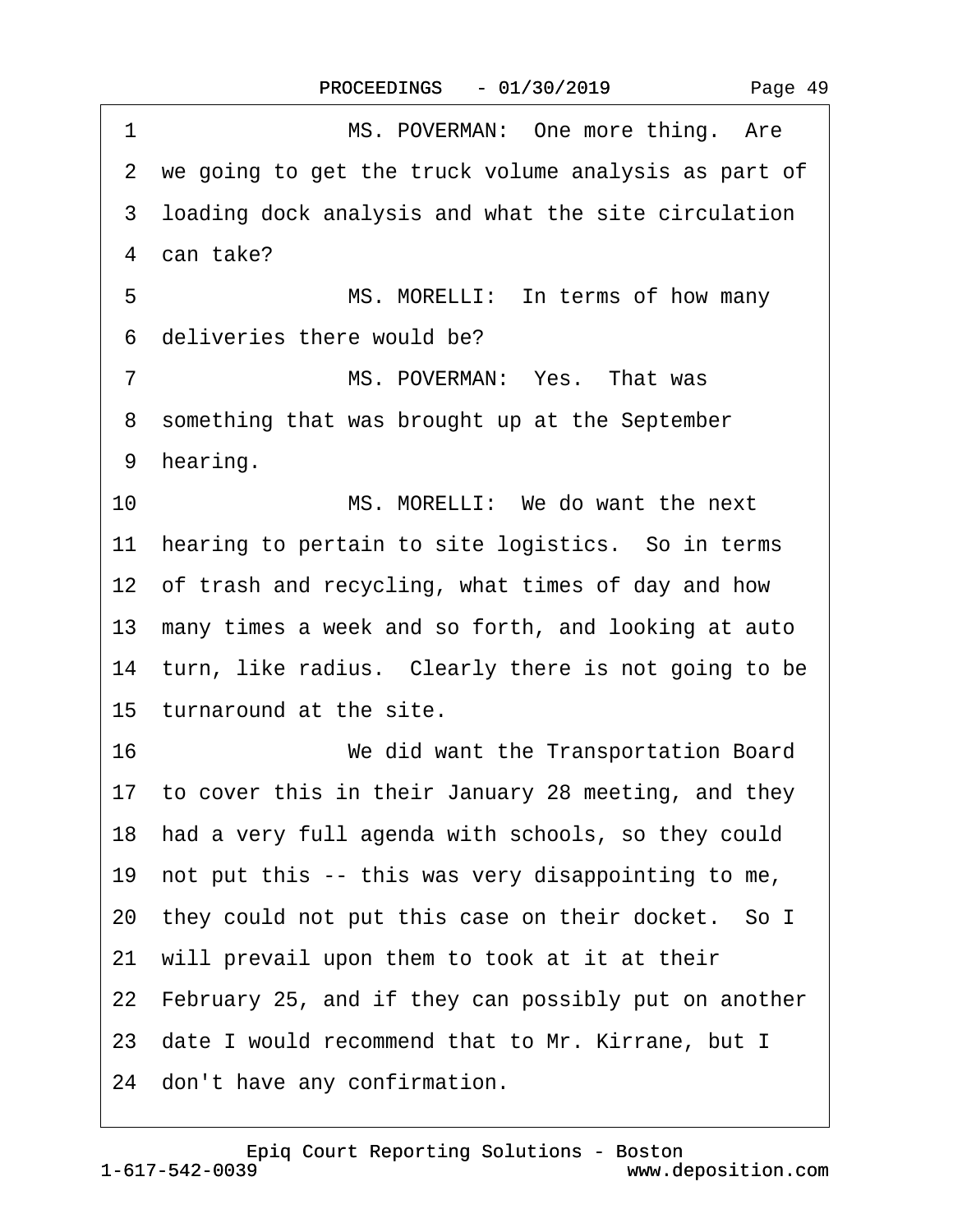1 MS. POVERMAN: One more thing. Are
2 we going to get the truck volume analysis as part of
3 loading dock analysis and what the site circulation
4 can take?
5 MS. MORELLI: In terms of how many
6 deliveries there would be?
7 MS. POVERMAN: Yes. That was
8 something that was brought up at the September
9 hearing.
10 MS. MORELLI: We do want the next
11 hearing to pertain to site logistics. So in terms
12 of trash and recycling, what times of day and how
13 many times a week and so forth, and looking at auto
14 turn, like radius. Clearly there is not going to be
15 turnaround at the site.
16 We did want the Transportation Board
17 to cover this in their January 28 meeting, and they
18 had a very full agenda with schools, so they could
19 not put this -- this was very disappointing to me,
20 they could not put this case on their docket. So I
21 will prevail upon them to took at it at their
22 February 25, and if they can possibly put on another
23 date I would recommend that to Mr. Kirrane, but I
24 don't have any confirmation.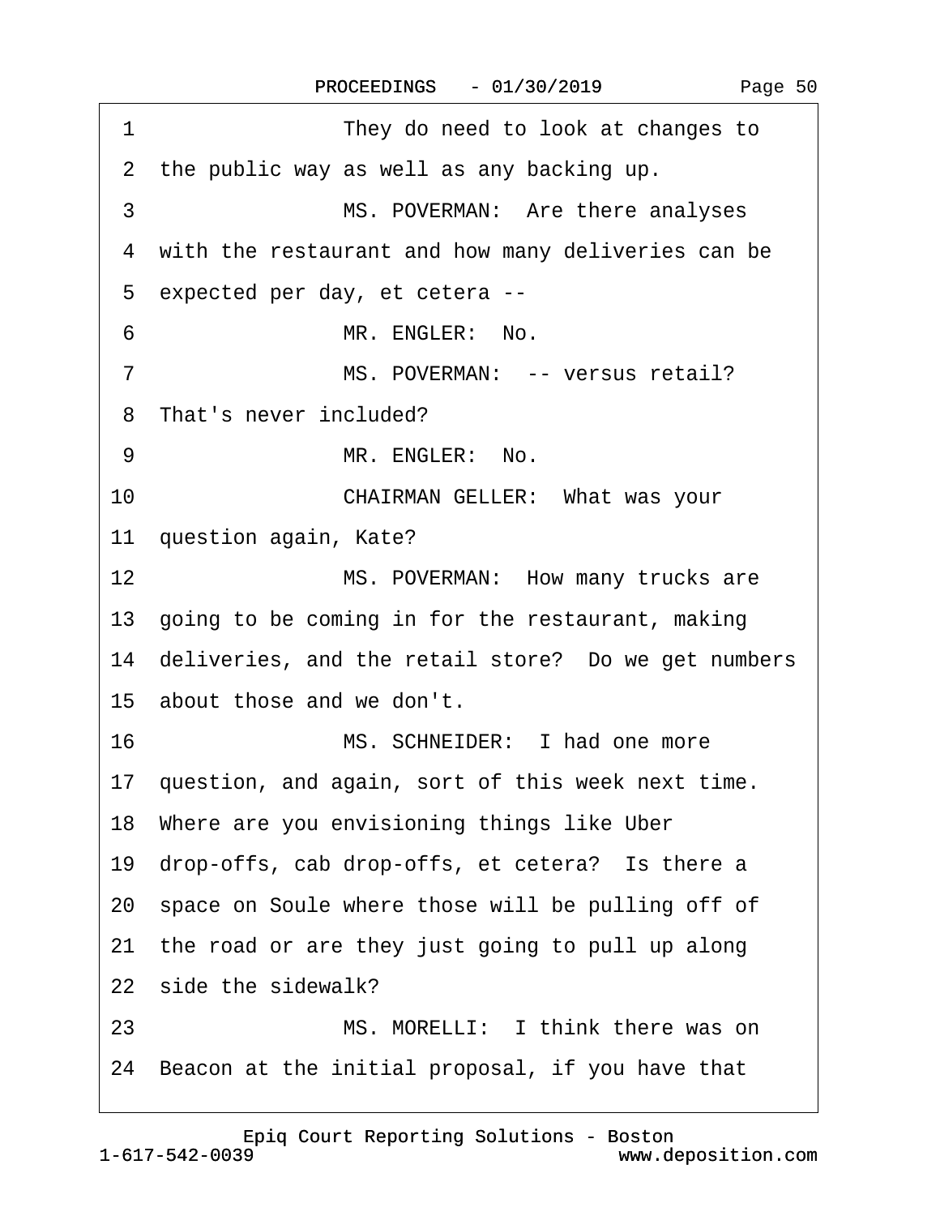1 They do need to look at changes to
2 the public way as well as any backing up.
3 MS. POVERMAN: Are there analyses
4 with the restaurant and how many deliveries can be
5 expected per day, et cetera --
6 MR. ENGLER: No.
7 MS. POVERMAN: -- versus retail?
8 That's never included?
9 MR. ENGLER: No.
10 CHAIRMAN GELLER: What was your
11 question again, Kate?
12 MS. POVERMAN: How many trucks are
13 going to be coming in for the restaurant, making
14 deliveries, and the retail store? Do we get numbers
15 about those and we don't.
16 MS. SCHNEIDER: I had one more
17 question, and again, sort of this week next time.
18 Where are you envisioning things like Uber
19 drop-offs, cab drop-offs, et cetera? Is there a
20 space on Soule where those will be pulling off of
21 the road or are they just going to pull up along
22 side the sidewalk?
23 MS. MORELLI: I think there was on
24 Beacon at the initial proposal, if you have that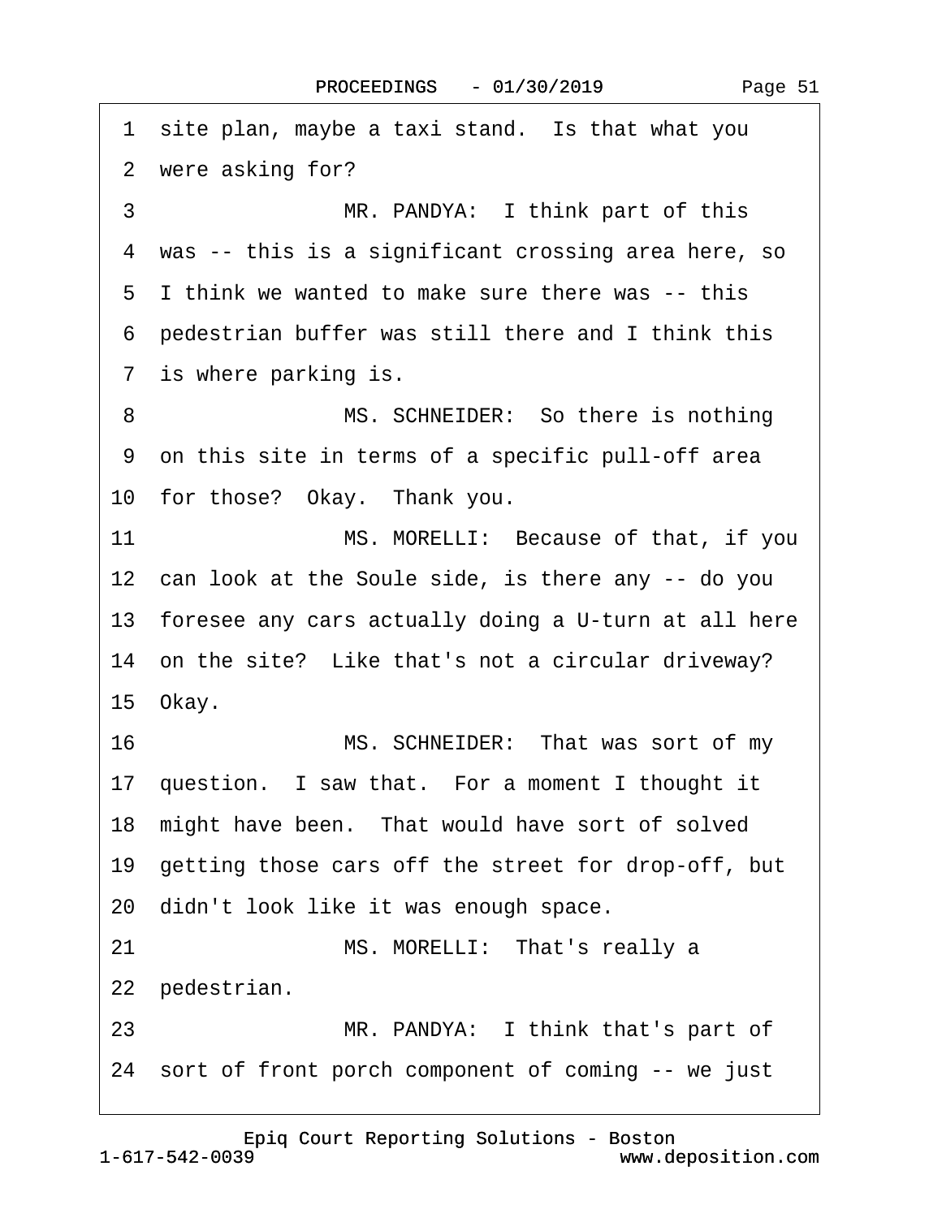1 site plan, maybe a taxi stand. Is that what you
2 were asking for?
3 MR. PANDYA: I think part of this
4 was -- this is a significant crossing area here, so
5 I think we wanted to make sure there was -- this
6 pedestrian buffer was still there and I think this
7 is where parking is.
8 MS. SCHNEIDER: So there is nothing
9 on this site in terms of a specific pull-off area
10 for those? Okay. Thank you.
11 MS. MORELLI: Because of that, if you
12 can look at the Soule side, is there any -- do you
13 foresee any cars actually doing a U-turn at all here
14 on the site? Like that's not a circular driveway?
15 Okay.
16 MS. SCHNEIDER: That was sort of my
17 question. I saw that. For a moment I thought it
18 might have been. That would have sort of solved
19 getting those cars off the street for drop-off, but
20 didn't look like it was enough space.
21 MS. MORELLI: That's really a
22 pedestrian.
23 MR. PANDYA: I think that's part of
24 sort of front porch component of coming -- we just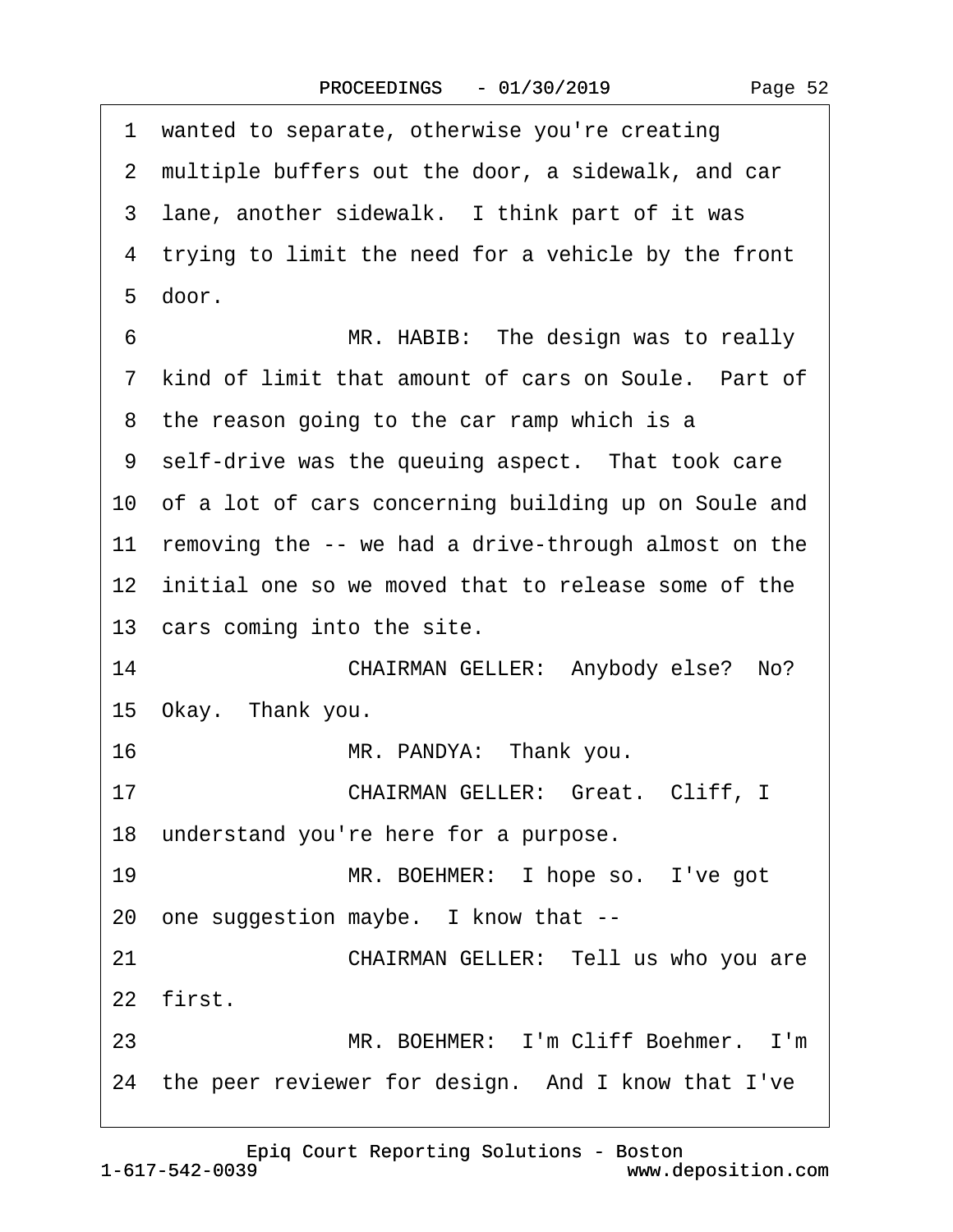1 wanted to separate, otherwise you're creating
2 multiple buffers out the door, a sidewalk, and car
3 lane, another sidewalk. I think part of it was
4 trying to limit the need for a vehicle by the front
5 door.
6 MR. HABIB: The design was to really
7 kind of limit that amount of cars on Soule. Part of
8 the reason going to the car ramp which is a
9 self-drive was the queuing aspect. That took care
10 of a lot of cars concerning building up on Soule and
11 removing the -- we had a drive-through almost on the
12 initial one so we moved that to release some of the
13 cars coming into the site.
14 CHAIRMAN GELLER: Anybody else? No?
15 Okay. Thank you.
16 MR. PANDYA: Thank you.
17 CHAIRMAN GELLER: Great. Cliff, I
18 understand you're here for a purpose.
19 MR. BOEHMER: I hope so. I've got
20 one suggestion maybe. I know that --
21 CHAIRMAN GELLER: Tell us who you are
22 first.
23 MR. BOEHMER: I'm Cliff Boehmer. I'm
24 the peer reviewer for design. And I know that I've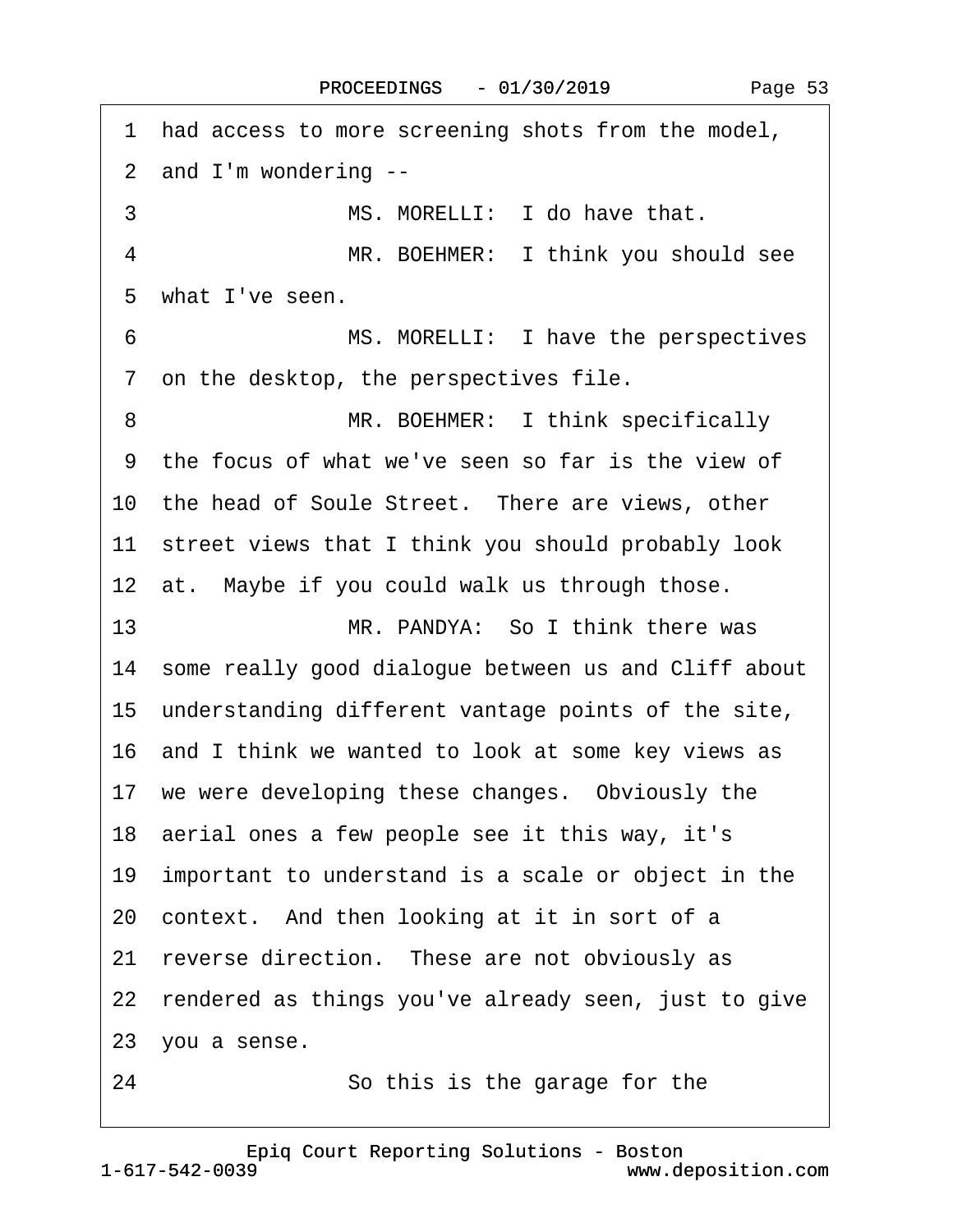1 had access to more screening shots from the model,

2 and I'm wondering --

3 MS. MORELLI: I do have that.

4 MR. BOEHMER: I think you should see

5 what I've seen.

6 MS. MORELLI: I have the perspectives

7 on the desktop, the perspectives file.

8 MR. BOEHMER: I think specifically

9 the focus of what we've seen so far is the view of

10 the head of Soule Street. There are views, other

11 street views that I think you should probably look

12 at. Maybe if you could walk us through those.

13 MR. PANDYA: So I think there was

14 some really good dialogue between us and Cliff about

15 understanding different vantage points of the site,

16 and I think we wanted to look at some key views as

17 we were developing these changes. Obviously the

18 aerial ones a few people see it this way, it's

19 important to understand is a scale or object in the

20 context. And then looking at it in sort of a

21 reverse direction. These are not obviously as

22 rendered as things you've already seen, just to give

23 you a sense.

24 So this is the garage for the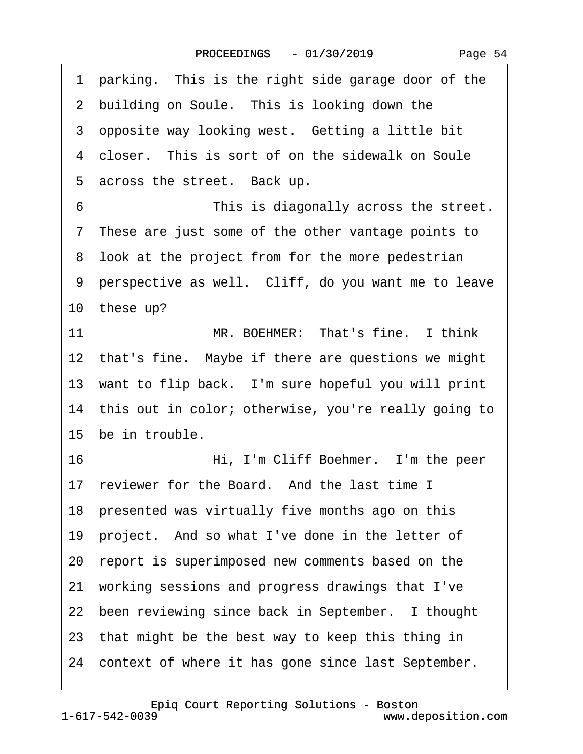1 parking. This is the right side garage door of the
2 building on Soule. This is looking down the
3 opposite way looking west. Getting a little bit
4 closer. This is sort of on the sidewalk on Soule
5 across the street. Back up.
6 This is diagonally across the street.
7 These are just some of the other vantage points to
8 look at the project from for the more pedestrian
9 perspective as well. Cliff, do you want me to leave
10 these up?
11 MR. BOEHMER: That's fine. I think
12 that's fine. Maybe if there are questions we might
13 want to flip back. I'm sure hopeful you will print
14 this out in color; otherwise, you're really going to
15 be in trouble.
16 Hi, I'm Cliff Boehmer. I'm the peer
17 reviewer for the Board. And the last time I
18 presented was virtually five months ago on this
19 project. And so what I've done in the letter of
20 report is superimposed new comments based on the
21 working sessions and progress drawings that I've
22 been reviewing since back in September. I thought
23 that might be the best way to keep this thing in
24 context of where it has gone since last September.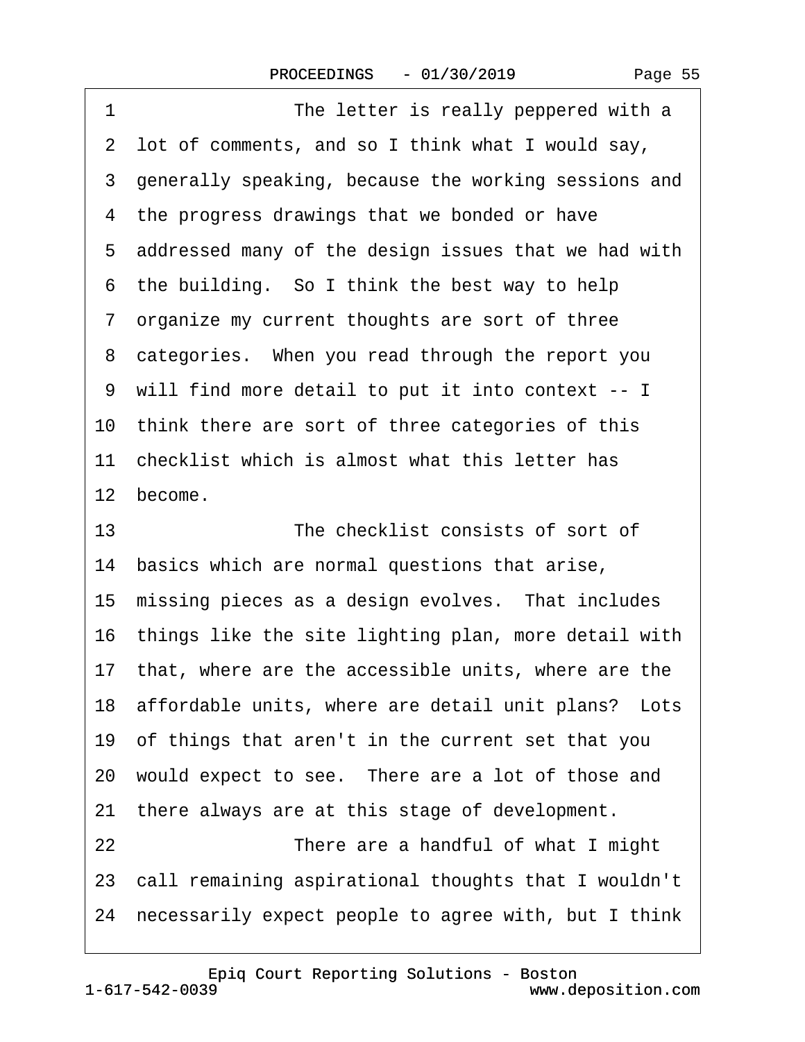1 The letter is really peppered with a
2 lot of comments, and so I think what I would say,
3 generally speaking, because the working sessions and
4 the progress drawings that we bonded or have
5 addressed many of the design issues that we had with
6 the building. So I think the best way to help
7 organize my current thoughts are sort of three
8 categories. When you read through the report you
9 will find more detail to put it into context -- I
10 think there are sort of three categories of this
11 checklist which is almost what this letter has
12 become.
13 The checklist consists of sort of
14 basics which are normal questions that arise,
15 missing pieces as a design evolves. That includes
16 things like the site lighting plan, more detail with
17 that, where are the accessible units, where are the
18 affordable units, where are detail unit plans? Lots
19 of things that aren't in the current set that you
20 would expect to see. There are a lot of those and
21 there always are at this stage of development.
22 There are a handful of what I might
23 call remaining aspirational thoughts that I wouldn't
24 necessarily expect people to agree with, but I think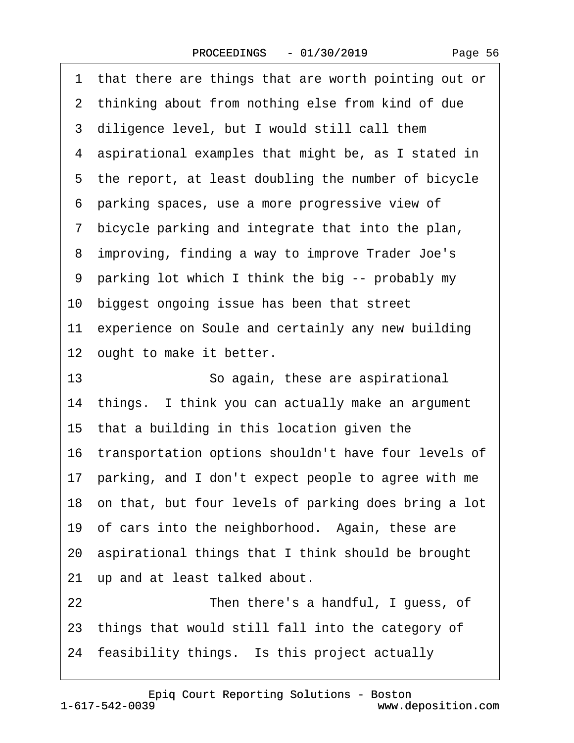1 that there are things that are worth pointing out or
2 thinking about from nothing else from kind of due
3 diligence level, but I would still call them
4 aspirational examples that might be, as I stated in
5 the report, at least doubling the number of bicycle
6 parking spaces, use a more progressive view of
7 bicycle parking and integrate that into the plan,
8 improving, finding a way to improve Trader Joe's
9 parking lot which I think the big -- probably my
10 biggest ongoing issue has been that street
11 experience on Soule and certainly any new building
12 ought to make it better.
13 So again, these are aspirational
14 things. I think you can actually make an argument
15 that a building in this location given the
16 transportation options shouldn't have four levels of
17 parking, and I don't expect people to agree with me
18 on that, but four levels of parking does bring a lot
19 of cars into the neighborhood. Again, these are
20 aspirational things that I think should be brought
21 up and at least talked about.
22 Then there's a handful, I guess, of
23 things that would still fall into the category of
24 feasibility things. Is this project actually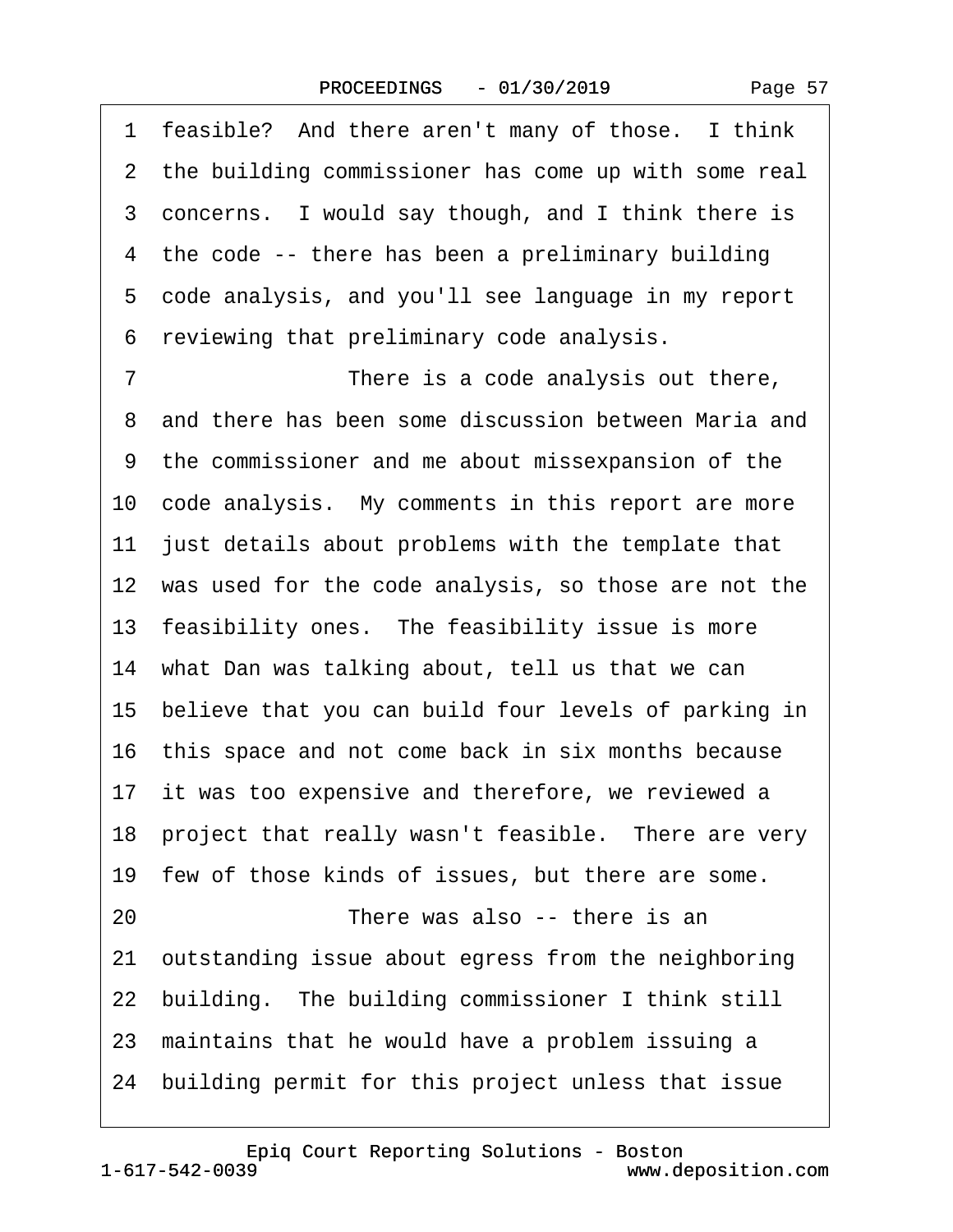1 feasible? And there aren't many of those. I think
2 the building commissioner has come up with some real
3 concerns. I would say though, and I think there is
4 the code -- there has been a preliminary building
5 code analysis, and you'll see language in my report
6 reviewing that preliminary code analysis.
7 There is a code analysis out there,
8 and there has been some discussion between Maria and
9 the commissioner and me about missexpansion of the
10 code analysis. My comments in this report are more
11 just details about problems with the template that
12 was used for the code analysis, so those are not the
13 feasibility ones. The feasibility issue is more
14 what Dan was talking about, tell us that we can
15 believe that you can build four levels of parking in
16 this space and not come back in six months because
17 it was too expensive and therefore, we reviewed a
18 project that really wasn't feasible. There are very
19 few of those kinds of issues, but there are some.
20 There was also -- there is an
21 outstanding issue about egress from the neighboring
22 building. The building commissioner I think still
23 maintains that he would have a problem issuing a
24 building permit for this project unless that issue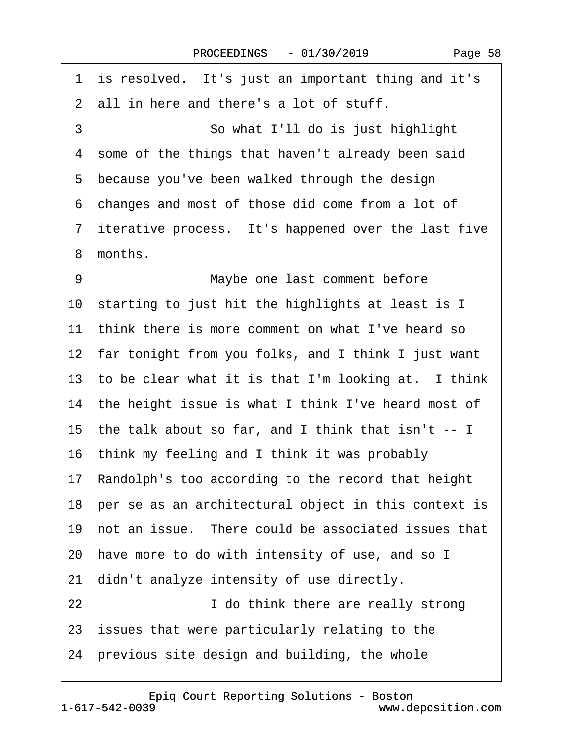1 is resolved. It's just an important thing and it's
2 all in here and there's a lot of stuff.
3 So what I'll do is just highlight
4 some of the things that haven't already been said
5 because you've been walked through the design
6 changes and most of those did come from a lot of
7 iterative process. It's happened over the last five
8 months.
9 Maybe one last comment before
10 starting to just hit the highlights at least is I
11 think there is more comment on what I've heard so
12 far tonight from you folks, and I think I just want
13 to be clear what it is that I'm looking at. I think
14 the height issue is what I think I've heard most of
15 the talk about so far, and I think that isn't -- I
16 think my feeling and I think it was probably
17 Randolph's too according to the record that height
18 per se as an architectural object in this context is
19 not an issue. There could be associated issues that
20 have more to do with intensity of use, and so I
21 didn't analyze intensity of use directly.
22 I do think there are really strong
23 issues that were particularly relating to the
24 previous site design and building, the whole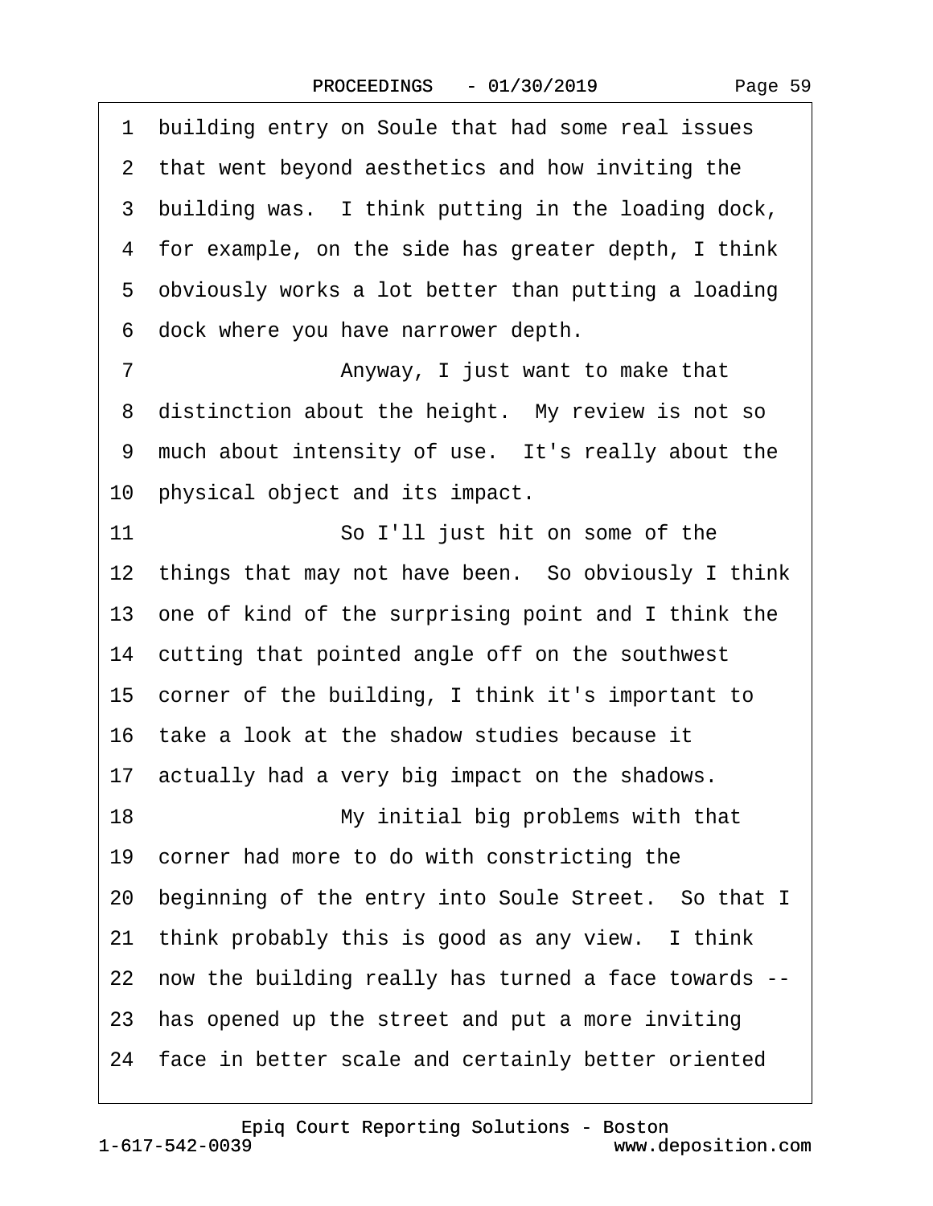1 building entry on Soule that had some real issues
2 that went beyond aesthetics and how inviting the
3 building was. I think putting in the loading dock,
4 for example, on the side has greater depth, I think
5 obviously works a lot better than putting a loading
6 dock where you have narrower depth.
7 Anyway, I just want to make that
8 distinction about the height. My review is not so
9 much about intensity of use. It's really about the
10 physical object and its impact.
11 So I'll just hit on some of the
12 things that may not have been. So obviously I think
13 one of kind of the surprising point and I think the
14 cutting that pointed angle off on the southwest
15 corner of the building, I think it's important to
16 take a look at the shadow studies because it
17 actually had a very big impact on the shadows.
18 My initial big problems with that
19 corner had more to do with constricting the
20 beginning of the entry into Soule Street. So that I
21 think probably this is good as any view. I think
22 now the building really has turned a face towards --
23 has opened up the street and put a more inviting
24 face in better scale and certainly better oriented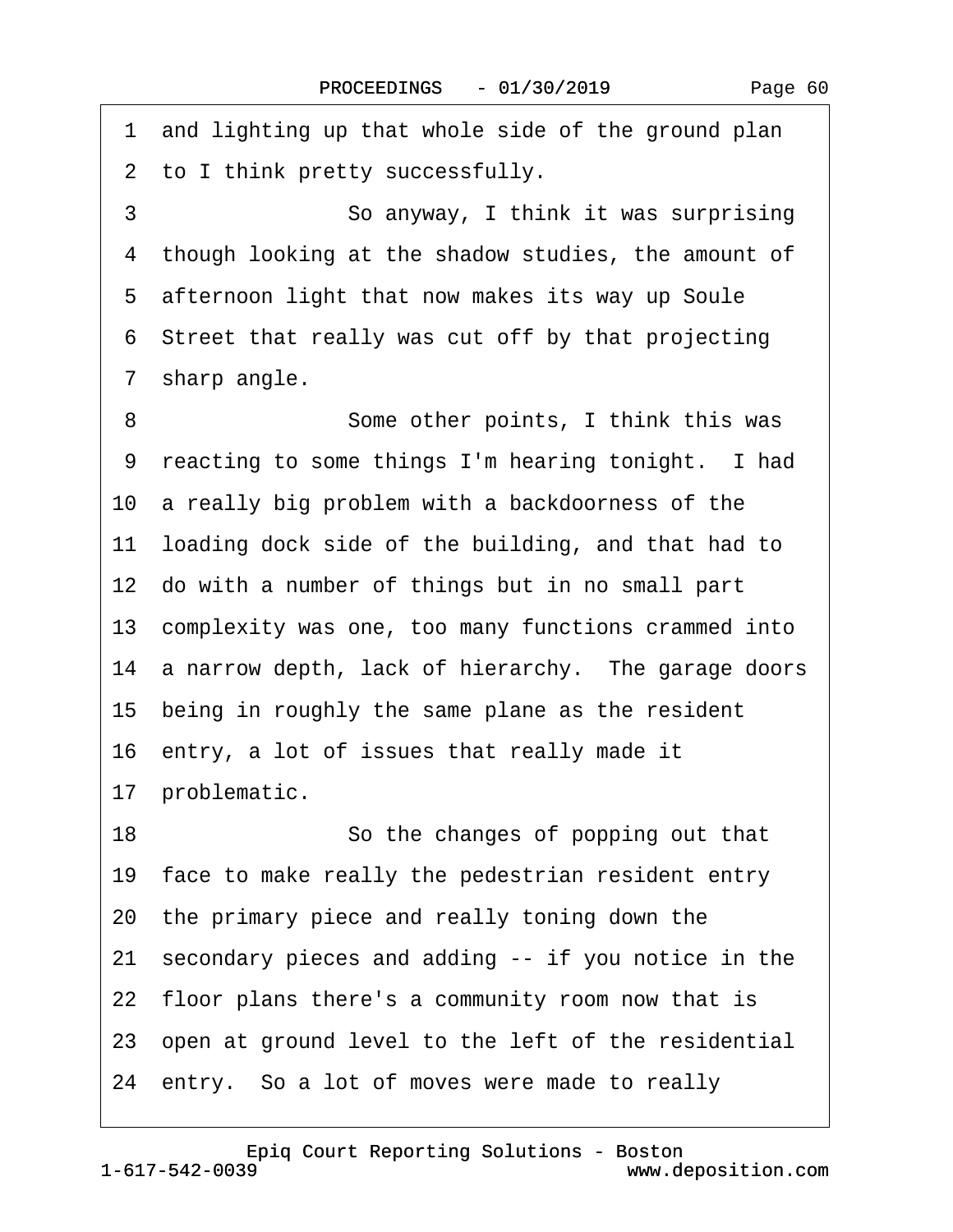1 and lighting up that whole side of the ground plan
2 to I think pretty successfully.
3 So anyway, I think it was surprising
4 though looking at the shadow studies, the amount of
5 afternoon light that now makes its way up Soule
6 Street that really was cut off by that projecting
7 sharp angle.
8 Some other points, I think this was
9 reacting to some things I'm hearing tonight. I had
10 a really big problem with a backdoorness of the
11 loading dock side of the building, and that had to
12 do with a number of things but in no small part
13 complexity was one, too many functions crammed into
14 a narrow depth, lack of hierarchy. The garage doors
15 being in roughly the same plane as the resident
16 entry, a lot of issues that really made it
17 problematic.
18 So the changes of popping out that
19 face to make really the pedestrian resident entry
20 the primary piece and really toning down the
21 secondary pieces and adding -- if you notice in the
22 floor plans there's a community room now that is
23 open at ground level to the left of the residential
24 entry. So a lot of moves were made to really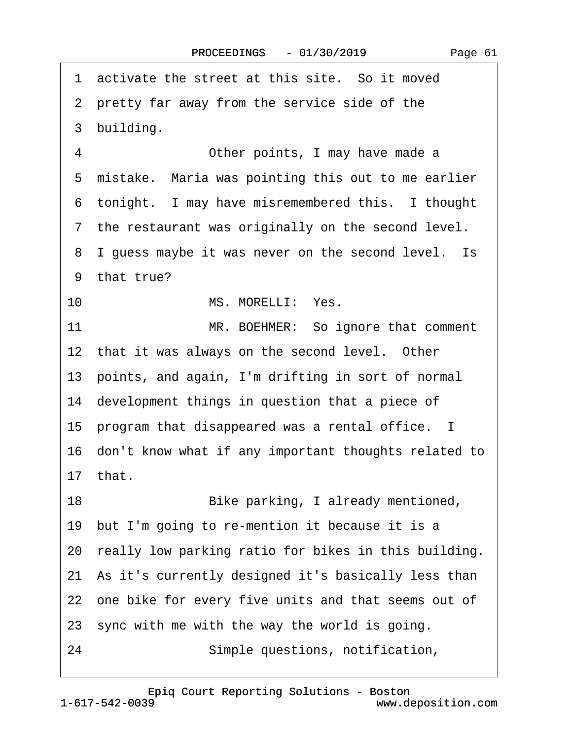1 activate the street at this site. So it moved
2 pretty far away from the service side of the
3 building.

4 Other points, I may have made a
5 mistake. Maria was pointing this out to me earlier
6 tonight. I may have misremembered this. I thought
7 the restaurant was originally on the second level.
8 I guess maybe it was never on the second level. Is
9 that true?

10 MS. MORELLI: Yes.

11 MR. BOEHMER: So ignore that comment
12 that it was always on the second level. Other
13 points, and again, I'm drifting in sort of normal
14 development things in question that a piece of
15 program that disappeared was a rental office. I
16 don't know what if any important thoughts related to
17 that.

18 Bike parking, I already mentioned,
19 but I'm going to re-mention it because it is a
20 really low parking ratio for bikes in this building.
21 As it's currently designed it's basically less than
22 one bike for every five units and that seems out of
23 sync with me with the way the world is going.

24 Simple questions, notification,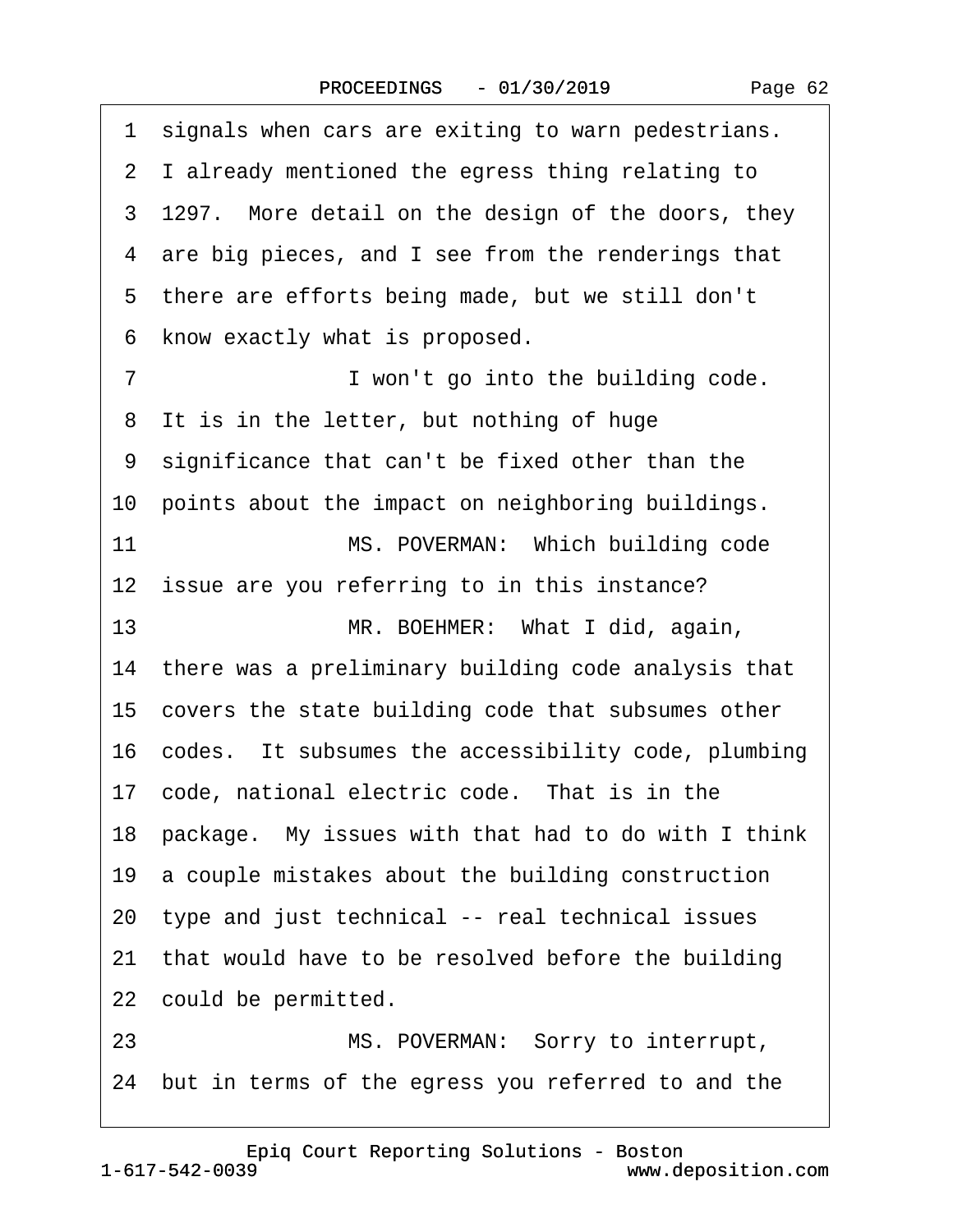1 signals when cars are exiting to warn pedestrians.
2 I already mentioned the egress thing relating to
3 1297. More detail on the design of the doors, they
4 are big pieces, and I see from the renderings that
5 there are efforts being made, but we still don't
6 know exactly what is proposed.
7 I won't go into the building code.
8 It is in the letter, but nothing of huge
9 significance that can't be fixed other than the
10 points about the impact on neighboring buildings.
11 MS. POVERMAN: Which building code
12 issue are you referring to in this instance?
13 MR. BOEHMER: What I did, again,
14 there was a preliminary building code analysis that
15 covers the state building code that subsumes other
16 codes. It subsumes the accessibility code, plumbing
17 code, national electric code. That is in the
18 package. My issues with that had to do with I think
19 a couple mistakes about the building construction
20 type and just technical -- real technical issues
21 that would have to be resolved before the building
22 could be permitted.
23 MS. POVERMAN: Sorry to interrupt,
24 but in terms of the egress you referred to and the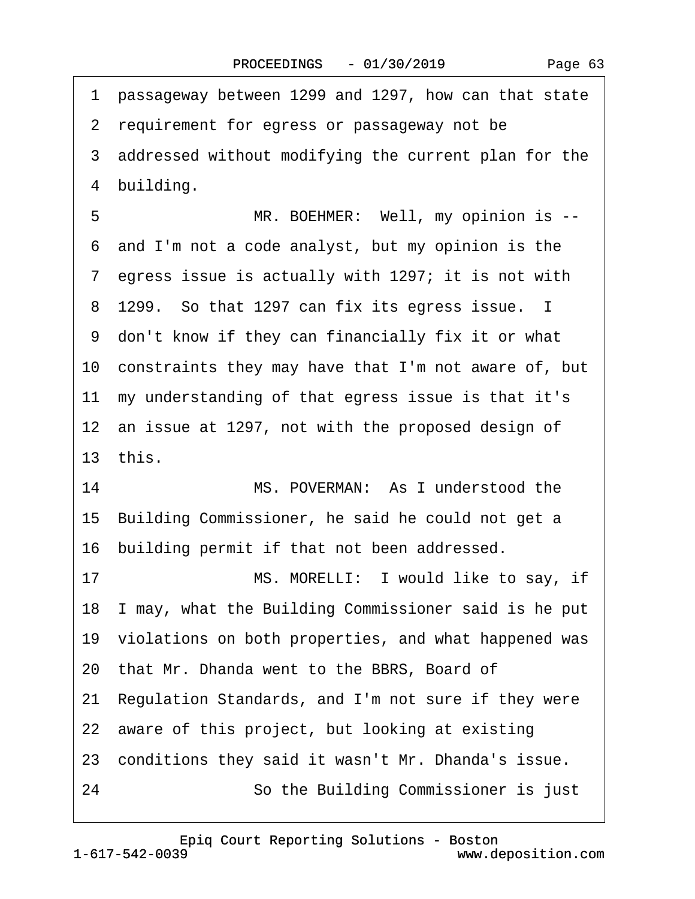1 passageway between 1299 and 1297, how can that state
2 requirement for egress or passageway not be
3 addressed without modifying the current plan for the
4 building.

5 MR. BOEHMER: Well, my opinion is --
6 and I'm not a code analyst, but my opinion is the
7 egress issue is actually with 1297; it is not with
8 1299. So that 1297 can fix its egress issue. I
9 don't know if they can financially fix it or what
10 constraints they may have that I'm not aware of, but
11 my understanding of that egress issue is that it's
12 an issue at 1297, not with the proposed design of
13 this.

14 MS. POVERMAN: As I understood the
15 Building Commissioner, he said he could not get a
16 building permit if that not been addressed.

17 MS. MORELLI: I would like to say, if
18 I may, what the Building Commissioner said is he put
19 violations on both properties, and what happened was
20 that Mr. Dhanda went to the BBRS, Board of
21 Regulation Standards, and I'm not sure if they were
22 aware of this project, but looking at existing
23 conditions they said it wasn't Mr. Dhanda's issue.

24 So the Building Commissioner is just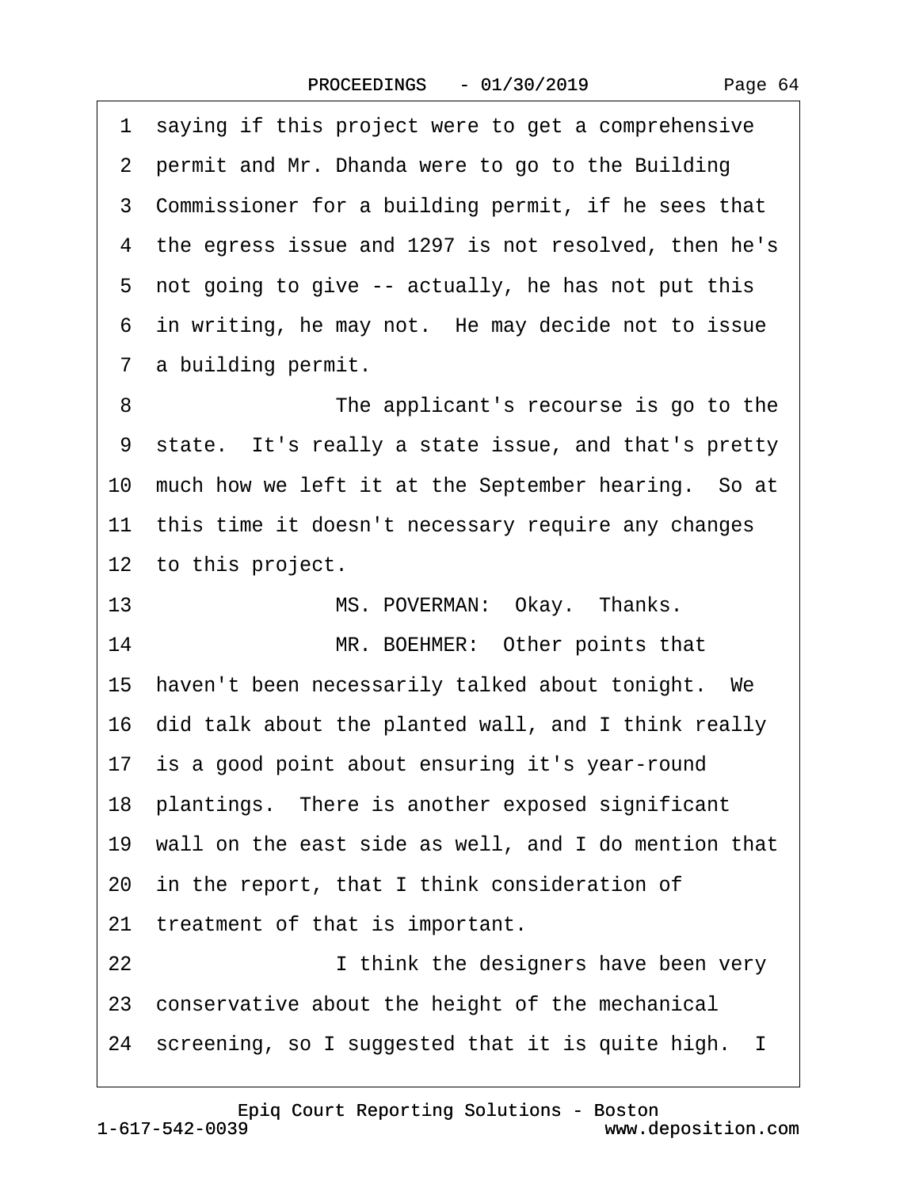1 saying if this project were to get a comprehensive
2 permit and Mr. Dhanda were to go to the Building
3 Commissioner for a building permit, if he sees that
4 the egress issue and 1297 is not resolved, then he's
5 not going to give -- actually, he has not put this
6 in writing, he may not. He may decide not to issue
7 a building permit.

8 The applicant's recourse is go to the
9 state. It's really a state issue, and that's pretty
10 much how we left it at the September hearing. So at
11 this time it doesn't necessary require any changes
12 to this project.

13 MS. POVERMAN: Okay. Thanks.

14 MR. BOEHMER: Other points that
15 haven't been necessarily talked about tonight. We
16 did talk about the planted wall, and I think really
17 is a good point about ensuring it's year-round
18 plantings. There is another exposed significant
19 wall on the east side as well, and I do mention that
20 in the report, that I think consideration of
21 treatment of that is important.

22 I think the designers have been very
23 conservative about the height of the mechanical
24 screening, so I suggested that it is quite high. I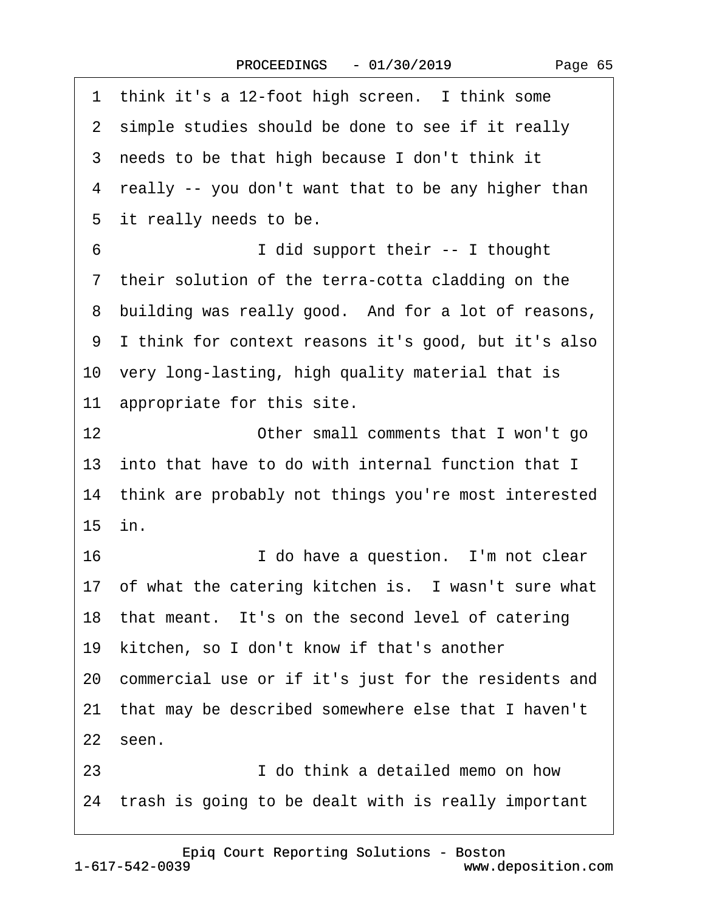1 think it's a 12-foot high screen. I think some
2 simple studies should be done to see if it really
3 needs to be that high because I don't think it
4 really -- you don't want that to be any higher than
5 it really needs to be.
6 I did support their -- I thought
7 their solution of the terra-cotta cladding on the
8 building was really good. And for a lot of reasons,
9 I think for context reasons it's good, but it's also
10 very long-lasting, high quality material that is
11 appropriate for this site.
12 Other small comments that I won't go
13 into that have to do with internal function that I
14 think are probably not things you're most interested
15 in.
16 I do have a question. I'm not clear
17 of what the catering kitchen is. I wasn't sure what
18 that meant. It's on the second level of catering
19 kitchen, so I don't know if that's another
20 commercial use or if it's just for the residents and
21 that may be described somewhere else that I haven't
22 seen.
23 I do think a detailed memo on how
24 trash is going to be dealt with is really important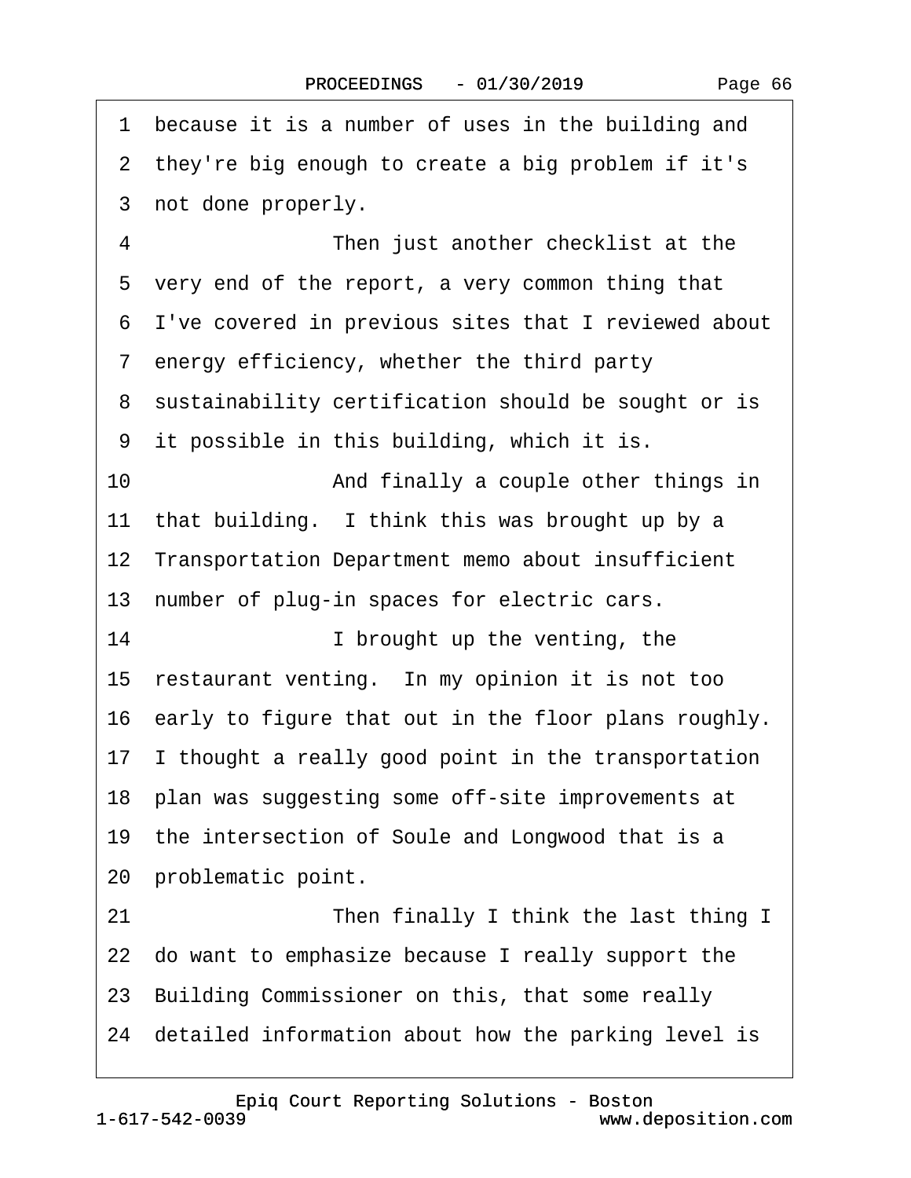1 because it is a number of uses in the building and
2 they're big enough to create a big problem if it's
3 not done properly.
4 Then just another checklist at the
5 very end of the report, a very common thing that
6 I've covered in previous sites that I reviewed about
7 energy efficiency, whether the third party
8 sustainability certification should be sought or is
9 it possible in this building, which it is.
10 And finally a couple other things in
11 that building. I think this was brought up by a
12 Transportation Department memo about insufficient
13 number of plug-in spaces for electric cars.
14 I brought up the venting, the
15 restaurant venting. In my opinion it is not too
16 early to figure that out in the floor plans roughly.
17 I thought a really good point in the transportation
18 plan was suggesting some off-site improvements at
19 the intersection of Soule and Longwood that is a
20 problematic point.
21 Then finally I think the last thing I
22 do want to emphasize because I really support the
23 Building Commissioner on this, that some really
24 detailed information about how the parking level is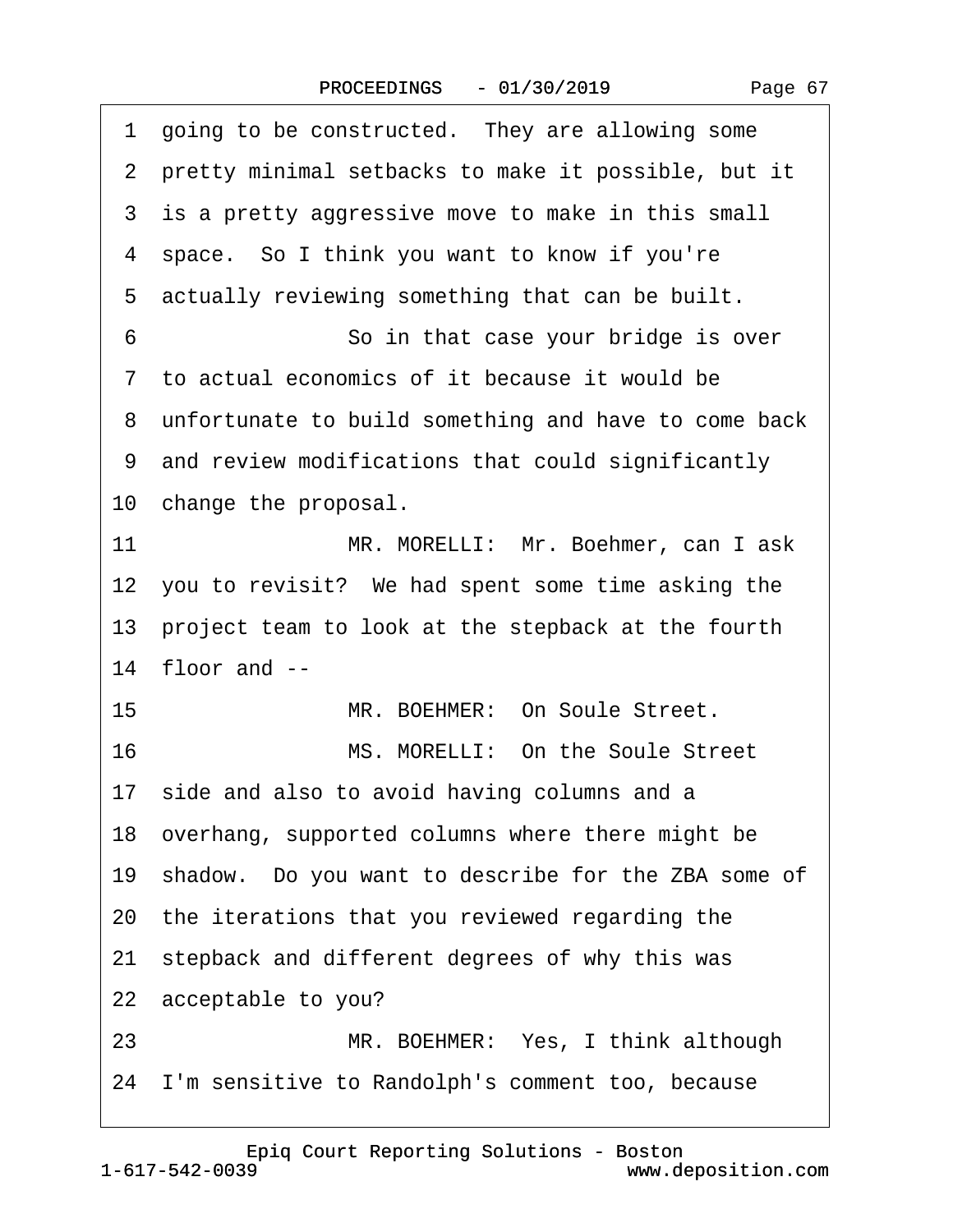1 going to be constructed. They are allowing some
2 pretty minimal setbacks to make it possible, but it
3 is a pretty aggressive move to make in this small
4 space. So I think you want to know if you're
5 actually reviewing something that can be built.

6 So in that case your bridge is over
7 to actual economics of it because it would be
8 unfortunate to build something and have to come back
9 and review modifications that could significantly
10 change the proposal.

11 MR. MORELLI: Mr. Boehmer, can I ask
12 you to revisit? We had spent some time asking the
13 project team to look at the stepback at the fourth
14 floor and --

15 MR. BOEHMER: On Soule Street.

16 MS. MORELLI: On the Soule Street
17 side and also to avoid having columns and a
18 overhang, supported columns where there might be
19 shadow. Do you want to describe for the ZBA some of
20 the iterations that you reviewed regarding the
21 stepback and different degrees of why this was
22 acceptable to you?

23 MR. BOEHMER: Yes, I think although
24 I'm sensitive to Randolph's comment too, because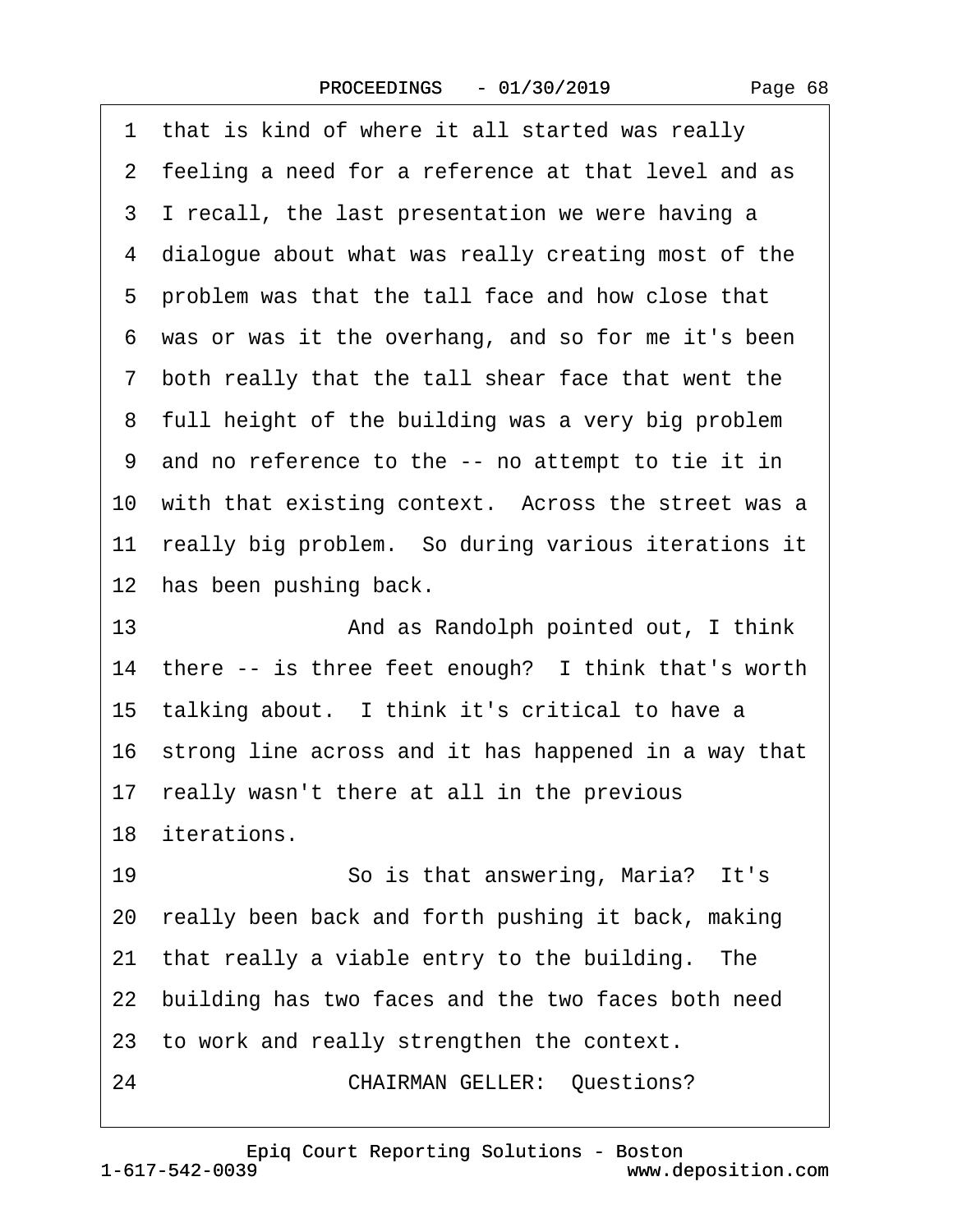1 that is kind of where it all started was really
2 feeling a need for a reference at that level and as
3 I recall, the last presentation we were having a
4 dialogue about what was really creating most of the
5 problem was that the tall face and how close that
6 was or was it the overhang, and so for me it's been
7 both really that the tall shear face that went the
8 full height of the building was a very big problem
9 and no reference to the -- no attempt to tie it in
10 with that existing context. Across the street was a
11 really big problem. So during various iterations it
12 has been pushing back.
13 And as Randolph pointed out, I think
14 there -- is three feet enough? I think that's worth
15 talking about. I think it's critical to have a
16 strong line across and it has happened in a way that
17 really wasn't there at all in the previous
18 iterations.
19 So is that answering, Maria? It's
20 really been back and forth pushing it back, making
21 that really a viable entry to the building. The
22 building has two faces and the two faces both need
23 to work and really strengthen the context.
24 CHAIRMAN GELLER: Questions?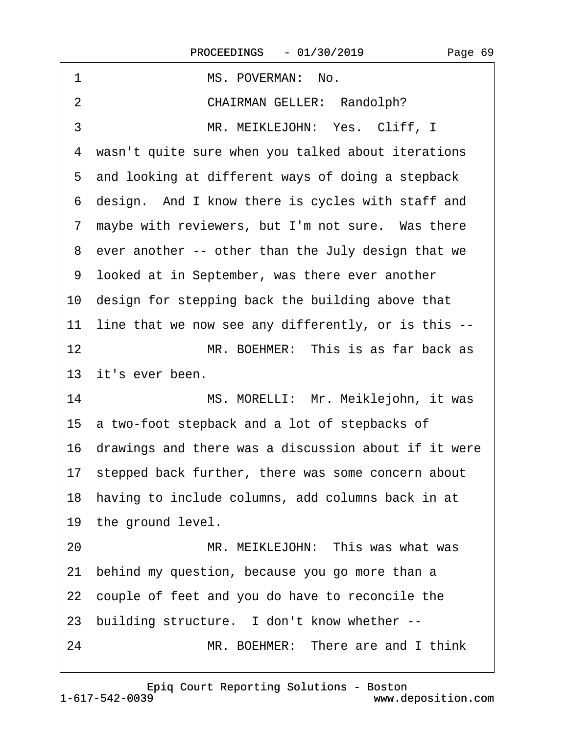1 MS. POVERMAN: No.

2 CHAIRMAN GELLER: Randolph?

3 MR. MEIKLEJOHN: Yes. Cliff, I

4 wasn't quite sure when you talked about iterations

5 and looking at different ways of doing a stepback

6 design. And I know there is cycles with staff and

7 maybe with reviewers, but I'm not sure. Was there

8 ever another -- other than the July design that we

9 looked at in September, was there ever another

10 design for stepping back the building above that

11 line that we now see any differently, or is this --

12 MR. BOEHMER: This is as far back as

13 it's ever been.

14 MS. MORELLI: Mr. Meiklejohn, it was

15 a two-foot stepback and a lot of stepbacks of

16 drawings and there was a discussion about if it were

17 stepped back further, there was some concern about

18 having to include columns, add columns back in at

19 the ground level.

20 MR. MEIKLEJOHN: This was what was

21 behind my question, because you go more than a

22 couple of feet and you do have to reconcile the

23 building structure. I don't know whether --

24 MR. BOEHMER: There are and I think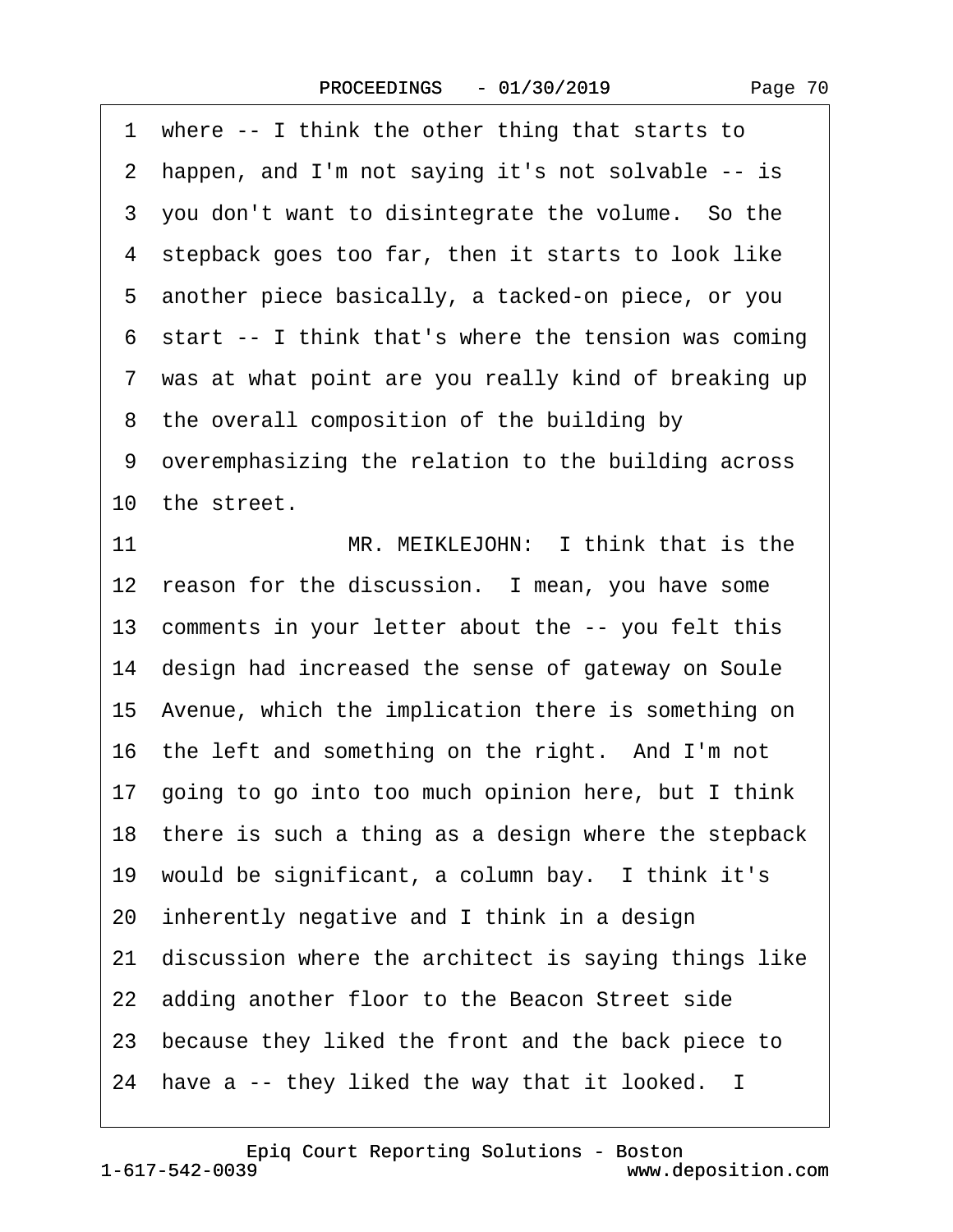1 where -- I think the other thing that starts to
2 happen, and I'm not saying it's not solvable -- is
3 you don't want to disintegrate the volume. So the
4 stepback goes too far, then it starts to look like
5 another piece basically, a tacked-on piece, or you
6 start -- I think that's where the tension was coming
7 was at what point are you really kind of breaking up
8 the overall composition of the building by
9 overemphasizing the relation to the building across
10 the street.

11 MR. MEIKLEJOHN: I think that is the
12 reason for the discussion. I mean, you have some
13 comments in your letter about the -- you felt this
14 design had increased the sense of gateway on Soule
15 Avenue, which the implication there is something on
16 the left and something on the right. And I'm not
17 going to go into too much opinion here, but I think
18 there is such a thing as a design where the stepback
19 would be significant, a column bay. I think it's
20 inherently negative and I think in a design
21 discussion where the architect is saying things like
22 adding another floor to the Beacon Street side
23 because they liked the front and the back piece to
24 have a -- they liked the way that it looked. I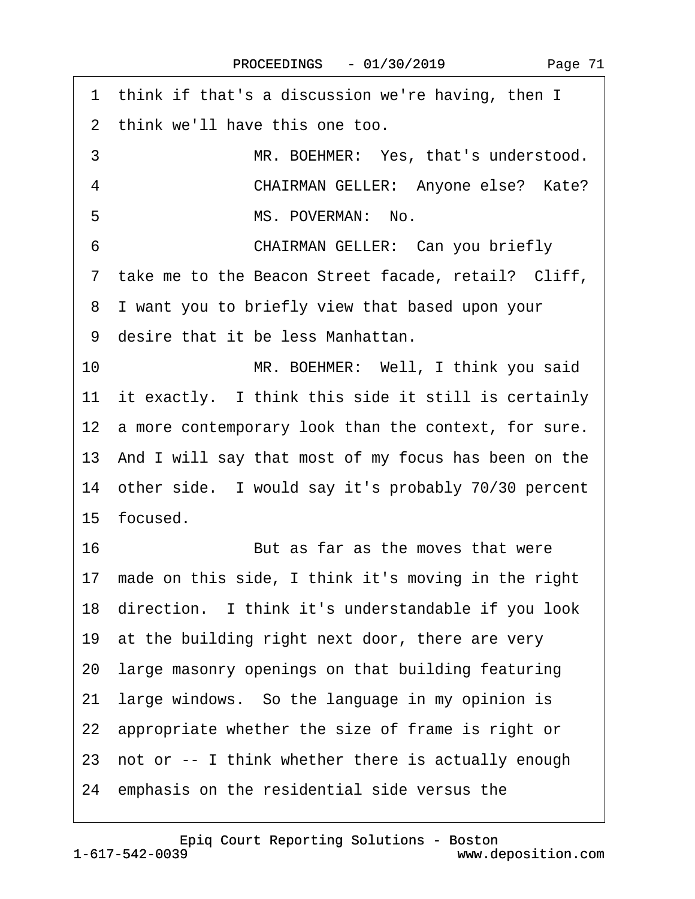1 think if that's a discussion we're having, then I
2 think we'll have this one too.
3 MR. BOEHMER: Yes, that's understood.
4 CHAIRMAN GELLER: Anyone else? Kate?
5 MS. POVERMAN: No.
6 CHAIRMAN GELLER: Can you briefly
7 take me to the Beacon Street facade, retail? Cliff,
8 I want you to briefly view that based upon your
9 desire that it be less Manhattan.
10 MR. BOEHMER: Well, I think you said
11 it exactly. I think this side it still is certainly
12 a more contemporary look than the context, for sure.
13 And I will say that most of my focus has been on the
14 other side. I would say it's probably 70/30 percent
15 focused.
16 But as far as the moves that were
17 made on this side, I think it's moving in the right
18 direction. I think it's understandable if you look
19 at the building right next door, there are very
20 large masonry openings on that building featuring
21 large windows. So the language in my opinion is
22 appropriate whether the size of frame is right or
23 not or -- I think whether there is actually enough
24 emphasis on the residential side versus the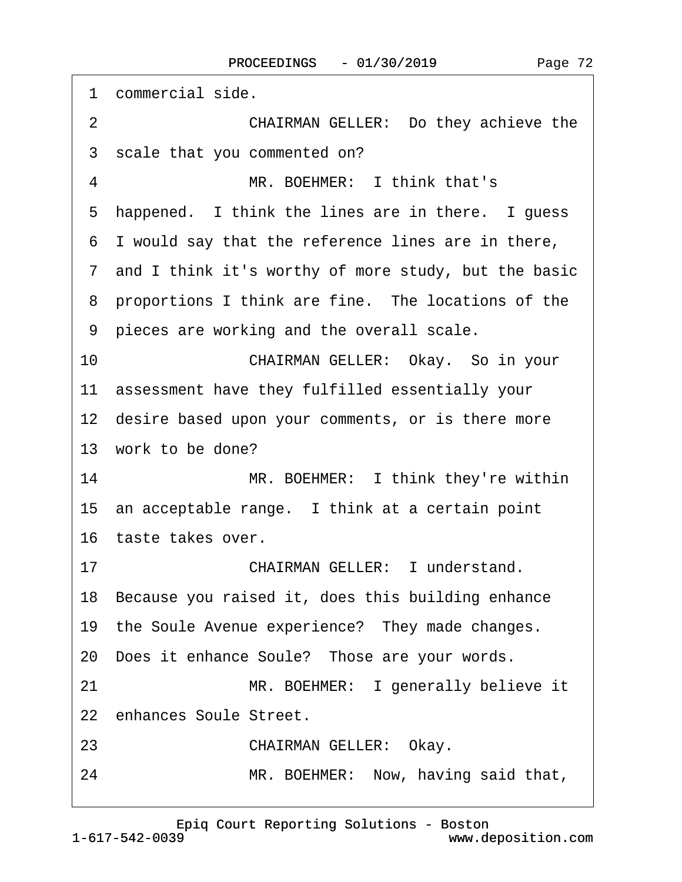1 commercial side.

2 CHAIRMAN GELLER: Do they achieve the

3 scale that you commented on?

4 MR. BOEHMER: I think that's

5 happened. I think the lines are in there. I guess

6 I would say that the reference lines are in there,

7 and I think it's worthy of more study, but the basic

8 proportions I think are fine. The locations of the

9 pieces are working and the overall scale.

10 CHAIRMAN GELLER: Okay. So in your

11 assessment have they fulfilled essentially your

12 desire based upon your comments, or is there more

13 work to be done?

14 MR. BOEHMER: I think they're within

15 an acceptable range. I think at a certain point

16 taste takes over.

17 CHAIRMAN GELLER: I understand.

18 Because you raised it, does this building enhance

19 the Soule Avenue experience? They made changes.

20 Does it enhance Soule? Those are your words.

21 MR. BOEHMER: I generally believe it

22 enhances Soule Street.

23 CHAIRMAN GELLER: Okay.

24 MR. BOEHMER: Now, having said that,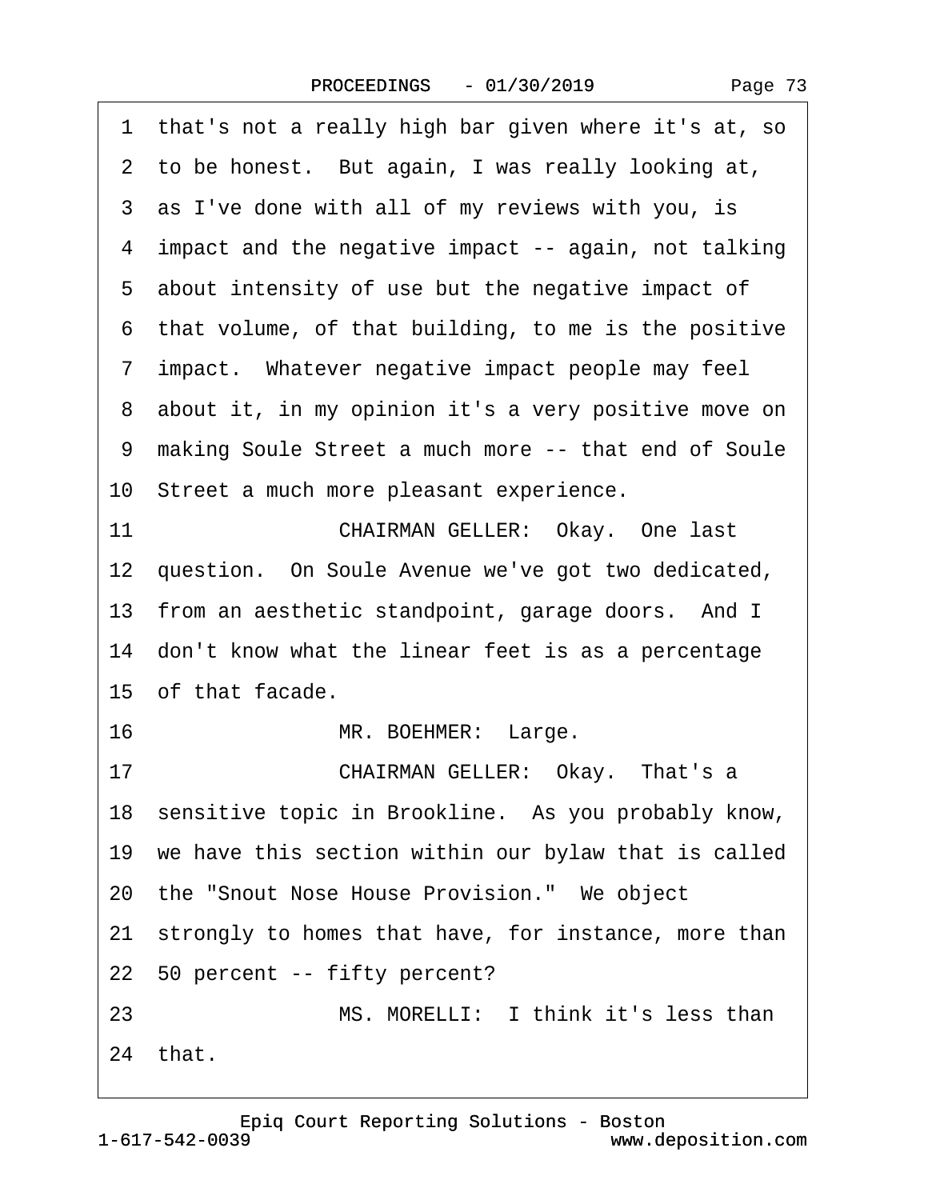1 that's not a really high bar given where it's at, so
2 to be honest. But again, I was really looking at,
3 as I've done with all of my reviews with you, is
4 impact and the negative impact -- again, not talking
5 about intensity of use but the negative impact of
6 that volume, of that building, to me is the positive
7 impact. Whatever negative impact people may feel
8 about it, in my opinion it's a very positive move on
9 making Soule Street a much more -- that end of Soule
10 Street a much more pleasant experience.
11 CHAIRMAN GELLER: Okay. One last
12 question. On Soule Avenue we've got two dedicated,
13 from an aesthetic standpoint, garage doors. And I
14 don't know what the linear feet is as a percentage
15 of that facade.
16 MR. BOEHMER: Large.
17 CHAIRMAN GELLER: Okay. That's a
18 sensitive topic in Brookline. As you probably know,
19 we have this section within our bylaw that is called
20 the "Snout Nose House Provision." We object
21 strongly to homes that have, for instance, more than
22 50 percent -- fifty percent?
23 MS. MORELLI: I think it's less than
24 that.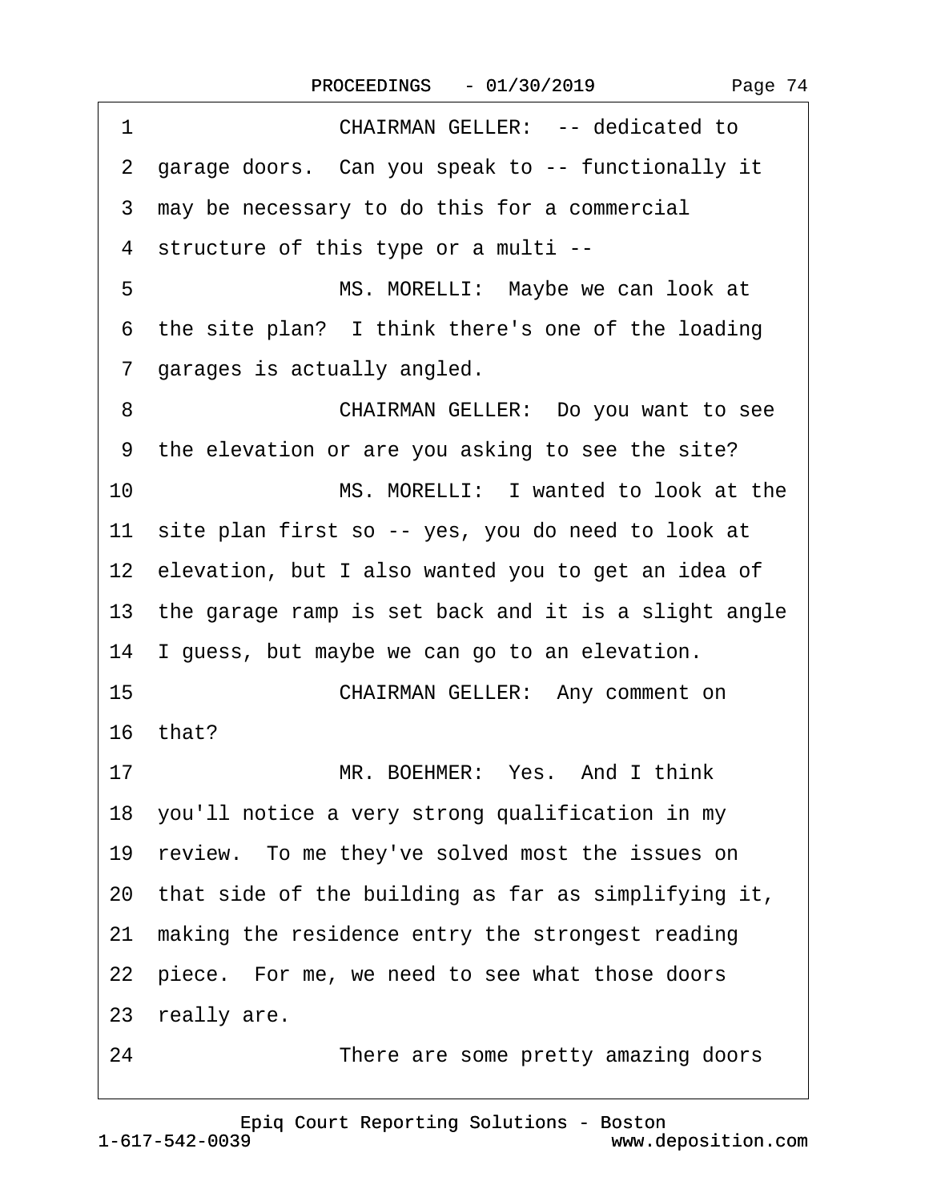1 CHAIRMAN GELLER: -- dedicated to
2 garage doors. Can you speak to -- functionally it
3 may be necessary to do this for a commercial
4 structure of this type or a multi --
5 MS. MORELLI: Maybe we can look at
6 the site plan? I think there's one of the loading
7 garages is actually angled.
8 CHAIRMAN GELLER: Do you want to see
9 the elevation or are you asking to see the site?
10 MS. MORELLI: I wanted to look at the
11 site plan first so -- yes, you do need to look at
12 elevation, but I also wanted you to get an idea of
13 the garage ramp is set back and it is a slight angle
14 I guess, but maybe we can go to an elevation.
15 CHAIRMAN GELLER: Any comment on
16 that?
17 MR. BOEHMER: Yes. And I think
18 you'll notice a very strong qualification in my
19 review. To me they've solved most the issues on
20 that side of the building as far as simplifying it,
21 making the residence entry the strongest reading
22 piece. For me, we need to see what those doors
23 really are.
24 There are some pretty amazing doors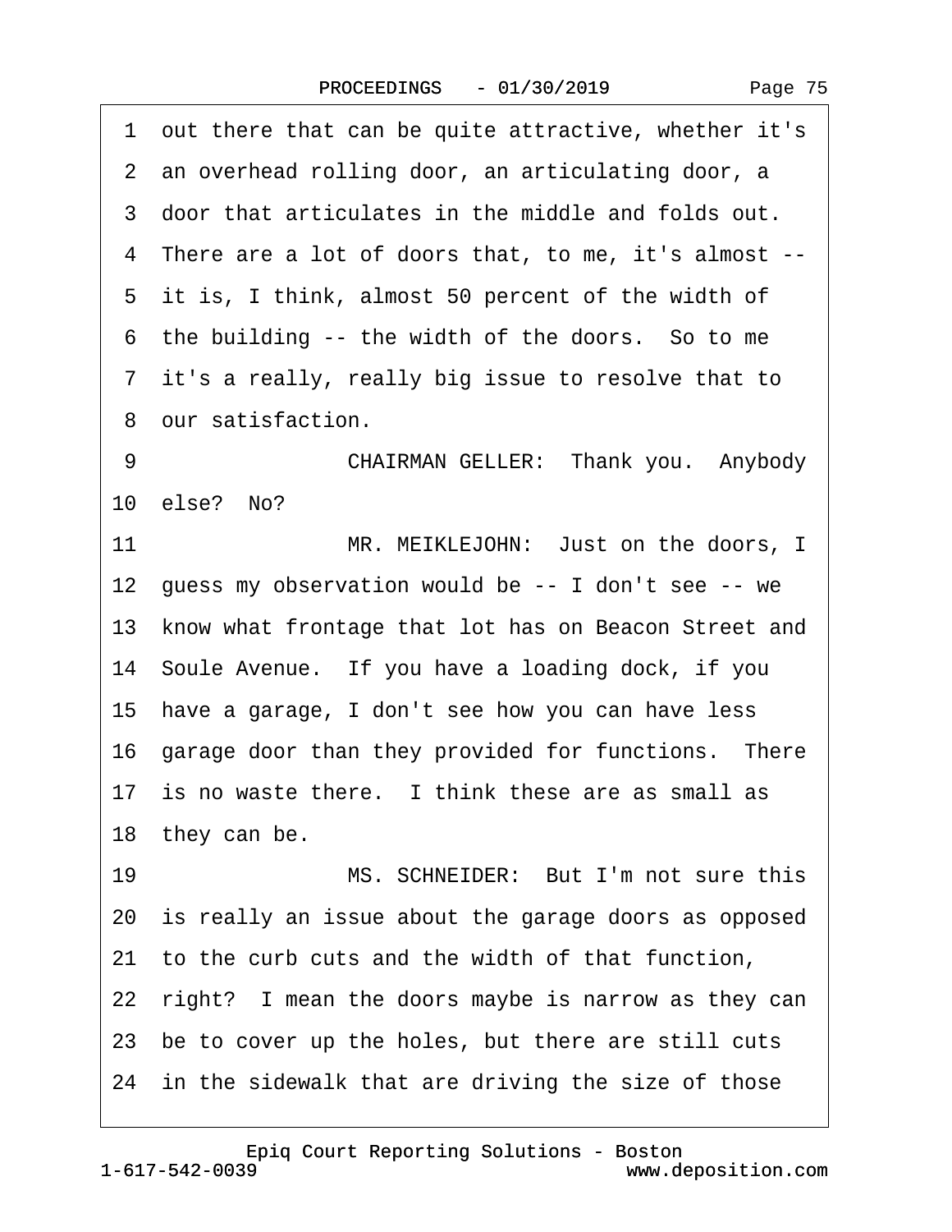1 out there that can be quite attractive, whether it's
2 an overhead rolling door, an articulating door, a
3 door that articulates in the middle and folds out.
4 There are a lot of doors that, to me, it's almost --
5 it is, I think, almost 50 percent of the width of
6 the building -- the width of the doors. So to me
7 it's a really, really big issue to resolve that to
8 our satisfaction.

9 CHAIRMAN GELLER: Thank you. Anybody
10 else? No?

11 MR. MEIKLEJOHN: Just on the doors, I
12 guess my observation would be -- I don't see -- we
13 know what frontage that lot has on Beacon Street and
14 Soule Avenue. If you have a loading dock, if you
15 have a garage, I don't see how you can have less
16 garage door than they provided for functions. There
17 is no waste there. I think these are as small as
18 they can be.

19 MS. SCHNEIDER: But I'm not sure this
20 is really an issue about the garage doors as opposed
21 to the curb cuts and the width of that function,
22 right? I mean the doors maybe is narrow as they can
23 be to cover up the holes, but there are still cuts
24 in the sidewalk that are driving the size of those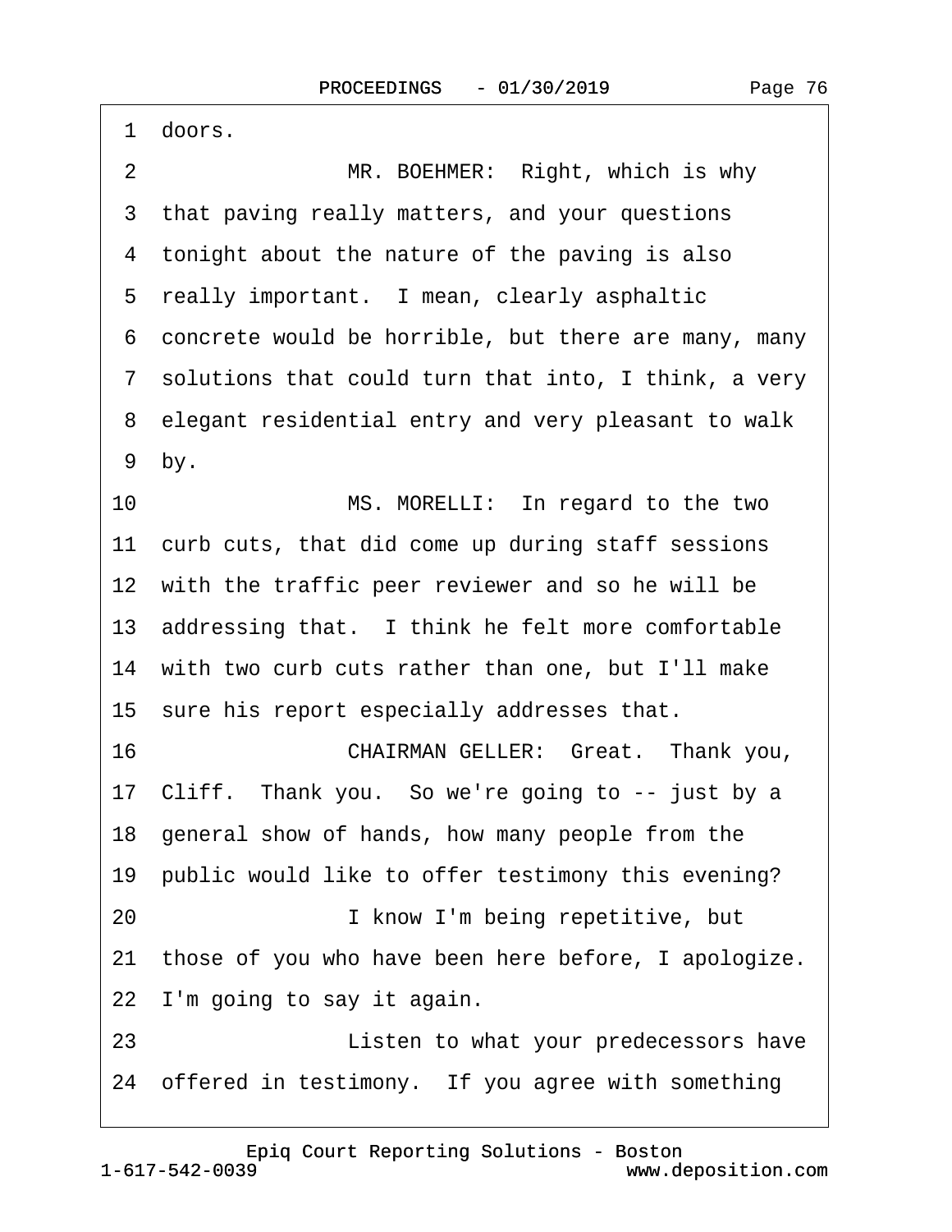1 doors.

2 MR. BOEHMER: Right, which is why

3 that paving really matters, and your questions

4 tonight about the nature of the paving is also

5 really important. I mean, clearly asphaltic

6 concrete would be horrible, but there are many, many

7 solutions that could turn that into, I think, a very

8 elegant residential entry and very pleasant to walk

9 by.

10 MS. MORELLI: In regard to the two

11 curb cuts, that did come up during staff sessions

12 with the traffic peer reviewer and so he will be

13 addressing that. I think he felt more comfortable

14 with two curb cuts rather than one, but I'll make

15 sure his report especially addresses that.

16 CHAIRMAN GELLER: Great. Thank you,

17 Cliff. Thank you. So we're going to -- just by a

18 general show of hands, how many people from the

19 public would like to offer testimony this evening?

20 I know I'm being repetitive, but

21 those of you who have been here before, I apologize.

22 I'm going to say it again.

23 Listen to what your predecessors have

24 offered in testimony. If you agree with something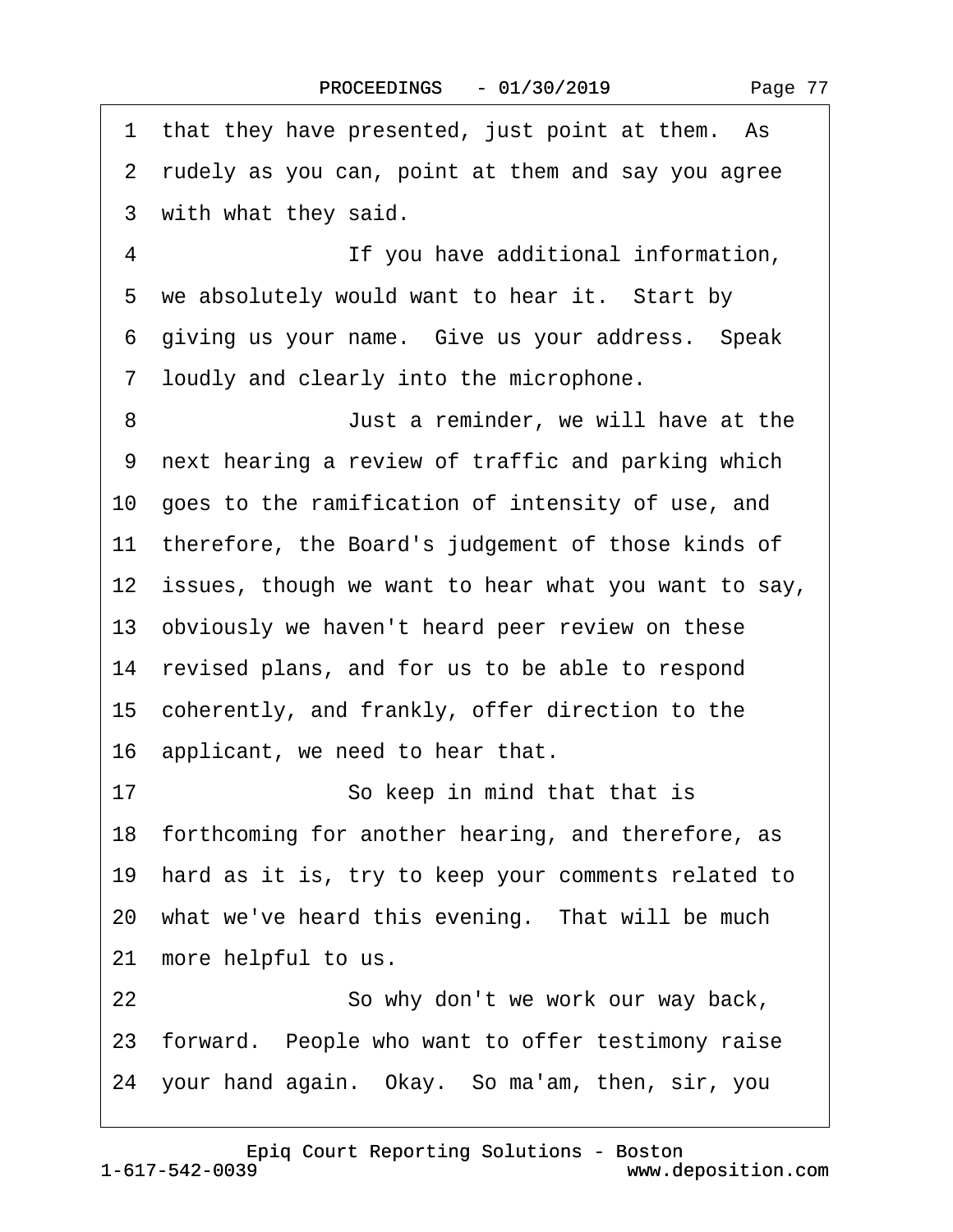1 that they have presented, just point at them. As
2 rudely as you can, point at them and say you agree
3 with what they said.
4 If you have additional information,
5 we absolutely would want to hear it. Start by
6 giving us your name. Give us your address. Speak
7 loudly and clearly into the microphone.
8 Just a reminder, we will have at the
9 next hearing a review of traffic and parking which
10 goes to the ramification of intensity of use, and
11 therefore, the Board's judgement of those kinds of
12 issues, though we want to hear what you want to say,
13 obviously we haven't heard peer review on these
14 revised plans, and for us to be able to respond
15 coherently, and frankly, offer direction to the
16 applicant, we need to hear that.
17 So keep in mind that that is
18 forthcoming for another hearing, and therefore, as
19 hard as it is, try to keep your comments related to
20 what we've heard this evening. That will be much
21 more helpful to us.
22 So why don't we work our way back,
23 forward. People who want to offer testimony raise
24 your hand again. Okay. So ma'am, then, sir, you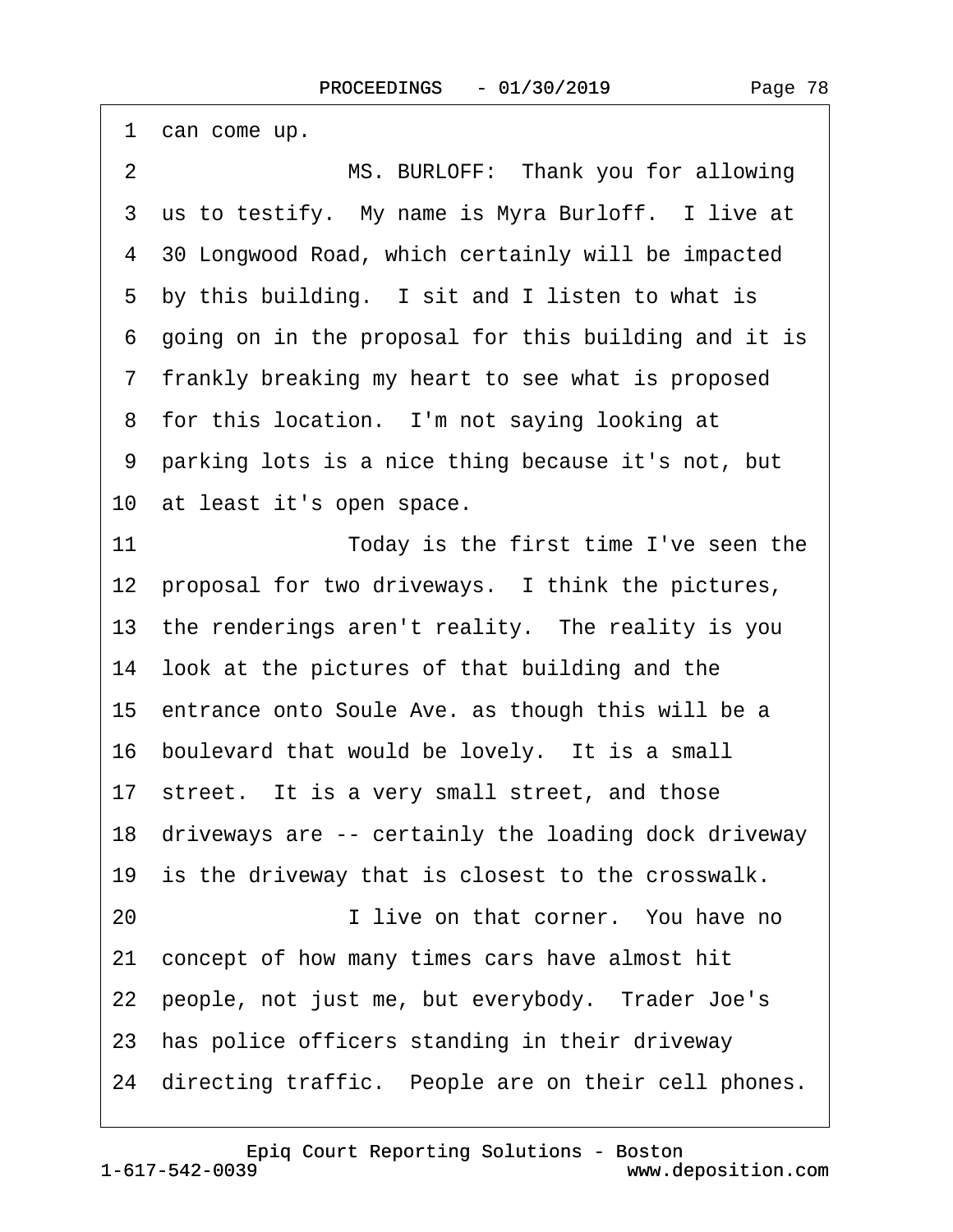1 can come up.

2 MS. BURLOFF: Thank you for allowing

3 us to testify. My name is Myra Burloff. I live at

4 30 Longwood Road, which certainly will be impacted

5 by this building. I sit and I listen to what is

6 going on in the proposal for this building and it is

7 frankly breaking my heart to see what is proposed

8 for this location. I'm not saying looking at

9 parking lots is a nice thing because it's not, but

10 at least it's open space.

11 Today is the first time I've seen the

12 proposal for two driveways. I think the pictures,

13 the renderings aren't reality. The reality is you

14 look at the pictures of that building and the

15 entrance onto Soule Ave. as though this will be a

16 boulevard that would be lovely. It is a small

17 street. It is a very small street, and those

18 driveways are -- certainly the loading dock driveway

19 is the driveway that is closest to the crosswalk.

20 I live on that corner. You have no

21 concept of how many times cars have almost hit

22 people, not just me, but everybody. Trader Joe's

23 has police officers standing in their driveway

24 directing traffic. People are on their cell phones.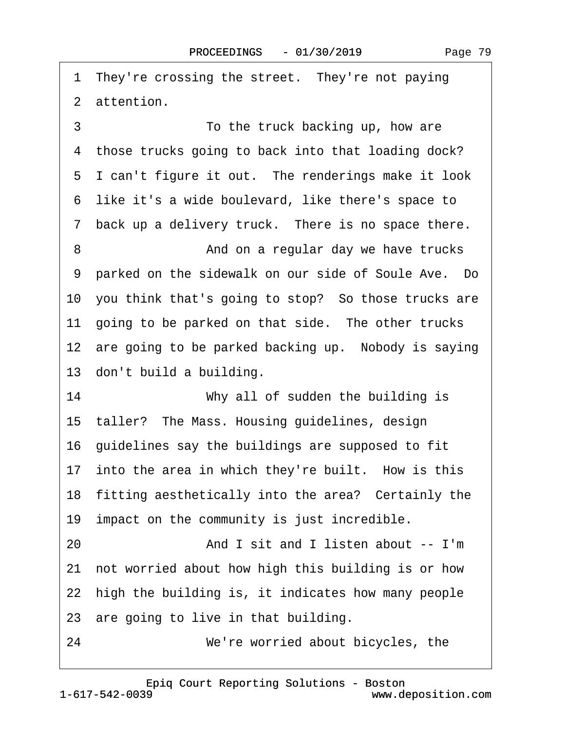1 They're crossing the street. They're not paying
2 attention.
3 To the truck backing up, how are
4 those trucks going to back into that loading dock?
5 I can't figure it out. The renderings make it look
6 like it's a wide boulevard, like there's space to
7 back up a delivery truck. There is no space there.
8 And on a regular day we have trucks
9 parked on the sidewalk on our side of Soule Ave. Do
10 you think that's going to stop? So those trucks are
11 going to be parked on that side. The other trucks
12 are going to be parked backing up. Nobody is saying
13 don't build a building.
14 Why all of sudden the building is
15 taller? The Mass. Housing guidelines, design
16 guidelines say the buildings are supposed to fit
17 into the area in which they're built. How is this
18 fitting aesthetically into the area? Certainly the
19 impact on the community is just incredible.
20 And I sit and I listen about -- I'm
21 not worried about how high this building is or how
22 high the building is, it indicates how many people
23 are going to live in that building.
24 We're worried about bicycles, the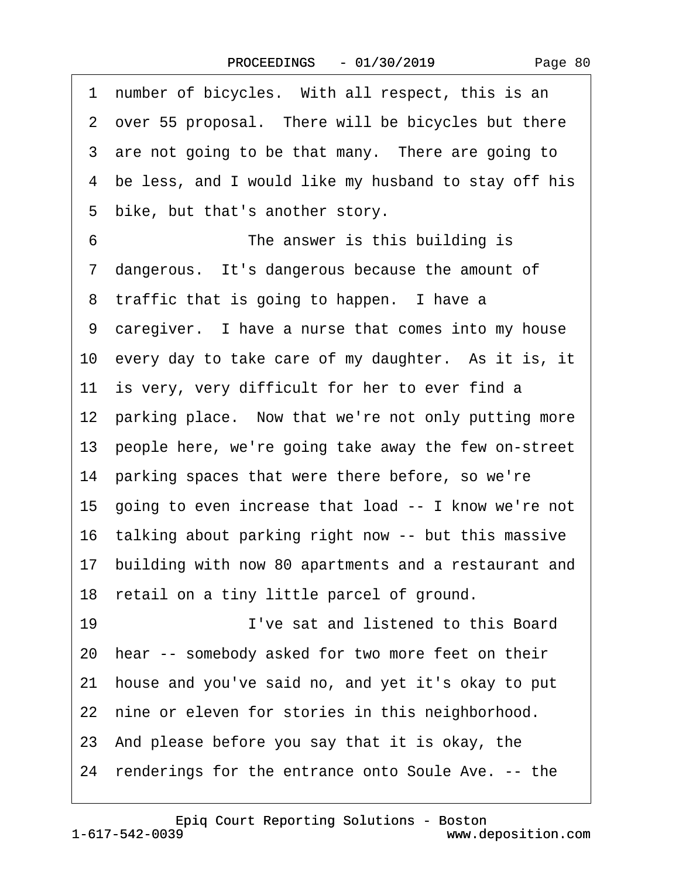1 number of bicycles. With all respect, this is an
2 over 55 proposal. There will be bicycles but there
3 are not going to be that many. There are going to
4 be less, and I would like my husband to stay off his
5 bike, but that's another story.
6 The answer is this building is
7 dangerous. It's dangerous because the amount of
8 traffic that is going to happen. I have a
9 caregiver. I have a nurse that comes into my house
10 every day to take care of my daughter. As it is, it
11 is very, very difficult for her to ever find a
12 parking place. Now that we're not only putting more
13 people here, we're going take away the few on-street
14 parking spaces that were there before, so we're
15 going to even increase that load -- I know we're not
16 talking about parking right now -- but this massive
17 building with now 80 apartments and a restaurant and
18 retail on a tiny little parcel of ground.
19 I've sat and listened to this Board
20 hear -- somebody asked for two more feet on their
21 house and you've said no, and yet it's okay to put
22 nine or eleven for stories in this neighborhood.
23 And please before you say that it is okay, the
24 renderings for the entrance onto Soule Ave. -- the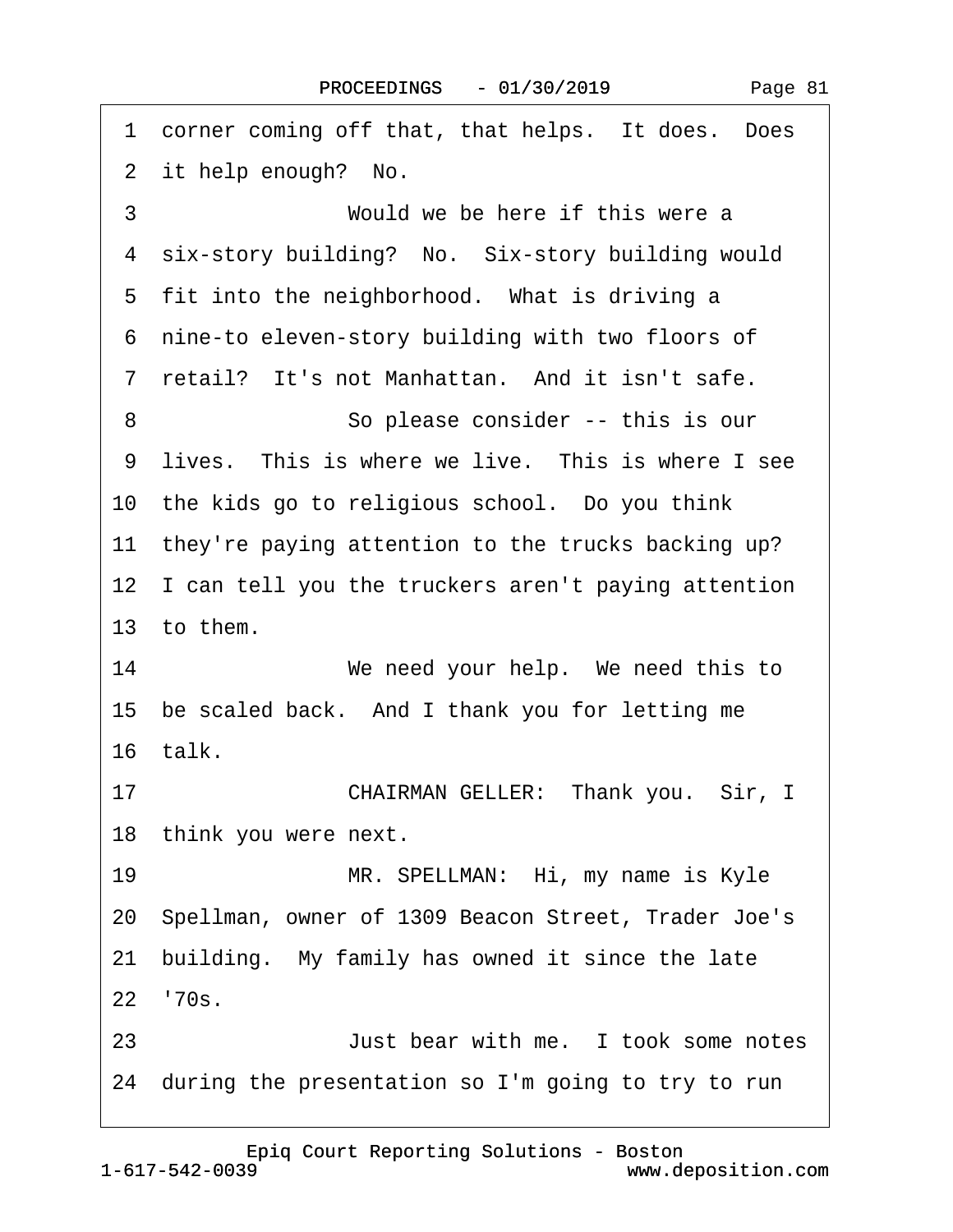1 corner coming off that, that helps. It does. Does
2 it help enough? No.
3 Would we be here if this were a
4 six-story building? No. Six-story building would
5 fit into the neighborhood. What is driving a
6 nine-to eleven-story building with two floors of
7 retail? It's not Manhattan. And it isn't safe.
8 So please consider -- this is our
9 lives. This is where we live. This is where I see
10 the kids go to religious school. Do you think
11 they're paying attention to the trucks backing up?
12 I can tell you the truckers aren't paying attention
13 to them.
14 We need your help. We need this to
15 be scaled back. And I thank you for letting me
16 talk.
17 CHAIRMAN GELLER: Thank you. Sir, I
18 think you were next.
19 MR. SPELLMAN: Hi, my name is Kyle
20 Spellman, owner of 1309 Beacon Street, Trader Joe's
21 building. My family has owned it since the late
22 '70s.
23 Just bear with me. I took some notes
24 during the presentation so I'm going to try to run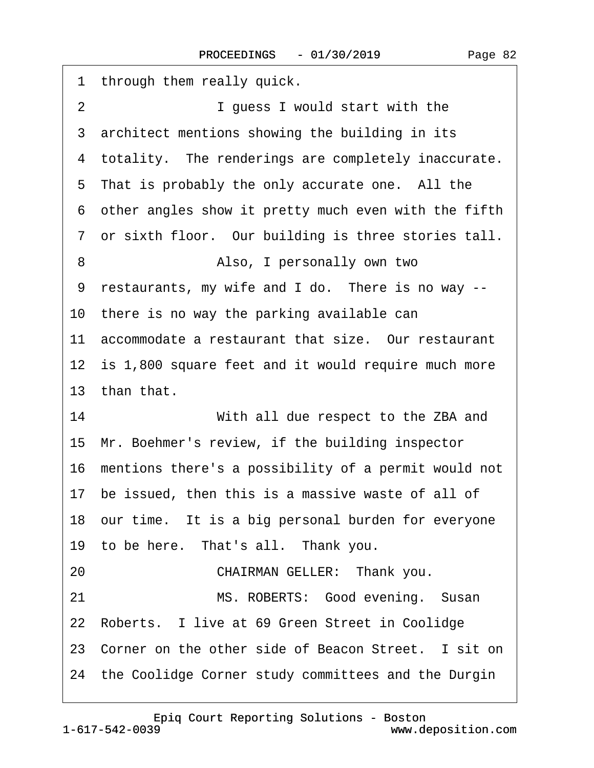1 through them really quick.

2 I guess I would start with the

3 architect mentions showing the building in its

4 totality. The renderings are completely inaccurate.

5 That is probably the only accurate one. All the

6 other angles show it pretty much even with the fifth

7 or sixth floor. Our building is three stories tall.

8 Also, I personally own two

9 restaurants, my wife and I do. There is no way --

10 there is no way the parking available can

11 accommodate a restaurant that size. Our restaurant

12 is 1,800 square feet and it would require much more

13 than that.

14 With all due respect to the ZBA and

15 Mr. Boehmer's review, if the building inspector

16 mentions there's a possibility of a permit would not

17 be issued, then this is a massive waste of all of

18 our time. It is a big personal burden for everyone

19 to be here. That's all. Thank you.

20 CHAIRMAN GELLER: Thank you.

21 MS. ROBERTS: Good evening. Susan

22 Roberts. I live at 69 Green Street in Coolidge

23 Corner on the other side of Beacon Street. I sit on

24 the Coolidge Corner study committees and the Durgin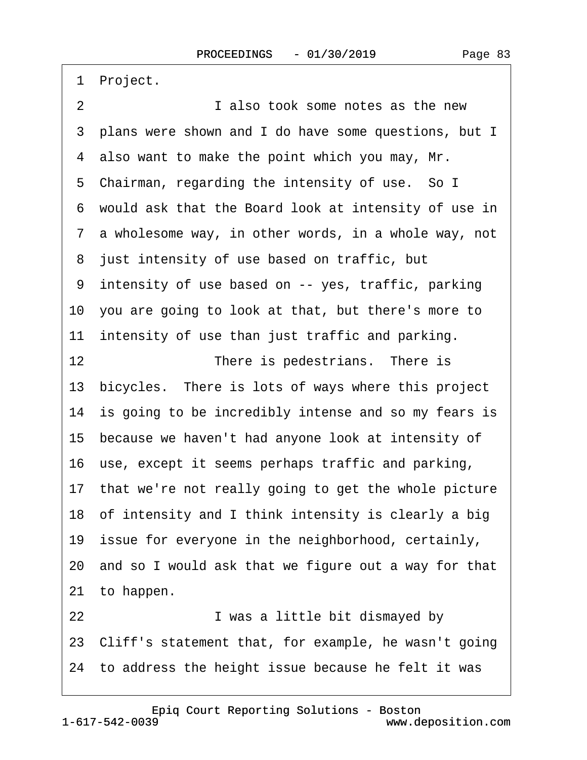1 Project.

2 I also took some notes as the new

3 plans were shown and I do have some questions, but I

4 also want to make the point which you may, Mr.

5 Chairman, regarding the intensity of use. So I

6 would ask that the Board look at intensity of use in

7 a wholesome way, in other words, in a whole way, not

8 just intensity of use based on traffic, but

9 intensity of use based on -- yes, traffic, parking

10 you are going to look at that, but there's more to

11 intensity of use than just traffic and parking.

12 There is pedestrians. There is

13 bicycles. There is lots of ways where this project

14 is going to be incredibly intense and so my fears is

15 because we haven't had anyone look at intensity of

16 use, except it seems perhaps traffic and parking,

17 that we're not really going to get the whole picture

18 of intensity and I think intensity is clearly a big

19 issue for everyone in the neighborhood, certainly,

20 and so I would ask that we figure out a way for that

21 to happen.

22 I was a little bit dismayed by

23 Cliff's statement that, for example, he wasn't going

24 to address the height issue because he felt it was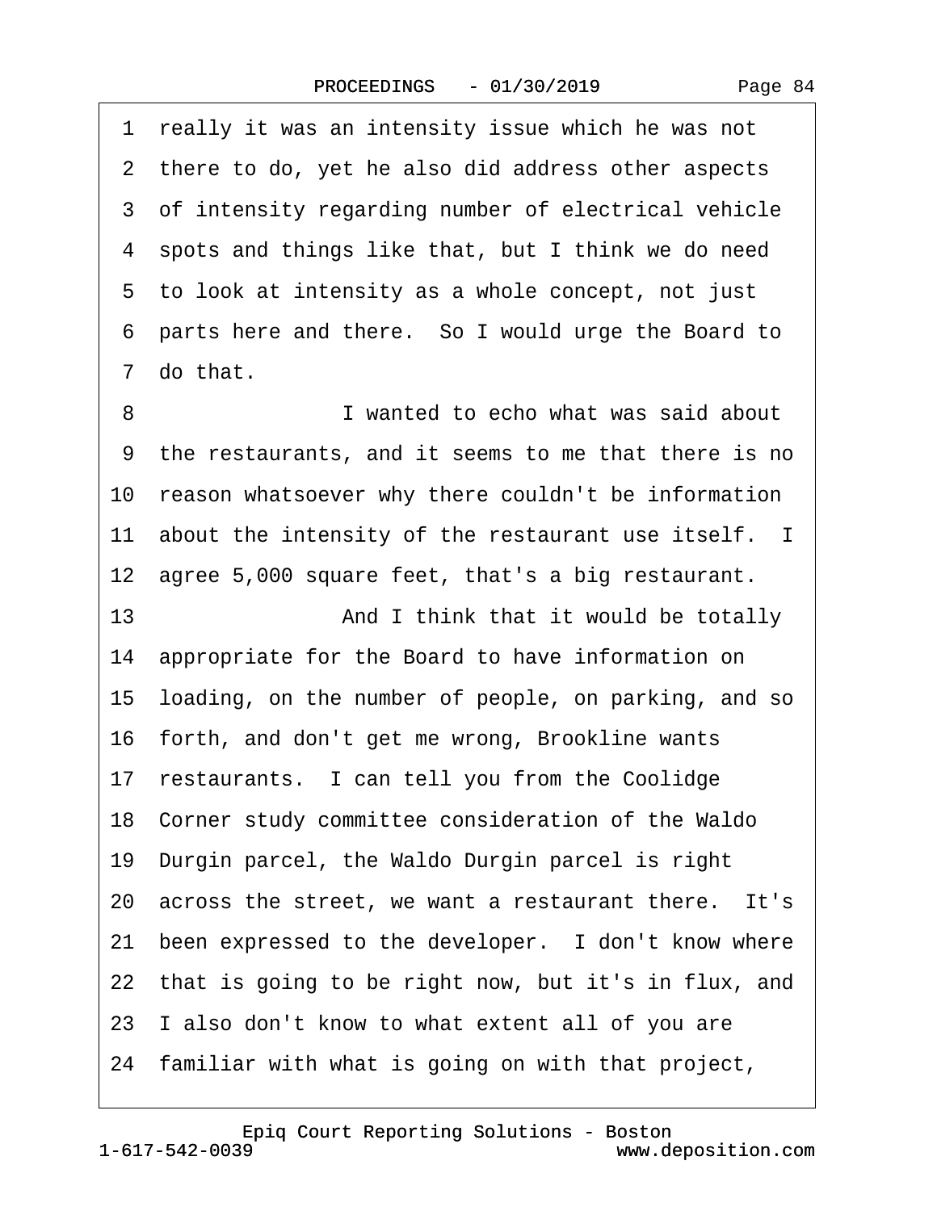1 really it was an intensity issue which he was not
2 there to do, yet he also did address other aspects
3 of intensity regarding number of electrical vehicle
4 spots and things like that, but I think we do need
5 to look at intensity as a whole concept, not just
6 parts here and there. So I would urge the Board to
7 do that.

8 I wanted to echo what was said about
9 the restaurants, and it seems to me that there is no
10 reason whatsoever why there couldn't be information
11 about the intensity of the restaurant use itself. I
12 agree 5,000 square feet, that's a big restaurant.

13 And I think that it would be totally
14 appropriate for the Board to have information on
15 loading, on the number of people, on parking, and so
16 forth, and don't get me wrong, Brookline wants
17 restaurants. I can tell you from the Coolidge
18 Corner study committee consideration of the Waldo
19 Durgin parcel, the Waldo Durgin parcel is right
20 across the street, we want a restaurant there. It's
21 been expressed to the developer. I don't know where
22 that is going to be right now, but it's in flux, and
23 I also don't know to what extent all of you are
24 familiar with what is going on with that project,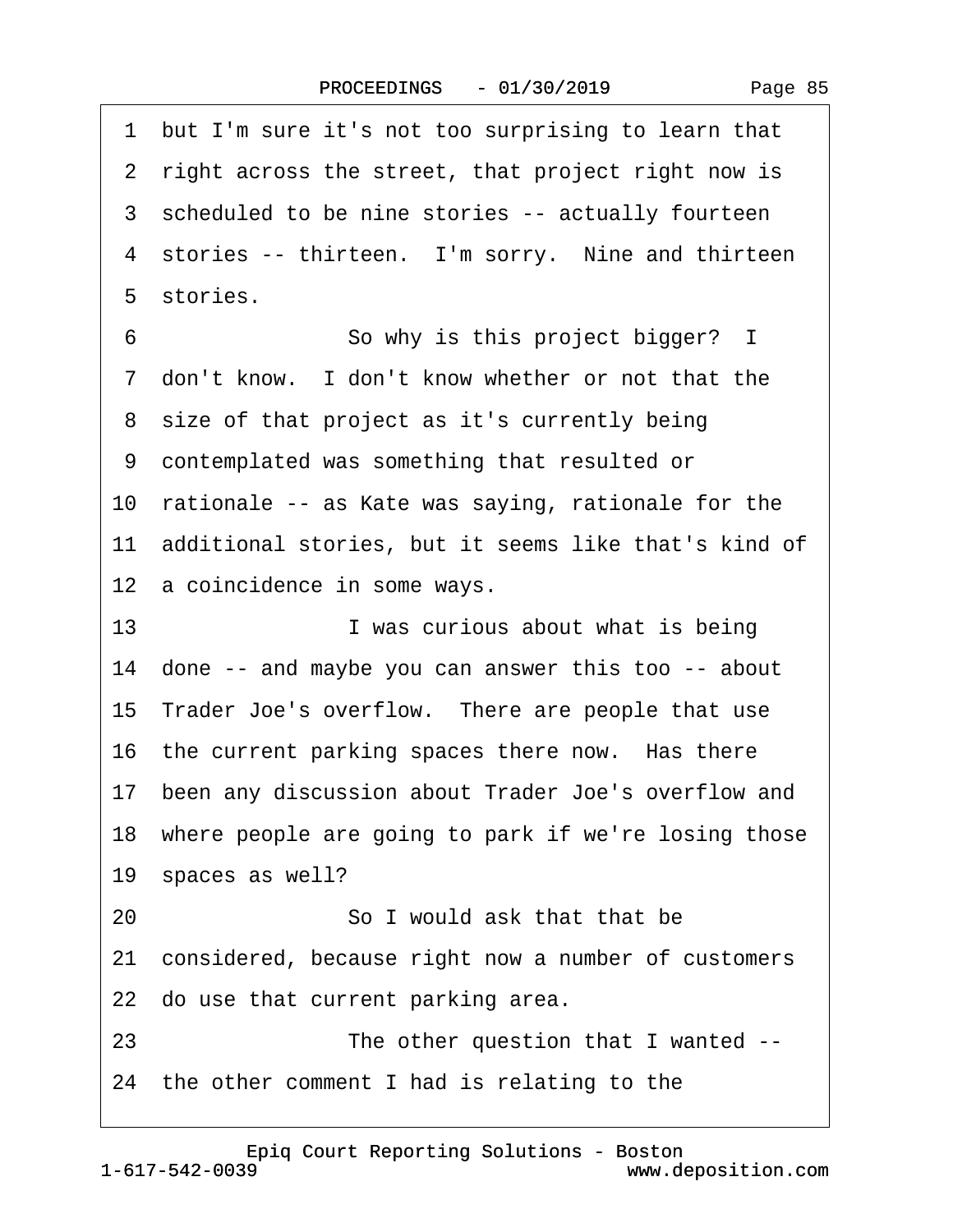1 but I'm sure it's not too surprising to learn that
2 right across the street, that project right now is
3 scheduled to be nine stories -- actually fourteen
4 stories -- thirteen. I'm sorry. Nine and thirteen
5 stories.
6 So why is this project bigger? I
7 don't know. I don't know whether or not that the
8 size of that project as it's currently being
9 contemplated was something that resulted or
10 rationale -- as Kate was saying, rationale for the
11 additional stories, but it seems like that's kind of
12 a coincidence in some ways.
13 I was curious about what is being
14 done -- and maybe you can answer this too -- about
15 Trader Joe's overflow. There are people that use
16 the current parking spaces there now. Has there
17 been any discussion about Trader Joe's overflow and
18 where people are going to park if we're losing those
19 spaces as well?
20 So I would ask that that be
21 considered, because right now a number of customers
22 do use that current parking area.
23 The other question that I wanted --
24 the other comment I had is relating to the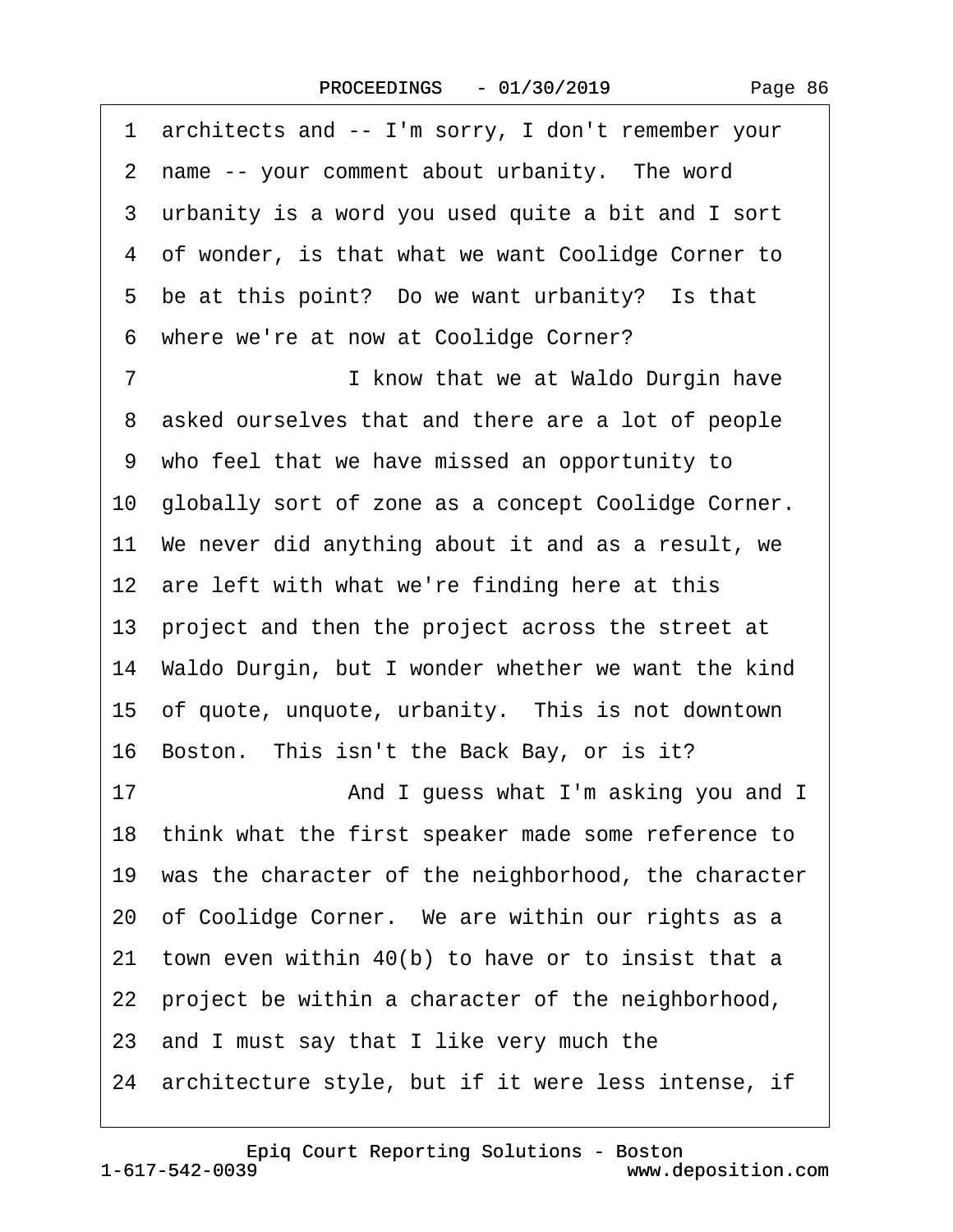1 architects and -- I'm sorry, I don't remember your
2 name -- your comment about urbanity. The word
3 urbanity is a word you used quite a bit and I sort
4 of wonder, is that what we want Coolidge Corner to
5 be at this point? Do we want urbanity? Is that
6 where we're at now at Coolidge Corner?
7 I know that we at Waldo Durgin have
8 asked ourselves that and there are a lot of people
9 who feel that we have missed an opportunity to
10 globally sort of zone as a concept Coolidge Corner.
11 We never did anything about it and as a result, we
12 are left with what we're finding here at this
13 project and then the project across the street at
14 Waldo Durgin, but I wonder whether we want the kind
15 of quote, unquote, urbanity. This is not downtown
16 Boston. This isn't the Back Bay, or is it?
17 And I guess what I'm asking you and I
18 think what the first speaker made some reference to
19 was the character of the neighborhood, the character
20 of Coolidge Corner. We are within our rights as a
21 town even within 40(b) to have or to insist that a
22 project be within a character of the neighborhood,
23 and I must say that I like very much the
24 architecture style, but if it were less intense, if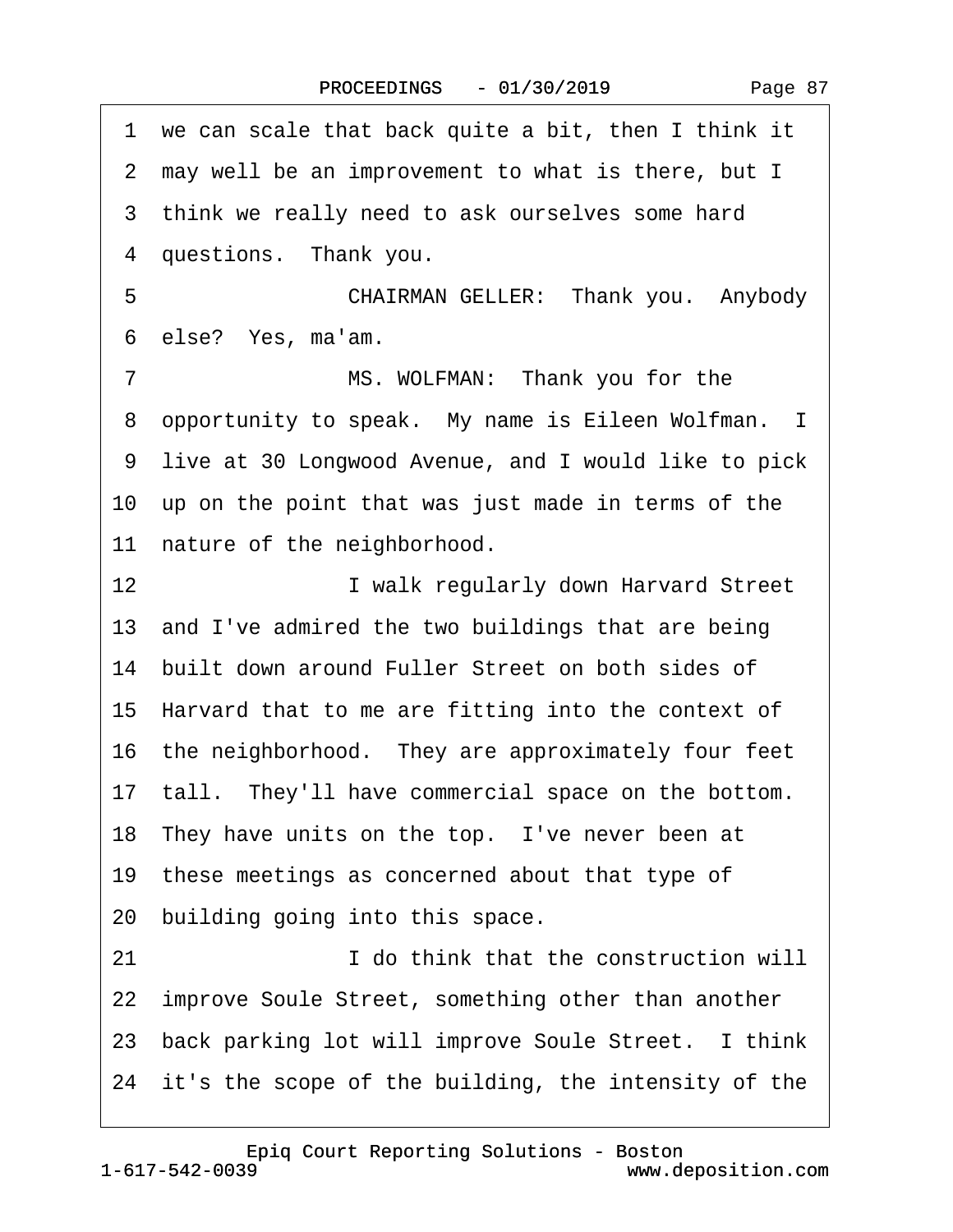1 we can scale that back quite a bit, then I think it
2 may well be an improvement to what is there, but I
3 think we really need to ask ourselves some hard
4 questions. Thank you.
5 CHAIRMAN GELLER: Thank you. Anybody
6 else? Yes, ma'am.
7 MS. WOLFMAN: Thank you for the
8 opportunity to speak. My name is Eileen Wolfman. I
9 live at 30 Longwood Avenue, and I would like to pick
10 up on the point that was just made in terms of the
11 nature of the neighborhood.
12 I walk regularly down Harvard Street
13 and I've admired the two buildings that are being
14 built down around Fuller Street on both sides of
15 Harvard that to me are fitting into the context of
16 the neighborhood. They are approximately four feet
17 tall. They'll have commercial space on the bottom.
18 They have units on the top. I've never been at
19 these meetings as concerned about that type of
20 building going into this space.
21 I do think that the construction will
22 improve Soule Street, something other than another
23 back parking lot will improve Soule Street. I think
24 it's the scope of the building, the intensity of the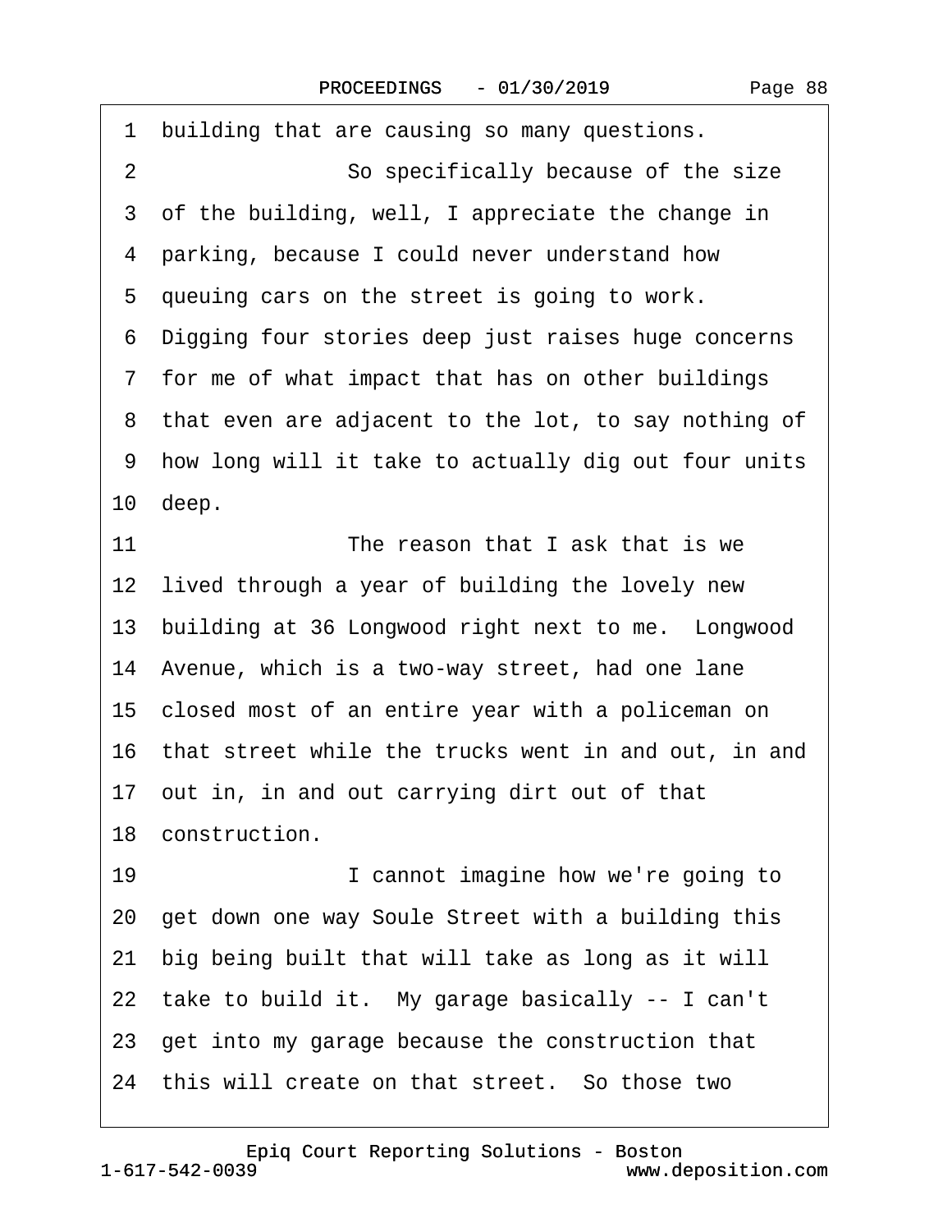building that are causing so many questions.

So specifically because of the size of the building, well, I appreciate the change in parking, because I could never understand how queuing cars on the street is going to work. Digging four stories deep just raises huge concerns for me of what impact that has on other buildings that even are adjacent to the lot, to say nothing of how long will it take to actually dig out four units deep.

The reason that I ask that is we lived through a year of building the lovely new building at 36 Longwood right next to me. Longwood Avenue, which is a two-way street, had one lane closed most of an entire year with a policeman on that street while the trucks went in and out, in and out in, in and out carrying dirt out of that construction.

I cannot imagine how we're going to get down one way Soule Street with a building this big being built that will take as long as it will take to build it. My garage basically -- I can't get into my garage because the construction that this will create on that street. So those two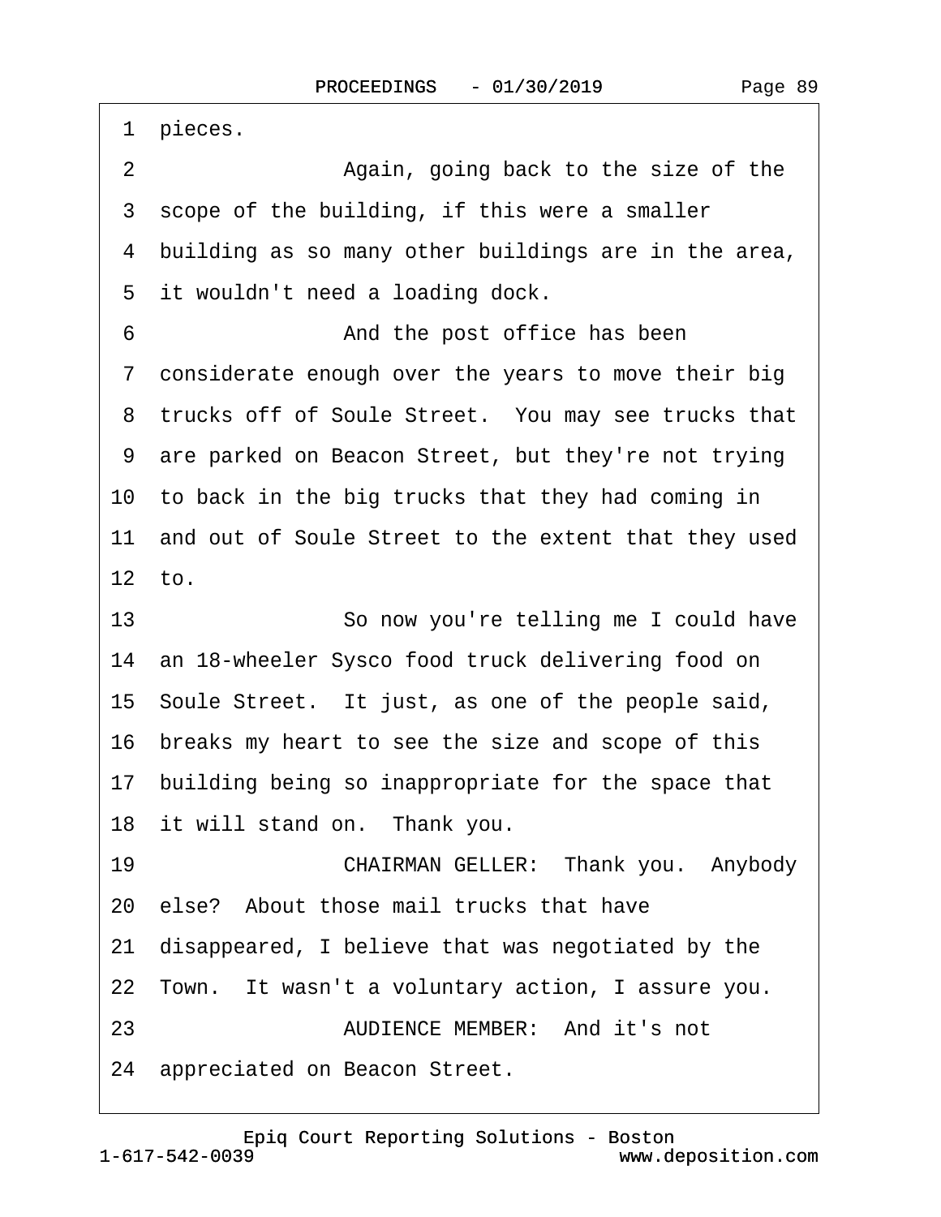1 pieces.

2 Again, going back to the size of the

3 scope of the building, if this were a smaller

4 building as so many other buildings are in the area,

5 it wouldn't need a loading dock.

6 And the post office has been

7 considerate enough over the years to move their big

8 trucks off of Soule Street. You may see trucks that

9 are parked on Beacon Street, but they're not trying

10 to back in the big trucks that they had coming in

11 and out of Soule Street to the extent that they used

12 to.

13 So now you're telling me I could have

14 an 18-wheeler Sysco food truck delivering food on

15 Soule Street. It just, as one of the people said,

16 breaks my heart to see the size and scope of this

17 building being so inappropriate for the space that

18 it will stand on. Thank you.

19 CHAIRMAN GELLER: Thank you. Anybody

20 else? About those mail trucks that have

21 disappeared, I believe that was negotiated by the

22 Town. It wasn't a voluntary action, I assure you.

23 AUDIENCE MEMBER: And it's not

24 appreciated on Beacon Street.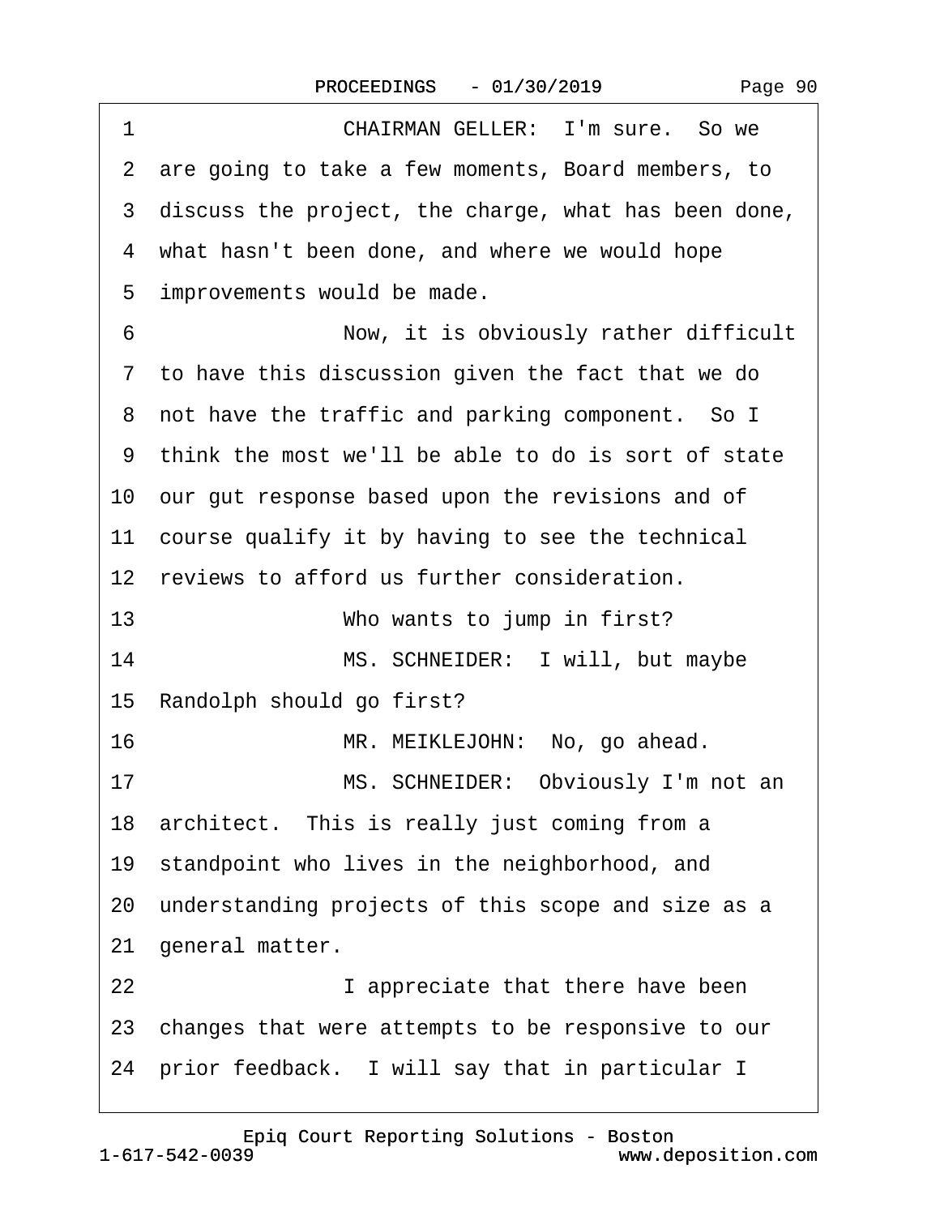1 CHAIRMAN GELLER: I'm sure. So we
2 are going to take a few moments, Board members, to
3 discuss the project, the charge, what has been done,
4 what hasn't been done, and where we would hope
5 improvements would be made.
6 Now, it is obviously rather difficult
7 to have this discussion given the fact that we do
8 not have the traffic and parking component. So I
9 think the most we'll be able to do is sort of state
10 our gut response based upon the revisions and of
11 course qualify it by having to see the technical
12 reviews to afford us further consideration.
13 Who wants to jump in first?
14 MS. SCHNEIDER: I will, but maybe
15 Randolph should go first?
16 MR. MEIKLEJOHN: No, go ahead.
17 MS. SCHNEIDER: Obviously I'm not an
18 architect. This is really just coming from a
19 standpoint who lives in the neighborhood, and
20 understanding projects of this scope and size as a
21 general matter.
22 I appreciate that there have been
23 changes that were attempts to be responsive to our
24 prior feedback. I will say that in particular I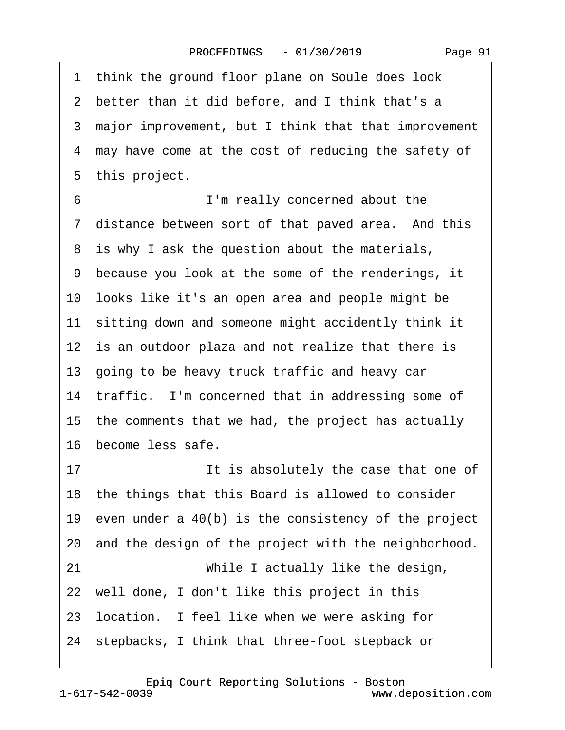1 think the ground floor plane on Soule does look
2 better than it did before, and I think that's a
3 major improvement, but I think that that improvement
4 may have come at the cost of reducing the safety of
5 this project.
6 I'm really concerned about the
7 distance between sort of that paved area. And this
8 is why I ask the question about the materials,
9 because you look at the some of the renderings, it
10 looks like it's an open area and people might be
11 sitting down and someone might accidently think it
12 is an outdoor plaza and not realize that there is
13 going to be heavy truck traffic and heavy car
14 traffic. I'm concerned that in addressing some of
15 the comments that we had, the project has actually
16 become less safe.
17 It is absolutely the case that one of
18 the things that this Board is allowed to consider
19 even under a 40(b) is the consistency of the project
20 and the design of the project with the neighborhood.
21 While I actually like the design,
22 well done, I don't like this project in this
23 location. I feel like when we were asking for
24 stepbacks, I think that three-foot stepback or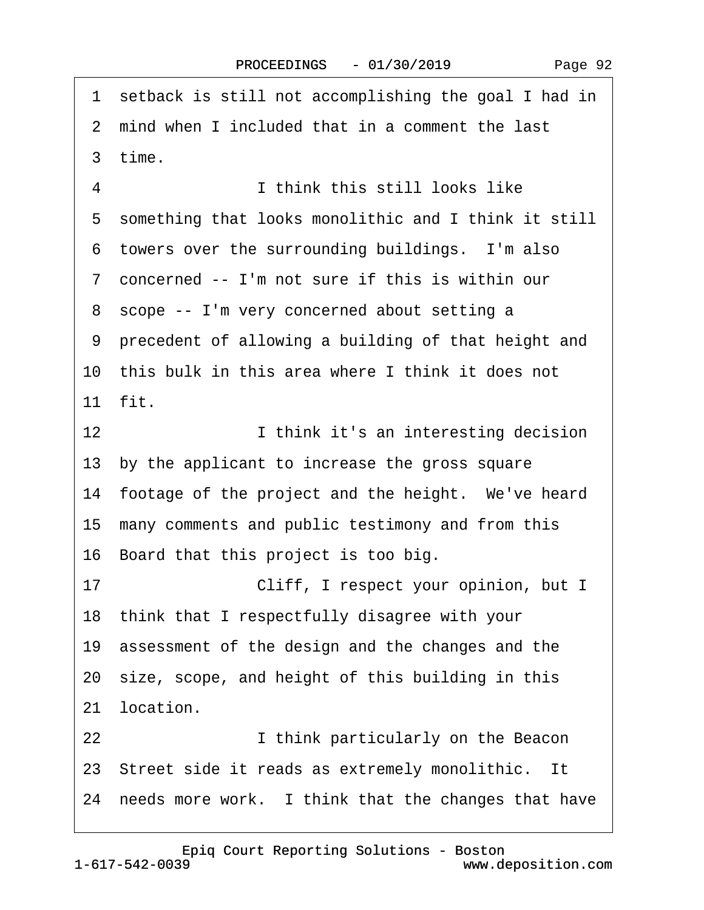1 setback is still not accomplishing the goal I had in
2 mind when I included that in a comment the last
3 time.
4 I think this still looks like
5 something that looks monolithic and I think it still
6 towers over the surrounding buildings. I'm also
7 concerned -- I'm not sure if this is within our
8 scope -- I'm very concerned about setting a
9 precedent of allowing a building of that height and
10 this bulk in this area where I think it does not
11 fit.
12 I think it's an interesting decision
13 by the applicant to increase the gross square
14 footage of the project and the height. We've heard
15 many comments and public testimony and from this
16 Board that this project is too big.
17 Cliff, I respect your opinion, but I
18 think that I respectfully disagree with your
19 assessment of the design and the changes and the
20 size, scope, and height of this building in this
21 location.
22 I think particularly on the Beacon
23 Street side it reads as extremely monolithic. It
24 needs more work. I think that the changes that have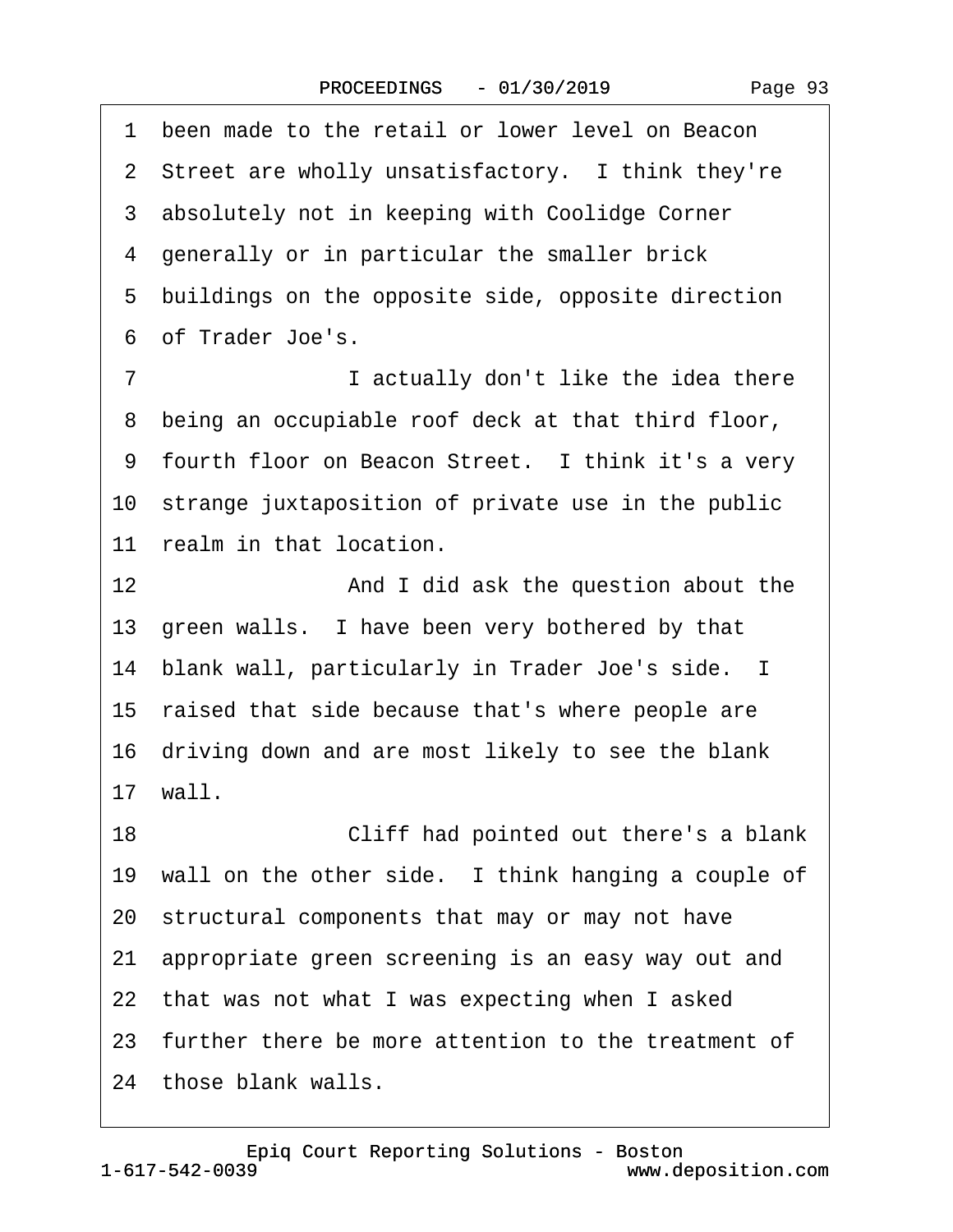1 been made to the retail or lower level on Beacon
2 Street are wholly unsatisfactory. I think they're
3 absolutely not in keeping with Coolidge Corner
4 generally or in particular the smaller brick
5 buildings on the opposite side, opposite direction
6 of Trader Joe's.
7 I actually don't like the idea there
8 being an occupiable roof deck at that third floor,
9 fourth floor on Beacon Street. I think it's a very
10 strange juxtaposition of private use in the public
11 realm in that location.
12 And I did ask the question about the
13 green walls. I have been very bothered by that
14 blank wall, particularly in Trader Joe's side. I
15 raised that side because that's where people are
16 driving down and are most likely to see the blank
17 wall.
18 Cliff had pointed out there's a blank
19 wall on the other side. I think hanging a couple of
20 structural components that may or may not have
21 appropriate green screening is an easy way out and
22 that was not what I was expecting when I asked
23 further there be more attention to the treatment of
24 those blank walls.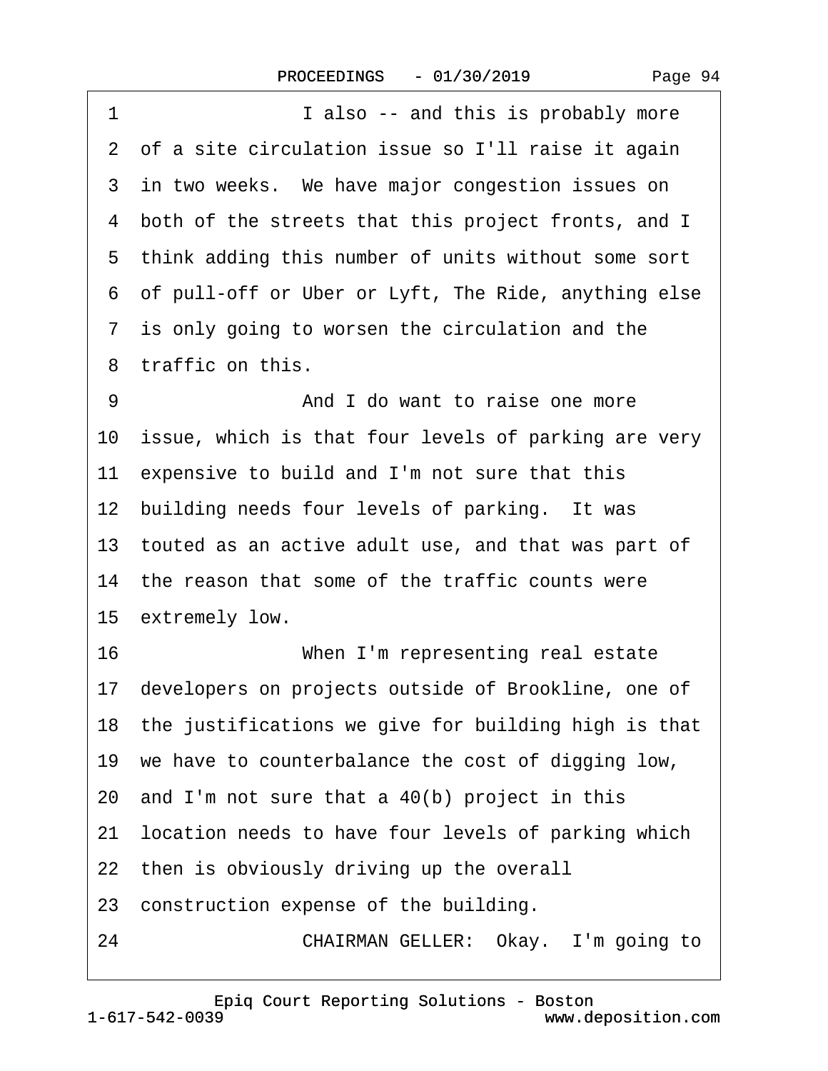1 I also -- and this is probably more
2 of a site circulation issue so I'll raise it again
3 in two weeks. We have major congestion issues on
4 both of the streets that this project fronts, and I
5 think adding this number of units without some sort
6 of pull-off or Uber or Lyft, The Ride, anything else
7 is only going to worsen the circulation and the
8 traffic on this.
9 And I do want to raise one more
10 issue, which is that four levels of parking are very
11 expensive to build and I'm not sure that this
12 building needs four levels of parking. It was
13 touted as an active adult use, and that was part of
14 the reason that some of the traffic counts were
15 extremely low.
16 When I'm representing real estate
17 developers on projects outside of Brookline, one of
18 the justifications we give for building high is that
19 we have to counterbalance the cost of digging low,
20 and I'm not sure that a 40(b) project in this
21 location needs to have four levels of parking which
22 then is obviously driving up the overall
23 construction expense of the building.
24 CHAIRMAN GELLER: Okay. I'm going to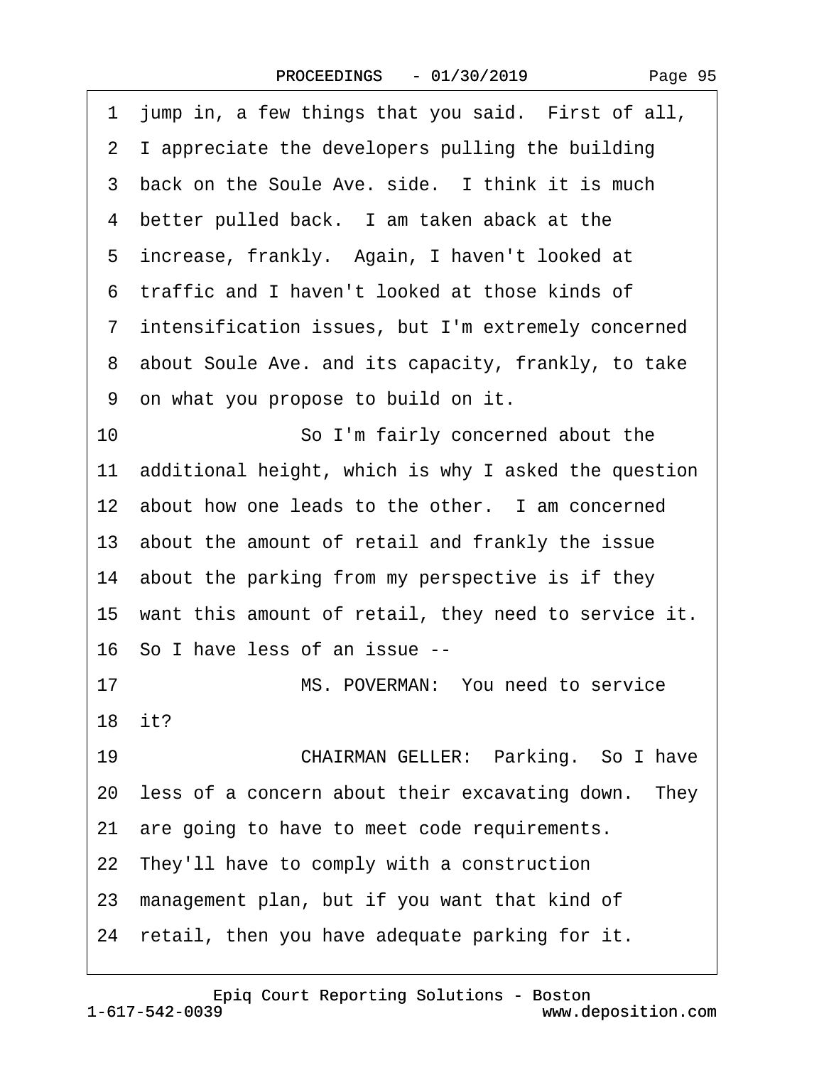1 jump in, a few things that you said. First of all,
2 I appreciate the developers pulling the building
3 back on the Soule Ave. side. I think it is much
4 better pulled back. I am taken aback at the
5 increase, frankly. Again, I haven't looked at
6 traffic and I haven't looked at those kinds of
7 intensification issues, but I'm extremely concerned
8 about Soule Ave. and its capacity, frankly, to take
9 on what you propose to build on it.
10 So I'm fairly concerned about the
11 additional height, which is why I asked the question
12 about how one leads to the other. I am concerned
13 about the amount of retail and frankly the issue
14 about the parking from my perspective is if they
15 want this amount of retail, they need to service it.
16 So I have less of an issue --
17 MS. POVERMAN: You need to service
18 it?
19 CHAIRMAN GELLER: Parking. So I have
20 less of a concern about their excavating down. They
21 are going to have to meet code requirements.
22 They'll have to comply with a construction
23 management plan, but if you want that kind of
24 retail, then you have adequate parking for it.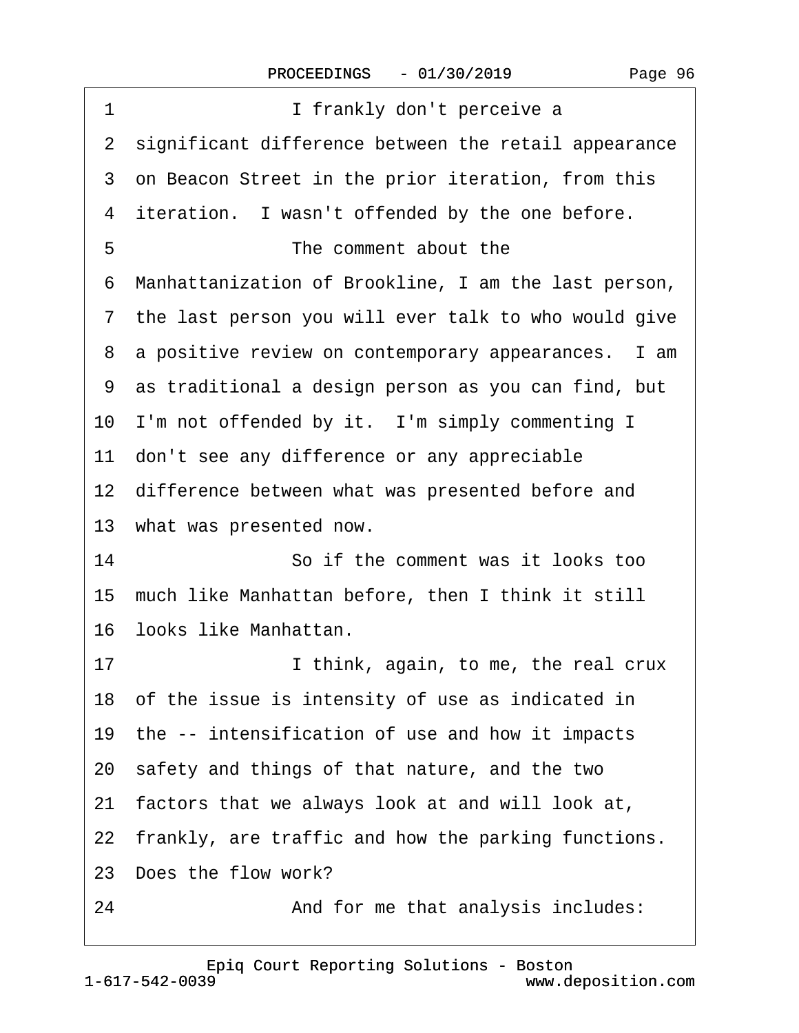1 I frankly don't perceive a
2 significant difference between the retail appearance
3 on Beacon Street in the prior iteration, from this
4 iteration. I wasn't offended by the one before.
5 The comment about the
6 Manhattanization of Brookline, I am the last person,
7 the last person you will ever talk to who would give
8 a positive review on contemporary appearances. I am
9 as traditional a design person as you can find, but
10 I'm not offended by it. I'm simply commenting I
11 don't see any difference or any appreciable
12 difference between what was presented before and
13 what was presented now.
14 So if the comment was it looks too
15 much like Manhattan before, then I think it still
16 looks like Manhattan.
17 I think, again, to me, the real crux
18 of the issue is intensity of use as indicated in
19 the -- intensification of use and how it impacts
20 safety and things of that nature, and the two
21 factors that we always look at and will look at,
22 frankly, are traffic and how the parking functions.
23 Does the flow work?
24 And for me that analysis includes: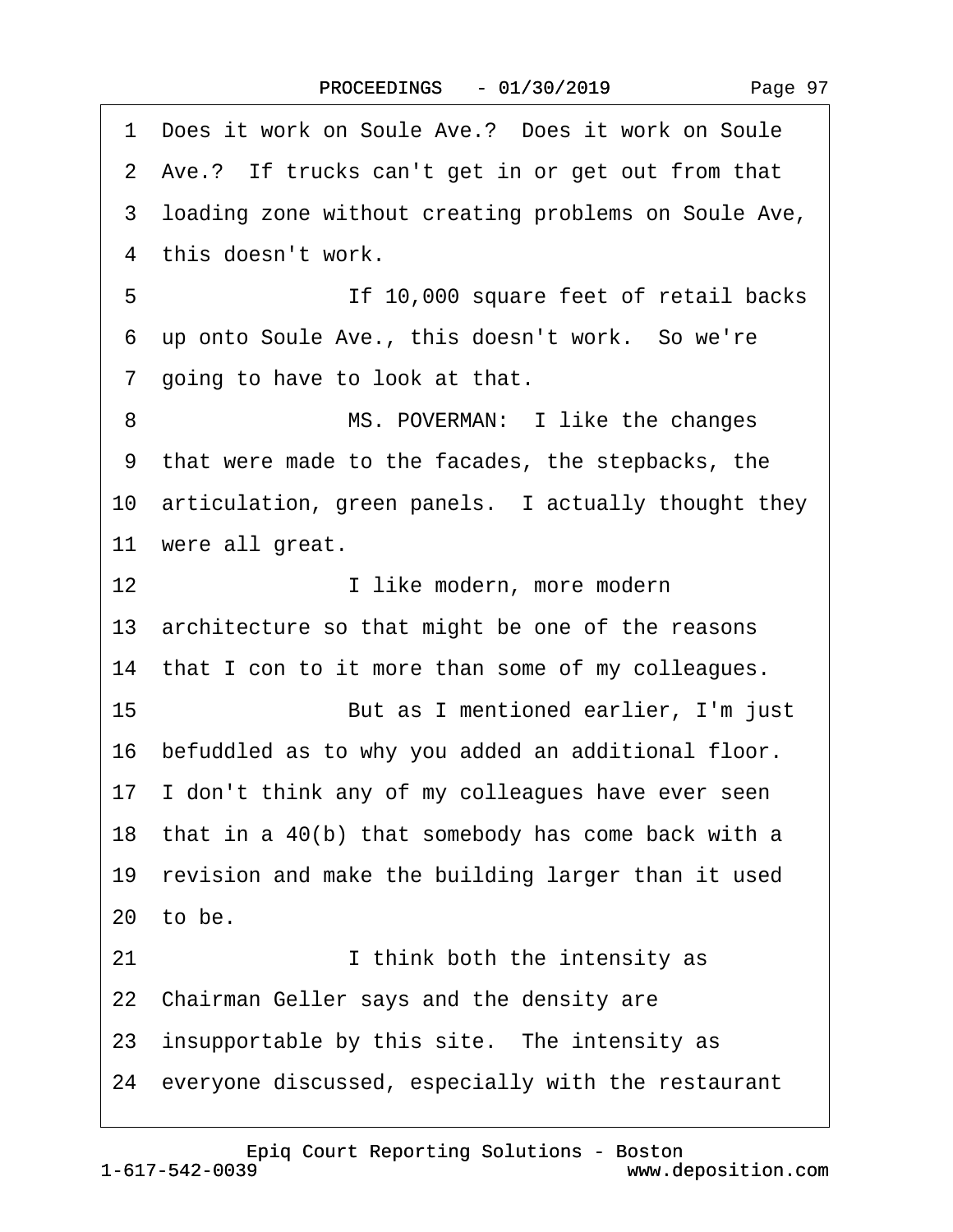1 Does it work on Soule Ave.? Does it work on Soule
2 Ave.? If trucks can't get in or get out from that
3 loading zone without creating problems on Soule Ave,
4 this doesn't work.

5 If 10,000 square feet of retail backs
6 up onto Soule Ave., this doesn't work. So we're
7 going to have to look at that.

8 MS. POVERMAN: I like the changes
9 that were made to the facades, the stepbacks, the
10 articulation, green panels. I actually thought they
11 were all great.

12 I like modern, more modern
13 architecture so that might be one of the reasons
14 that I con to it more than some of my colleagues.

15 But as I mentioned earlier, I'm just
16 befuddled as to why you added an additional floor.
17 I don't think any of my colleagues have ever seen
18 that in a 40(b) that somebody has come back with a
19 revision and make the building larger than it used
20 to be.

21 I think both the intensity as
22 Chairman Geller says and the density are
23 insupportable by this site. The intensity as
24 everyone discussed, especially with the restaurant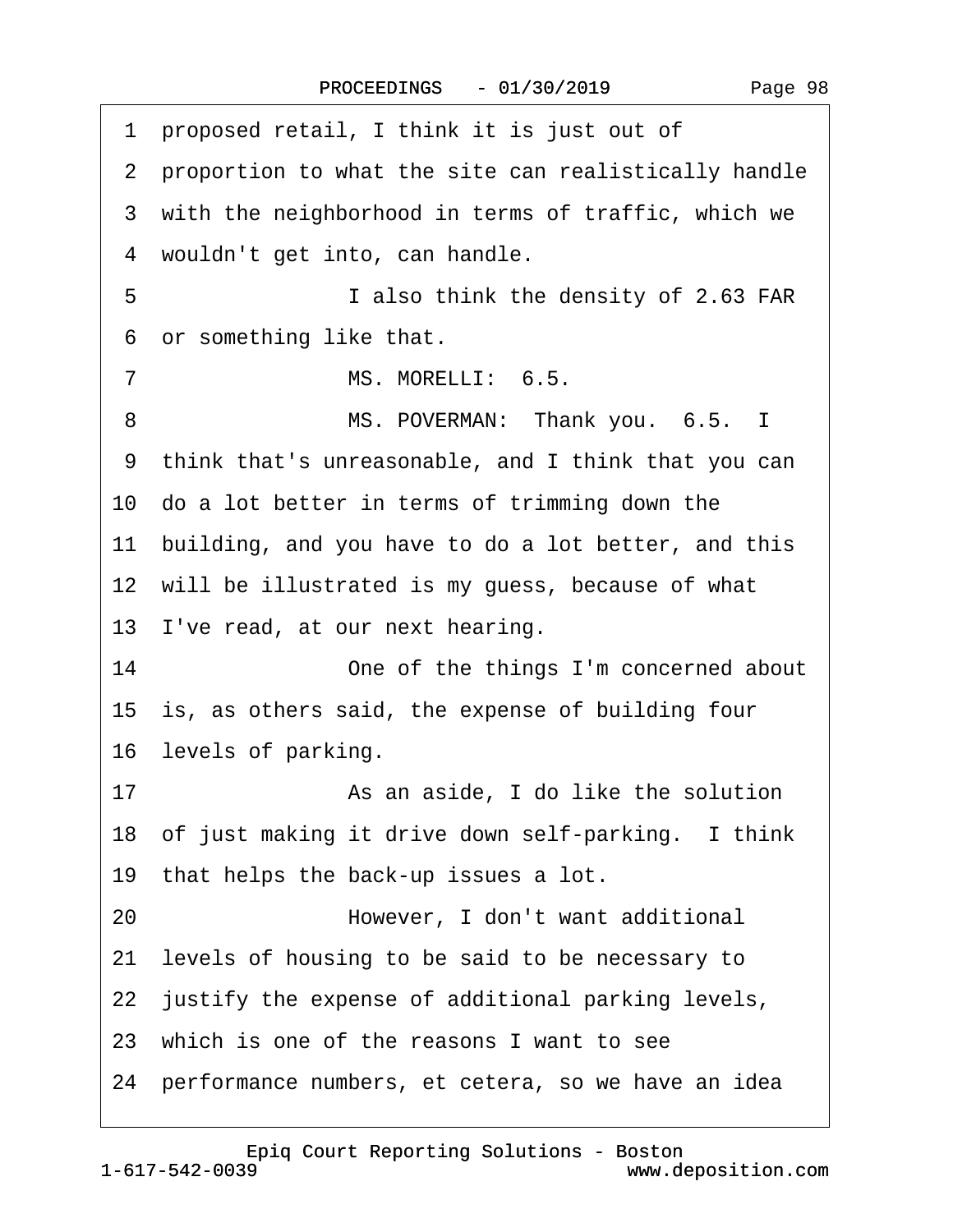1 proposed retail, I think it is just out of
2 proportion to what the site can realistically handle
3 with the neighborhood in terms of traffic, which we
4 wouldn't get into, can handle.

5 I also think the density of 2.63 FAR
6 or something like that.

7 MS. MORELLI: 6.5.

8 MS. POVERMAN: Thank you. 6.5. I
9 think that's unreasonable, and I think that you can
10 do a lot better in terms of trimming down the
11 building, and you have to do a lot better, and this
12 will be illustrated is my guess, because of what
13 I've read, at our next hearing.

14 One of the things I'm concerned about
15 is, as others said, the expense of building four
16 levels of parking.

17 As an aside, I do like the solution
18 of just making it drive down self-parking. I think
19 that helps the back-up issues a lot.

20 However, I don't want additional
21 levels of housing to be said to be necessary to
22 justify the expense of additional parking levels,
23 which is one of the reasons I want to see
24 performance numbers, et cetera, so we have an idea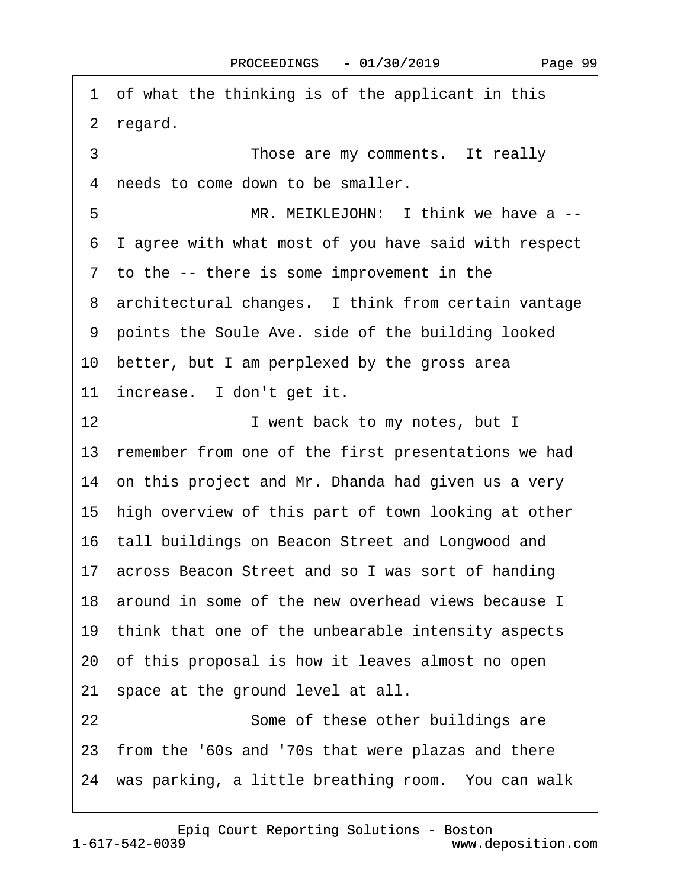1 of what the thinking is of the applicant in this
2 regard.
3 Those are my comments. It really
4 needs to come down to be smaller.
5 MR. MEIKLEJOHN: I think we have a --
6 I agree with what most of you have said with respect
7 to the -- there is some improvement in the
8 architectural changes. I think from certain vantage
9 points the Soule Ave. side of the building looked
10 better, but I am perplexed by the gross area
11 increase. I don't get it.
12 I went back to my notes, but I
13 remember from one of the first presentations we had
14 on this project and Mr. Dhanda had given us a very
15 high overview of this part of town looking at other
16 tall buildings on Beacon Street and Longwood and
17 across Beacon Street and so I was sort of handing
18 around in some of the new overhead views because I
19 think that one of the unbearable intensity aspects
20 of this proposal is how it leaves almost no open
21 space at the ground level at all.
22 Some of these other buildings are
23 from the '60s and '70s that were plazas and there
24 was parking, a little breathing room. You can walk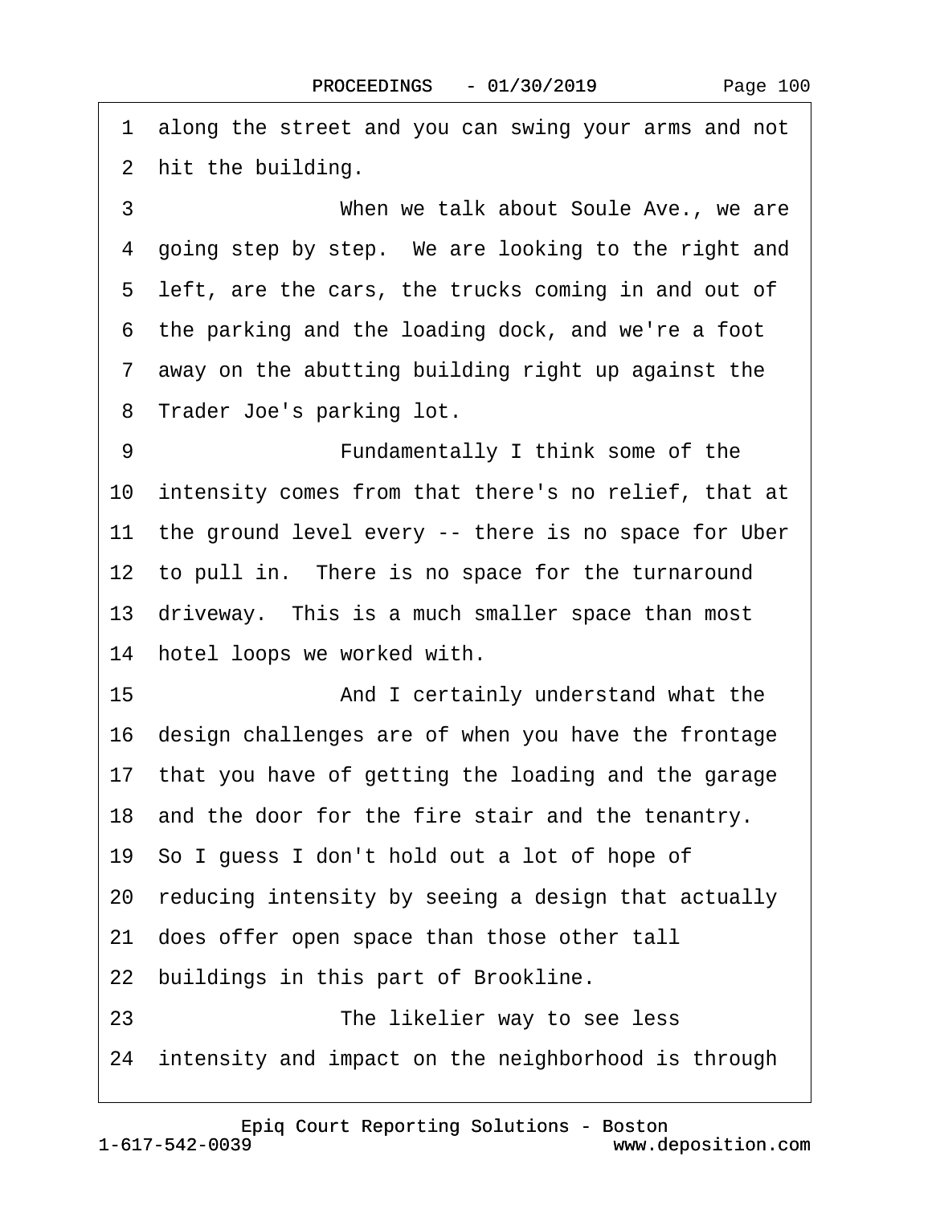1 along the street and you can swing your arms and not
2 hit the building.
3 When we talk about Soule Ave., we are
4 going step by step. We are looking to the right and
5 left, are the cars, the trucks coming in and out of
6 the parking and the loading dock, and we're a foot
7 away on the abutting building right up against the
8 Trader Joe's parking lot.
9 Fundamentally I think some of the
10 intensity comes from that there's no relief, that at
11 the ground level every -- there is no space for Uber
12 to pull in. There is no space for the turnaround
13 driveway. This is a much smaller space than most
14 hotel loops we worked with.
15 And I certainly understand what the
16 design challenges are of when you have the frontage
17 that you have of getting the loading and the garage
18 and the door for the fire stair and the tenantry.
19 So I guess I don't hold out a lot of hope of
20 reducing intensity by seeing a design that actually
21 does offer open space than those other tall
22 buildings in this part of Brookline.
23 The likelier way to see less
24 intensity and impact on the neighborhood is through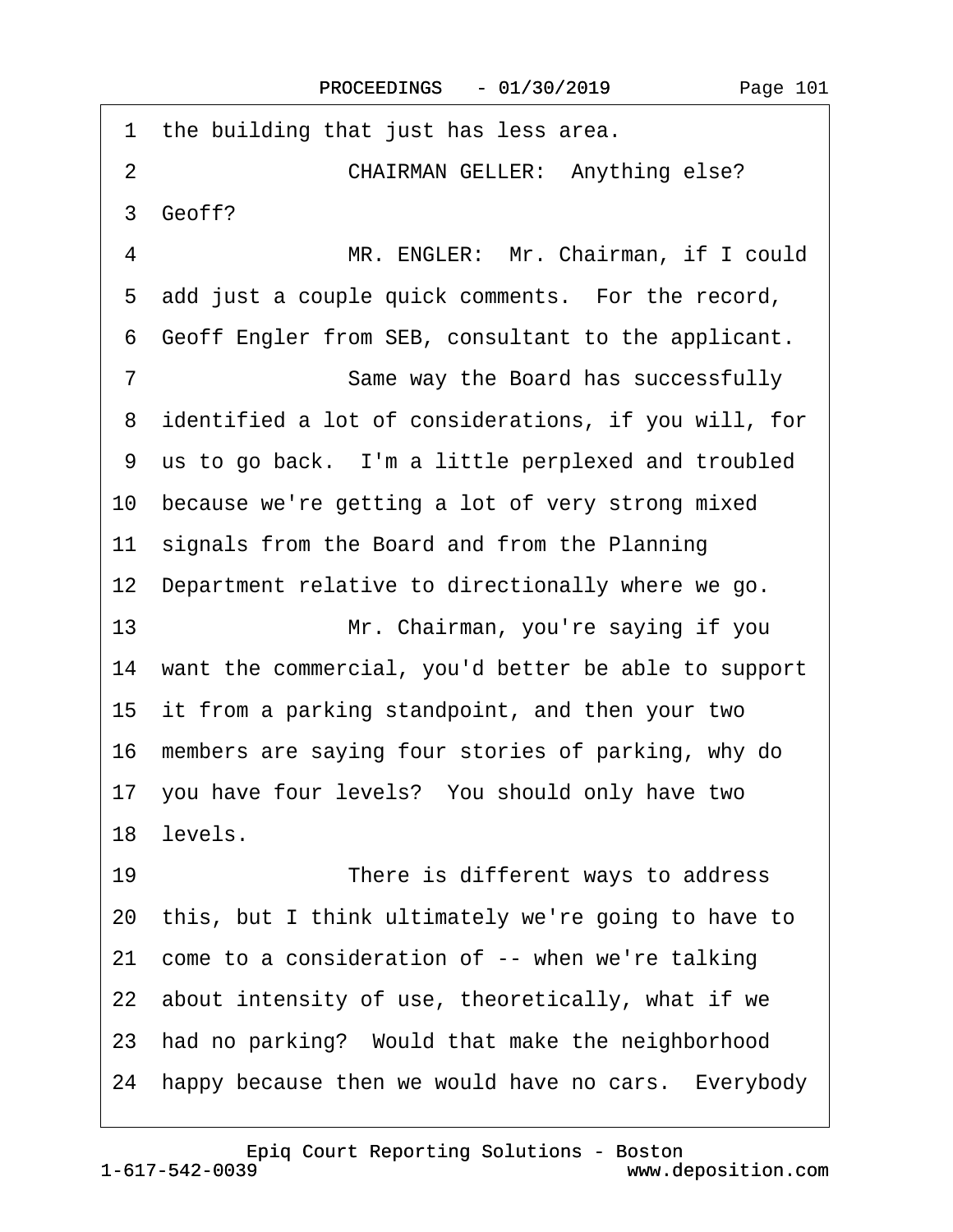1 the building that just has less area.

2 CHAIRMAN GELLER: Anything else?

3 Geoff?

4 MR. ENGLER: Mr. Chairman, if I could

5 add just a couple quick comments. For the record,

6 Geoff Engler from SEB, consultant to the applicant.

7 Same way the Board has successfully

8 identified a lot of considerations, if you will, for

9 us to go back. I'm a little perplexed and troubled

10 because we're getting a lot of very strong mixed

11 signals from the Board and from the Planning

12 Department relative to directionally where we go.

13 Mr. Chairman, you're saying if you

14 want the commercial, you'd better be able to support

15 it from a parking standpoint, and then your two

16 members are saying four stories of parking, why do

17 you have four levels? You should only have two

18 levels.

19 There is different ways to address

20 this, but I think ultimately we're going to have to

21 come to a consideration of -- when we're talking

22 about intensity of use, theoretically, what if we

23 had no parking? Would that make the neighborhood

24 happy because then we would have no cars. Everybody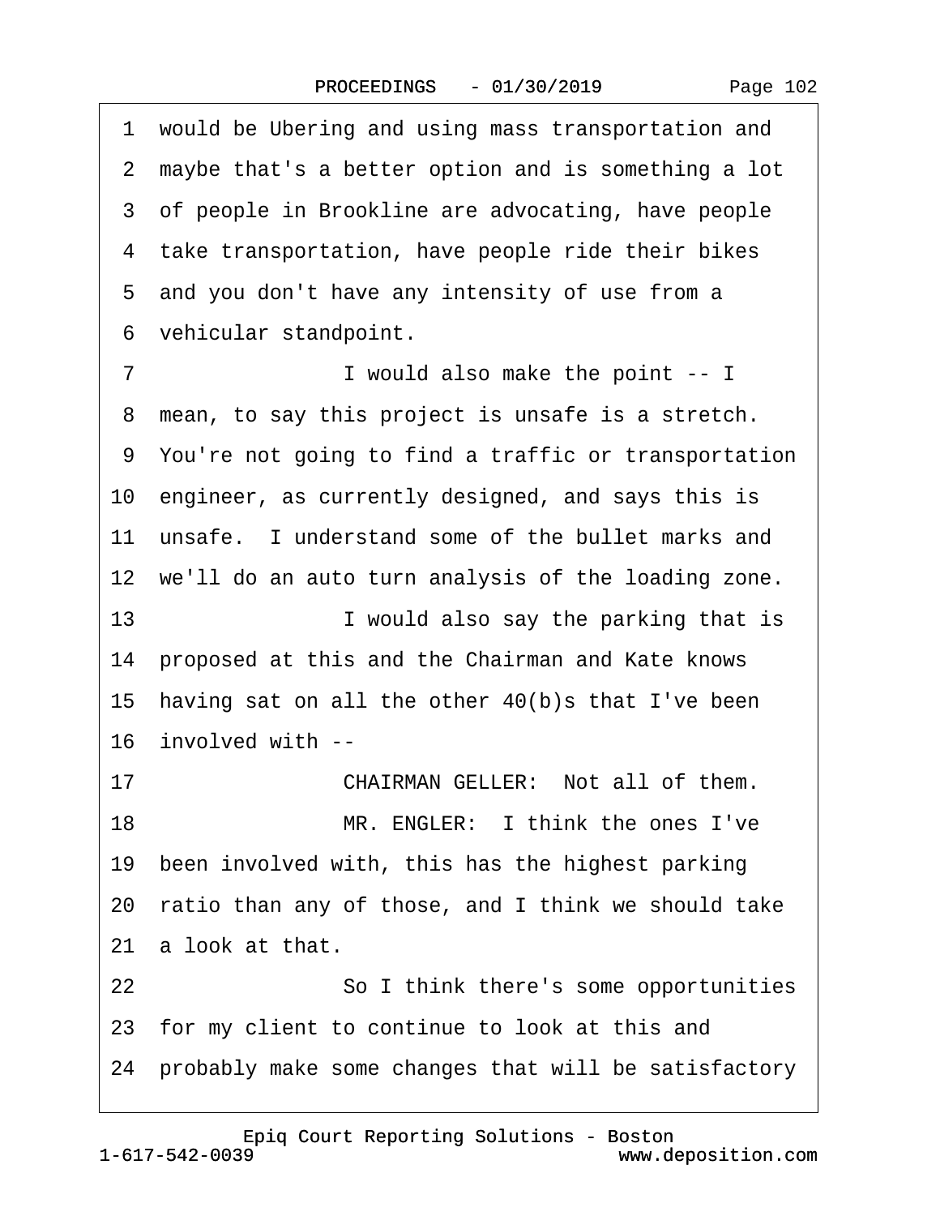1 would be Ubering and using mass transportation and
2 maybe that's a better option and is something a lot
3 of people in Brookline are advocating, have people
4 take transportation, have people ride their bikes
5 and you don't have any intensity of use from a
6 vehicular standpoint.

7 I would also make the point -- I
8 mean, to say this project is unsafe is a stretch.
9 You're not going to find a traffic or transportation
10 engineer, as currently designed, and says this is
11 unsafe. I understand some of the bullet marks and
12 we'll do an auto turn analysis of the loading zone.

13 I would also say the parking that is
14 proposed at this and the Chairman and Kate knows
15 having sat on all the other 40(b)s that I've been
16 involved with --

17 CHAIRMAN GELLER: Not all of them.

18 MR. ENGLER: I think the ones I've
19 been involved with, this has the highest parking
20 ratio than any of those, and I think we should take
21 a look at that.

22 So I think there's some opportunities
23 for my client to continue to look at this and
24 probably make some changes that will be satisfactory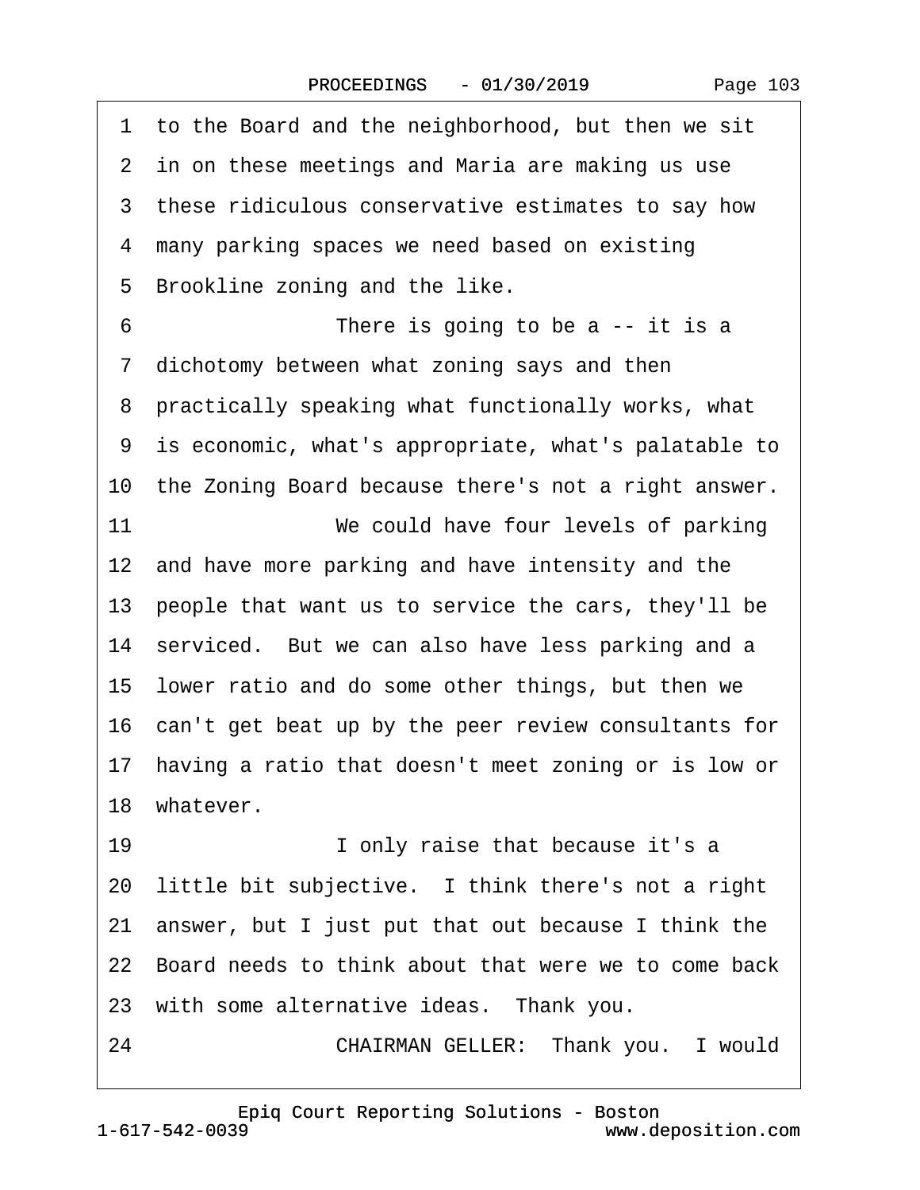1 to the Board and the neighborhood, but then we sit
2 in on these meetings and Maria are making us use
3 these ridiculous conservative estimates to say how
4 many parking spaces we need based on existing
5 Brookline zoning and the like.
6 There is going to be a -- it is a
7 dichotomy between what zoning says and then
8 practically speaking what functionally works, what
9 is economic, what's appropriate, what's palatable to
10 the Zoning Board because there's not a right answer.
11 We could have four levels of parking
12 and have more parking and have intensity and the
13 people that want us to service the cars, they'll be
14 serviced. But we can also have less parking and a
15 lower ratio and do some other things, but then we
16 can't get beat up by the peer review consultants for
17 having a ratio that doesn't meet zoning or is low or
18 whatever.
19 I only raise that because it's a
20 little bit subjective. I think there's not a right
21 answer, but I just put that out because I think the
22 Board needs to think about that were we to come back
23 with some alternative ideas. Thank you.
24 CHAIRMAN GELLER: Thank you. I would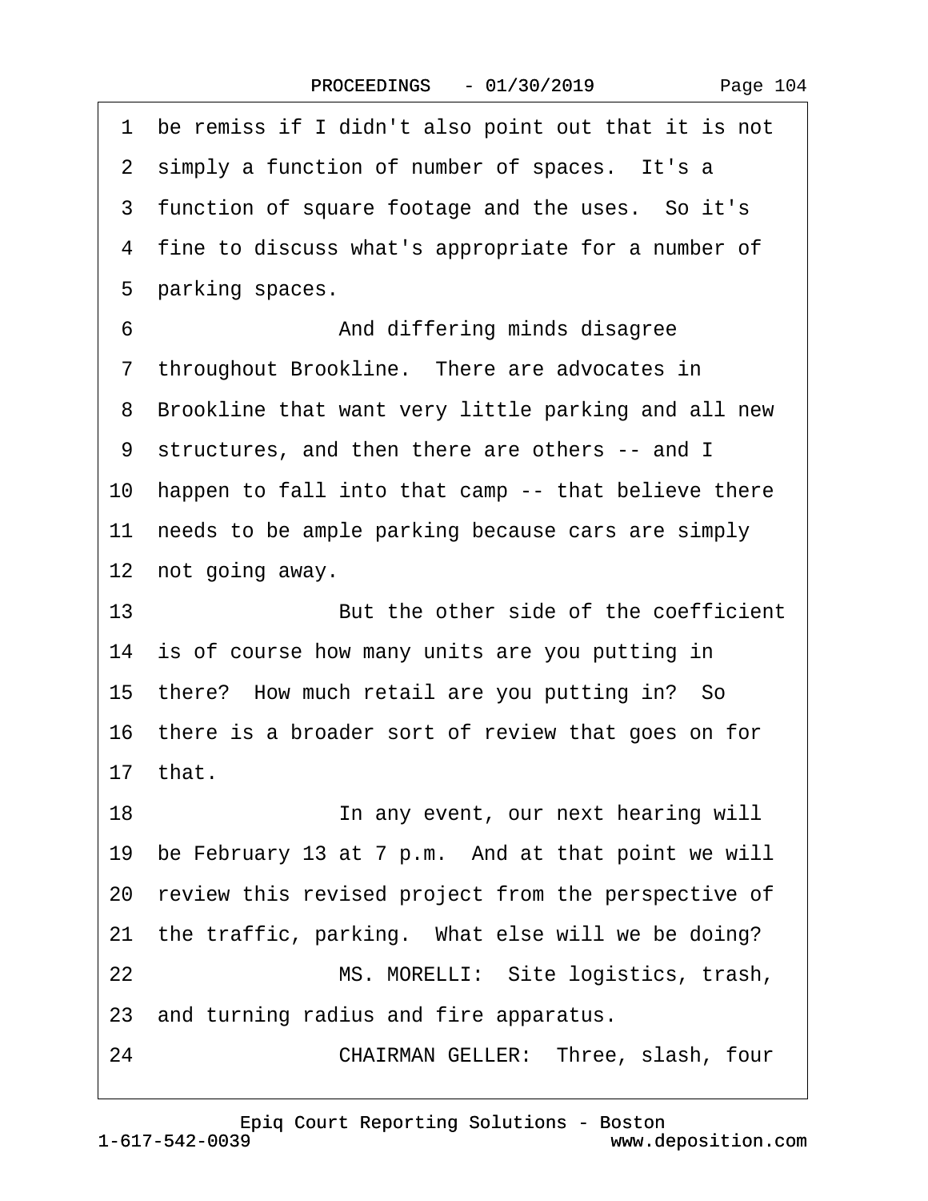1 be remiss if I didn't also point out that it is not
2 simply a function of number of spaces. It's a
3 function of square footage and the uses. So it's
4 fine to discuss what's appropriate for a number of
5 parking spaces.
6 And differing minds disagree
7 throughout Brookline. There are advocates in
8 Brookline that want very little parking and all new
9 structures, and then there are others -- and I
10 happen to fall into that camp -- that believe there
11 needs to be ample parking because cars are simply
12 not going away.
13 But the other side of the coefficient
14 is of course how many units are you putting in
15 there? How much retail are you putting in? So
16 there is a broader sort of review that goes on for
17 that.
18 In any event, our next hearing will
19 be February 13 at 7 p.m. And at that point we will
20 review this revised project from the perspective of
21 the traffic, parking. What else will we be doing?
22 MS. MORELLI: Site logistics, trash,
23 and turning radius and fire apparatus.
24 CHAIRMAN GELLER: Three, slash, four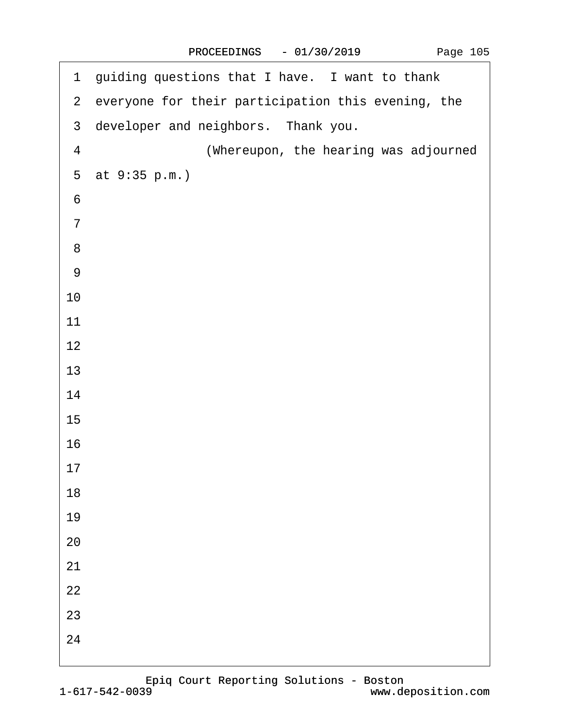guiding questions that I have. I want to thank everyone for their participation this evening, the developer and neighbors. Thank you.

(Whereupon, the hearing was adjourned at 9:35 p.m.)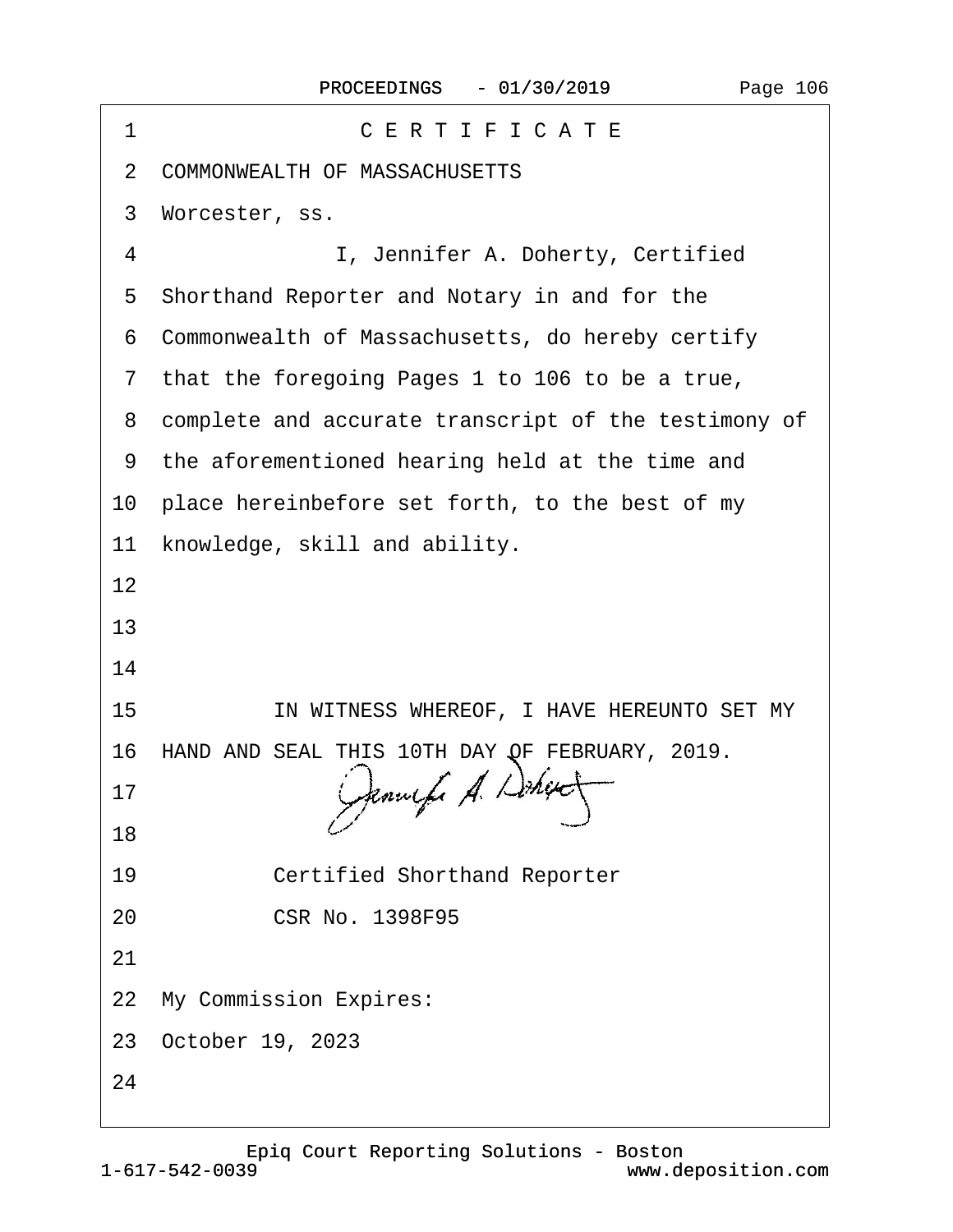# C E R T I F I C A T E

COMMONWEALTH OF MASSACHUSETTS

Worcester, ss.

I, Jennifer A. Doherty, Certified Shorthand Reporter and Notary in and for the Commonwealth of Massachusetts, do hereby certify that the foregoing Pages 1 to 106 to be a true, complete and accurate transcript of the testimony of the aforementioned hearing held at the time and place hereinbefore set forth, to the best of my knowledge, skill and ability.

IN WITNESS WHEREOF, I HAVE HEREUNTO SET MY HAND AND SEAL THIS 10TH DAY OF FEBRUARY, 2019.

Jennifer A. Doherty

Certified Shorthand Reporter

CSR No. 1398F95

My Commission Expires:

October 19, 2023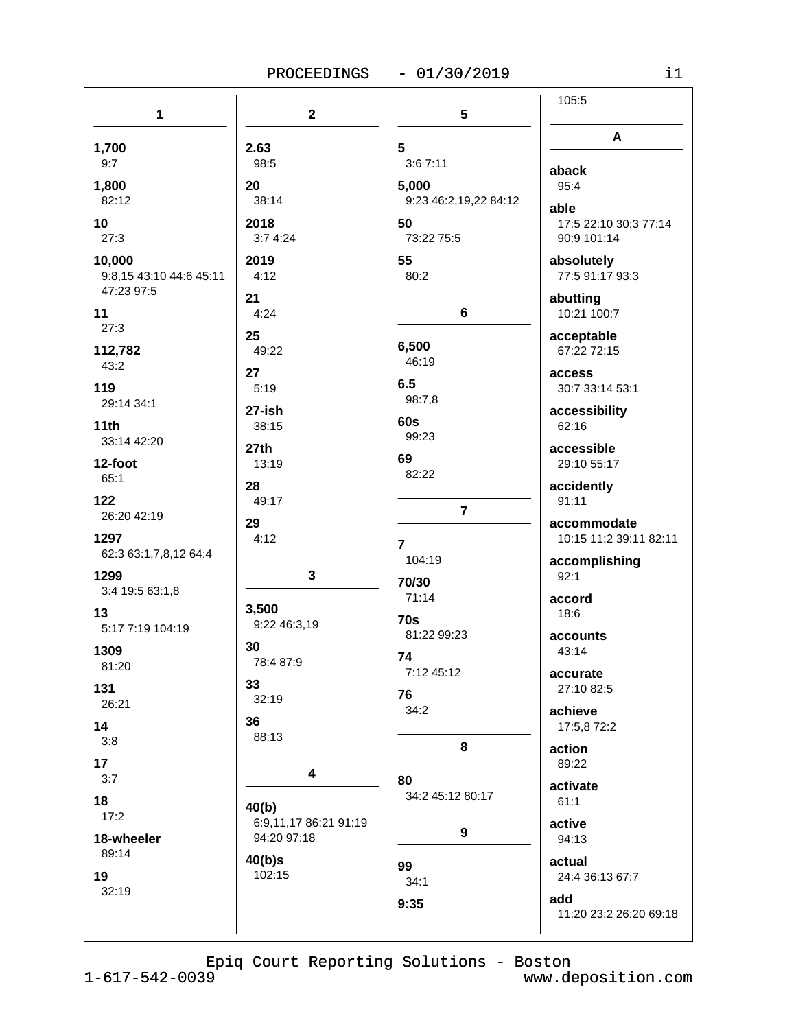## 1

**1,700**
9:7

**1,800**
82:12

**10**
27:3

**10,000**
9:8,15 43:10 44:6 45:11 47:23 97:5

**11**
27:3

**112,782**
43:2

**119**
29:14 34:1

**11th**
33:14 42:20

**12-foot**
65:1

**122**
26:20 42:19

**1297**
62:3 63:1,7,8,12 64:4

**1299**
3:4 19:5 63:1,8

**13**
5:17 7:19 104:19

**1309**
81:20

**131**
26:21

**14**
3:8

**17**
3:7

**18**
17:2

**18-wheeler**
89:14

**19**
32:19

## 2

**2.63**
98:5

**20**
38:14

**2018**
3:7 4:24

**2019**
4:12

**21**
4:24

**25**
49:22

**27**
5:19

**27-ish**
38:15

**27th**
13:19

**28**
49:17

**29**
4:12

## 3

**3,500**
9:22 46:3,19

**30**
78:4 87:9

**33**
32:19

**36**
88:13

## 4

**40(b)**
6:9,11,17 86:21 91:19 94:20 97:18

**40(b)s**
102:15

## 5

**5**
3:6 7:11

**5,000**
9:23 46:2,19,22 84:12

**50**
73:22 75:5

**55**
80:2

## 6

**6,500**
46:19

**6.5**
98:7,8

**60s**
99:23

**69**
82:22

## 7

**7**
104:19

**70/30**
71:14

**70s**
81:22 99:23

**74**
7:12 45:12

**76**
34:2

## 8

**80**
34:2 45:12 80:17

## 9

**99**
34:1

**9:35**
105:5

## A

**aback**
95:4

**able**
17:5 22:10 30:3 77:14 90:9 101:14

**absolutely**
77:5 91:17 93:3

**abutting**
10:21 100:7

**acceptable**
67:22 72:15

**access**
30:7 33:14 53:1

**accessibility**
62:16

**accessible**
29:10 55:17

**accidently**
91:11

**accommodate**
10:15 11:2 39:11 82:11

**accomplishing**
92:1

**accord**
18:6

**accounts**
43:14

**accurate**
27:10 82:5

**achieve**
17:5,8 72:2

**action**
89:22

**activate**
61:1

**active**
94:13

**actual**
24:4 36:13 67:7

**add**
11:20 23:2 26:20 69:18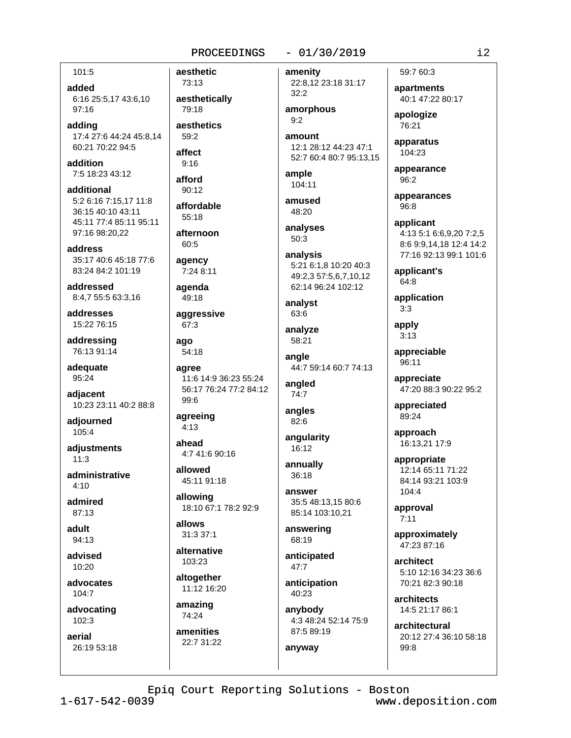101:5

**added**
6:16 25:5,17 43:6,10 97:16

**adding**
17:4 27:6 44:24 45:8,14 60:21 70:22 94:5

**addition**
7:5 18:23 43:12

**additional**
5:2 6:16 7:15,17 11:8 36:15 40:10 43:11 45:11 77:4 85:11 95:11 97:16 98:20,22

**address**
35:17 40:6 45:18 77:6 83:24 84:2 101:19

**addressed**
8:4,7 55:5 63:3,16

**addresses**
15:22 76:15

**addressing**
76:13 91:14

**adequate**
95:24

**adjacent**
10:23 23:11 40:2 88:8

**adjourned**
105:4

**adjustments**
11:3

**administrative**
4:10

**admired**
87:13

**adult**
94:13

**advised**
10:20

**advocates**
104:7

**advocating**
102:3

**aerial**
26:19 53:18

**aesthetic**
73:13

**aesthetically**
79:18

**aesthetics**
59:2

**affect**
9:16

**afford**
90:12

**affordable**
55:18

**afternoon**
60:5

**agency**
7:24 8:11

**agenda**
49:18

**aggressive**
67:3

**ago**
54:18

**agree**
11:6 14:9 36:23 55:24 56:17 76:24 77:2 84:12 99:6

**agreeing**
4:13

**ahead**
4:7 41:6 90:16

**allowed**
45:11 91:18

**allowing**
18:10 67:1 78:2 92:9

**allows**
31:3 37:1

**alternative**
103:23

**altogether**
11:12 16:20

**amazing**
74:24

**amenities**
22:7 31:22

**amenity**
22:8,12 23:18 31:17 32:2

**amorphous**
9:2

**amount**
12:1 28:12 44:23 47:1 52:7 60:4 80:7 95:13,15

**ample**
104:11

**amused**
48:20

**analyses**
50:3

**analysis**
5:21 6:1,8 10:20 40:3 49:2,3 57:5,6,7,10,12 62:14 96:24 102:12

**analyst**
63:6

**analyze**
58:21

**angle**
44:7 59:14 60:7 74:13

**angled**
74:7

**angles**
82:6

**angularity**
16:12

**annually**
36:18

**answer**
35:5 48:13,15 80:6 85:14 103:10,21

**answering**
68:19

**anticipated**
47:7

**anticipation**
40:23

**anybody**
4:3 48:24 52:14 75:9 87:5 89:19

**anyway**
59:7 60:3

**apartments**
40:1 47:22 80:17

**apologize**
76:21

**apparatus**
104:23

**appearance**
96:2

**appearances**
96:8

**applicant**
4:13 5:1 6:6,9,20 7:2,5 8:6 9:9,14,18 12:4 14:2 77:16 92:13 99:1 101:6

**applicant's**
64:8

**application**
3:3

**apply**
3:13

**appreciable**
96:11

**appreciate**
47:20 88:3 90:22 95:2

**appreciated**
89:24

**approach**
16:13,21 17:9

**appropriate**
12:14 65:11 71:22 84:14 93:21 103:9 104:4

**approval**
7:11

**approximately**
47:23 87:16

**architect**
5:10 12:16 34:23 36:6 70:21 82:3 90:18

**architects**
14:5 21:17 86:1

**architectural**
20:12 27:4 36:10 58:18 99:8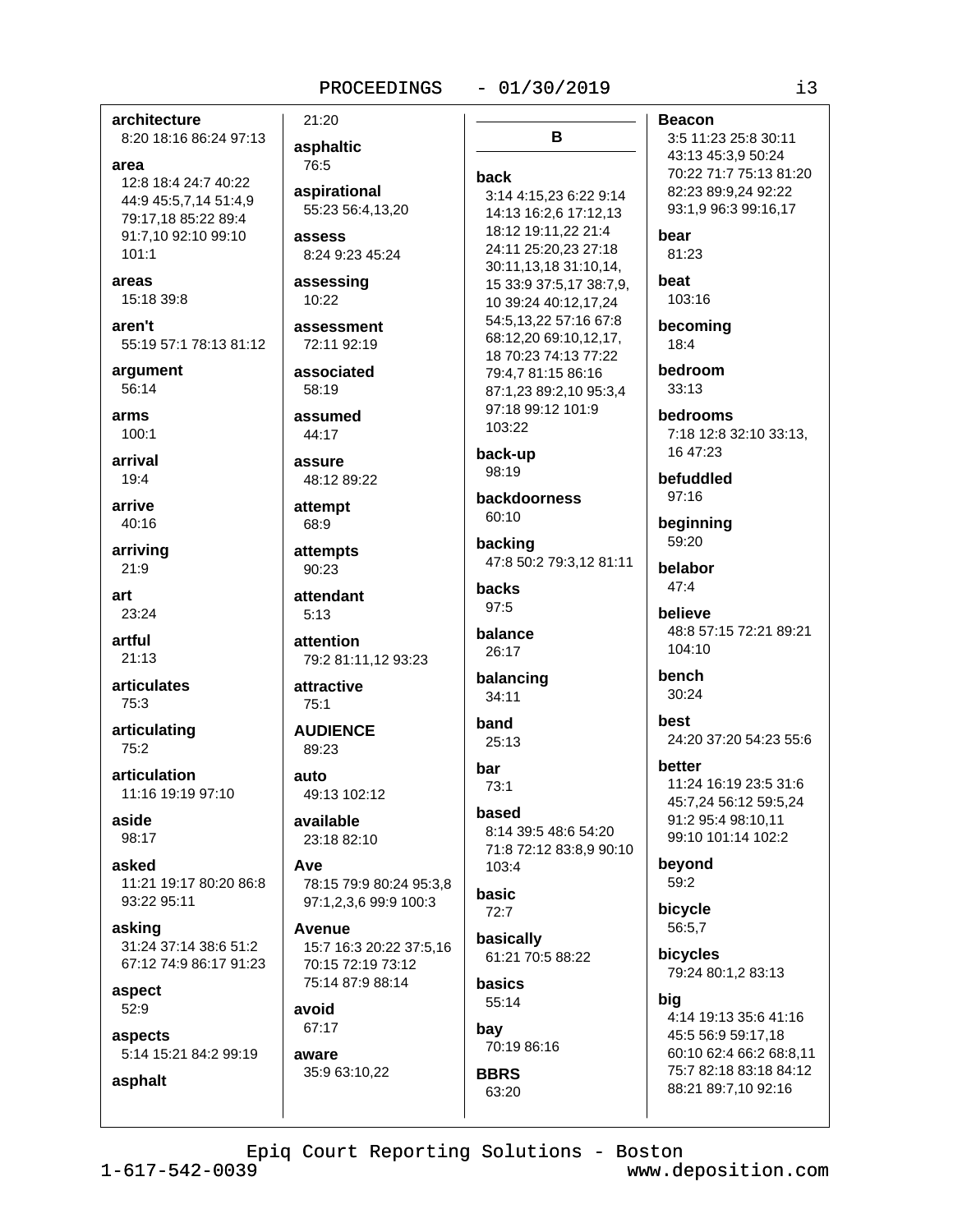**architecture**
8:20 18:16 86:24 97:13

**area**
12:8 18:4 24:7 40:22 44:9 45:5,7,14 51:4,9 79:17,18 85:22 89:4 91:7,10 92:10 99:10 101:1

**areas**
15:18 39:8

**aren't**
55:19 57:1 78:13 81:12

**argument**
56:14

**arms**
100:1

**arrival**
19:4

**arrive**
40:16

**arriving**
21:9

**art**
23:24

**artful**
21:13

**articulates**
75:3

**articulating**
75:2

**articulation**
11:16 19:19 97:10

**aside**
98:17

**asked**
11:21 19:17 80:20 86:8 93:22 95:11

**asking**
31:24 37:14 38:6 51:2 67:12 74:9 86:17 91:23

**aspect**
52:9

**aspects**
5:14 15:21 84:2 99:19

**asphalt**
21:20

**asphaltic**
76:5

**aspirational**
55:23 56:4,13,20

**assess**
8:24 9:23 45:24

**assessing**
10:22

**assessment**
72:11 92:19

**associated**
58:19

**assumed**
44:17

**assure**
48:12 89:22

**attempt**
68:9

**attempts**
90:23

**attendant**
5:13

**attention**
79:2 81:11,12 93:23

**attractive**
75:1

**AUDIENCE**
89:23

**auto**
49:13 102:12

**available**
23:18 82:10

**Ave**
78:15 79:9 80:24 95:3,8 97:1,2,3,6 99:9 100:3

**Avenue**
15:7 16:3 20:22 37:5,16 70:15 72:19 73:12 75:14 87:9 88:14

**avoid**
67:17

**aware**
35:9 63:10,22

## B

**back**
3:14 4:15,23 6:22 9:14 14:13 16:2,6 17:12,13 18:12 19:11,22 21:4 24:11 25:20,23 27:18 30:11,13,18 31:10,14, 15 33:9 37:5,17 38:7,9, 10 39:24 40:12,17,24 54:5,13,22 57:16 67:8 68:12,20 69:10,12,17, 18 70:23 74:13 77:22 79:4,7 81:15 86:16 87:1,23 89:2,10 95:3,4 97:18 99:12 101:9 103:22

**back-up**
98:19

**backdoorness**
60:10

**backing**
47:8 50:2 79:3,12 81:11

**backs**
97:5

**balance**
26:17

**balancing**
34:11

**band**
25:13

**bar**
73:1

**based**
8:14 39:5 48:6 54:20 71:8 72:12 83:8,9 90:10 103:4

**basic**
72:7

**basically**
61:21 70:5 88:22

**basics**
55:14

**bay**
70:19 86:16

**BBRS**
63:20

**Beacon**
3:5 11:23 25:8 30:11 43:13 45:3,9 50:24 70:22 71:7 75:13 81:20 82:23 89:9,24 92:22 93:1,9 96:3 99:16,17

**bear**
81:23

**beat**
103:16

**becoming**
18:4

**bedroom**
33:13

**bedrooms**
7:18 12:8 32:10 33:13, 16 47:23

**befuddled**
97:16

**beginning**
59:20

**belabor**
47:4

**believe**
48:8 57:15 72:21 89:21 104:10

**bench**
30:24

**best**
24:20 37:20 54:23 55:6

**better**
11:24 16:19 23:5 31:6 45:7,24 56:12 59:5,24 91:2 95:4 98:10,11 99:10 101:14 102:2

**beyond**
59:2

**bicycle**
56:5,7

**bicycles**
79:24 80:1,2 83:13

**big**
4:14 19:13 35:6 41:16 45:5 56:9 59:17,18 60:10 62:4 66:2 68:8,11 75:7 82:18 83:18 84:12 88:21 89:7,10 92:16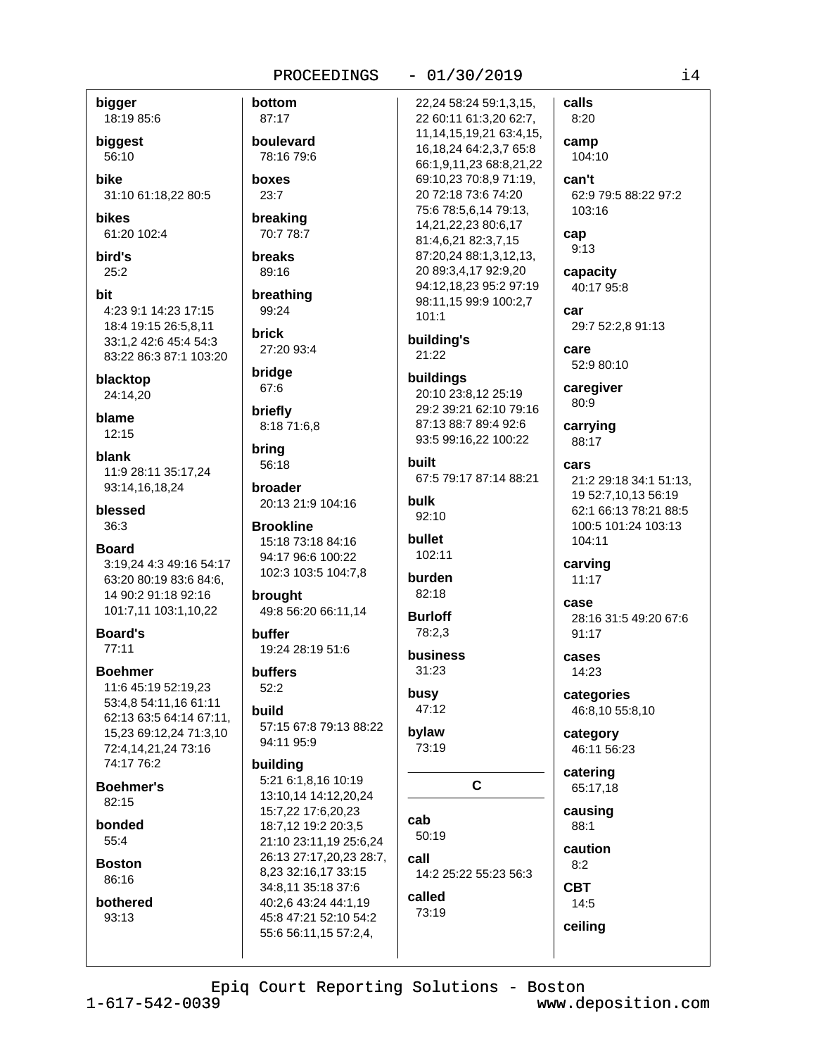**bigger**
18:19 85:6

**biggest**
56:10

**bike**
31:10 61:18,22 80:5

**bikes**
61:20 102:4

**bird's**
25:2

**bit**
4:23 9:1 14:23 17:15 18:4 19:15 26:5,8,11 33:1,2 42:6 45:4 54:3 83:22 86:3 87:1 103:20

**blacktop**
24:14,20

**blame**
12:15

**blank**
11:9 28:11 35:17,24 93:14,16,18,24

**blessed**
36:3

**Board**
3:19,24 4:3 49:16 54:17 63:20 80:19 83:6 84:6, 14 90:2 91:18 92:16 101:7,11 103:1,10,22

**Board's**
77:11

**Boehmer**
11:6 45:19 52:19,23 53:4,8 54:11,16 61:11 62:13 63:5 64:14 67:11, 15,23 69:12,24 71:3,10 72:4,14,21,24 73:16 74:17 76:2

**Boehmer's**
82:15

**bonded**
55:4

**Boston**
86:16

**bothered**
93:13

**bottom**
87:17

**boulevard**
78:16 79:6

**boxes**
23:7

**breaking**
70:7 78:7

**breaks**
89:16

**breathing**
99:24

**brick**
27:20 93:4

**bridge**
67:6

**briefly**
8:18 71:6,8

**bring**
56:18

**broader**
20:13 21:9 104:16

**Brookline**
15:18 73:18 84:16 94:17 96:6 100:22 102:3 103:5 104:7,8

**brought**
49:8 56:20 66:11,14

**buffer**
19:24 28:19 51:6

**buffers**
52:2

**build**
57:15 67:8 79:13 88:22 94:11 95:9

**building**
5:21 6:1,8,16 10:19 13:10,14 14:12,20,24 15:7,22 17:6,20,23 18:7,12 19:2 20:3,5 21:10 23:11,19 25:6,24 26:13 27:17,20,23 28:7, 8,23 32:16,17 33:15 34:8,11 35:18 37:6 40:2,6 43:24 44:1,19 45:8 47:21 52:10 54:2 55:6 56:11,15 57:2,4, 22,24 58:24 59:1,3,15, 22 60:11 61:3,20 62:7, 11,14,15,19,21 63:4,15, 16,18,24 64:2,3,7 65:8 66:1,9,11,23 68:8,21,22 69:10,23 70:8,9 71:19, 20 72:18 73:6 74:20 75:6 78:5,6,14 79:13, 14,21,22,23 80:6,17 81:4,6,21 82:3,7,15 87:20,24 88:1,3,12,13, 20 89:3,4,17 92:9,20 94:12,18,23 95:2 97:19 98:11,15 99:9 100:2,7 101:1

**building's**
21:22

**buildings**
20:10 23:8,12 25:19 29:2 39:21 62:10 79:16 87:13 88:7 89:4 92:6 93:5 99:16,22 100:22

**built**
67:5 79:17 87:14 88:21

**bulk**
92:10

**bullet**
102:11

**burden**
82:18

**Burloff**
78:2,3

**business**
31:23

**busy**
47:12

**bylaw**
73:19

## C

**cab**
50:19

**call**
14:2 25:22 55:23 56:3

**called**
73:19

**calls**
8:20

**camp**
104:10

**can't**
62:9 79:5 88:22 97:2 103:16

**cap**
9:13

**capacity**
40:17 95:8

**car**
29:7 52:2,8 91:13

**care**
52:9 80:10

**caregiver**
80:9

**carrying**
88:17

**cars**
21:2 29:18 34:1 51:13, 19 52:7,10,13 56:19 62:1 66:13 78:21 88:5 100:5 101:24 103:13 104:11

**carving**
11:17

**case**
28:16 31:5 49:20 67:6 91:17

**cases**
14:23

**categories**
46:8,10 55:8,10

**category**
46:11 56:23

**catering**
65:17,18

**causing**
88:1

**caution**
8:2

**CBT**
14:5

**ceiling**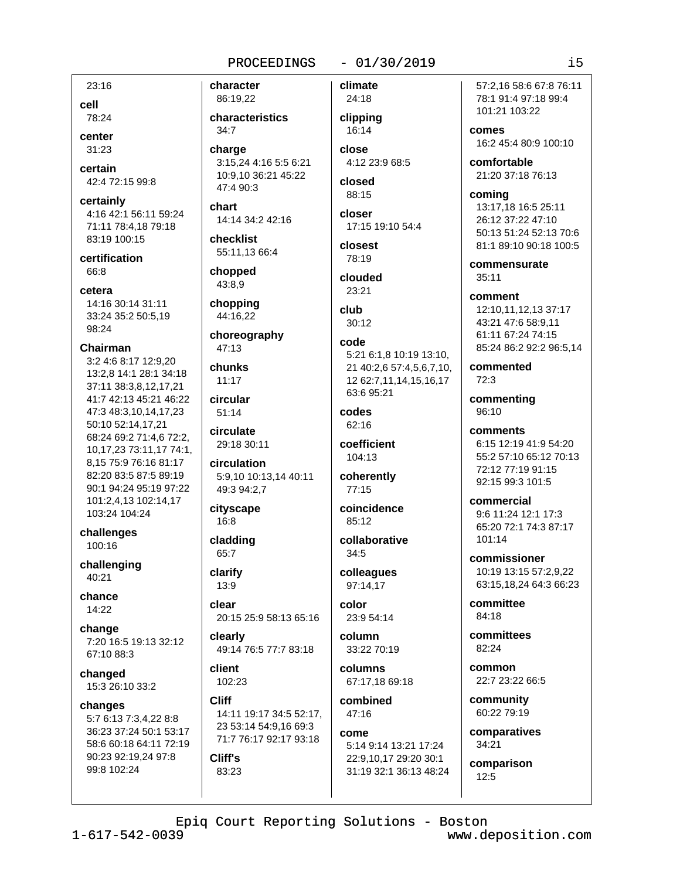23:16

**cell**
78:24

**center**
31:23

**certain**
42:4 72:15 99:8

**certainly**
4:16 42:1 56:11 59:24 71:11 78:4,18 79:18 83:19 100:15

**certification**
66:8

**cetera**
14:16 30:14 31:11 33:24 35:2 50:5,19 98:24

**Chairman**
3:2 4:6 8:17 12:9,20 13:2,8 14:1 28:1 34:18 37:11 38:3,8,12,17,21 41:7 42:13 45:21 46:22 47:3 48:3,10,14,17,23 50:10 52:14,17,21 68:24 69:2 71:4,6 72:2, 10,17,23 73:11,17 74:1, 8,15 75:9 76:16 81:17 82:20 83:5 87:5 89:19 90:1 94:24 95:19 97:22 101:2,4,13 102:14,17 103:24 104:24

**challenges**
100:16

**challenging**
40:21

**chance**
14:22

**change**
7:20 16:5 19:13 32:12 67:10 88:3

**changed**
15:3 26:10 33:2

**changes**
5:7 6:13 7:3,4,22 8:8 36:23 37:24 50:1 53:17 58:6 60:18 64:11 72:19 90:23 92:19,24 97:8 99:8 102:24

**character**
86:19,22

**characteristics**
34:7

**charge**
3:15,24 4:16 5:5 6:21 10:9,10 36:21 45:22 47:4 90:3

**chart**
14:14 34:2 42:16

**checklist**
55:11,13 66:4

**chopped**
43:8,9

**chopping**
44:16,22

**choreography**
47:13

**chunks**
11:17

**circular**
51:14

**circulate**
29:18 30:11

**circulation**
5:9,10 10:13,14 40:11 49:3 94:2,7

**cityscape**
16:8

**cladding**
65:7

**clarify**
13:9

**clear**
20:15 25:9 58:13 65:16

**clearly**
49:14 76:5 77:7 83:18

**client**
102:23

**Cliff**
14:11 19:17 34:5 52:17, 23 53:14 54:9,16 69:3 71:7 76:17 92:17 93:18

**Cliff's**
83:23

**climate**
24:18

**clipping**
16:14

**close**
4:12 23:9 68:5

**closed**
88:15

**closer**
17:15 19:10 54:4

**closest**
78:19

**clouded**
23:21

**club**
30:12

**code**
5:21 6:1,8 10:19 13:10, 21 40:2,6 57:4,5,6,7,10, 12 62:7,11,14,15,16,17 63:6 95:21

**codes**
62:16

**coefficient**
104:13

**coherently**
77:15

**coincidence**
85:12

**collaborative**
34:5

**colleagues**
97:14,17

**color**
23:9 54:14

**column**
33:22 70:19

**columns**
67:17,18 69:18

**combined**
47:16

**come**
5:14 9:14 13:21 17:24 22:9,10,17 29:20 30:1 31:19 32:1 36:13 48:24 57:2,16 58:6 67:8 76:11 78:1 91:4 97:18 99:4 101:21 103:22

**comes**
16:2 45:4 80:9 100:10

**comfortable**
21:20 37:18 76:13

**coming**
13:17,18 16:5 25:11 26:12 37:22 47:10 50:13 51:24 52:13 70:6 81:1 89:10 90:18 100:5

**commensurate**
35:11

**comment**
12:10,11,12,13 37:17 43:21 47:6 58:9,11 61:11 67:24 74:15 85:24 86:2 92:2 96:5,14

**commented**
72:3

**commenting**
96:10

**comments**
6:15 12:19 41:9 54:20 55:2 57:10 65:12 70:13 72:12 77:19 91:15 92:15 99:3 101:5

**commercial**
9:6 11:24 12:1 17:3 65:20 72:1 74:3 87:17 101:14

**commissioner**
10:19 13:15 57:2,9,22 63:15,18,24 64:3 66:23

**committee**
84:18

**committees**
82:24

**common**
22:7 23:22 66:5

**community**
60:22 79:19

**comparatives**
34:21

**comparison**
12:5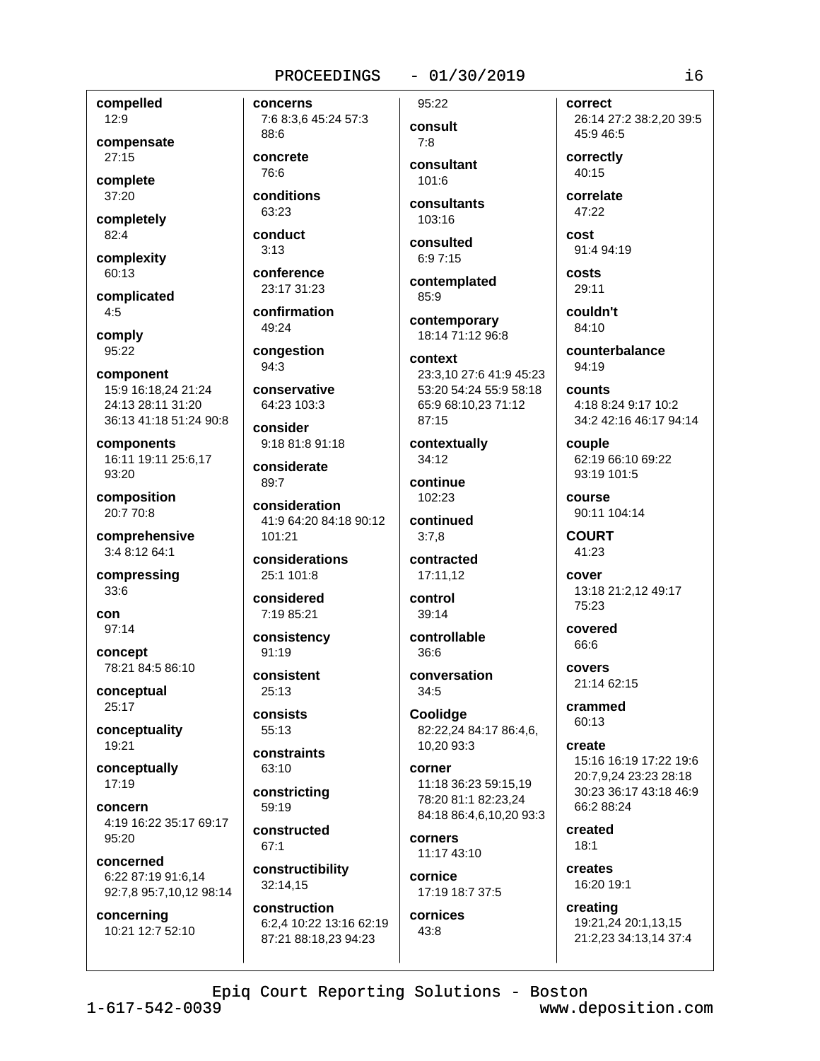**compelled**
12:9

**compensate**
27:15

**complete**
37:20

**completely**
82:4

**complexity**
60:13

**complicated**
4:5

**comply**
95:22

**component**
15:9 16:18,24 21:24 24:13 28:11 31:20 36:13 41:18 51:24 90:8

**components**
16:11 19:11 25:6,17 93:20

**composition**
20:7 70:8

**comprehensive**
3:4 8:12 64:1

**compressing**
33:6

**con**
97:14

**concept**
78:21 84:5 86:10

**conceptual**
25:17

**conceptuality**
19:21

**conceptually**
17:19

**concern**
4:19 16:22 35:17 69:17 95:20

**concerned**
6:22 87:19 91:6,14 92:7,8 95:7,10,12 98:14

**concerning**
10:21 12:7 52:10

**concerns**
7:6 8:3,6 45:24 57:3 88:6

**concrete**
76:6

**conditions**
63:23

**conduct**
3:13

**conference**
23:17 31:23

**confirmation**
49:24

**congestion**
94:3

**conservative**
64:23 103:3

**consider**
9:18 81:8 91:18

**considerate**
89:7

**consideration**
41:9 64:20 84:18 90:12 101:21

**considerations**
25:1 101:8

**considered**
7:19 85:21

**consistency**
91:19

**consistent**
25:13

**consists**
55:13

**constraints**
63:10

**constricting**
59:19

**constructed**
67:1

**constructibility**
32:14,15

**construction**
6:2,4 10:22 13:16 62:19 87:21 88:18,23 94:23 95:22

**consult**
7:8

**consultant**
101:6

**consultants**
103:16

**consulted**
6:9 7:15

**contemplated**
85:9

**contemporary**
18:14 71:12 96:8

**context**
23:3,10 27:6 41:9 45:23 53:20 54:24 55:9 58:18 65:9 68:10,23 71:12 87:15

**contextually**
34:12

**continue**
102:23

**continued**
3:7,8

**contracted**
17:11,12

**control**
39:14

**controllable**
36:6

**conversation**
34:5

**Coolidge**
82:22,24 84:17 86:4,6,10,20 93:3

**corner**
11:18 36:23 59:15,19 78:20 81:1 82:23,24 84:18 86:4,6,10,20 93:3

**corners**
11:17 43:10

**cornice**
17:19 18:7 37:5

**cornices**
43:8

**correct**
26:14 27:2 38:2,20 39:5 45:9 46:5

**correctly**
40:15

**correlate**
47:22

**cost**
91:4 94:19

**costs**
29:11

**couldn't**
84:10

**counterbalance**
94:19

**counts**
4:18 8:24 9:17 10:2 34:2 42:16 46:17 94:14

**couple**
62:19 66:10 69:22 93:19 101:5

**course**
90:11 104:14

**COURT**
41:23

**cover**
13:18 21:2,12 49:17 75:23

**covered**
66:6

**covers**
21:14 62:15

**crammed**
60:13

**create**
15:16 16:19 17:22 19:6 20:7,9,24 23:23 28:18 30:23 36:17 43:18 46:9 66:2 88:24

**created**
18:1

**creates**
16:20 19:1

**creating**
19:21,24 20:1,13,15 21:2,23 34:13,14 37:4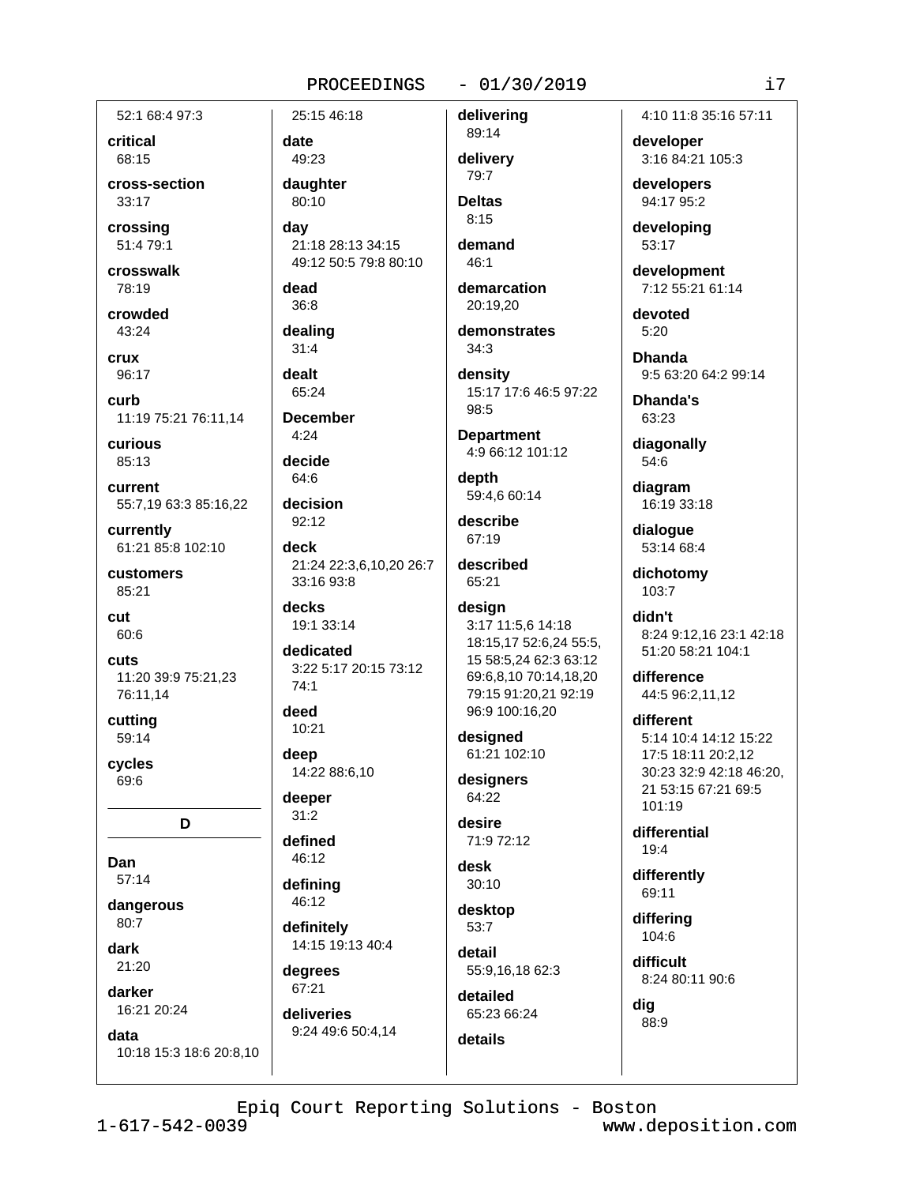52:1 68:4 97:3

**critical**
68:15

**cross-section**
33:17

**crossing**
51:4 79:1

**crosswalk**
78:19

**crowded**
43:24

**crux**
96:17

**curb**
11:19 75:21 76:11,14

**curious**
85:13

**current**
55:7,19 63:3 85:16,22

**currently**
61:21 85:8 102:10

**customers**
85:21

**cut**
60:6

**cuts**
11:20 39:9 75:21,23 76:11,14

**cutting**
59:14

**cycles**
69:6

## D

**Dan**
57:14

**dangerous**
80:7

**dark**
21:20

**darker**
16:21 20:24

**data**
10:18 15:3 18:6 20:8,10 25:15 46:18

**date**
49:23

**daughter**
80:10

**day**
21:18 28:13 34:15 49:12 50:5 79:8 80:10

**dead**
36:8

**dealing**
31:4

**dealt**
65:24

**December**
4:24

**decide**
64:6

**decision**
92:12

**deck**
21:24 22:3,6,10,20 26:7 33:16 93:8

**decks**
19:1 33:14

**dedicated**
3:22 5:17 20:15 73:12 74:1

**deed**
10:21

**deep**
14:22 88:6,10

**deeper**
31:2

**defined**
46:12

**defining**
46:12

**definitely**
14:15 19:13 40:4

**degrees**
67:21

**deliveries**
9:24 49:6 50:4,14

**delivering**
89:14

**delivery**
79:7

**Deltas**
8:15

**demand**
46:1

**demarcation**
20:19,20

**demonstrates**
34:3

**density**
15:17 17:6 46:5 97:22 98:5

**Department**
4:9 66:12 101:12

**depth**
59:4,6 60:14

**describe**
67:19

**described**
65:21

**design**
3:17 11:5,6 14:18 18:15,17 52:6,24 55:5, 15 58:5,24 62:3 63:12 69:6,8,10 70:14,18,20 79:15 91:20,21 92:19 96:9 100:16,20

**designed**
61:21 102:10

**designers**
64:22

**desire**
71:9 72:12

**desk**
30:10

**desktop**
53:7

**detail**
55:9,16,18 62:3

**detailed**
65:23 66:24

**details**
4:10 11:8 35:16 57:11

**developer**
3:16 84:21 105:3

**developers**
94:17 95:2

**developing**
53:17

**development**
7:12 55:21 61:14

**devoted**
5:20

**Dhanda**
9:5 63:20 64:2 99:14

**Dhanda's**
63:23

**diagonally**
54:6

**diagram**
16:19 33:18

**dialogue**
53:14 68:4

**dichotomy**
103:7

**didn't**
8:24 9:12,16 23:1 42:18 51:20 58:21 104:1

**difference**
44:5 96:2,11,12

**different**
5:14 10:4 14:12 15:22 17:5 18:11 20:2,12 30:23 32:9 42:18 46:20, 21 53:15 67:21 69:5 101:19

**differential**
19:4

**differently**
69:11

**differing**
104:6

**difficult**
8:24 80:11 90:6

**dig**
88:9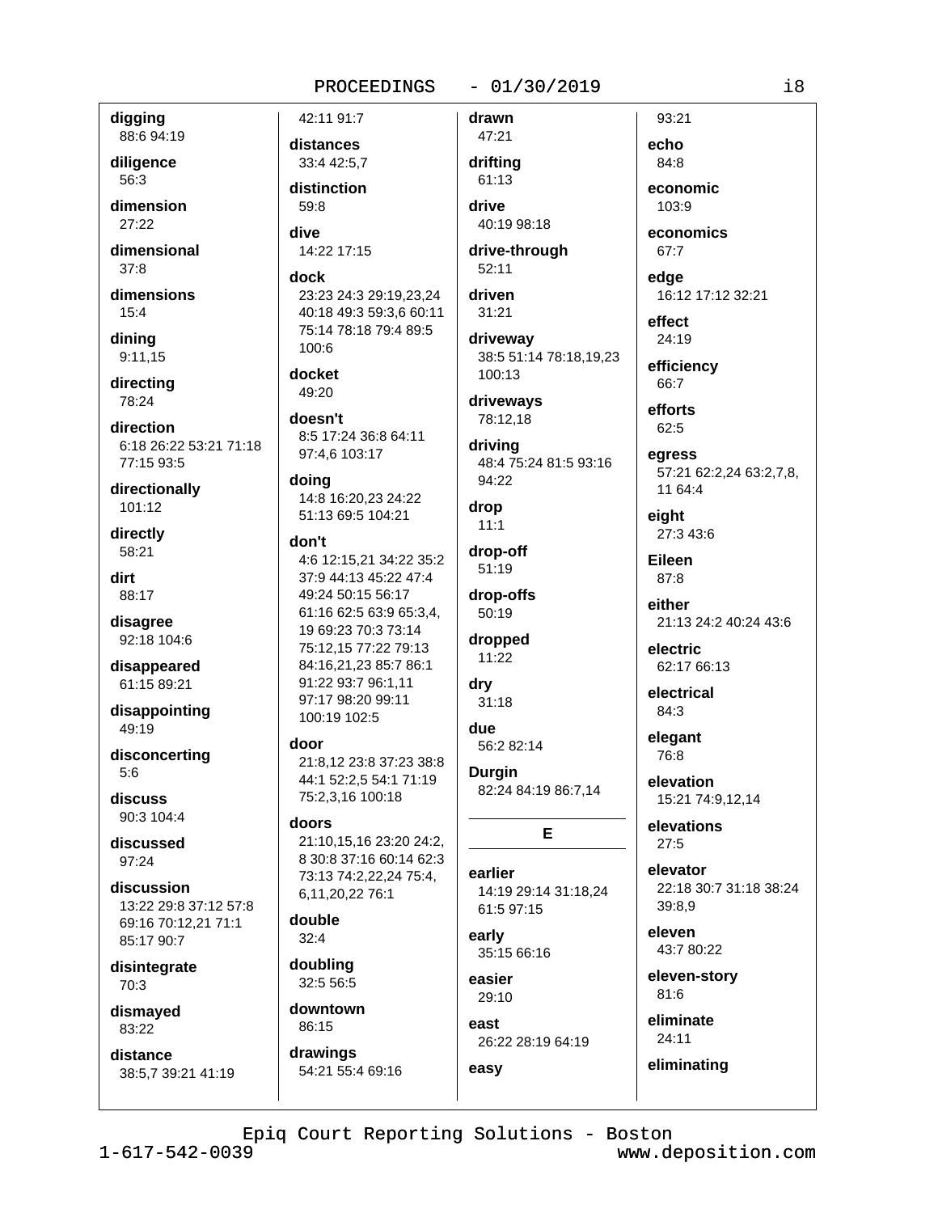**digging**
88:6 94:19

**diligence**
56:3

**dimension**
27:22

**dimensional**
37:8

**dimensions**
15:4

**dining**
9:11,15

**directing**
78:24

**direction**
6:18 26:22 53:21 71:18 77:15 93:5

**directionally**
101:12

**directly**
58:21

**dirt**
88:17

**disagree**
92:18 104:6

**disappeared**
61:15 89:21

**disappointing**
49:19

**disconcerting**
5:6

**discuss**
90:3 104:4

**discussed**
97:24

**discussion**
13:22 29:8 37:12 57:8 69:16 70:12,21 71:1 85:17 90:7

**disintegrate**
70:3

**dismayed**
83:22

**distance**
38:5,7 39:21 41:19 42:11 91:7

**distances**
33:4 42:5,7

**distinction**
59:8

**dive**
14:22 17:15

**dock**
23:23 24:3 29:19,23,24 40:18 49:3 59:3,6 60:11 75:14 78:18 79:4 89:5 100:6

**docket**
49:20

**doesn't**
8:5 17:24 36:8 64:11 97:4,6 103:17

**doing**
14:8 16:20,23 24:22 51:13 69:5 104:21

**don't**
4:6 12:15,21 34:22 35:2 37:9 44:13 45:22 47:4 49:24 50:15 56:17 61:16 62:5 63:9 65:3,4, 19 69:23 70:3 73:14 75:12,15 77:22 79:13 84:16,21,23 85:7 86:1 91:22 93:7 96:1,11 97:17 98:20 99:11 100:19 102:5

**door**
21:8,12 23:8 37:23 38:8 44:1 52:2,5 54:1 71:19 75:2,3,16 100:18

**doors**
21:10,15,16 23:20 24:2, 8 30:8 37:16 60:14 62:3 73:13 74:2,22,24 75:4, 6,11,20,22 76:1

**double**
32:4

**doubling**
32:5 56:5

**downtown**
86:15

**drawings**
54:21 55:4 69:16

**drawn**
47:21

**drifting**
61:13

**drive**
40:19 98:18

**drive-through**
52:11

**driven**
31:21

**driveway**
38:5 51:14 78:18,19,23 100:13

**driveways**
78:12,18

**driving**
48:4 75:24 81:5 93:16 94:22

**drop**
11:1

**drop-off**
51:19

**drop-offs**
50:19

**dropped**
11:22

**dry**
31:18

**due**
56:2 82:14

**Durgin**
82:24 84:19 86:7,14

## E

**earlier**
14:19 29:14 31:18,24 61:5 97:15

**early**
35:15 66:16

**easier**
29:10

**east**
26:22 28:19 64:19

**easy**
93:21

**echo**
84:8

**economic**
103:9

**economics**
67:7

**edge**
16:12 17:12 32:21

**effect**
24:19

**efficiency**
66:7

**efforts**
62:5

**egress**
57:21 62:2,24 63:2,7,8, 11 64:4

**eight**
27:3 43:6

**Eileen**
87:8

**either**
21:13 24:2 40:24 43:6

**electric**
62:17 66:13

**electrical**
84:3

**elegant**
76:8

**elevation**
15:21 74:9,12,14

**elevations**
27:5

**elevator**
22:18 30:7 31:18 38:24 39:8,9

**eleven**
43:7 80:22

**eleven-story**
81:6

**eliminate**
24:11

**eliminating**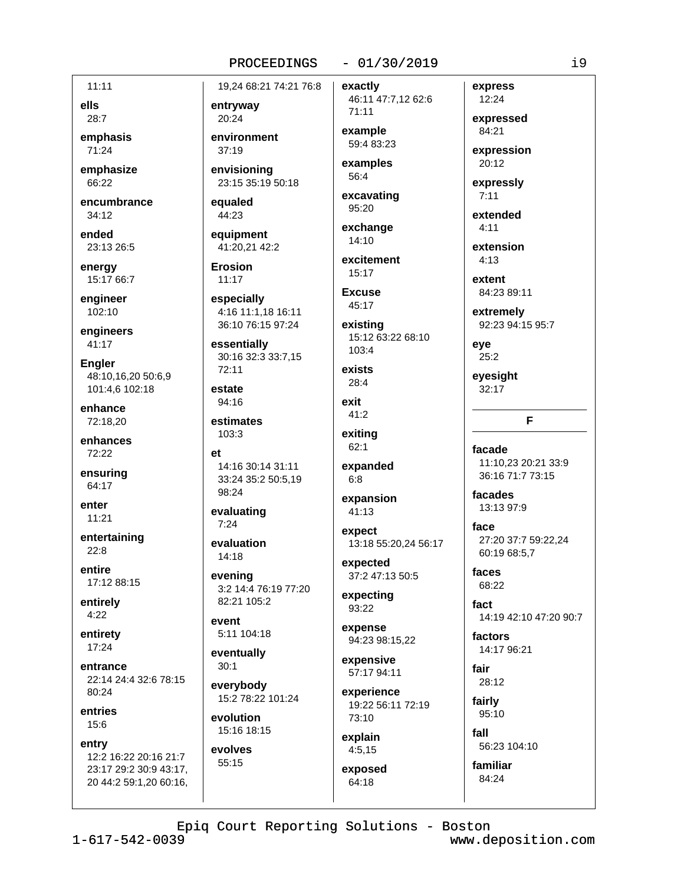11:11

**ells**
28:7

**emphasis**
71:24

**emphasize**
66:22

**encumbrance**
34:12

**ended**
23:13 26:5

**energy**
15:17 66:7

**engineer**
102:10

**engineers**
41:17

**Engler**
48:10,16,20 50:6,9 101:4,6 102:18

**enhance**
72:18,20

**enhances**
72:22

**ensuring**
64:17

**enter**
11:21

**entertaining**
22:8

**entire**
17:12 88:15

**entirely**
4:22

**entirety**
17:24

**entrance**
22:14 24:4 32:6 78:15 80:24

**entries**
15:6

**entry**
12:2 16:22 20:16 21:7 23:17 29:2 30:9 43:17, 20 44:2 59:1,20 60:16, 19,24 68:21 74:21 76:8

**entryway**
20:24

**environment**
37:19

**envisioning**
23:15 35:19 50:18

**equaled**
44:23

**equipment**
41:20,21 42:2

**Erosion**
11:17

**especially**
4:16 11:1,18 16:11 36:10 76:15 97:24

**essentially**
30:16 32:3 33:7,15 72:11

**estate**
94:16

**estimates**
103:3

**et**
14:16 30:14 31:11 33:24 35:2 50:5,19 98:24

**evaluating**
7:24

**evaluation**
14:18

**evening**
3:2 14:4 76:19 77:20 82:21 105:2

**event**
5:11 104:18

**eventually**
30:1

**everybody**
15:2 78:22 101:24

**evolution**
15:16 18:15

**evolves**
55:15

**exactly**
46:11 47:7,12 62:6 71:11

**example**
59:4 83:23

**examples**
56:4

**excavating**
95:20

**exchange**
14:10

**excitement**
15:17

**Excuse**
45:17

**existing**
15:12 63:22 68:10 103:4

**exists**
28:4

**exit**
41:2

**exiting**
62:1

**expanded**
6:8

**expansion**
41:13

**expect**
13:18 55:20,24 56:17

**expected**
37:2 47:13 50:5

**expecting**
93:22

**expense**
94:23 98:15,22

**expensive**
57:17 94:11

**experience**
19:22 56:11 72:19 73:10

**explain**
4:5,15

**exposed**
64:18

**express**
12:24

**expressed**
84:21

**expression**
20:12

**expressly**
7:11

**extended**
4:11

**extension**
4:13

**extent**
84:23 89:11

**extremely**
92:23 94:15 95:7

**eye**
25:2

**eyesight**
32:17

## F

**facade**
11:10,23 20:21 33:9 36:16 71:7 73:15

**facades**
13:13 97:9

**face**
27:20 37:7 59:22,24 60:19 68:5,7

**faces**
68:22

**fact**
14:19 42:10 47:20 90:7

**factors**
14:17 96:21

**fair**
28:12

**fairly**
95:10

**fall**
56:23 104:10

**familiar**
84:24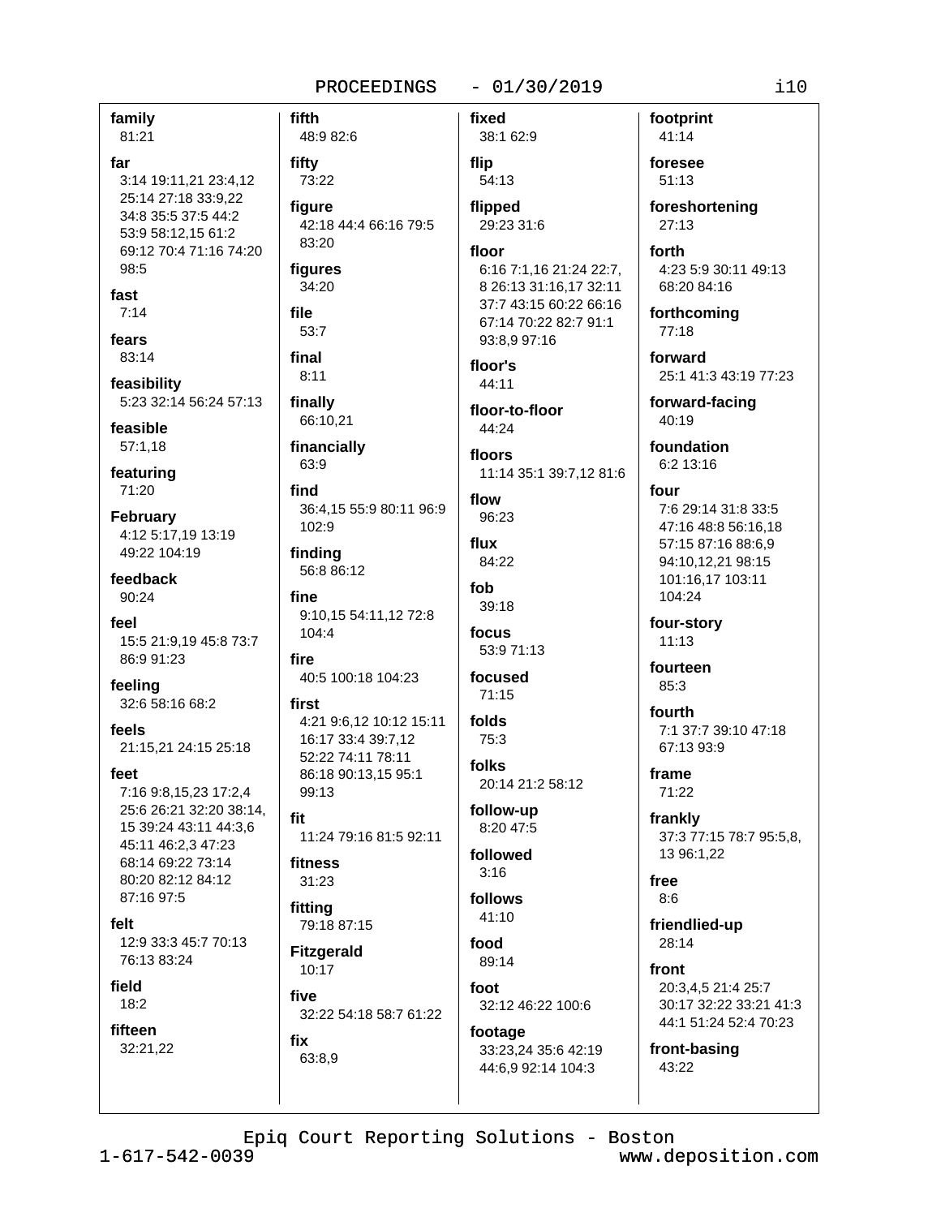**family**
81:21

**far**
3:14 19:11,21 23:4,12 25:14 27:18 33:9,22 34:8 35:5 37:5 44:2 53:9 58:12,15 61:2 69:12 70:4 71:16 74:20 98:5

**fast**
7:14

**fears**
83:14

**feasibility**
5:23 32:14 56:24 57:13

**feasible**
57:1,18

**featuring**
71:20

**February**
4:12 5:17,19 13:19 49:22 104:19

**feedback**
90:24

**feel**
15:5 21:9,19 45:8 73:7 86:9 91:23

**feeling**
32:6 58:16 68:2

**feels**
21:15,21 24:15 25:18

**feet**
7:16 9:8,15,23 17:2,4 25:6 26:21 32:20 38:14, 15 39:24 43:11 44:3,6 45:11 46:2,3 47:23 68:14 69:22 73:14 80:20 82:12 84:12 87:16 97:5

**felt**
12:9 33:3 45:7 70:13 76:13 83:24

**field**
18:2

**fifteen**
32:21,22

**fifth**
48:9 82:6

**fifty**
73:22

**figure**
42:18 44:4 66:16 79:5 83:20

**figures**
34:20

**file**
53:7

**final**
8:11

**finally**
66:10,21

**financially**
63:9

**find**
36:4,15 55:9 80:11 96:9 102:9

**finding**
56:8 86:12

**fine**
9:10,15 54:11,12 72:8 104:4

**fire**
40:5 100:18 104:23

**first**
4:21 9:6,12 10:12 15:11 16:17 33:4 39:7,12 52:22 74:11 78:11 86:18 90:13,15 95:1 99:13

**fit**
11:24 79:16 81:5 92:11

**fitness**
31:23

**fitting**
79:18 87:15

**Fitzgerald**
10:17

**five**
32:22 54:18 58:7 61:22

**fix**
63:8,9

**fixed**
38:1 62:9

**flip**
54:13

**flipped**
29:23 31:6

**floor**
6:16 7:1,16 21:24 22:7, 8 26:13 31:16,17 32:11 37:7 43:15 60:22 66:16 67:14 70:22 82:7 91:1 93:8,9 97:16

**floor's**
44:11

**floor-to-floor**
44:24

**floors**
11:14 35:1 39:7,12 81:6

**flow**
96:23

**flux**
84:22

**fob**
39:18

**focus**
53:9 71:13

**focused**
71:15

**folds**
75:3

**folks**
20:14 21:2 58:12

**follow-up**
8:20 47:5

**followed**
3:16

**follows**
41:10

**food**
89:14

**foot**
32:12 46:22 100:6

**footage**
33:23,24 35:6 42:19 44:6,9 92:14 104:3

**footprint**
41:14

**foresee**
51:13

**foreshortening**
27:13

**forth**
4:23 5:9 30:11 49:13 68:20 84:16

**forthcoming**
77:18

**forward**
25:1 41:3 43:19 77:23

**forward-facing**
40:19

**foundation**
6:2 13:16

**four**
7:6 29:14 31:8 33:5 47:16 48:8 56:16,18 57:15 87:16 88:6,9 94:10,12,21 98:15 101:16,17 103:11 104:24

**four-story**
11:13

**fourteen**
85:3

**fourth**
7:1 37:7 39:10 47:18 67:13 93:9

**frame**
71:22

**frankly**
37:3 77:15 78:7 95:5,8, 13 96:1,22

**free**
8:6

**friendlied-up**
28:14

**front**
20:3,4,5 21:4 25:7 30:17 32:22 33:21 41:3 44:1 51:24 52:4 70:23

**front-basing**
43:22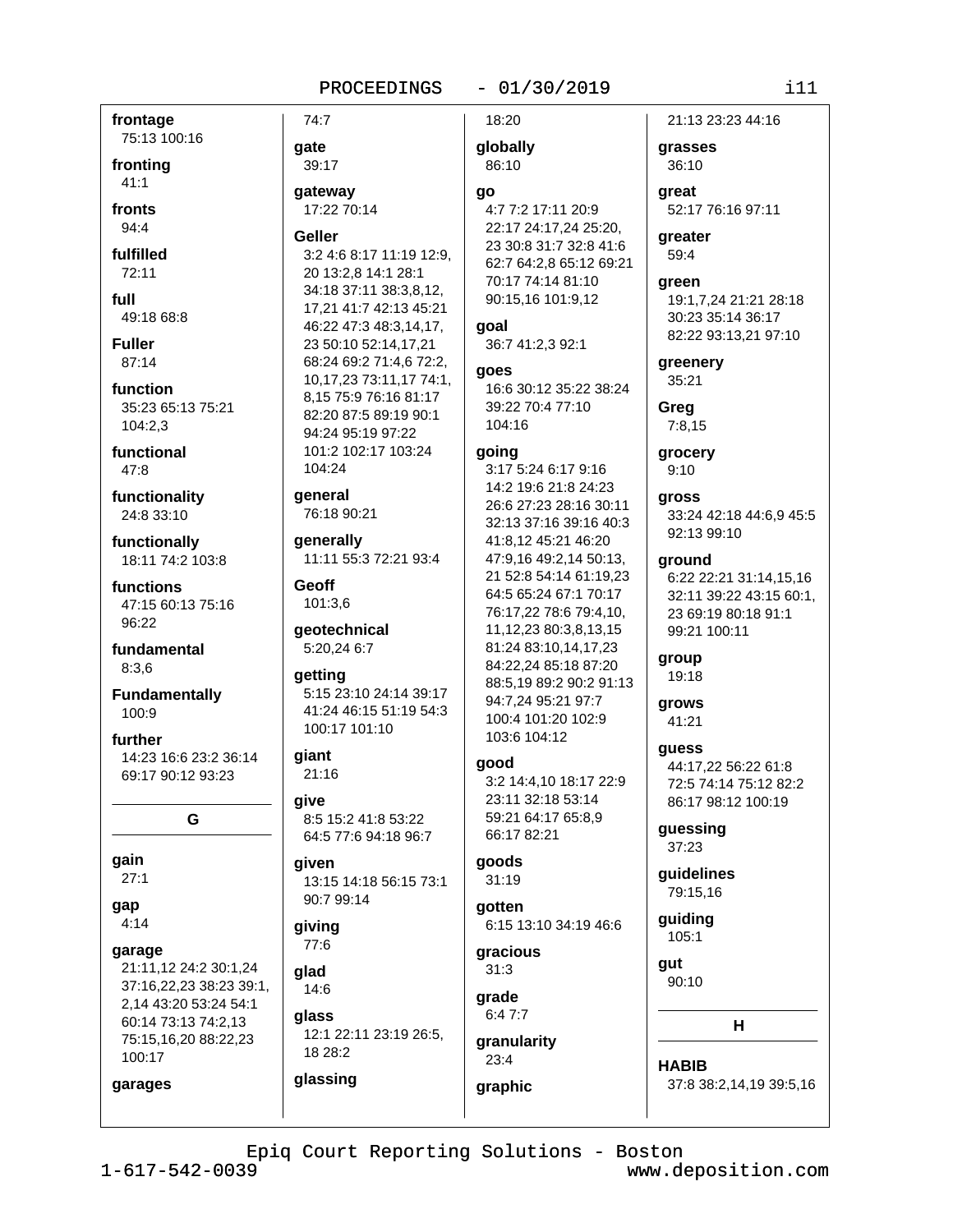**frontage**
75:13 100:16

**fronting**
41:1

**fronts**
94:4

**fulfilled**
72:11

**full**
49:18 68:8

**Fuller**
87:14

**function**
35:23 65:13 75:21 104:2,3

**functional**
47:8

**functionality**
24:8 33:10

**functionally**
18:11 74:2 103:8

**functions**
47:15 60:13 75:16 96:22

**fundamental**
8:3,6

**Fundamentally**
100:9

**further**
14:23 16:6 23:2 36:14 69:17 90:12 93:23

## G

**gain**
27:1

**gap**
4:14

**garage**
21:11,12 24:2 30:1,24 37:16,22,23 38:23 39:1, 2,14 43:20 53:24 54:1 60:14 73:13 74:2,13 75:15,16,20 88:22,23 100:17

**garages**
74:7

**gate**
39:17

**gateway**
17:22 70:14

**Geller**
3:2 4:6 8:17 11:19 12:9, 20 13:2,8 14:1 28:1 34:18 37:11 38:3,8,12, 17,21 41:7 42:13 45:21 46:22 47:3 48:3,14,17, 23 50:10 52:14,17,21 68:24 69:2 71:4,6 72:2, 10,17,23 73:11,17 74:1, 8,15 75:9 76:16 81:17 82:20 87:5 89:19 90:1 94:24 95:19 97:22 101:2 102:17 103:24 104:24

**general**
76:18 90:21

**generally**
11:11 55:3 72:21 93:4

**Geoff**
101:3,6

**geotechnical**
5:20,24 6:7

**getting**
5:15 23:10 24:14 39:17 41:24 46:15 51:19 54:3 100:17 101:10

**giant**
21:16

**give**
8:5 15:2 41:8 53:22 64:5 77:6 94:18 96:7

**given**
13:15 14:18 56:15 73:1 90:7 99:14

**giving**
77:6

**glad**
14:6

**glass**
12:1 22:11 23:19 26:5, 18 28:2

**glassing**
18:20

**globally**
86:10

**go**
4:7 7:2 17:11 20:9 22:17 24:17,24 25:20, 23 30:8 31:7 32:8 41:6 62:7 64:2,8 65:12 69:21 70:17 74:14 81:10 90:15,16 101:9,12

**goal**
36:7 41:2,3 92:1

**goes**
16:6 30:12 35:22 38:24 39:22 70:4 77:10 104:16

**going**
3:17 5:24 6:17 9:16 14:2 19:6 21:8 24:23 26:6 27:23 28:16 30:11 32:13 37:16 39:16 40:3 41:8,12 45:21 46:20 47:9,16 49:2,14 50:13, 21 52:8 54:14 61:19,23 64:5 65:24 67:1 70:17 76:17,22 78:6 79:4,10, 11,12,23 80:3,8,13,15 81:24 83:10,14,17,23 84:22,24 85:18 87:20 88:5,19 89:2 90:2 91:13 94:7,24 95:21 97:7 100:4 101:20 102:9 103:6 104:12

**good**
3:2 14:4,10 18:17 22:9 23:11 32:18 53:14 59:21 64:17 65:8,9 66:17 82:21

**goods**
31:19

**gotten**
6:15 13:10 34:19 46:6

**gracious**
31:3

**grade**
6:4 7:7

**granularity**
23:4

**graphic**
21:13 23:23 44:16

**grasses**
36:10

**great**
52:17 76:16 97:11

**greater**
59:4

**green**
19:1,7,24 21:21 28:18 30:23 35:14 36:17 82:22 93:13,21 97:10

**greenery**
35:21

**Greg**
7:8,15

**grocery**
9:10

**gross**
33:24 42:18 44:6,9 45:5 92:13 99:10

**ground**
6:22 22:21 31:14,15,16 32:11 39:22 43:15 60:1, 23 69:19 80:18 91:1 99:21 100:11

**group**
19:18

**grows**
41:21

**guess**
44:17,22 56:22 61:8 72:5 74:14 75:12 82:2 86:17 98:12 100:19

**guessing**
37:23

**guidelines**
79:15,16

**guiding**
105:1

**gut**
90:10

## H

**HABIB**
37:8 38:2,14,19 39:5,16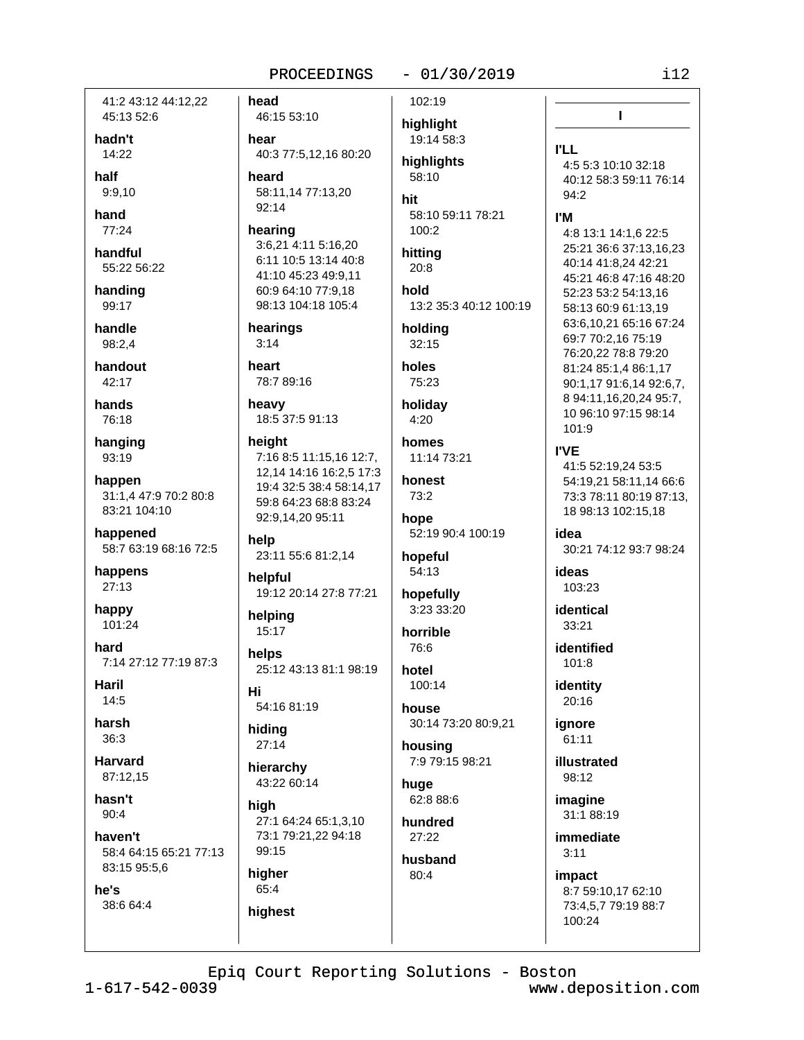41:2 43:12 44:12,22 45:13 52:6

**hadn't**
14:22

**half**
9:9,10

**hand**
77:24

**handful**
55:22 56:22

**handing**
99:17

**handle**
98:2,4

**handout**
42:17

**hands**
76:18

**hanging**
93:19

**happen**
31:1,4 47:9 70:2 80:8 83:21 104:10

**happened**
58:7 63:19 68:16 72:5

**happens**
27:13

**happy**
101:24

**hard**
7:14 27:12 77:19 87:3

**Haril**
14:5

**harsh**
36:3

**Harvard**
87:12,15

**hasn't**
90:4

**haven't**
58:4 64:15 65:21 77:13 83:15 95:5,6

**he's**
38:6 64:4

**head**
46:15 53:10

**hear**
40:3 77:5,12,16 80:20

**heard**
58:11,14 77:13,20 92:14

**hearing**
3:6,21 4:11 5:16,20 6:11 10:5 13:14 40:8 41:10 45:23 49:9,11 60:9 64:10 77:9,18 98:13 104:18 105:4

**hearings**
3:14

**heart**
78:7 89:16

**heavy**
18:5 37:5 91:13

**height**
7:16 8:5 11:15,16 12:7, 12,14 14:16 16:2,5 17:3 19:4 32:5 38:4 58:14,17 59:8 64:23 68:8 83:24 92:9,14,20 95:11

**help**
23:11 55:6 81:2,14

**helpful**
19:12 20:14 27:8 77:21

**helping**
15:17

**helps**
25:12 43:13 81:1 98:19

**Hi**
54:16 81:19

**hiding**
27:14

**hierarchy**
43:22 60:14

**high**
27:1 64:24 65:1,3,10 73:1 79:21,22 94:18 99:15

**higher**
65:4

**highest**
102:19

**highlight**
19:14 58:3

**highlights**
58:10

**hit**
58:10 59:11 78:21 100:2

**hitting**
20:8

**hold**
13:2 35:3 40:12 100:19

**holding**
32:15

**holes**
75:23

**holiday**
4:20

**homes**
11:14 73:21

**honest**
73:2

**hope**
52:19 90:4 100:19

**hopeful**
54:13

**hopefully**
3:23 33:20

**horrible**
76:6

**hotel**
100:14

**house**
30:14 73:20 80:9,21

**housing**
7:9 79:15 98:21

**huge**
62:8 88:6

**hundred**
27:22

**husband**
80:4

## I

**I'LL**
4:5 5:3 10:10 32:18 40:12 58:3 59:11 76:14 94:2

**I'M**
4:8 13:1 14:1,6 22:5 25:21 36:6 37:13,16,23 40:14 41:8,24 42:21 45:21 46:8 47:16 48:20 52:23 53:2 54:13,16 58:13 60:9 61:13,19 63:6,10,21 65:16 67:24 69:7 70:2,16 75:19 76:20,22 78:8 79:20 81:24 85:1,4 86:1,17 90:1,17 91:6,14 92:6,7, 8 94:11,16,20,24 95:7, 10 96:10 97:15 98:14 101:9

**I'VE**
41:5 52:19,24 53:5 54:19,21 58:11,14 66:6 73:3 78:11 80:19 87:13, 18 98:13 102:15,18

**idea**
30:21 74:12 93:7 98:24

**ideas**
103:23

**identical**
33:21

**identified**
101:8

**identity**
20:16

**ignore**
61:11

**illustrated**
98:12

**imagine**
31:1 88:19

**immediate**
3:11

**impact**
8:7 59:10,17 62:10 73:4,5,7 79:19 88:7 100:24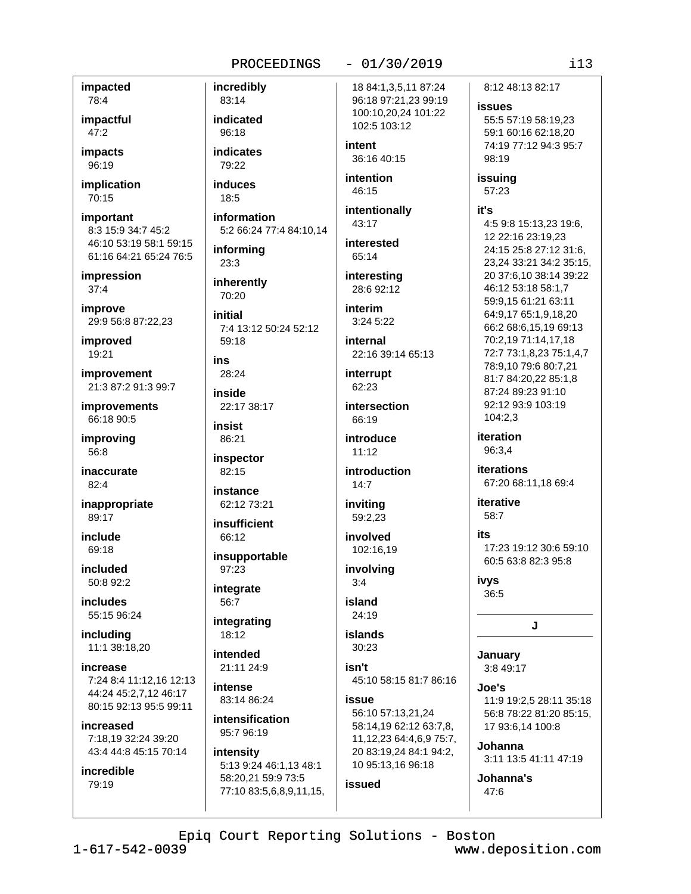**impacted**
78:4

**impactful**
47:2

**impacts**
96:19

**implication**
70:15

**important**
8:3 15:9 34:7 45:2 46:10 53:19 58:1 59:15 61:16 64:21 65:24 76:5

**impression**
37:4

**improve**
29:9 56:8 87:22,23

**improved**
19:21

**improvement**
21:3 87:2 91:3 99:7

**improvements**
66:18 90:5

**improving**
56:8

**inaccurate**
82:4

**inappropriate**
89:17

**include**
69:18

**included**
50:8 92:2

**includes**
55:15 96:24

**including**
11:1 38:18,20

**increase**
7:24 8:4 11:12,16 12:13 44:24 45:2,7,12 46:17 80:15 92:13 95:5 99:11

**increased**
7:18,19 32:24 39:20 43:4 44:8 45:15 70:14

**incredible**
79:19

**incredibly**
83:14

**indicated**
96:18

**indicates**
79:22

**induces**
18:5

**information**
5:2 66:24 77:4 84:10,14

**informing**
23:3

**inherently**
70:20

**initial**
7:4 13:12 50:24 52:12 59:18

**ins**
28:24

**inside**
22:17 38:17

**insist**
86:21

**inspector**
82:15

**instance**
62:12 73:21

**insufficient**
66:12

**insupportable**
97:23

**integrate**
56:7

**integrating**
18:12

**intended**
21:11 24:9

**intense**
83:14 86:24

**intensification**
95:7 96:19

**intensity**
5:13 9:24 46:1,13 48:1 58:20,21 59:9 73:5 77:10 83:5,6,8,9,11,15, 18 84:1,3,5,11 87:24 96:18 97:21,23 99:19 100:10,20,24 101:22 102:5 103:12

**intent**
36:16 40:15

**intention**
46:15

**intentionally**
43:17

**interested**
65:14

**interesting**
28:6 92:12

**interim**
3:24 5:22

**internal**
22:16 39:14 65:13

**interrupt**
62:23

**intersection**
66:19

**introduce**
11:12

**introduction**
14:7

**inviting**
59:2,23

**involved**
102:16,19

**involving**
3:4

**island**
24:19

**islands**
30:23

**isn't**
45:10 58:15 81:7 86:16

**issue**
56:10 57:13,21,24 58:14,19 62:12 63:7,8, 11,12,23 64:4,6,9 75:7, 20 83:19,24 84:1 94:2, 10 95:13,16 96:18

**issued**
8:12 48:13 82:17

**issues**
55:5 57:19 58:19,23 59:1 60:16 62:18,20 74:19 77:12 94:3 95:7 98:19

**issuing**
57:23

**it's**
4:5 9:8 15:13,23 19:6, 12 22:16 23:19,23 24:15 25:8 27:12 31:6, 23,24 33:21 34:2 35:15, 20 37:6,10 38:14 39:22 46:12 53:18 58:1,7 59:9,15 61:21 63:11 64:9,17 65:1,9,18,20 66:2 68:6,15,19 69:13 70:2,19 71:14,17,18 72:7 73:1,8,23 75:1,4,7 78:9,10 79:6 80:7,21 81:7 84:20,22 85:1,8 87:24 89:23 91:10 92:12 93:9 103:19 104:2,3

**iteration**
96:3,4

**iterations**
67:20 68:11,18 69:4

**iterative**
58:7

**its**
17:23 19:12 30:6 59:10 60:5 63:8 82:3 95:8

**ivys**
36:5

## J

**January**
3:8 49:17

**Joe's**
11:9 19:2,5 28:11 35:18 56:8 78:22 81:20 85:15, 17 93:6,14 100:8

**Johanna**
3:11 13:5 41:11 47:19

**Johanna's**
47:6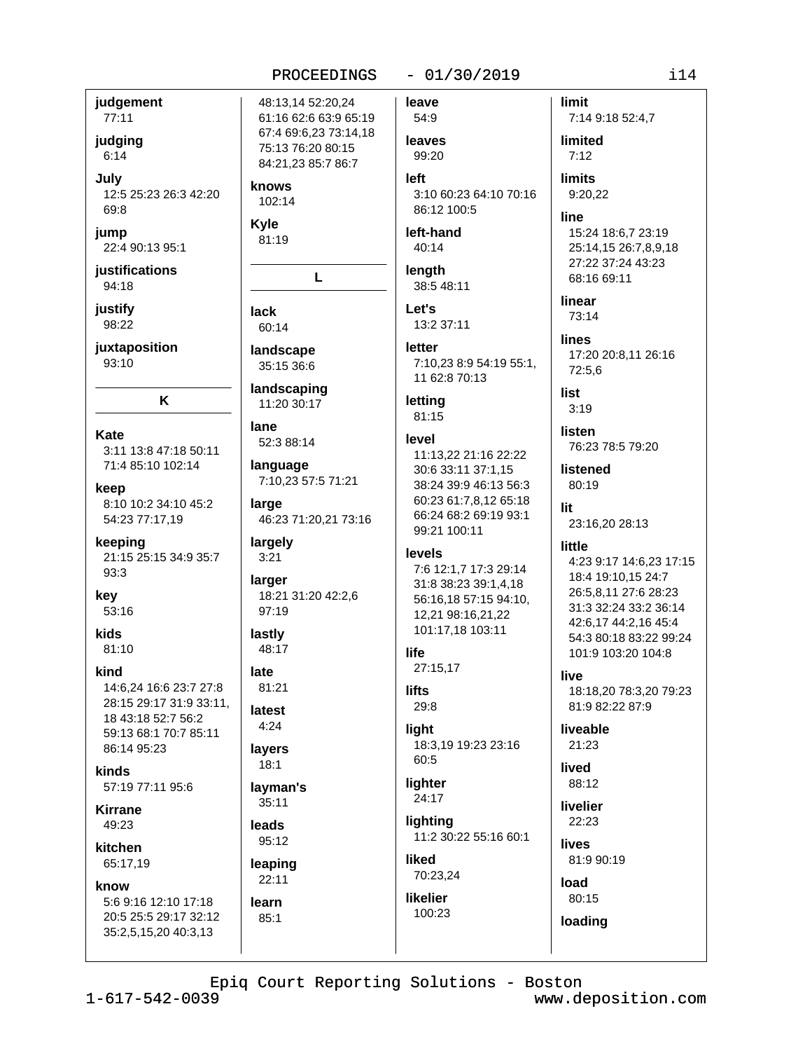**judgement**
77:11

**judging**
6:14

**July**
12:5 25:23 26:3 42:20 69:8

**jump**
22:4 90:13 95:1

**justifications**
94:18

**justify**
98:22

**juxtaposition**
93:10

## K

**Kate**
3:11 13:8 47:18 50:11 71:4 85:10 102:14

**keep**
8:10 10:2 34:10 45:2 54:23 77:17,19

**keeping**
21:15 25:15 34:9 35:7 93:3

**key**
53:16

**kids**
81:10

**kind**
14:6,24 16:6 23:7 27:8 28:15 29:17 31:9 33:11, 18 43:18 52:7 56:2 59:13 68:1 70:7 85:11 86:14 95:23

**kinds**
57:19 77:11 95:6

**Kirrane**
49:23

**kitchen**
65:17,19

**know**
5:6 9:16 12:10 17:18 20:5 25:5 29:17 32:12 35:2,5,15,20 40:3,13 48:13,14 52:20,24 61:16 62:6 63:9 65:19 67:4 69:6,23 73:14,18 75:13 76:20 80:15 84:21,23 85:7 86:7

**knows**
102:14

**Kyle**
81:19

## L

**lack**
60:14

**landscape**
35:15 36:6

**landscaping**
11:20 30:17

**lane**
52:3 88:14

**language**
7:10,23 57:5 71:21

**large**
46:23 71:20,21 73:16

**largely**
3:21

**larger**
18:21 31:20 42:2,6 97:19

**lastly**
48:17

**late**
81:21

**latest**
4:24

**layers**
18:1

**layman's**
35:11

**leads**
95:12

**leaping**
22:11

**learn**
85:1

**leave**
54:9

**leaves**
99:20

**left**
3:10 60:23 64:10 70:16 86:12 100:5

**left-hand**
40:14

**length**
38:5 48:11

**Let's**
13:2 37:11

**letter**
7:10,23 8:9 54:19 55:1, 11 62:8 70:13

**letting**
81:15

**level**
11:13,22 21:16 22:22 30:6 33:11 37:1,15 38:24 39:9 46:13 56:3 60:23 61:7,8,12 65:18 66:24 68:2 69:19 93:1 99:21 100:11

**levels**
7:6 12:1,7 17:3 29:14 31:8 38:23 39:1,4,18 56:16,18 57:15 94:10, 12,21 98:16,21,22 101:17,18 103:11

**life**
27:15,17

**lifts**
29:8

**light**
18:3,19 19:23 23:16 60:5

**lighter**
24:17

**lighting**
11:2 30:22 55:16 60:1

**liked**
70:23,24

**likelier**
100:23

**limit**
7:14 9:18 52:4,7

**limited**
7:12

**limits**
9:20,22

**line**
15:24 18:6,7 23:19 25:14,15 26:7,8,9,18 27:22 37:24 43:23 68:16 69:11

**linear**
73:14

**lines**
17:20 20:8,11 26:16 72:5,6

**list**
3:19

**listen**
76:23 78:5 79:20

**listened**
80:19

**lit**
23:16,20 28:13

**little**
4:23 9:17 14:6,23 17:15 18:4 19:10,15 24:7 26:5,8,11 27:6 28:23 31:3 32:24 33:2 36:14 42:6,17 44:2,16 45:4 54:3 80:18 83:22 99:24 101:9 103:20 104:8

**live**
18:18,20 78:3,20 79:23 81:9 82:22 87:9

**liveable**
21:23

**lived**
88:12

**livelier**
22:23

**lives**
81:9 90:19

**load**
80:15

**loading**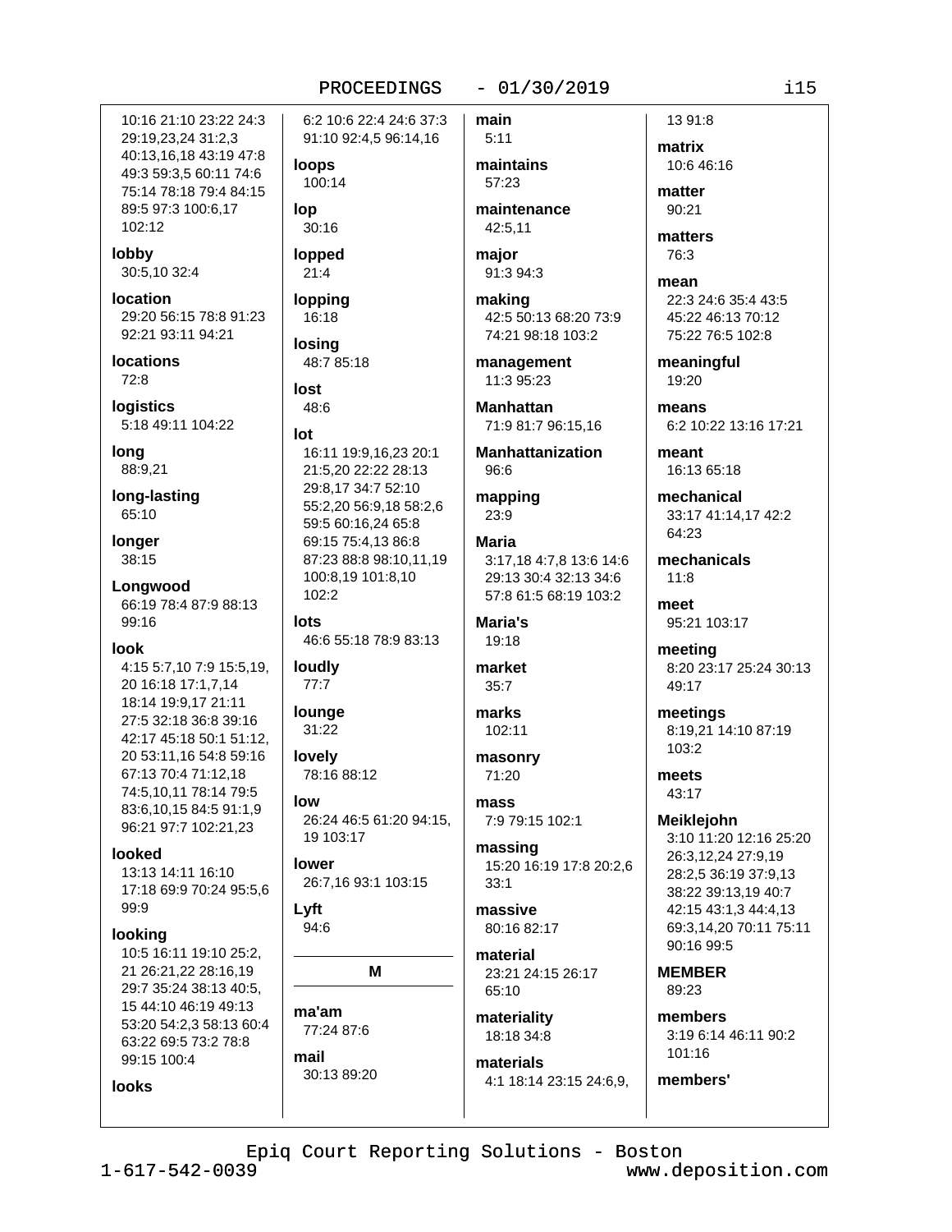10:16 21:10 23:22 24:3 29:19,23,24 31:2,3 40:13,16,18 43:19 47:8 49:3 59:3,5 60:11 74:6 75:14 78:18 79:4 84:15 89:5 97:3 100:6,17 102:12

**lobby**
30:5,10 32:4

**location**
29:20 56:15 78:8 91:23 92:21 93:11 94:21

**locations**
72:8

**logistics**
5:18 49:11 104:22

**long**
88:9,21

**long-lasting**
65:10

**longer**
38:15

**Longwood**
66:19 78:4 87:9 88:13 99:16

**look**
4:15 5:7,10 7:9 15:5,19, 20 16:18 17:1,7,14 18:14 19:9,17 21:11 27:5 32:18 36:8 39:16 42:17 45:18 50:1 51:12, 20 53:11,16 54:8 59:16 67:13 70:4 71:12,18 74:5,10,11 78:14 79:5 83:6,10,15 84:5 91:1,9 96:21 97:7 102:21,23

**looked**
13:13 14:11 16:10 17:18 69:9 70:24 95:5,6 99:9

**looking**
10:5 16:11 19:10 25:2, 21 26:21,22 28:16,19 29:7 35:24 38:13 40:5, 15 44:10 46:19 49:13 53:20 54:2,3 58:13 60:4 63:22 69:5 73:2 78:8 99:15 100:4

**looks**
6:2 10:6 22:4 24:6 37:3 91:10 92:4,5 96:14,16

**loops**
100:14

**lop**
30:16

**lopped**
21:4

**lopping**
16:18

**losing**
48:7 85:18

**lost**
48:6

**lot**
16:11 19:9,16,23 20:1 21:5,20 22:22 28:13 29:8,17 34:7 52:10 55:2,20 56:9,18 58:2,6 59:5 60:16,24 65:8 69:15 75:4,13 86:8 87:23 88:8 98:10,11,19 100:8,19 101:8,10 102:2

**lots**
46:6 55:18 78:9 83:13

**loudly**
77:7

**lounge**
31:22

**lovely**
78:16 88:12

**low**
26:24 46:5 61:20 94:15, 19 103:17

**lower**
26:7,16 93:1 103:15

**Lyft**
94:6

## M

**ma'am**
77:24 87:6

**mail**
30:13 89:20

**main**
5:11

**maintains**
57:23

**maintenance**
42:5,11

**major**
91:3 94:3

**making**
42:5 50:13 68:20 73:9 74:21 98:18 103:2

**management**
11:3 95:23

**Manhattan**
71:9 81:7 96:15,16

**Manhattanization**
96:6

**mapping**
23:9

**Maria**
3:17,18 4:7,8 13:6 14:6 29:13 30:4 32:13 34:6 57:8 61:5 68:19 103:2

**Maria's**
19:18

**market**
35:7

**marks**
102:11

**masonry**
71:20

**mass**
7:9 79:15 102:1

**massing**
15:20 16:19 17:8 20:2,6 33:1

**massive**
80:16 82:17

**material**
23:21 24:15 26:17 65:10

**materiality**
18:18 34:8

**materials**
4:1 18:14 23:15 24:6,9, 13 91:8

**matrix**
10:6 46:16

**matter**
90:21

**matters**
76:3

**mean**
22:3 24:6 35:4 43:5 45:22 46:13 70:12 75:22 76:5 102:8

**meaningful**
19:20

**means**
6:2 10:22 13:16 17:21

**meant**
16:13 65:18

**mechanical**
33:17 41:14,17 42:2 64:23

**mechanicals**
11:8

**meet**
95:21 103:17

**meeting**
8:20 23:17 25:24 30:13 49:17

**meetings**
8:19,21 14:10 87:19 103:2

**meets**
43:17

**Meiklejohn**
3:10 11:20 12:16 25:20 26:3,12,24 27:9,19 28:2,5 36:19 37:9,13 38:22 39:13,19 40:7 42:15 43:1,3 44:4,13 69:3,14,20 70:11 75:11 90:16 99:5

**MEMBER**
89:23

**members**
3:19 6:14 46:11 90:2 101:16

**members'**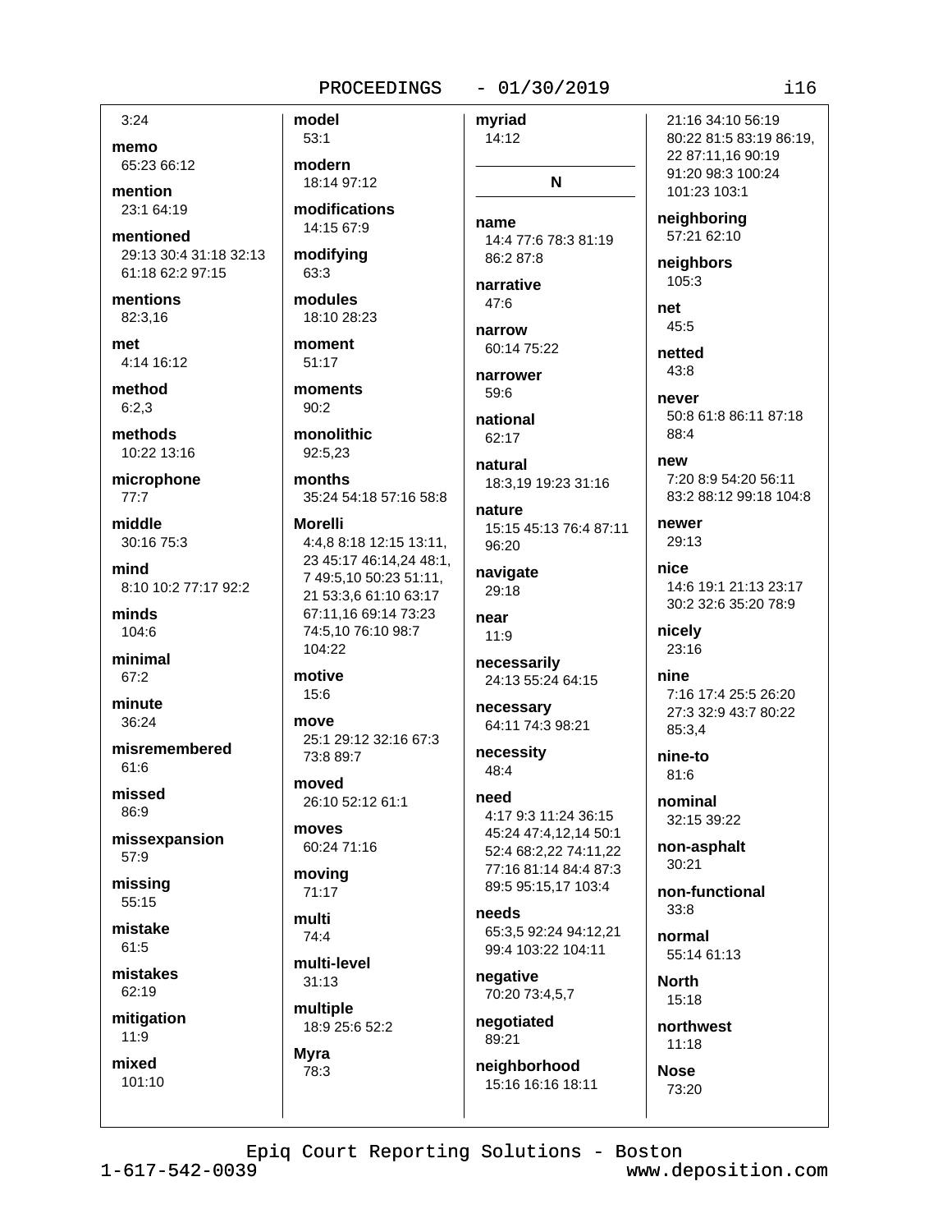3:24

**memo**
65:23 66:12

**mention**
23:1 64:19

**mentioned**
29:13 30:4 31:18 32:13 61:18 62:2 97:15

**mentions**
82:3,16

**met**
4:14 16:12

**method**
6:2,3

**methods**
10:22 13:16

**microphone**
77:7

**middle**
30:16 75:3

**mind**
8:10 10:2 77:17 92:2

**minds**
104:6

**minimal**
67:2

**minute**
36:24

**misremembered**
61:6

**missed**
86:9

**missexpansion**
57:9

**missing**
55:15

**mistake**
61:5

**mistakes**
62:19

**mitigation**
11:9

**mixed**
101:10

**model**
53:1

**modern**
18:14 97:12

**modifications**
14:15 67:9

**modifying**
63:3

**modules**
18:10 28:23

**moment**
51:17

**moments**
90:2

**monolithic**
92:5,23

**months**
35:24 54:18 57:16 58:8

**Morelli**
4:4,8 8:18 12:15 13:11, 23 45:17 46:14,24 48:1, 7 49:5,10 50:23 51:11, 21 53:3,6 61:10 63:17 67:11,16 69:14 73:23 74:5,10 76:10 98:7 104:22

**motive**
15:6

**move**
25:1 29:12 32:16 67:3 73:8 89:7

**moved**
26:10 52:12 61:1

**moves**
60:24 71:16

**moving**
71:17

**multi**
74:4

**multi-level**
31:13

**multiple**
18:9 25:6 52:2

**Myra**
78:3

**myriad**
14:12

## N

**name**
14:4 77:6 78:3 81:19 86:2 87:8

**narrative**
47:6

**narrow**
60:14 75:22

**narrower**
59:6

**national**
62:17

**natural**
18:3,19 19:23 31:16

**nature**
15:15 45:13 76:4 87:11 96:20

**navigate**
29:18

**near**
11:9

**necessarily**
24:13 55:24 64:15

**necessary**
64:11 74:3 98:21

**necessity**
48:4

**need**
4:17 9:3 11:24 36:15 45:24 47:4,12,14 50:1 52:4 68:2,22 74:11,22 77:16 81:14 84:4 87:3 89:5 95:15,17 103:4

**needs**
65:3,5 92:24 94:12,21 99:4 103:22 104:11

**negative**
70:20 73:4,5,7

**negotiated**
89:21

**neighborhood**
15:16 16:16 18:11 21:16 34:10 56:19 80:22 81:5 83:19 86:19, 22 87:11,16 90:19 91:20 98:3 100:24 101:23 103:1

**neighboring**
57:21 62:10

**neighbors**
105:3

**net**
45:5

**netted**
43:8

**never**
50:8 61:8 86:11 87:18 88:4

**new**
7:20 8:9 54:20 56:11 83:2 88:12 99:18 104:8

**newer**
29:13

**nice**
14:6 19:1 21:13 23:17 30:2 32:6 35:20 78:9

**nicely**
23:16

**nine**
7:16 17:4 25:5 26:20 27:3 32:9 43:7 80:22 85:3,4

**nine-to**
81:6

**nominal**
32:15 39:22

**non-asphalt**
30:21

**non-functional**
33:8

**normal**
55:14 61:13

**North**
15:18

**northwest**
11:18

**Nose**
73:20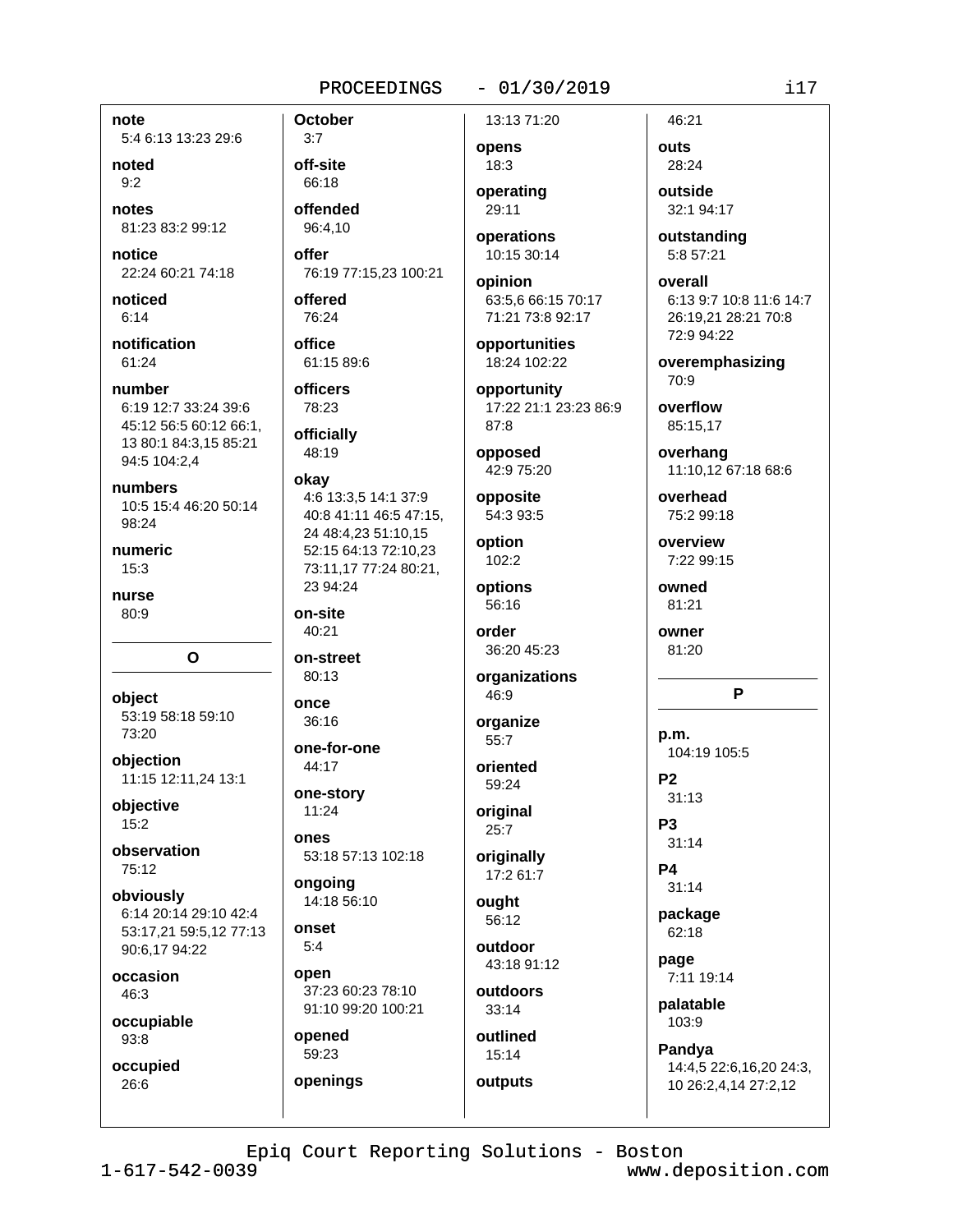**note**
5:4 6:13 13:23 29:6

**noted**
9:2

**notes**
81:23 83:2 99:12

**notice**
22:24 60:21 74:18

**noticed**
6:14

**notification**
61:24

**number**
6:19 12:7 33:24 39:6 45:12 56:5 60:12 66:1, 13 80:1 84:3,15 85:21 94:5 104:2,4

**numbers**
10:5 15:4 46:20 50:14 98:24

**numeric**
15:3

**nurse**
80:9

## O

**object**
53:19 58:18 59:10 73:20

**objection**
11:15 12:11,24 13:1

**objective**
15:2

**observation**
75:12

**obviously**
6:14 20:14 29:10 42:4 53:17,21 59:5,12 77:13 90:6,17 94:22

**occasion**
46:3

**occupiable**
93:8

**occupied**
26:6

**October**
3:7

**off-site**
66:18

**offended**
96:4,10

**offer**
76:19 77:15,23 100:21

**offered**
76:24

**office**
61:15 89:6

**officers**
78:23

**officially**
48:19

**okay**
4:6 13:3,5 14:1 37:9 40:8 41:11 46:5 47:15, 24 48:4,23 51:10,15 52:15 64:13 72:10,23 73:11,17 77:24 80:21, 23 94:24

**on-site**
40:21

**on-street**
80:13

**once**
36:16

**one-for-one**
44:17

**one-story**
11:24

**ones**
53:18 57:13 102:18

**ongoing**
14:18 56:10

**onset**
5:4

**open**
37:23 60:23 78:10 91:10 99:20 100:21

**opened**
59:23

**openings**
13:13 71:20

**opens**
18:3

**operating**
29:11

**operations**
10:15 30:14

**opinion**
63:5,6 66:15 70:17 71:21 73:8 92:17

**opportunities**
18:24 102:22

**opportunity**
17:22 21:1 23:23 86:9 87:8

**opposed**
42:9 75:20

**opposite**
54:3 93:5

**option**
102:2

**options**
56:16

**order**
36:20 45:23

**organizations**
46:9

**organize**
55:7

**oriented**
59:24

**original**
25:7

**originally**
17:2 61:7

**ought**
56:12

**outdoor**
43:18 91:12

**outdoors**
33:14

**outlined**
15:14

**outputs**
46:21

**outs**
28:24

**outside**
32:1 94:17

**outstanding**
5:8 57:21

**overall**
6:13 9:7 10:8 11:6 14:7 26:19,21 28:21 70:8 72:9 94:22

**overemphasizing**
70:9

**overflow**
85:15,17

**overhang**
11:10,12 67:18 68:6

**overhead**
75:2 99:18

**overview**
7:22 99:15

**owned**
81:21

**owner**
81:20

## P

**p.m.**
104:19 105:5

**P2**
31:13

**P3**
31:14

**P4**
31:14

**package**
62:18

**page**
7:11 19:14

**palatable**
103:9

**Pandya**
14:4,5 22:6,16,20 24:3, 10 26:2,4,14 27:2,12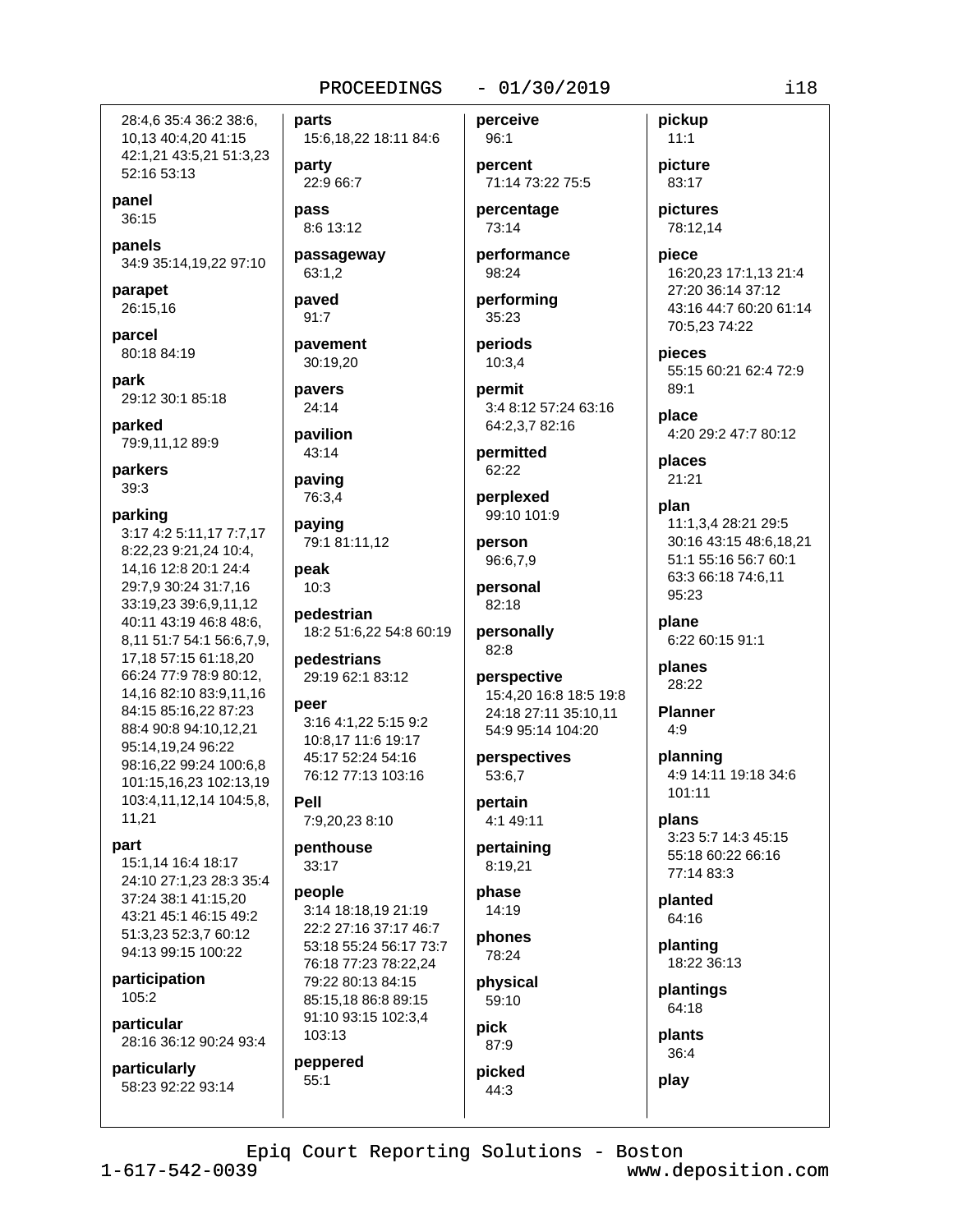28:4,6 35:4 36:2 38:6, 10,13 40:4,20 41:15 42:1,21 43:5,21 51:3,23 52:16 53:13

**panel**
36:15

**panels**
34:9 35:14,19,22 97:10

**parapet**
26:15,16

**parcel**
80:18 84:19

**park**
29:12 30:1 85:18

**parked**
79:9,11,12 89:9

**parkers**
39:3

**parking**
3:17 4:2 5:11,17 7:7,17 8:22,23 9:21,24 10:4, 14,16 12:8 20:1 24:4 29:7,9 30:24 31:7,16 33:19,23 39:6,9,11,12 40:11 43:19 46:8 48:6, 8,11 51:7 54:1 56:6,7,9, 17,18 57:15 61:18,20 66:24 77:9 78:9 80:12, 14,16 82:10 83:9,11,16 84:15 85:16,22 87:23 88:4 90:8 94:10,12,21 95:14,19,24 96:22 98:16,22 99:24 100:6,8 101:15,16,23 102:13,19 103:4,11,12,14 104:5,8, 11,21

**part**
15:1,14 16:4 18:17 24:10 27:1,23 28:3 35:4 37:24 38:1 41:15,20 43:21 45:1 46:15 49:2 51:3,23 52:3,7 60:12 94:13 99:15 100:22

**participation**
105:2

**particular**
28:16 36:12 90:24 93:4

**particularly**
58:23 92:22 93:14

**parts**
15:6,18,22 18:11 84:6

**party**
22:9 66:7

**pass**
8:6 13:12

**passageway**
63:1,2

**paved**
91:7

**pavement**
30:19,20

**pavers**
24:14

**pavilion**
43:14

**paving**
76:3,4

**paying**
79:1 81:11,12

**peak**
10:3

**pedestrian**
18:2 51:6,22 54:8 60:19

**pedestrians**
29:19 62:1 83:12

**peer**
3:16 4:1,22 5:15 9:2 10:8,17 11:6 19:17 45:17 52:24 54:16 76:12 77:13 103:16

**Pell**
7:9,20,23 8:10

**penthouse**
33:17

**people**
3:14 18:18,19 21:19 22:2 27:16 37:17 46:7 53:18 55:24 56:17 73:7 76:18 77:23 78:22,24 79:22 80:13 84:15 85:15,18 86:8 89:15 91:10 93:15 102:3,4 103:13

**peppered**
55:1

**perceive**
96:1

**percent**
71:14 73:22 75:5

**percentage**
73:14

**performance**
98:24

**performing**
35:23

**periods**
10:3,4

**permit**
3:4 8:12 57:24 63:16 64:2,3,7 82:16

**permitted**
62:22

**perplexed**
99:10 101:9

**person**
96:6,7,9

**personal**
82:18

**personally**
82:8

**perspective**
15:4,20 16:8 18:5 19:8 24:18 27:11 35:10,11 54:9 95:14 104:20

**perspectives**
53:6,7

**pertain**
4:1 49:11

**pertaining**
8:19,21

**phase**
14:19

**phones**
78:24

**physical**
59:10

**pick**
87:9

**picked**
44:3

**pickup**
11:1

**picture**
83:17

**pictures**
78:12,14

**piece**
16:20,23 17:1,13 21:4 27:20 36:14 37:12 43:16 44:7 60:20 61:14 70:5,23 74:22

**pieces**
55:15 60:21 62:4 72:9 89:1

**place**
4:20 29:2 47:7 80:12

**places**
21:21

**plan**
11:1,3,4 28:21 29:5 30:16 43:15 48:6,18,21 51:1 55:16 56:7 60:1 63:3 66:18 74:6,11 95:23

**plane**
6:22 60:15 91:1

**planes**
28:22

**Planner**
4:9

**planning**
4:9 14:11 19:18 34:6 101:11

**plans**
3:23 5:7 14:3 45:15 55:18 60:22 66:16 77:14 83:3

**planted**
64:16

**planting**
18:22 36:13

**plantings**
64:18

**plants**
36:4

**play**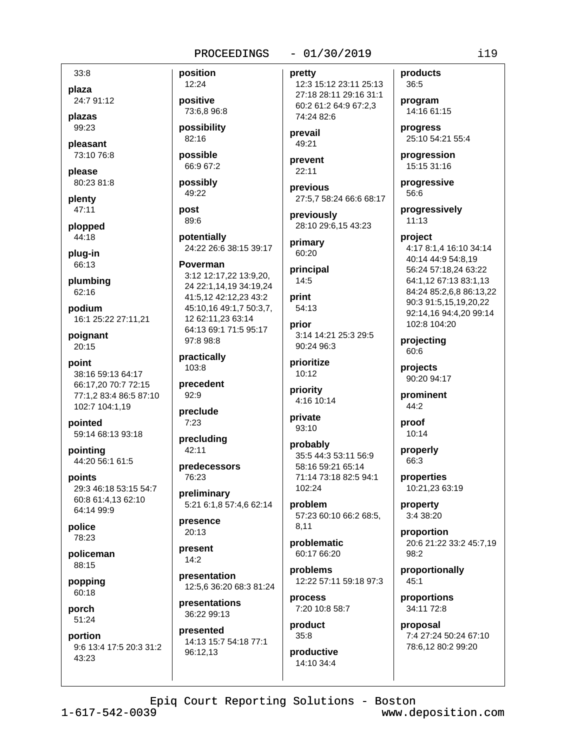33:8

**plaza**
24:7 91:12

**plazas**
99:23

**pleasant**
73:10 76:8

**please**
80:23 81:8

**plenty**
47:11

**plopped**
44:18

**plug-in**
66:13

**plumbing**
62:16

**podium**
16:1 25:22 27:11,21

**poignant**
20:15

**point**
38:16 59:13 64:17 66:17,20 70:7 72:15 77:1,2 83:4 86:5 87:10 102:7 104:1,19

**pointed**
59:14 68:13 93:18

**pointing**
44:20 56:1 61:5

**points**
29:3 46:18 53:15 54:7 60:8 61:4,13 62:10 64:14 99:9

**police**
78:23

**policeman**
88:15

**popping**
60:18

**porch**
51:24

**portion**
9:6 13:4 17:5 20:3 31:2 43:23

**position**
12:24

**positive**
73:6,8 96:8

**possibility**
82:16

**possible**
66:9 67:2

**possibly**
49:22

**post**
89:6

**potentially**
24:22 26:6 38:15 39:17

**Poverman**
3:12 12:17,22 13:9,20, 24 22:1,14,19 34:19,24 41:5,12 42:12,23 43:2 45:10,16 49:1,7 50:3,7, 12 62:11,23 63:14 64:13 69:1 71:5 95:17 97:8 98:8

**practically**
103:8

**precedent**
92:9

**preclude**
7:23

**precluding**
42:11

**predecessors**
76:23

**preliminary**
5:21 6:1,8 57:4,6 62:14

**presence**
20:13

**present**
14:2

**presentation**
12:5,6 36:20 68:3 81:24

**presentations**
36:22 99:13

**presented**
14:13 15:7 54:18 77:1 96:12,13

**pretty**
12:3 15:12 23:11 25:13 27:18 28:11 29:16 31:1 60:2 61:2 64:9 67:2,3 74:24 82:6

**prevail**
49:21

**prevent**
22:11

**previous**
27:5,7 58:24 66:6 68:17

**previously**
28:10 29:6,15 43:23

**primary**
60:20

**principal**
14:5

**print**
54:13

**prior**
3:14 14:21 25:3 29:5 90:24 96:3

**prioritize**
10:12

**priority**
4:16 10:14

**private**
93:10

**probably**
35:5 44:3 53:11 56:9 58:16 59:21 65:14 71:14 73:18 82:5 94:1 102:24

**problem**
57:23 60:10 66:2 68:5, 8,11

**problematic**
60:17 66:20

**problems**
12:22 57:11 59:18 97:3

**process**
7:20 10:8 58:7

**product**
35:8

**productive**
14:10 34:4

**products**
36:5

**program**
14:16 61:15

**progress**
25:10 54:21 55:4

**progression**
15:15 31:16

**progressive**
56:6

**progressively**
11:13

**project**
4:17 8:1,4 16:10 34:14 40:14 44:9 54:8,19 56:24 57:18,24 63:22 64:1,12 67:13 83:1,13 84:24 85:2,6,8 86:13,22 90:3 91:5,15,19,20,22 92:14,16 94:4,20 99:14 102:8 104:20

**projecting**
60:6

**projects**
90:20 94:17

**prominent**
44:2

**proof**
10:14

**properly**
66:3

**properties**
10:21,23 63:19

**property**
3:4 38:20

**proportion**
20:6 21:22 33:2 45:7,19 98:2

**proportionally**
45:1

**proportions**
34:11 72:8

**proposal**
7:4 27:24 50:24 67:10 78:6,12 80:2 99:20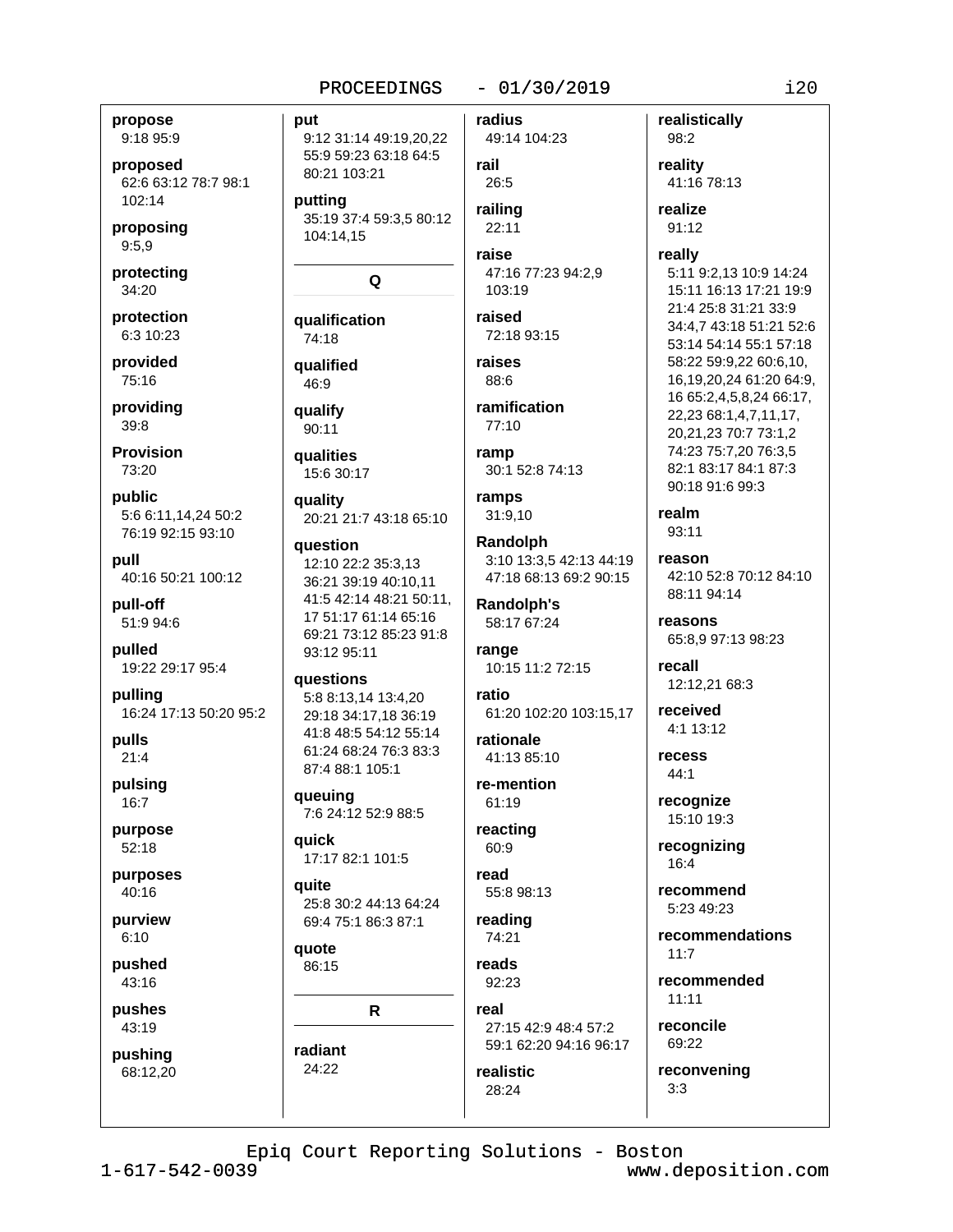**propose**
9:18 95:9

**proposed**
62:6 63:12 78:7 98:1 102:14

**proposing**
9:5,9

**protecting**
34:20

**protection**
6:3 10:23

**provided**
75:16

**providing**
39:8

**Provision**
73:20

**public**
5:6 6:11,14,24 50:2 76:19 92:15 93:10

**pull**
40:16 50:21 100:12

**pull-off**
51:9 94:6

**pulled**
19:22 29:17 95:4

**pulling**
16:24 17:13 50:20 95:2

**pulls**
21:4

**pulsing**
16:7

**purpose**
52:18

**purposes**
40:16

**purview**
6:10

**pushed**
43:16

**pushes**
43:19

**pushing**
68:12,20

**put**
9:12 31:14 49:19,20,22 55:9 59:23 63:18 64:5 80:21 103:21

**putting**
35:19 37:4 59:3,5 80:12 104:14,15

## Q

**qualification**
74:18

**qualified**
46:9

**qualify**
90:11

**qualities**
15:6 30:17

**quality**
20:21 21:7 43:18 65:10

**question**
12:10 22:2 35:3,13 36:21 39:19 40:10,11 41:5 42:14 48:21 50:11, 17 51:17 61:14 65:16 69:21 73:12 85:23 91:8 93:12 95:11

**questions**
5:8 8:13,14 13:4,20 29:18 34:17,18 36:19 41:8 48:5 54:12 55:14 61:24 68:24 76:3 83:3 87:4 88:1 105:1

**queuing**
7:6 24:12 52:9 88:5

**quick**
17:17 82:1 101:5

**quite**
25:8 30:2 44:13 64:24 69:4 75:1 86:3 87:1

**quote**
86:15

## R

**radiant**
24:22

**radius**
49:14 104:23

**rail**
26:5

**railing**
22:11

**raise**
47:16 77:23 94:2,9 103:19

**raised**
72:18 93:15

**raises**
88:6

**ramification**
77:10

**ramp**
30:1 52:8 74:13

**ramps**
31:9,10

**Randolph**
3:10 13:3,5 42:13 44:19 47:18 68:13 69:2 90:15

**Randolph's**
58:17 67:24

**range**
10:15 11:2 72:15

**ratio**
61:20 102:20 103:15,17

**rationale**
41:13 85:10

**re-mention**
61:19

**reacting**
60:9

**read**
55:8 98:13

**reading**
74:21

**reads**
92:23

**real**
27:15 42:9 48:4 57:2 59:1 62:20 94:16 96:17

**realistic**
28:24

**realistically**
98:2

**reality**
41:16 78:13

**realize**
91:12

**really**
5:11 9:2,13 10:9 14:24 15:11 16:13 17:21 19:9 21:4 25:8 31:21 33:9 34:4,7 43:18 51:21 52:6 53:14 54:14 55:1 57:18 58:22 59:9,22 60:6,10, 16,19,20,24 61:20 64:9, 16 65:2,4,5,8,24 66:17, 22,23 68:1,4,7,11,17, 20,21,23 70:7 73:1,2 74:23 75:7,20 76:3,5 82:1 83:17 84:1 87:3 90:18 91:6 99:3

**realm**
93:11

**reason**
42:10 52:8 70:12 84:10 88:11 94:14

**reasons**
65:8,9 97:13 98:23

**recall**
12:12,21 68:3

**received**
4:1 13:12

**recess**
44:1

**recognize**
15:10 19:3

**recognizing**
16:4

**recommend**
5:23 49:23

**recommendations**
11:7

**recommended**
11:11

**reconcile**
69:22

**reconvening**
3:3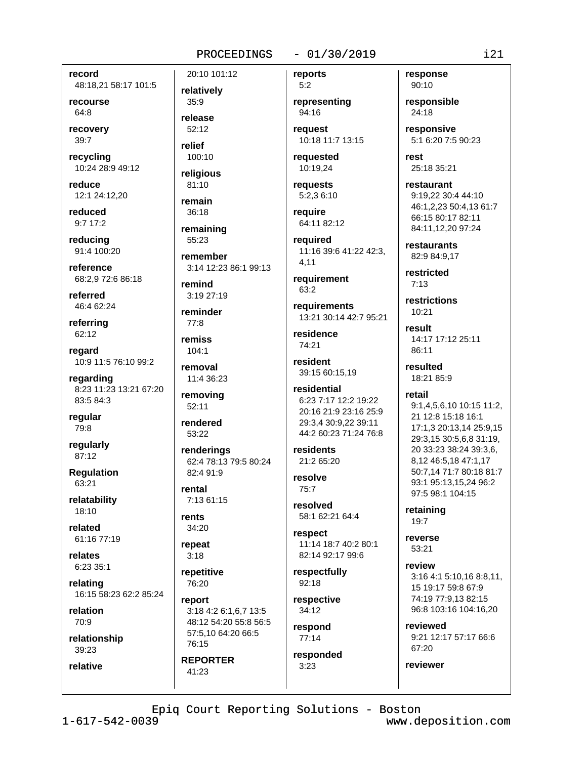**record**
48:18,21 58:17 101:5

**recourse**
64:8

**recovery**
39:7

**recycling**
10:24 28:9 49:12

**reduce**
12:1 24:12,20

**reduced**
9:7 17:2

**reducing**
91:4 100:20

**reference**
68:2,9 72:6 86:18

**referred**
46:4 62:24

**referring**
62:12

**regard**
10:9 11:5 76:10 99:2

**regarding**
8:23 11:23 13:21 67:20 83:5 84:3

**regular**
79:8

**regularly**
87:12

**Regulation**
63:21

**relatability**
18:10

**related**
61:16 77:19

**relates**
6:23 35:1

**relating**
16:15 58:23 62:2 85:24

**relation**
70:9

**relationship**
39:23

**relative**
20:10 101:12

**relatively**
35:9

**release**
52:12

**relief**
100:10

**religious**
81:10

**remain**
36:18

**remaining**
55:23

**remember**
3:14 12:23 86:1 99:13

**remind**
3:19 27:19

**reminder**
77:8

**remiss**
104:1

**removal**
11:4 36:23

**removing**
52:11

**rendered**
53:22

**renderings**
62:4 78:13 79:5 80:24 82:4 91:9

**rental**
7:13 61:15

**rents**
34:20

**repeat**
3:18

**repetitive**
76:20

**report**
3:18 4:2 6:1,6,7 13:5 48:12 54:20 55:8 56:5 57:5,10 64:20 66:5 76:15

**REPORTER**
41:23

**reports**
5:2

**representing**
94:16

**request**
10:18 11:7 13:15

**requested**
10:19,24

**requests**
5:2,3 6:10

**require**
64:11 82:12

**required**
11:16 39:6 41:22 42:3, 4,11

**requirement**
63:2

**requirements**
13:21 30:14 42:7 95:21

**residence**
74:21

**resident**
39:15 60:15,19

**residential**
6:23 7:17 12:2 19:22 20:16 21:9 23:16 25:9 29:3,4 30:9,22 39:11 44:2 60:23 71:24 76:8

**residents**
21:2 65:20

**resolve**
75:7

**resolved**
58:1 62:21 64:4

**respect**
11:14 18:7 40:2 80:1 82:14 92:17 99:6

**respectfully**
92:18

**respective**
34:12

**respond**
77:14

**responded**
3:23

**response**
90:10

**responsible**
24:18

**responsive**
5:1 6:20 7:5 90:23

**rest**
25:18 35:21

**restaurant**
9:19,22 30:4 44:10 46:1,2,23 50:4,13 61:7 66:15 80:17 82:11 84:11,12,20 97:24

**restaurants**
82:9 84:9,17

**restricted**
7:13

**restrictions**
10:21

**result**
14:17 17:12 25:11 86:11

**resulted**
18:21 85:9

**retail**
9:1,4,5,6,10 10:15 11:2, 21 12:8 15:18 16:1 17:1,3 20:13,14 25:9,15 29:3,15 30:5,6,8 31:19, 20 33:23 38:24 39:3,6, 8,12 46:5,18 47:1,17 50:7,14 71:7 80:18 81:7 93:1 95:13,15,24 96:2 97:5 98:1 104:15

**retaining**
19:7

**reverse**
53:21

**review**
3:16 4:1 5:10,16 8:8,11, 15 19:17 59:8 67:9 74:19 77:9,13 82:15 96:8 103:16 104:16,20

**reviewed**
9:21 12:17 57:17 66:6 67:20

**reviewer**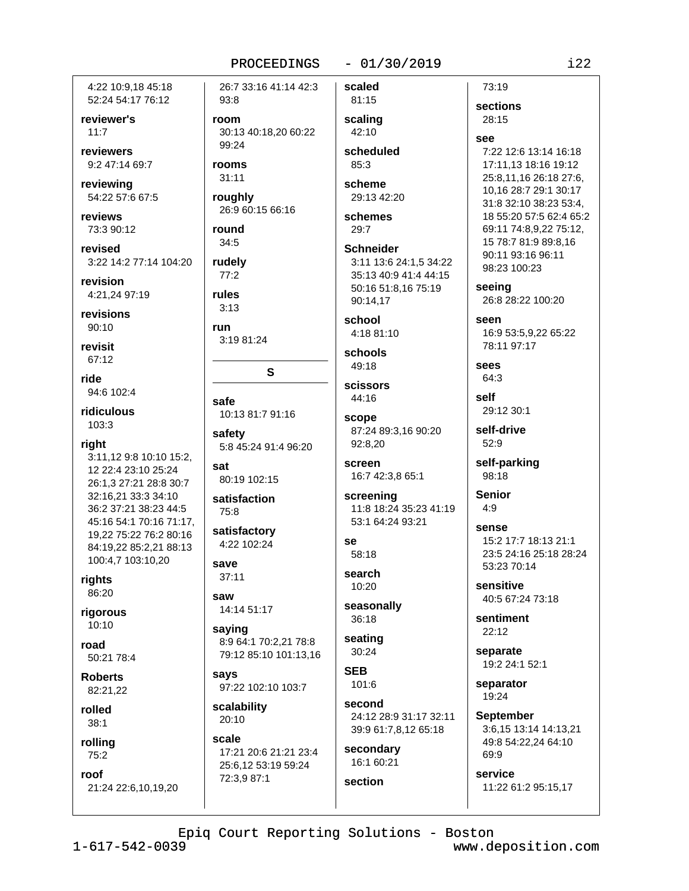4:22 10:9,18 45:18 52:24 54:17 76:12

**reviewer's**
11:7

**reviewers**
9:2 47:14 69:7

**reviewing**
54:22 57:6 67:5

**reviews**
73:3 90:12

**revised**
3:22 14:2 77:14 104:20

**revision**
4:21,24 97:19

**revisions**
90:10

**revisit**
67:12

**ride**
94:6 102:4

**ridiculous**
103:3

**right**
3:11,12 9:8 10:10 15:2, 12 22:4 23:10 25:24 26:1,3 27:21 28:8 30:7 32:16,21 33:3 34:10 36:2 37:21 38:23 44:5 45:16 54:1 70:16 71:17, 19,22 75:22 76:2 80:16 84:19,22 85:2,21 88:13 100:4,7 103:10,20

**rights**
86:20

**rigorous**
10:10

**road**
50:21 78:4

**Roberts**
82:21,22

**rolled**
38:1

**rolling**
75:2

**roof**
21:24 22:6,10,19,20 26:7 33:16 41:14 42:3 93:8

**room**
30:13 40:18,20 60:22 99:24

**rooms**
31:11

**roughly**
26:9 60:15 66:16

**round**
34:5

**rudely**
77:2

**rules**
3:13

**run**
3:19 81:24

## S

**safe**
10:13 81:7 91:16

**safety**
5:8 45:24 91:4 96:20

**sat**
80:19 102:15

**satisfaction**
75:8

**satisfactory**
4:22 102:24

**save**
37:11

**saw**
14:14 51:17

**saying**
8:9 64:1 70:2,21 78:8 79:12 85:10 101:13,16

**says**
97:22 102:10 103:7

**scalability**
20:10

**scale**
17:21 20:6 21:21 23:4 25:6,12 53:19 59:24 72:3,9 87:1

**scaled**
81:15

**scaling**
42:10

**scheduled**
85:3

**scheme**
29:13 42:20

**schemes**
29:7

**Schneider**
3:11 13:6 24:1,5 34:22 35:13 40:9 41:4 44:15 50:16 51:8,16 75:19 90:14,17

**school**
4:18 81:10

**schools**
49:18

**scissors**
44:16

**scope**
87:24 89:3,16 90:20 92:8,20

**screen**
16:7 42:3,8 65:1

**screening**
11:8 18:24 35:23 41:19 53:1 64:24 93:21

**se**
58:18

**search**
10:20

**seasonally**
36:18

**seating**
30:24

**SEB**
101:6

**second**
24:12 28:9 31:17 32:11 39:9 61:7,8,12 65:18

**secondary**
16:1 60:21

**section**
73:19

**sections**
28:15

**see**
7:22 12:6 13:14 16:18 17:11,13 18:16 19:12 25:8,11,16 26:18 27:6, 10,16 28:7 29:1 30:17 31:8 32:10 38:23 53:4, 18 55:20 57:5 62:4 65:2 69:11 74:8,9,22 75:12, 15 78:7 81:9 89:8,16 90:11 93:16 96:11 98:23 100:23

**seeing**
26:8 28:22 100:20

**seen**
16:9 53:5,9,22 65:22 78:11 97:17

**sees**
64:3

**self**
29:12 30:1

**self-drive**
52:9

**self-parking**
98:18

**Senior**
4:9

**sense**
15:2 17:7 18:13 21:1 23:5 24:16 25:18 28:24 53:23 70:14

**sensitive**
40:5 67:24 73:18

**sentiment**
22:12

**separate**
19:2 24:1 52:1

**separator**
19:24

**September**
3:6,15 13:14 14:13,21 49:8 54:22,24 64:10 69:9

**service**
11:22 61:2 95:15,17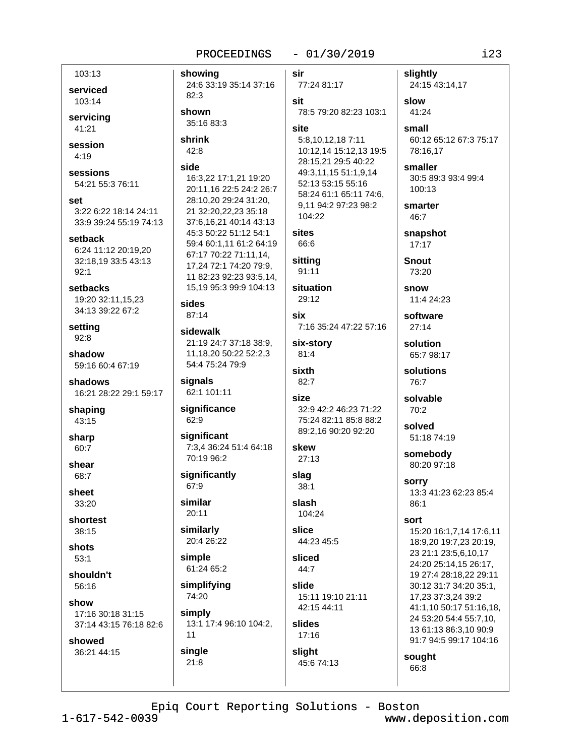103:13

**serviced**
103:14

**servicing**
41:21

**session**
4:19

**sessions**
54:21 55:3 76:11

**set**
3:22 6:22 18:14 24:11 33:9 39:24 55:19 74:13

**setback**
6:24 11:12 20:19,20 32:18,19 33:5 43:13 92:1

**setbacks**
19:20 32:11,15,23 34:13 39:22 67:2

**setting**
92:8

**shadow**
59:16 60:4 67:19

**shadows**
16:21 28:22 29:1 59:17

**shaping**
43:15

**sharp**
60:7

**shear**
68:7

**sheet**
33:20

**shortest**
38:15

**shots**
53:1

**shouldn't**
56:16

**show**
17:16 30:18 31:15 37:14 43:15 76:18 82:6

**showed**
36:21 44:15

**showing**
24:6 33:19 35:14 37:16 82:3

**shown**
35:16 83:3

**shrink**
42:8

**side**
16:3,22 17:1,21 19:20 20:11,16 22:5 24:2 26:7 28:10,20 29:24 31:20, 21 32:20,22,23 35:18 37:6,16,21 40:14 43:13 45:3 50:22 51:12 54:1 59:4 60:1,11 61:2 64:19 67:17 70:22 71:11,14, 17,24 72:1 74:20 79:9, 11 82:23 92:23 93:5,14, 15,19 95:3 99:9 104:13

**sides**
87:14

**sidewalk**
21:19 24:7 37:18 38:9, 11,18,20 50:22 52:2,3 54:4 75:24 79:9

**signals**
62:1 101:11

**significance**
62:9

**significant**
7:3,4 36:24 51:4 64:18 70:19 96:2

**significantly**
67:9

**similar**
20:11

**similarly**
20:4 26:22

**simple**
61:24 65:2

**simplifying**
74:20

**simply**
13:1 17:4 96:10 104:2, 11

**single**
21:8

**sir**
77:24 81:17

**sit**
78:5 79:20 82:23 103:1

**site**
5:8,10,12,18 7:11 10:12,14 15:12,13 19:5 28:15,21 29:5 40:22 49:3,11,15 51:1,9,14 52:13 53:15 55:16 58:24 61:1 65:11 74:6, 9,11 94:2 97:23 98:2 104:22

**sites**
66:6

**sitting**
91:11

**situation**
29:12

**six**
7:16 35:24 47:22 57:16

**six-story**
81:4

**sixth**
82:7

**size**
32:9 42:2 46:23 71:22 75:24 82:11 85:8 88:2 89:2,16 90:20 92:20

**skew**
27:13

**slag**
38:1

**slash**
104:24

**slice**
44:23 45:5

**sliced**
44:7

**slide**
15:11 19:10 21:11 42:15 44:11

**slides**
17:16

**slight**
45:6 74:13

**slightly**
24:15 43:14,17

**slow**
41:24

**small**
60:12 65:12 67:3 75:17 78:16,17

**smaller**
30:5 89:3 93:4 99:4 100:13

**smarter**
46:7

**snapshot**
17:17

**Snout**
73:20

**snow**
11:4 24:23

**software**
27:14

**solution**
65:7 98:17

**solutions**
76:7

**solvable**
70:2

**solved**
51:18 74:19

**somebody**
80:20 97:18

**sorry**
13:3 41:23 62:23 85:4 86:1

**sort**
15:20 16:1,7,14 17:6,11 18:9,20 19:7,23 20:19, 23 21:1 23:5,6,10,17 24:20 25:14,15 26:17, 19 27:4 28:18,22 29:11 30:12 31:7 34:20 35:1, 17,23 37:3,24 39:2 41:1,10 50:17 51:16,18, 24 53:20 54:4 55:7,10, 13 61:13 86:3,10 90:9 91:7 94:5 99:17 104:16

**sought**
66:8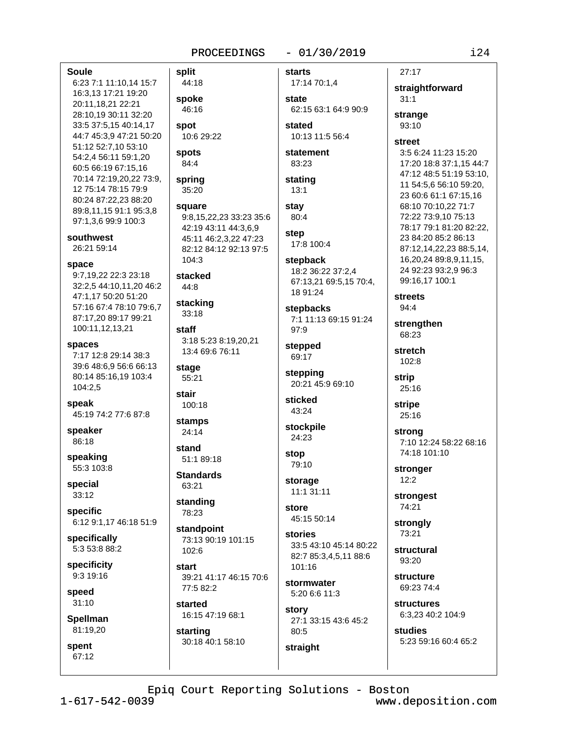**Soule**
6:23 7:1 11:10,14 15:7 16:3,13 17:21 19:20 20:11,18,21 22:21 28:10,19 30:11 32:20 33:5 37:5,15 40:14,17 44:7 45:3,9 47:21 50:20 51:12 52:7,10 53:10 54:2,4 56:11 59:1,20 60:5 66:19 67:15,16 70:14 72:19,20,22 73:9,12 75:14 78:15 79:9 80:24 87:22,23 88:20 89:8,11,15 91:1 95:3,8 97:1,3,6 99:9 100:3

**southwest**
26:21 59:14

**space**
9:7,19,22 22:3 23:18 32:2,5 44:10,11,20 46:2 47:1,17 50:20 51:20 57:16 67:4 78:10 79:6,7 87:17,20 89:17 99:21 100:11,12,13,21

**spaces**
7:17 12:8 29:14 38:3 39:6 48:6,9 56:6 66:13 80:14 85:16,19 103:4 104:2,5

**speak**
45:19 74:2 77:6 87:8

**speaker**
86:18

**speaking**
55:3 103:8

**special**
33:12

**specific**
6:12 9:1,17 46:18 51:9

**specifically**
5:3 53:8 88:2

**specificity**
9:3 19:16

**speed**
31:10

**Spellman**
81:19,20

**spent**
67:12

**split**
44:18

**spoke**
46:16

**spot**
10:6 29:22

**spots**
84:4

**spring**
35:20

**square**
9:8,15,22,23 33:23 35:6 42:19 43:11 44:3,6,9 45:11 46:2,3,22 47:23 82:12 84:12 92:13 97:5 104:3

**stacked**
44:8

**stacking**
33:18

**staff**
3:18 5:23 8:19,20,21 13:4 69:6 76:11

**stage**
55:21

**stair**
100:18

**stamps**
24:14

**stand**
51:1 89:18

**Standards**
63:21

**standing**
78:23

**standpoint**
73:13 90:19 101:15 102:6

**start**
39:21 41:17 46:15 70:6 77:5 82:2

**started**
16:15 47:19 68:1

**starting**
30:18 40:1 58:10

**starts**
17:14 70:1,4

**state**
62:15 63:1 64:9 90:9

**stated**
10:13 11:5 56:4

**statement**
83:23

**stating**
13:1

**stay**
80:4

**step**
17:8 100:4

**stepback**
18:2 36:22 37:2,4 67:13,21 69:5,15 70:4,18 91:24

**stepbacks**
7:1 11:13 69:15 91:24 97:9

**stepped**
69:17

**stepping**
20:21 45:9 69:10

**sticked**
43:24

**stockpile**
24:23

**stop**
79:10

**storage**
11:1 31:11

**store**
45:15 50:14

**stories**
33:5 43:10 45:14 80:22 82:7 85:3,4,5,11 88:6 101:16

**stormwater**
5:20 6:6 11:3

**story**
27:1 33:15 43:6 45:2 80:5

**straight**
27:17

**straightforward**
31:1

**strange**
93:10

**street**
3:5 6:24 11:23 15:20 17:20 18:8 37:1,15 44:7 47:12 48:5 51:19 53:10,11 54:5,6 56:10 59:20,23 60:6 61:1 67:15,16 68:10 70:10,22 71:7 72:22 73:9,10 75:13 78:17 79:1 81:20 82:22,23 84:20 85:2 86:13 87:12,14,22,23 88:5,14,16,20,24 89:8,9,11,15,24 92:23 93:2,9 96:3 99:16,17 100:1

**streets**
94:4

**strengthen**
68:23

**stretch**
102:8

**strip**
25:16

**stripe**
25:16

**strong**
7:10 12:24 58:22 68:16 74:18 101:10

**stronger**
12:2

**strongest**
74:21

**strongly**
73:21

**structural**
93:20

**structure**
69:23 74:4

**structures**
6:3,23 40:2 104:9

**studies**
5:23 59:16 60:4 65:2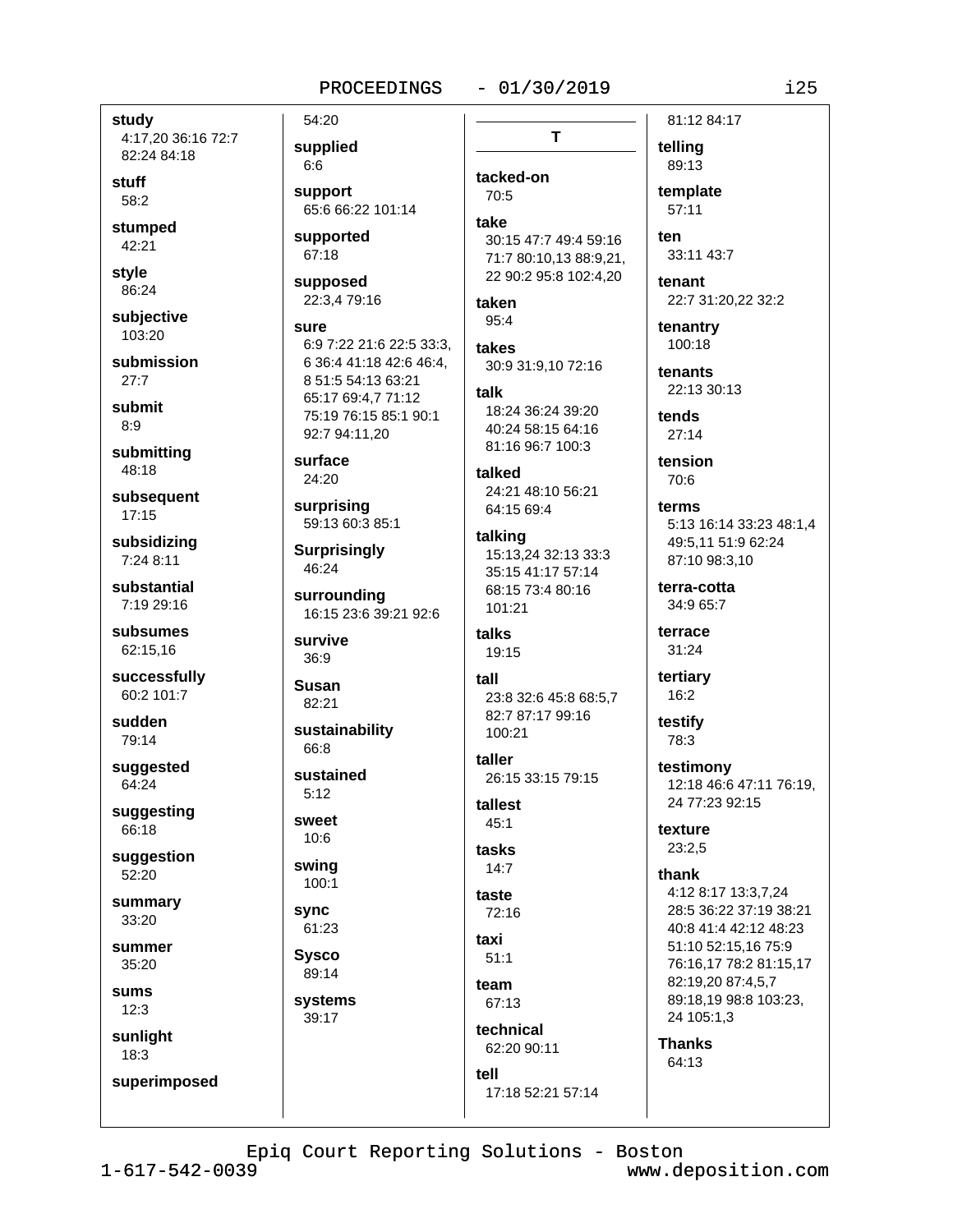**study**
4:17,20 36:16 72:7 82:24 84:18

**stuff**
58:2

**stumped**
42:21

**style**
86:24

**subjective**
103:20

**submission**
27:7

**submit**
8:9

**submitting**
48:18

**subsequent**
17:15

**subsidizing**
7:24 8:11

**substantial**
7:19 29:16

**subsumes**
62:15,16

**successfully**
60:2 101:7

**sudden**
79:14

**suggested**
64:24

**suggesting**
66:18

**suggestion**
52:20

**summary**
33:20

**summer**
35:20

**sums**
12:3

**sunlight**
18:3

**superimposed**
54:20

**supplied**
6:6

**support**
65:6 66:22 101:14

**supported**
67:18

**supposed**
22:3,4 79:16

**sure**
6:9 7:22 21:6 22:5 33:3, 6 36:4 41:18 42:6 46:4, 8 51:5 54:13 63:21 65:17 69:4,7 71:12 75:19 76:15 85:1 90:1 92:7 94:11,20

**surface**
24:20

**surprising**
59:13 60:3 85:1

**Surprisingly**
46:24

**surrounding**
16:15 23:6 39:21 92:6

**survive**
36:9

**Susan**
82:21

**sustainability**
66:8

**sustained**
5:12

**sweet**
10:6

**swing**
100:1

**sync**
61:23

**Sysco**
89:14

**systems**
39:17

## T

**tacked-on**
70:5

**take**
30:15 47:7 49:4 59:16 71:7 80:10,13 88:9,21, 22 90:2 95:8 102:4,20

**taken**
95:4

**takes**
30:9 31:9,10 72:16

**talk**
18:24 36:24 39:20 40:24 58:15 64:16 81:16 96:7 100:3

**talked**
24:21 48:10 56:21 64:15 69:4

**talking**
15:13,24 32:13 33:3 35:15 41:17 57:14 68:15 73:4 80:16 101:21

**talks**
19:15

**tall**
23:8 32:6 45:8 68:5,7 82:7 87:17 99:16 100:21

**taller**
26:15 33:15 79:15

**tallest**
45:1

**tasks**
14:7

**taste**
72:16

**taxi**
51:1

**team**
67:13

**technical**
62:20 90:11

**tell**
17:18 52:21 57:14 81:12 84:17

**telling**
89:13

**template**
57:11

**ten**
33:11 43:7

**tenant**
22:7 31:20,22 32:2

**tenantry**
100:18

**tenants**
22:13 30:13

**tends**
27:14

**tension**
70:6

**terms**
5:13 16:14 33:23 48:1,4 49:5,11 51:9 62:24 87:10 98:3,10

**terra-cotta**
34:9 65:7

**terrace**
31:24

**tertiary**
16:2

**testify**
78:3

**testimony**
12:18 46:6 47:11 76:19, 24 77:23 92:15

**texture**
23:2,5

**thank**
4:12 8:17 13:3,7,24 28:5 36:22 37:19 38:21 40:8 41:4 42:12 48:23 51:10 52:15,16 75:9 76:16,17 78:2 81:15,17 82:19,20 87:4,5,7 89:18,19 98:8 103:23, 24 105:1,3

**Thanks**
64:13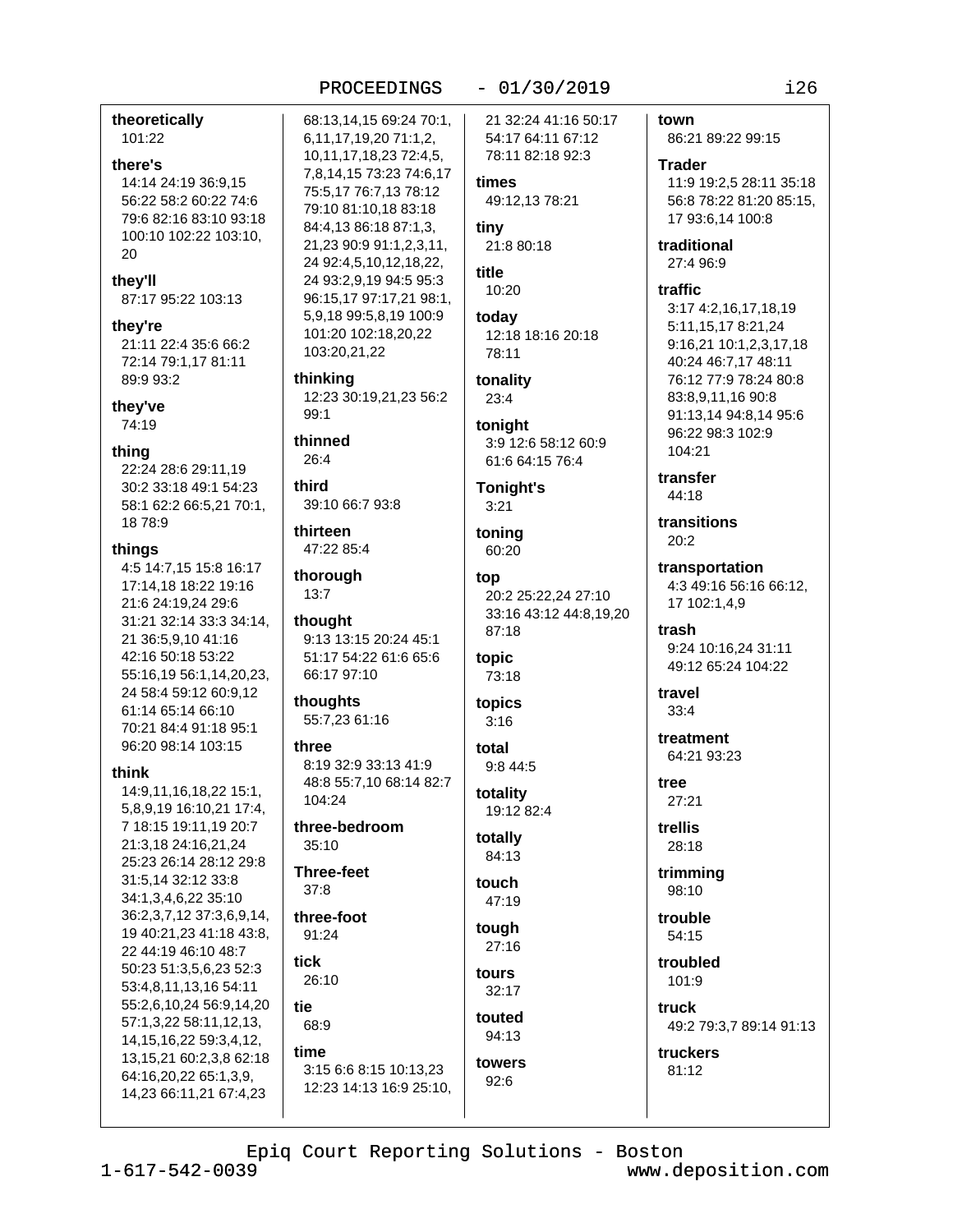**theoretically**
101:22

**there's**
14:14 24:19 36:9,15 56:22 58:2 60:22 74:6 79:6 82:16 83:10 93:18 100:10 102:22 103:10, 20

**they'll**
87:17 95:22 103:13

**they're**
21:11 22:4 35:6 66:2 72:14 79:1,17 81:11 89:9 93:2

**they've**
74:19

**thing**
22:24 28:6 29:11,19 30:2 33:18 49:1 54:23 58:1 62:2 66:5,21 70:1, 18 78:9

**things**
4:5 14:7,15 15:8 16:17 17:14,18 18:22 19:16 21:6 24:19,24 29:6 31:21 32:14 33:3 34:14, 21 36:5,9,10 41:16 42:16 50:18 53:22 55:16,19 56:1,14,20,23, 24 58:4 59:12 60:9,12 61:14 65:14 66:10 70:21 84:4 91:18 95:1 96:20 98:14 103:15

**think**
14:9,11,16,18,22 15:1, 5,8,9,19 16:10,21 17:4, 7 18:15 19:11,19 20:7 21:3,18 24:16,21,24 25:23 26:14 28:12 29:8 31:5,14 32:12 33:8 34:1,3,4,6,22 35:10 36:2,3,7,12 37:3,6,9,14, 19 40:21,23 41:18 43:8, 22 44:19 46:10 48:7 50:23 51:3,5,6,23 52:3 53:4,8,11,13,16 54:11 55:2,6,10,24 56:9,14,20 57:1,3,22 58:11,12,13, 14,15,16,22 59:3,4,12, 13,15,21 60:2,3,8 62:18 64:16,20,22 65:1,3,9, 14,23 66:11,21 67:4,23 68:13,14,15 69:24 70:1, 6,11,17,19,20 71:1,2, 10,11,17,18,23 72:4,5, 7,8,14,15 73:23 74:6,17 75:5,17 76:7,13 78:12 79:10 81:10,18 83:18 84:4,13 86:18 87:1,3, 21,23 90:9 91:1,2,3,11, 24 92:4,5,10,12,18,22, 24 93:2,9,19 94:5 95:3 96:15,17 97:17,21 98:1, 5,9,18 99:5,8,19 100:9 101:20 102:18,20,22 103:20,21,22

**thinking**
12:23 30:19,21,23 56:2 99:1

**thinned**
26:4

**third**
39:10 66:7 93:8

**thirteen**
47:22 85:4

**thorough**
13:7

**thought**
9:13 13:15 20:24 45:1 51:17 54:22 61:6 65:6 66:17 97:10

**thoughts**
55:7,23 61:16

**three**
8:19 32:9 33:13 41:9 48:8 55:7,10 68:14 82:7 104:24

**three-bedroom**
35:10

**Three-feet**
37:8

**three-foot**
91:24

**tick**
26:10

**tie**
68:9

**time**
3:15 6:6 8:15 10:13,23 12:23 14:13 16:9 25:10, 21 32:24 41:16 50:17 54:17 64:11 67:12 78:11 82:18 92:3

**times**
49:12,13 78:21

**tiny**
21:8 80:18

**title**
10:20

**today**
12:18 18:16 20:18 78:11

**tonality**
23:4

**tonight**
3:9 12:6 58:12 60:9 61:6 64:15 76:4

**Tonight's**
3:21

**toning**
60:20

**top**
20:2 25:22,24 27:10 33:16 43:12 44:8,19,20 87:18

**topic**
73:18

**topics**
3:16

**total**
9:8 44:5

**totality**
19:12 82:4

**totally**
84:13

**touch**
47:19

**tough**
27:16

**tours**
32:17

**touted**
94:13

**towers**
92:6

**town**
86:21 89:22 99:15

**Trader**
11:9 19:2,5 28:11 35:18 56:8 78:22 81:20 85:15, 17 93:6,14 100:8

**traditional**
27:4 96:9

**traffic**
3:17 4:2,16,17,18,19 5:11,15,17 8:21,24 9:16,21 10:1,2,3,17,18 40:24 46:7,17 48:11 76:12 77:9 78:24 80:8 83:8,9,11,16 90:8 91:13,14 94:8,14 95:6 96:22 98:3 102:9 104:21

**transfer**
44:18

**transitions**
20:2

**transportation**
4:3 49:16 56:16 66:12, 17 102:1,4,9

**trash**
9:24 10:16,24 31:11 49:12 65:24 104:22

**travel**
33:4

**treatment**
64:21 93:23

**tree**
27:21

**trellis**
28:18

**trimming**
98:10

**trouble**
54:15

**troubled**
101:9

**truck**
49:2 79:3,7 89:14 91:13

**truckers**
81:12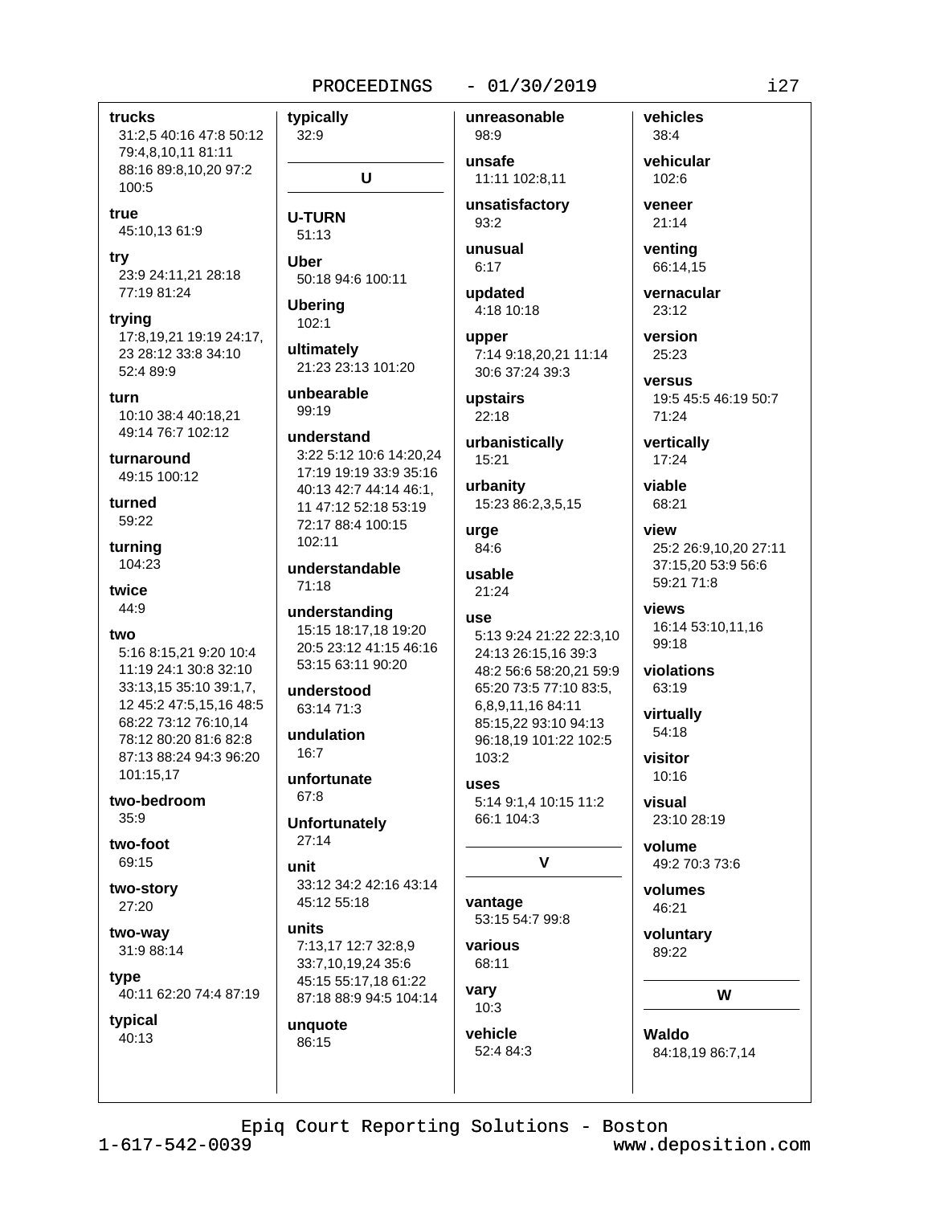**trucks**
31:2,5 40:16 47:8 50:12 79:4,8,10,11 81:11 88:16 89:8,10,20 97:2 100:5

**true**
45:10,13 61:9

**try**
23:9 24:11,21 28:18 77:19 81:24

**trying**
17:8,19,21 19:19 24:17, 23 28:12 33:8 34:10 52:4 89:9

**turn**
10:10 38:4 40:18,21 49:14 76:7 102:12

**turnaround**
49:15 100:12

**turned**
59:22

**turning**
104:23

**twice**
44:9

**two**
5:16 8:15,21 9:20 10:4 11:19 24:1 30:8 32:10 33:13,15 35:10 39:1,7, 12 45:2 47:5,15,16 48:5 68:22 73:12 76:10,14 78:12 80:20 81:6 82:8 87:13 88:24 94:3 96:20 101:15,17

**two-bedroom**
35:9

**two-foot**
69:15

**two-story**
27:20

**two-way**
31:9 88:14

**type**
40:11 62:20 74:4 87:19

**typical**
40:13

**typically**
32:9

## U

**U-TURN**
51:13

**Uber**
50:18 94:6 100:11

**Ubering**
102:1

**ultimately**
21:23 23:13 101:20

**unbearable**
99:19

**understand**
3:22 5:12 10:6 14:20,24 17:19 19:19 33:9 35:16 40:13 42:7 44:14 46:1, 11 47:12 52:18 53:19 72:17 88:4 100:15 102:11

**understandable**
71:18

**understanding**
15:15 18:17,18 19:20 20:5 23:12 41:15 46:16 53:15 63:11 90:20

**understood**
63:14 71:3

**undulation**
16:7

**unfortunate**
67:8

**Unfortunately**
27:14

**unit**
33:12 34:2 42:16 43:14 45:12 55:18

**units**
7:13,17 12:7 32:8,9 33:7,10,19,24 35:6 45:15 55:17,18 61:22 87:18 88:9 94:5 104:14

**unquote**
86:15

**unreasonable**
98:9

**unsafe**
11:11 102:8,11

**unsatisfactory**
93:2

**unusual**
6:17

**updated**
4:18 10:18

**upper**
7:14 9:18,20,21 11:14 30:6 37:24 39:3

**upstairs**
22:18

**urbanistically**
15:21

**urbanity**
15:23 86:2,3,5,15

**urge**
84:6

**usable**
21:24

**use**
5:13 9:24 21:22 22:3,10 24:13 26:15,16 39:3 48:2 56:6 58:20,21 59:9 65:20 73:5 77:10 83:5, 6,8,9,11,16 84:11 85:15,22 93:10 94:13 96:18,19 101:22 102:5 103:2

**uses**
5:14 9:1,4 10:15 11:2 66:1 104:3

## V

**vantage**
53:15 54:7 99:8

**various**
68:11

**vary**
10:3

**vehicle**
52:4 84:3

**vehicles**
38:4

**vehicular**
102:6

**veneer**
21:14

**venting**
66:14,15

**vernacular**
23:12

**version**
25:23

**versus**
19:5 45:5 46:19 50:7 71:24

**vertically**
17:24

**viable**
68:21

**view**
25:2 26:9,10,20 27:11 37:15,20 53:9 56:6 59:21 71:8

**views**
16:14 53:10,11,16 99:18

**violations**
63:19

**virtually**
54:18

**visitor**
10:16

**visual**
23:10 28:19

**volume**
49:2 70:3 73:6

**volumes**
46:21

**voluntary**
89:22

## W

**Waldo**
84:18,19 86:7,14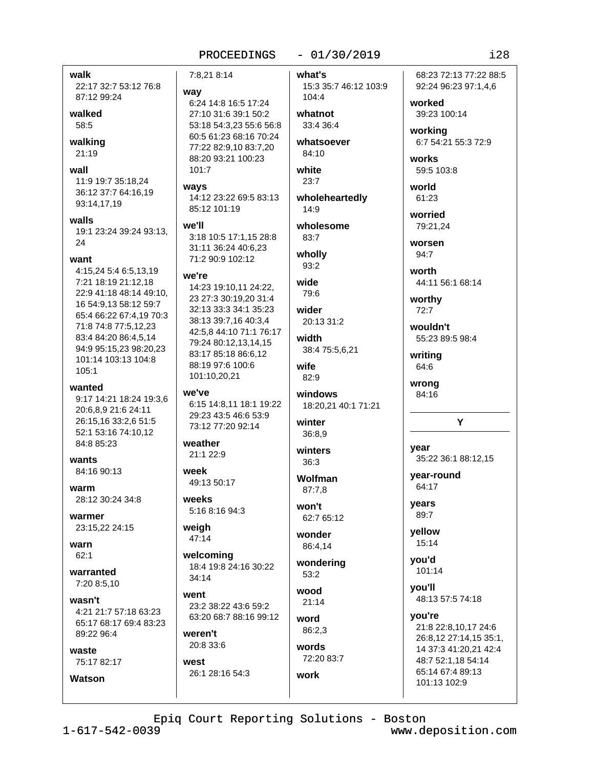**walk**
22:17 32:7 53:12 76:8 87:12 99:24

**walked**
58:5

**walking**
21:19

**wall**
11:9 19:7 35:18,24 36:12 37:7 64:16,19 93:14,17,19

**walls**
19:1 23:24 39:24 93:13, 24

**want**
4:15,24 5:4 6:5,13,19 7:21 18:19 21:12,18 22:9 41:18 48:14 49:10, 16 54:9,13 58:12 59:7 65:4 66:22 67:4,19 70:3 71:8 74:8 77:5,12,23 83:4 84:20 86:4,5,14 94:9 95:15,23 98:20,23 101:14 103:13 104:8 105:1

**wanted**
9:17 14:21 18:24 19:3,6 20:6,8,9 21:6 24:11 26:15,16 33:2,6 51:5 52:1 53:16 74:10,12 84:8 85:23

**wants**
84:16 90:13

**warm**
28:12 30:24 34:8

**warmer**
23:15,22 24:15

**warn**
62:1

**warranted**
7:20 8:5,10

**wasn't**
4:21 21:7 57:18 63:23 65:17 68:17 69:4 83:23 89:22 96:4

**waste**
75:17 82:17

**Watson**
7:8,21 8:14

**way**
6:24 14:8 16:5 17:24 27:10 31:6 39:1 50:2 53:18 54:3,23 55:6 56:8 60:5 61:23 68:16 70:24 77:22 82:9,10 83:7,20 88:20 93:21 100:23 101:7

**ways**
14:12 23:22 69:5 83:13 85:12 101:19

**we'll**
3:18 10:5 17:1,15 28:8 31:11 36:24 40:6,23 71:2 90:9 102:12

**we're**
14:23 19:10,11 24:22, 23 27:3 30:19,20 31:4 32:13 33:3 34:1 35:23 38:13 39:7,16 40:3,4 42:5,8 44:10 71:1 76:17 79:24 80:12,13,14,15 83:17 85:18 86:6,12 88:19 97:6 100:6 101:10,20,21

**we've**
6:15 14:8,11 18:1 19:22 29:23 43:5 46:6 53:9 73:12 77:20 92:14

**weather**
21:1 22:9

**week**
49:13 50:17

**weeks**
5:16 8:16 94:3

**weigh**
47:14

**welcoming**
18:4 19:8 24:16 30:22 34:14

**went**
23:2 38:22 43:6 59:2 63:20 68:7 88:16 99:12

**weren't**
20:8 33:6

**west**
26:1 28:16 54:3

**what's**
15:3 35:7 46:12 103:9 104:4

**whatnot**
33:4 36:4

**whatsoever**
84:10

**white**
23:7

**wholeheartedly**
14:9

**wholesome**
83:7

**wholly**
93:2

**wide**
79:6

**wider**
20:13 31:2

**width**
38:4 75:5,6,21

**wife**
82:9

**windows**
18:20,21 40:1 71:21

**winter**
36:8,9

**winters**
36:3

**Wolfman**
87:7,8

**won't**
62:7 65:12

**wonder**
86:4,14

**wondering**
53:2

**wood**
21:14

**word**
86:2,3

**words**
72:20 83:7

**work**
68:23 72:13 77:22 88:5 92:24 96:23 97:1,4,6

**worked**
39:23 100:14

**working**
6:7 54:21 55:3 72:9

**works**
59:5 103:8

**world**
61:23

**worried**
79:21,24

**worsen**
94:7

**worth**
44:11 56:1 68:14

**worthy**
72:7

**wouldn't**
55:23 89:5 98:4

**writing**
64:6

**wrong**
84:16

## Y

**year**
35:22 36:1 88:12,15

**year-round**
64:17

**years**
89:7

**yellow**
15:14

**you'd**
101:14

**you'll**
48:13 57:5 74:18

**you're**
21:8 22:8,10,17 24:6 26:8,12 27:14,15 35:1, 14 37:3 41:20,21 42:4 48:7 52:1,18 54:14 65:14 67:4 89:13 101:13 102:9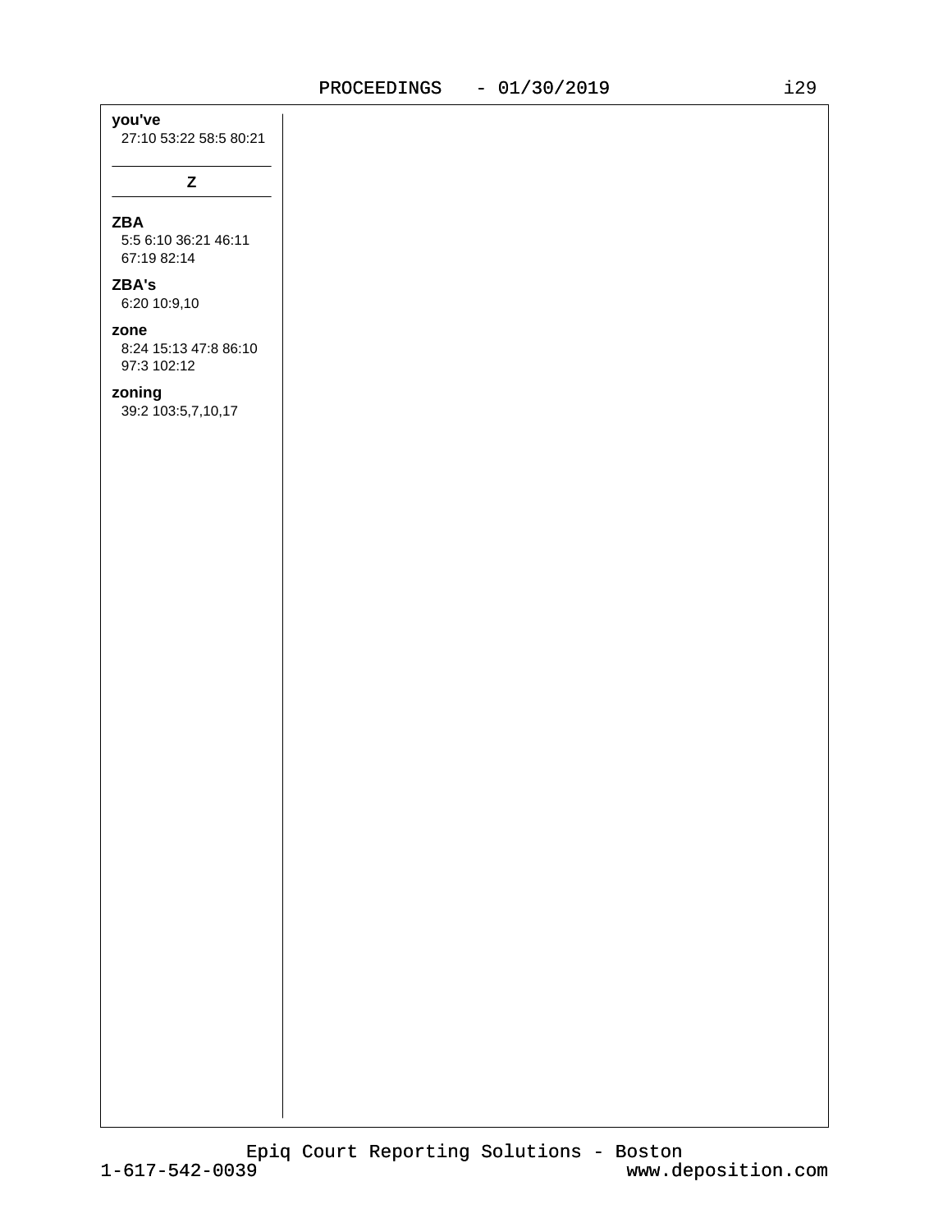**you've**
27:10 53:22 58:5 80:21

**Z**

**ZBA**
5:5 6:10 36:21 46:11 67:19 82:14

**ZBA's**
6:20 10:9,10

**zone**
8:24 15:13 47:8 86:10 97:3 102:12

**zoning**
39:2 103:5,7,10,17